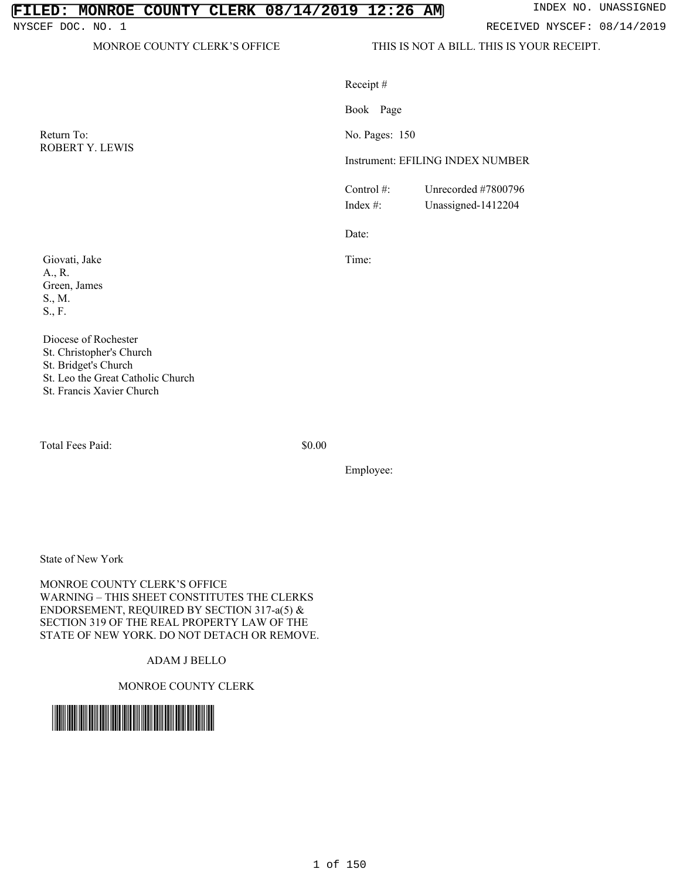FILED: MONROE COUNTY CLERK 08/14/2019 12:26 AM

INDEX NO. UNASSIGNED

NYSCEF DOC. NO. 1

RECEIVED NYSCEF: 08/14/2019

MONROE COUNTY CLERK'S OFFICE

THIS IS NOT A BILL. THIS IS YOUR RECEIPT.

Receipt #

Book Page

Return To:
ROBERT Y. LEWIS

No. Pages: 150

Instrument: EFILING INDEX NUMBER

Control #: Unrecorded #7800796

Index #: Unassigned-1412204

Date:

Time:

Giovati, Jake
A., R.
Green, James
S., M.
S., F.

Diocese of Rochester
St. Christopher's Church
St. Bridget's Church
St. Leo the Great Catholic Church
St. Francis Xavier Church

Total Fees Paid: $0.00

Employee:

State of New York

MONROE COUNTY CLERK'S OFFICE
WARNING – THIS SHEET CONSTITUTES THE CLERKS ENDORSEMENT, REQUIRED BY SECTION 317-a(5) & SECTION 319 OF THE REAL PROPERTY LAW OF THE STATE OF NEW YORK. DO NOT DETACH OR REMOVE.

ADAM J BELLO

MONROE COUNTY CLERK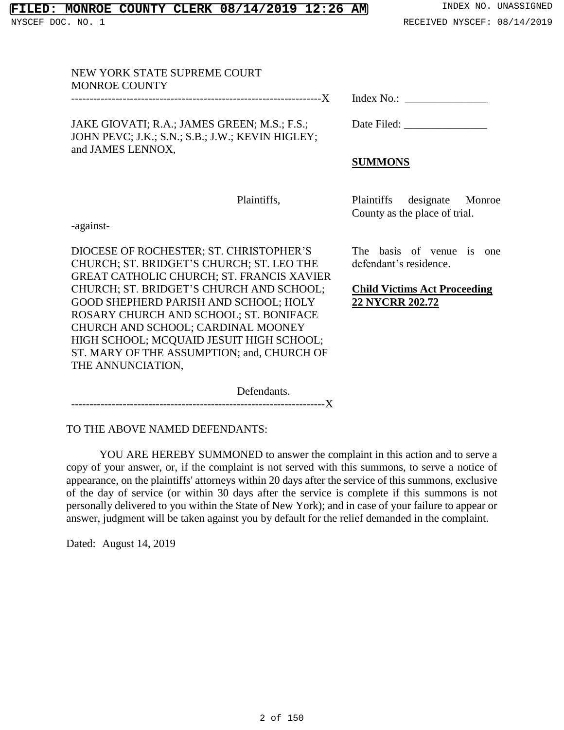NEW YORK STATE SUPREME COURT
MONROE COUNTY

---X

JAKE GIOVATI; R.A.; JAMES GREEN; M.S.; F.S.; JOHN PEVC; J.K.; S.N.; S.B.; J.W.; KEVIN HIGLEY; and JAMES LENNOX,

Plaintiffs,

-against-

DIOCESE OF ROCHESTER; ST. CHRISTOPHER'S CHURCH; ST. BRIDGET'S CHURCH; ST. LEO THE GREAT CATHOLIC CHURCH; ST. FRANCIS XAVIER CHURCH; ST. BRIDGET'S CHURCH AND SCHOOL; GOOD SHEPHERD PARISH AND SCHOOL; HOLY ROSARY CHURCH AND SCHOOL; ST. BONIFACE CHURCH AND SCHOOL; CARDINAL MOONEY HIGH SCHOOL; MCQUAID JESUIT HIGH SCHOOL; ST. MARY OF THE ASSUMPTION; and, CHURCH OF THE ANNUNCIATION,

Defendants.

---X

Index No.: _______________

Date Filed: _______________

**SUMMONS**

Plaintiffs designate Monroe County as the place of trial.

The basis of venue is one defendant's residence.

**Child Victims Act Proceeding 22 NYCRR 202.72**

TO THE ABOVE NAMED DEFENDANTS:

YOU ARE HEREBY SUMMONED to answer the complaint in this action and to serve a copy of your answer, or, if the complaint is not served with this summons, to serve a notice of appearance, on the plaintiffs' attorneys within 20 days after the service of this summons, exclusive of the day of service (or within 30 days after the service is complete if this summons is not personally delivered to you within the State of New York); and in case of your failure to appear or answer, judgment will be taken against you by default for the relief demanded in the complaint.

Dated: August 14, 2019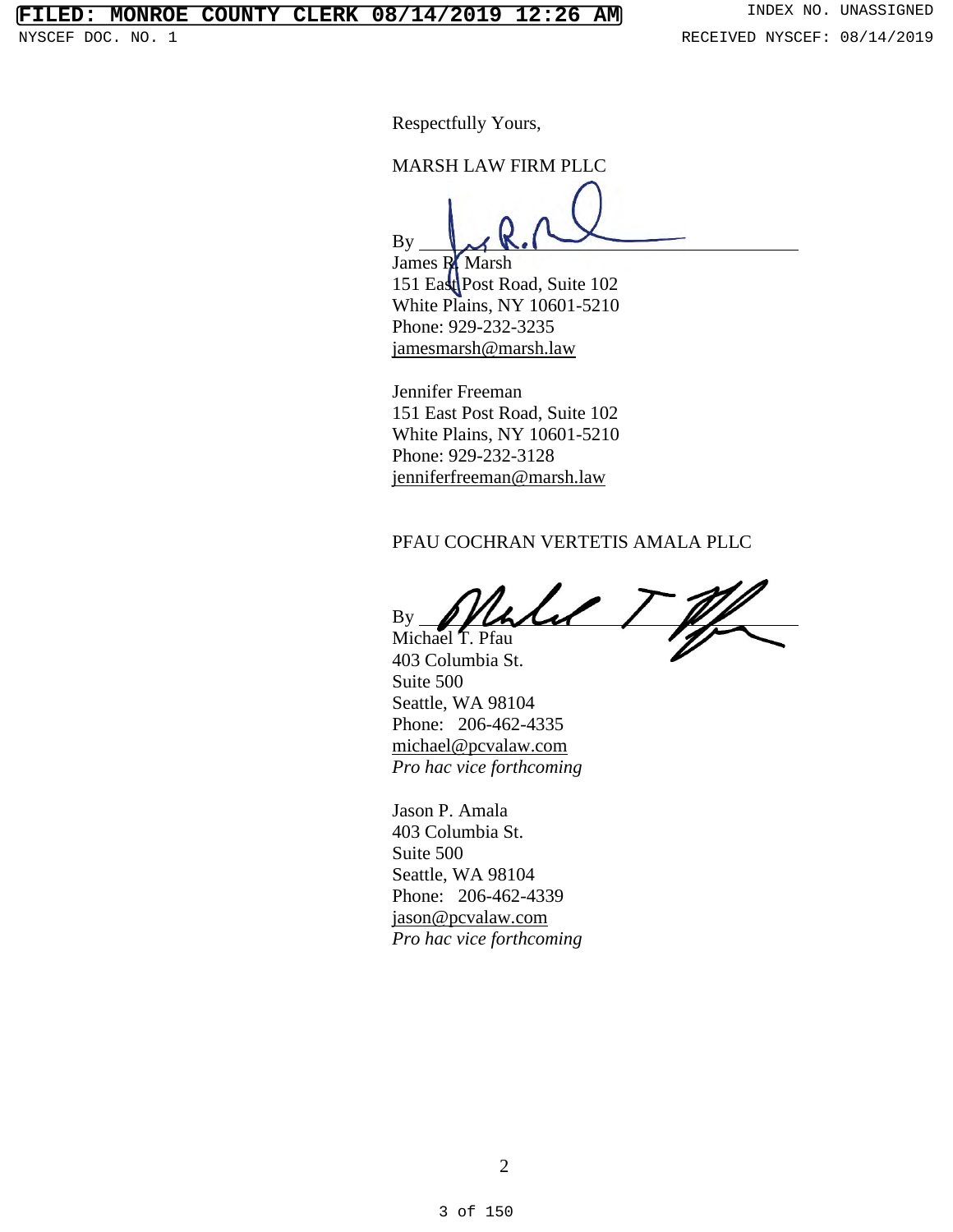Respectfully Yours,

MARSH LAW FIRM PLLC

By ______________________________
James R. Marsh
151 East Post Road, Suite 102
White Plains, NY 10601-5210
Phone: 929-232-3235
jamesmarsh@marsh.law

Jennifer Freeman
151 East Post Road, Suite 102
White Plains, NY 10601-5210
Phone: 929-232-3128
jenniferfreeman@marsh.law

PFAU COCHRAN VERTETIS AMALA PLLC

By ______________________________
Michael T. Pfau
403 Columbia St.
Suite 500
Seattle, WA 98104
Phone: 206-462-4335
michael@pcvalaw.com
*Pro hac vice forthcoming*

Jason P. Amala
403 Columbia St.
Suite 500
Seattle, WA 98104
Phone: 206-462-4339
jason@pcvalaw.com
*Pro hac vice forthcoming*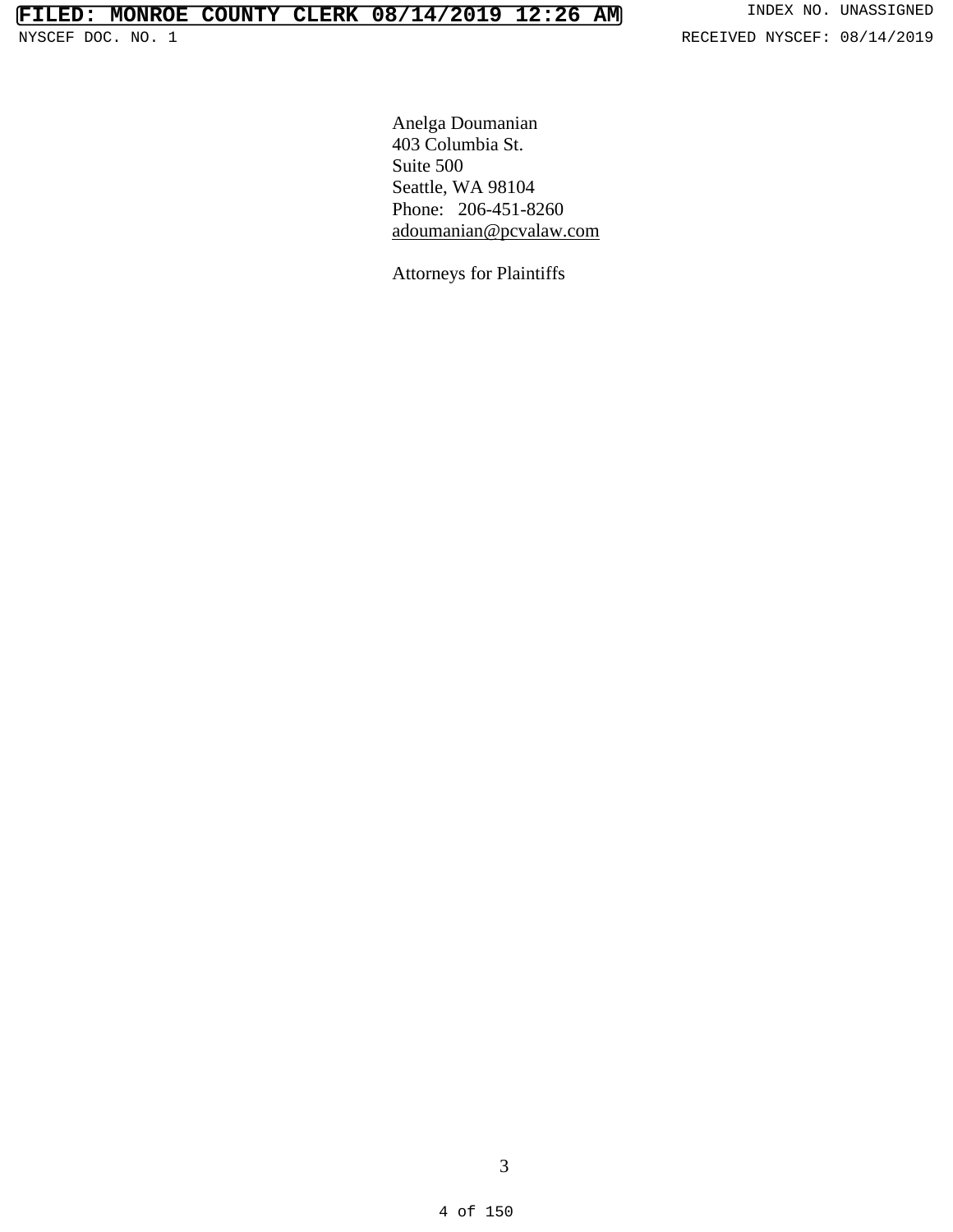Anelga Doumanian
403 Columbia St.
Suite 500
Seattle, WA 98104
Phone: 206-451-8260
adoumanian@pcvalaw.com

Attorneys for Plaintiffs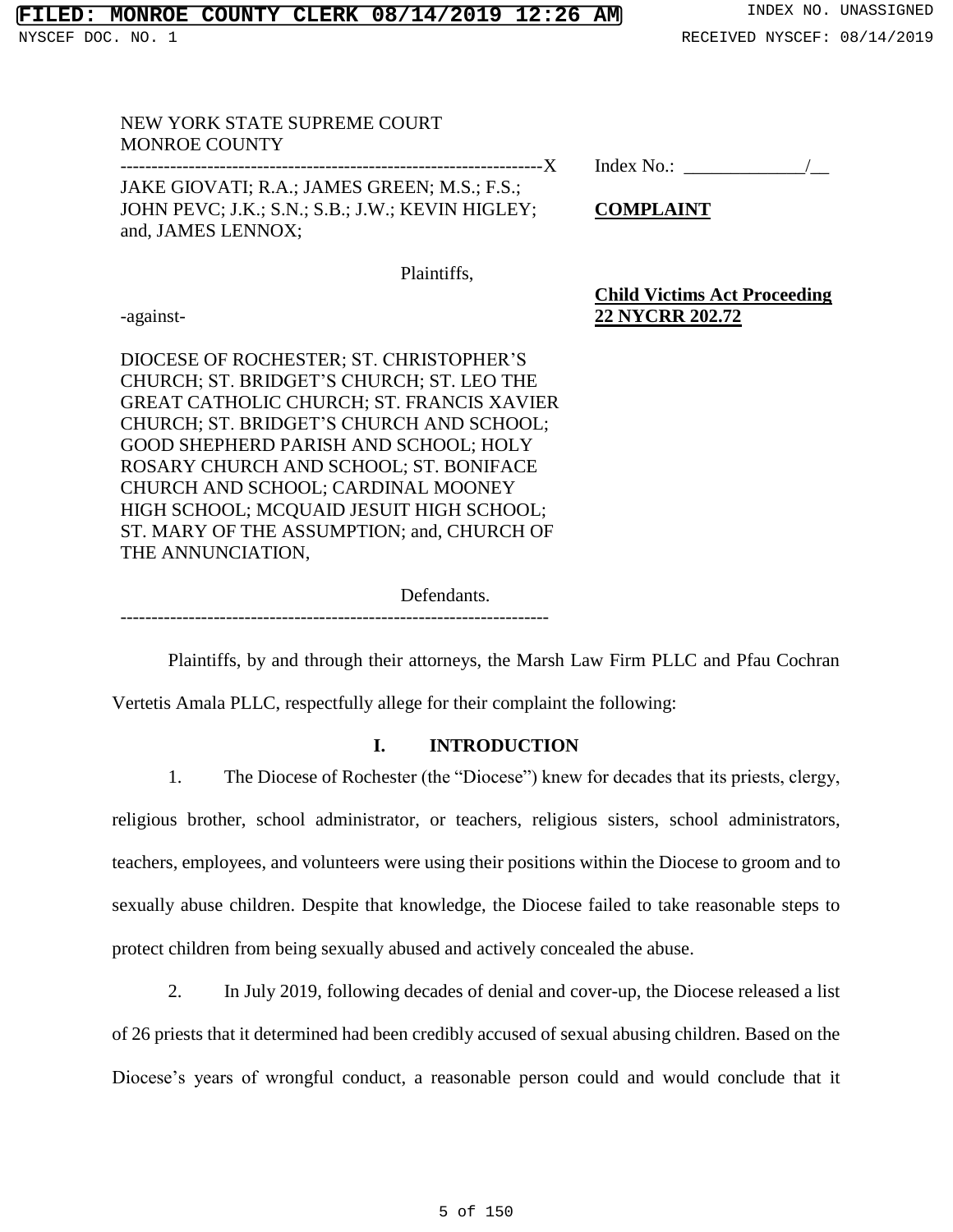NEW YORK STATE SUPREME COURT
MONROE COUNTY

-------------------------------------------------------------------X

JAKE GIOVATI; R.A.; JAMES GREEN; M.S.; F.S.; JOHN PEVC; J.K.; S.N.; S.B.; J.W.; KEVIN HIGLEY; and, JAMES LENNOX;

Plaintiffs,

-against-

DIOCESE OF ROCHESTER; ST. CHRISTOPHER'S CHURCH; ST. BRIDGET'S CHURCH; ST. LEO THE GREAT CATHOLIC CHURCH; ST. FRANCIS XAVIER CHURCH; ST. BRIDGET'S CHURCH AND SCHOOL; GOOD SHEPHERD PARISH AND SCHOOL; HOLY ROSARY CHURCH AND SCHOOL; ST. BONIFACE CHURCH AND SCHOOL; CARDINAL MOONEY HIGH SCHOOL; MCQUAID JESUIT HIGH SCHOOL; ST. MARY OF THE ASSUMPTION; and, CHURCH OF THE ANNUNCIATION,

Defendants.

-------------------------------------------------------------------

Index No.: ____________/__

**COMPLAINT**

**Child Victims Act Proceeding 22 NYCRR 202.72**

Plaintiffs, by and through their attorneys, the Marsh Law Firm PLLC and Pfau Cochran Vertetis Amala PLLC, respectfully allege for their complaint the following:

## I. INTRODUCTION

1. The Diocese of Rochester (the "Diocese") knew for decades that its priests, clergy, religious brother, school administrator, or teachers, religious sisters, school administrators, teachers, employees, and volunteers were using their positions within the Diocese to groom and to sexually abuse children. Despite that knowledge, the Diocese failed to take reasonable steps to protect children from being sexually abused and actively concealed the abuse.

2. In July 2019, following decades of denial and cover-up, the Diocese released a list of 26 priests that it determined had been credibly accused of sexual abusing children. Based on the Diocese's years of wrongful conduct, a reasonable person could and would conclude that it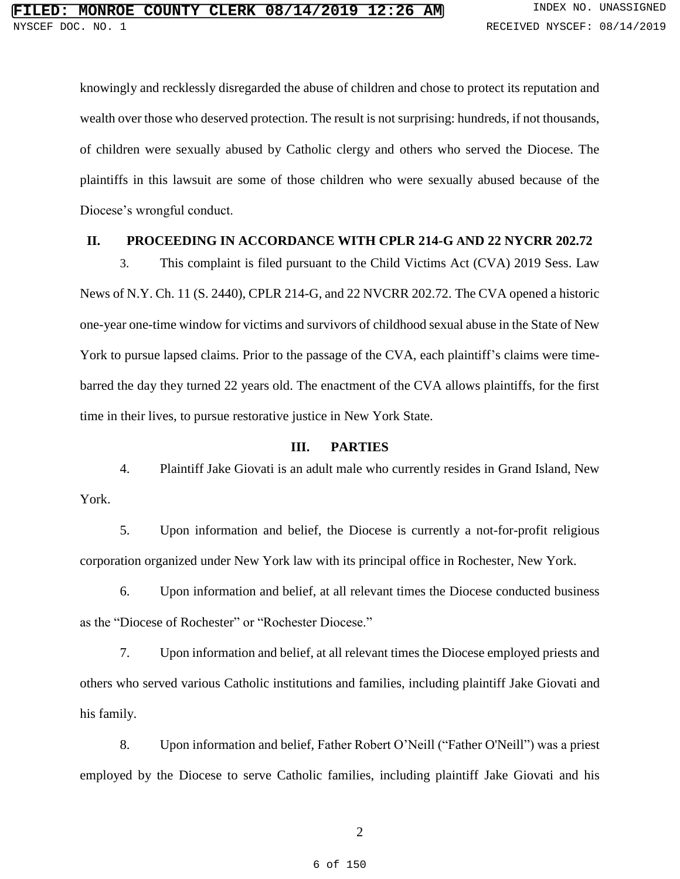knowingly and recklessly disregarded the abuse of children and chose to protect its reputation and wealth over those who deserved protection. The result is not surprising: hundreds, if not thousands, of children were sexually abused by Catholic clergy and others who served the Diocese. The plaintiffs in this lawsuit are some of those children who were sexually abused because of the Diocese's wrongful conduct.

## II. PROCEEDING IN ACCORDANCE WITH CPLR 214-G AND 22 NYCRR 202.72

3. This complaint is filed pursuant to the Child Victims Act (CVA) 2019 Sess. Law News of N.Y. Ch. 11 (S. 2440), CPLR 214-G, and 22 NVCRR 202.72. The CVA opened a historic one-year one-time window for victims and survivors of childhood sexual abuse in the State of New York to pursue lapsed claims. Prior to the passage of the CVA, each plaintiff's claims were time-barred the day they turned 22 years old. The enactment of the CVA allows plaintiffs, for the first time in their lives, to pursue restorative justice in New York State.

## III. PARTIES

4. Plaintiff Jake Giovati is an adult male who currently resides in Grand Island, New York.

5. Upon information and belief, the Diocese is currently a not-for-profit religious corporation organized under New York law with its principal office in Rochester, New York.

6. Upon information and belief, at all relevant times the Diocese conducted business as the "Diocese of Rochester" or "Rochester Diocese."

7. Upon information and belief, at all relevant times the Diocese employed priests and others who served various Catholic institutions and families, including plaintiff Jake Giovati and his family.

8. Upon information and belief, Father Robert O'Neill ("Father O'Neill") was a priest employed by the Diocese to serve Catholic families, including plaintiff Jake Giovati and his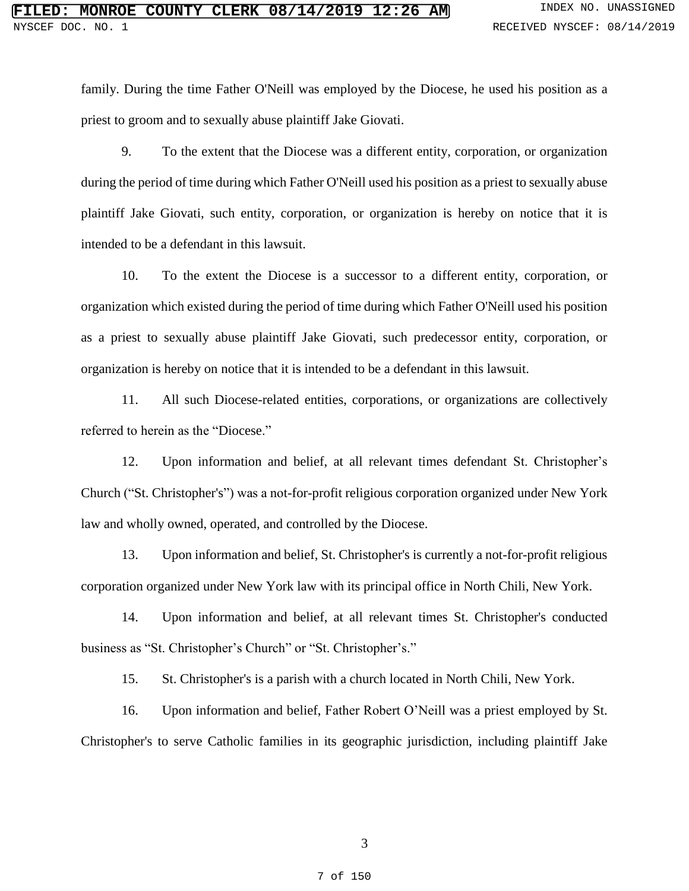family. During the time Father O'Neill was employed by the Diocese, he used his position as a priest to groom and to sexually abuse plaintiff Jake Giovati.

9. To the extent that the Diocese was a different entity, corporation, or organization during the period of time during which Father O'Neill used his position as a priest to sexually abuse plaintiff Jake Giovati, such entity, corporation, or organization is hereby on notice that it is intended to be a defendant in this lawsuit.

10. To the extent the Diocese is a successor to a different entity, corporation, or organization which existed during the period of time during which Father O'Neill used his position as a priest to sexually abuse plaintiff Jake Giovati, such predecessor entity, corporation, or organization is hereby on notice that it is intended to be a defendant in this lawsuit.

11. All such Diocese-related entities, corporations, or organizations are collectively referred to herein as the "Diocese."

12. Upon information and belief, at all relevant times defendant St. Christopher's Church ("St. Christopher's") was a not-for-profit religious corporation organized under New York law and wholly owned, operated, and controlled by the Diocese.

13. Upon information and belief, St. Christopher's is currently a not-for-profit religious corporation organized under New York law with its principal office in North Chili, New York.

14. Upon information and belief, at all relevant times St. Christopher's conducted business as "St. Christopher's Church" or "St. Christopher's."

15. St. Christopher's is a parish with a church located in North Chili, New York.

16. Upon information and belief, Father Robert O'Neill was a priest employed by St. Christopher's to serve Catholic families in its geographic jurisdiction, including plaintiff Jake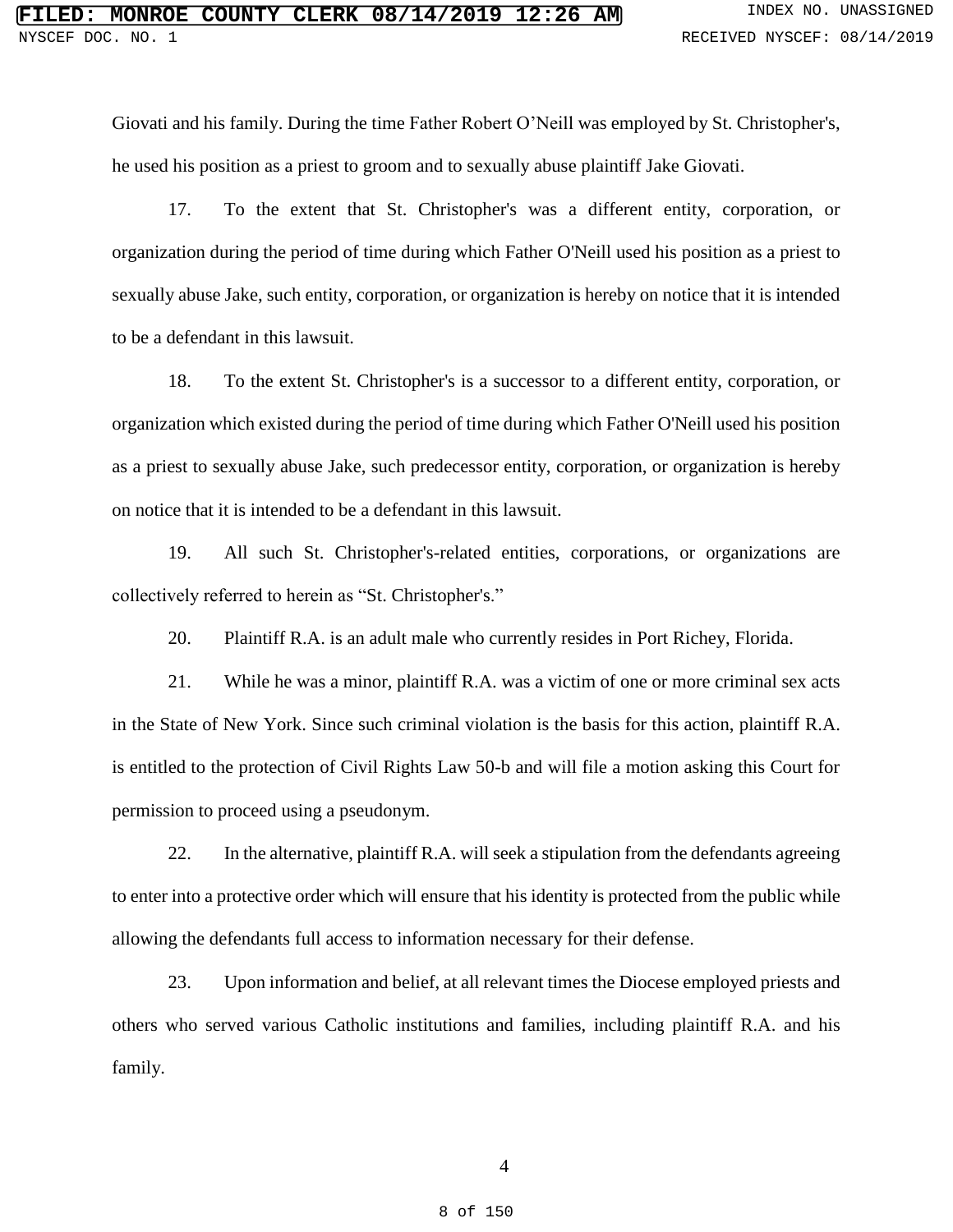Giovati and his family. During the time Father Robert O'Neill was employed by St. Christopher's, he used his position as a priest to groom and to sexually abuse plaintiff Jake Giovati.

17. To the extent that St. Christopher's was a different entity, corporation, or organization during the period of time during which Father O'Neill used his position as a priest to sexually abuse Jake, such entity, corporation, or organization is hereby on notice that it is intended to be a defendant in this lawsuit.

18. To the extent St. Christopher's is a successor to a different entity, corporation, or organization which existed during the period of time during which Father O'Neill used his position as a priest to sexually abuse Jake, such predecessor entity, corporation, or organization is hereby on notice that it is intended to be a defendant in this lawsuit.

19. All such St. Christopher's-related entities, corporations, or organizations are collectively referred to herein as "St. Christopher's."

20. Plaintiff R.A. is an adult male who currently resides in Port Richey, Florida.

21. While he was a minor, plaintiff R.A. was a victim of one or more criminal sex acts in the State of New York. Since such criminal violation is the basis for this action, plaintiff R.A. is entitled to the protection of Civil Rights Law 50-b and will file a motion asking this Court for permission to proceed using a pseudonym.

22. In the alternative, plaintiff R.A. will seek a stipulation from the defendants agreeing to enter into a protective order which will ensure that his identity is protected from the public while allowing the defendants full access to information necessary for their defense.

23. Upon information and belief, at all relevant times the Diocese employed priests and others who served various Catholic institutions and families, including plaintiff R.A. and his family.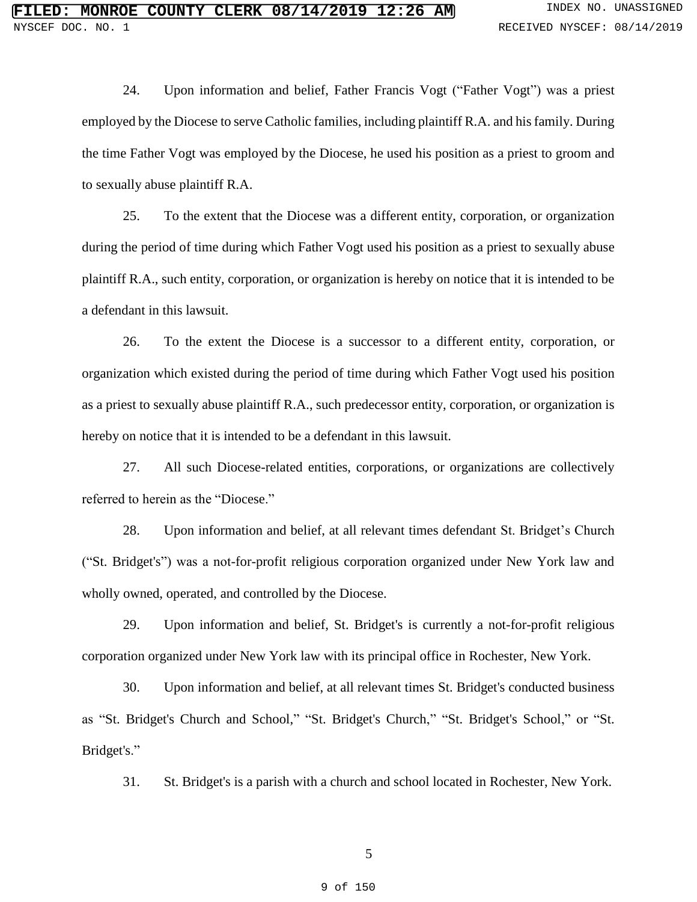24. Upon information and belief, Father Francis Vogt ("Father Vogt") was a priest employed by the Diocese to serve Catholic families, including plaintiff R.A. and his family. During the time Father Vogt was employed by the Diocese, he used his position as a priest to groom and to sexually abuse plaintiff R.A.

25. To the extent that the Diocese was a different entity, corporation, or organization during the period of time during which Father Vogt used his position as a priest to sexually abuse plaintiff R.A., such entity, corporation, or organization is hereby on notice that it is intended to be a defendant in this lawsuit.

26. To the extent the Diocese is a successor to a different entity, corporation, or organization which existed during the period of time during which Father Vogt used his position as a priest to sexually abuse plaintiff R.A., such predecessor entity, corporation, or organization is hereby on notice that it is intended to be a defendant in this lawsuit.

27. All such Diocese-related entities, corporations, or organizations are collectively referred to herein as the "Diocese."

28. Upon information and belief, at all relevant times defendant St. Bridget's Church ("St. Bridget's") was a not-for-profit religious corporation organized under New York law and wholly owned, operated, and controlled by the Diocese.

29. Upon information and belief, St. Bridget's is currently a not-for-profit religious corporation organized under New York law with its principal office in Rochester, New York.

30. Upon information and belief, at all relevant times St. Bridget's conducted business as "St. Bridget's Church and School," "St. Bridget's Church," "St. Bridget's School," or "St. Bridget's."

31. St. Bridget's is a parish with a church and school located in Rochester, New York.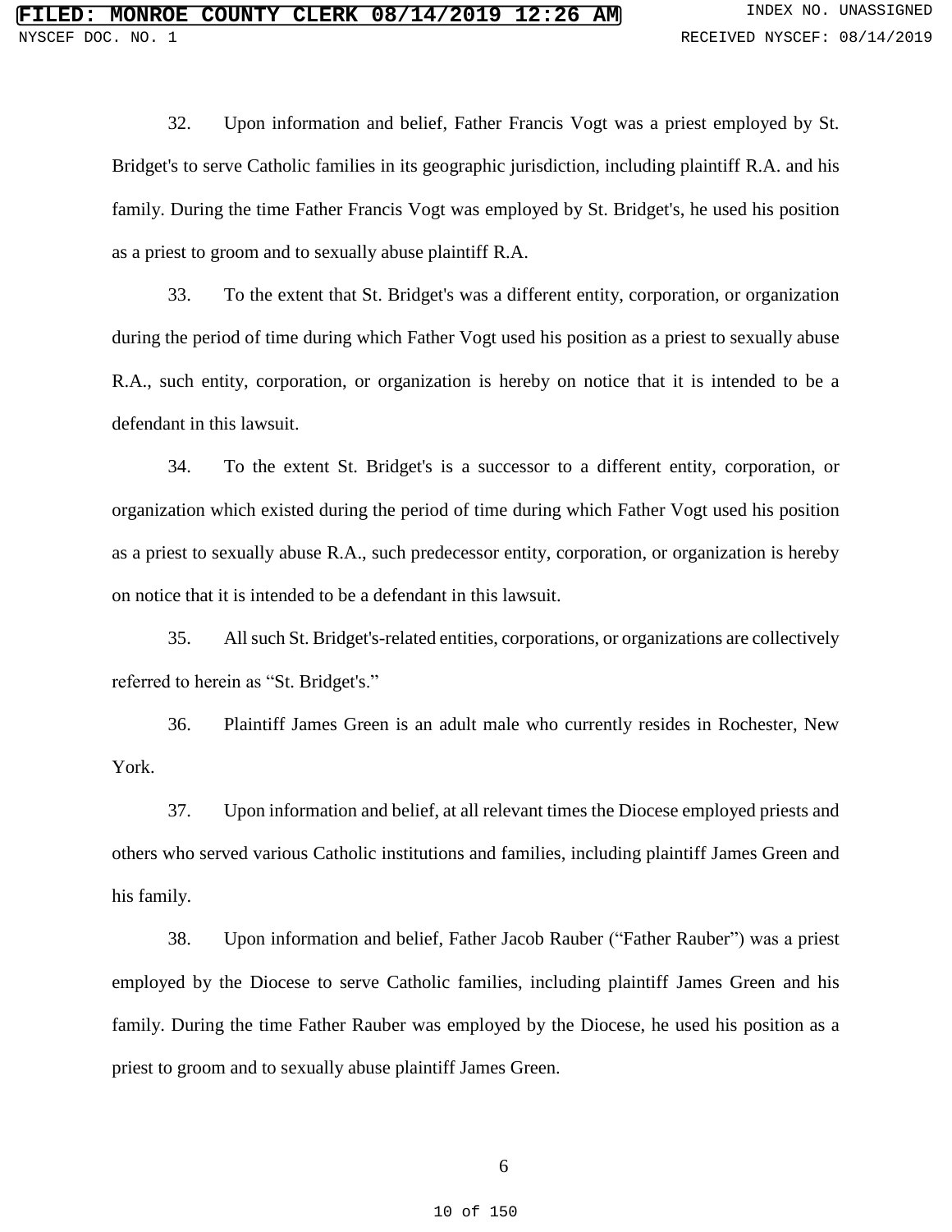32. Upon information and belief, Father Francis Vogt was a priest employed by St. Bridget's to serve Catholic families in its geographic jurisdiction, including plaintiff R.A. and his family. During the time Father Francis Vogt was employed by St. Bridget's, he used his position as a priest to groom and to sexually abuse plaintiff R.A.

33. To the extent that St. Bridget's was a different entity, corporation, or organization during the period of time during which Father Vogt used his position as a priest to sexually abuse R.A., such entity, corporation, or organization is hereby on notice that it is intended to be a defendant in this lawsuit.

34. To the extent St. Bridget's is a successor to a different entity, corporation, or organization which existed during the period of time during which Father Vogt used his position as a priest to sexually abuse R.A., such predecessor entity, corporation, or organization is hereby on notice that it is intended to be a defendant in this lawsuit.

35. All such St. Bridget's-related entities, corporations, or organizations are collectively referred to herein as "St. Bridget's."

36. Plaintiff James Green is an adult male who currently resides in Rochester, New York.

37. Upon information and belief, at all relevant times the Diocese employed priests and others who served various Catholic institutions and families, including plaintiff James Green and his family.

38. Upon information and belief, Father Jacob Rauber ("Father Rauber") was a priest employed by the Diocese to serve Catholic families, including plaintiff James Green and his family. During the time Father Rauber was employed by the Diocese, he used his position as a priest to groom and to sexually abuse plaintiff James Green.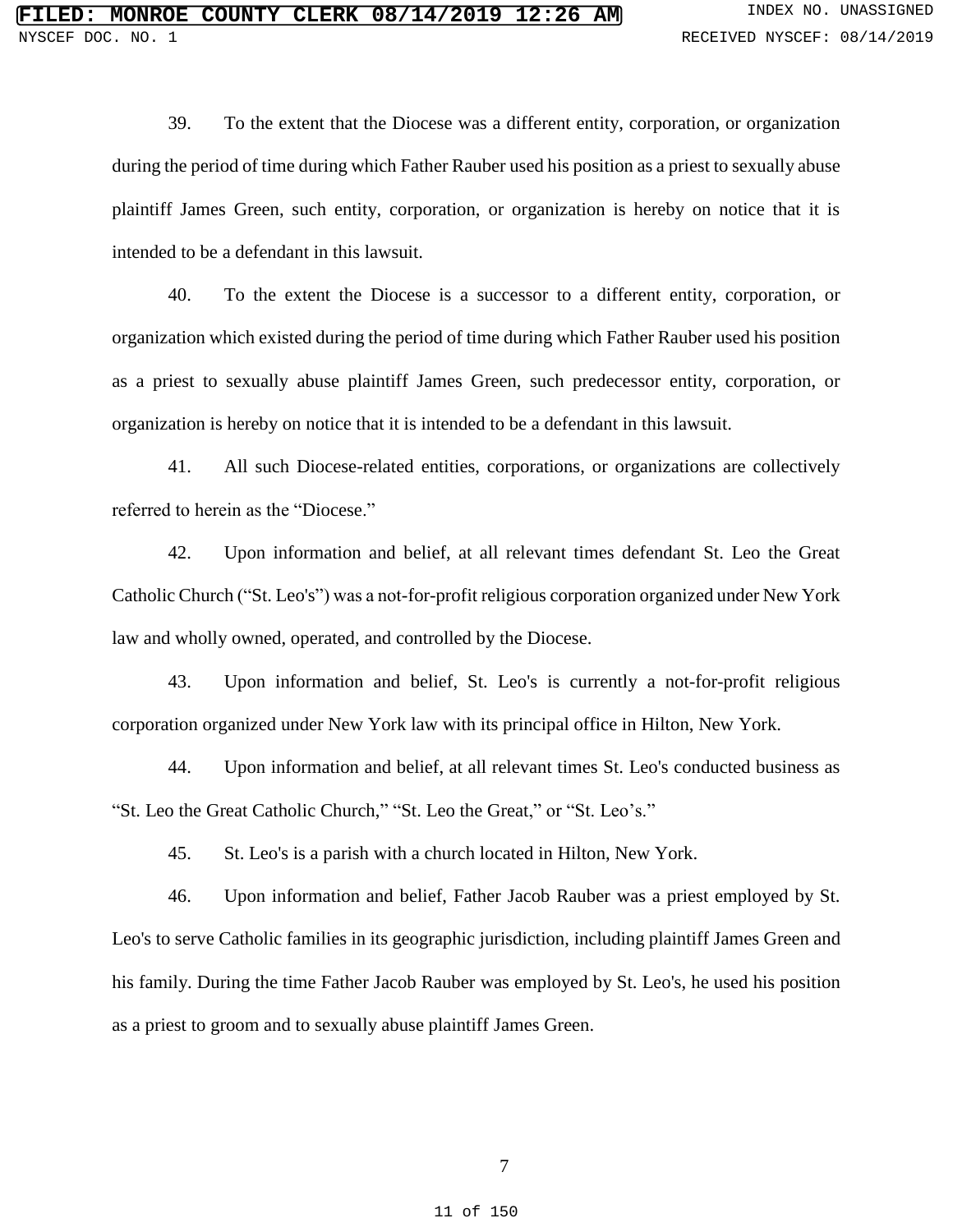39. To the extent that the Diocese was a different entity, corporation, or organization during the period of time during which Father Rauber used his position as a priest to sexually abuse plaintiff James Green, such entity, corporation, or organization is hereby on notice that it is intended to be a defendant in this lawsuit.

40. To the extent the Diocese is a successor to a different entity, corporation, or organization which existed during the period of time during which Father Rauber used his position as a priest to sexually abuse plaintiff James Green, such predecessor entity, corporation, or organization is hereby on notice that it is intended to be a defendant in this lawsuit.

41. All such Diocese-related entities, corporations, or organizations are collectively referred to herein as the "Diocese."

42. Upon information and belief, at all relevant times defendant St. Leo the Great Catholic Church ("St. Leo's") was a not-for-profit religious corporation organized under New York law and wholly owned, operated, and controlled by the Diocese.

43. Upon information and belief, St. Leo's is currently a not-for-profit religious corporation organized under New York law with its principal office in Hilton, New York.

44. Upon information and belief, at all relevant times St. Leo's conducted business as "St. Leo the Great Catholic Church," "St. Leo the Great," or "St. Leo's."

45. St. Leo's is a parish with a church located in Hilton, New York.

46. Upon information and belief, Father Jacob Rauber was a priest employed by St. Leo's to serve Catholic families in its geographic jurisdiction, including plaintiff James Green and his family. During the time Father Jacob Rauber was employed by St. Leo's, he used his position as a priest to groom and to sexually abuse plaintiff James Green.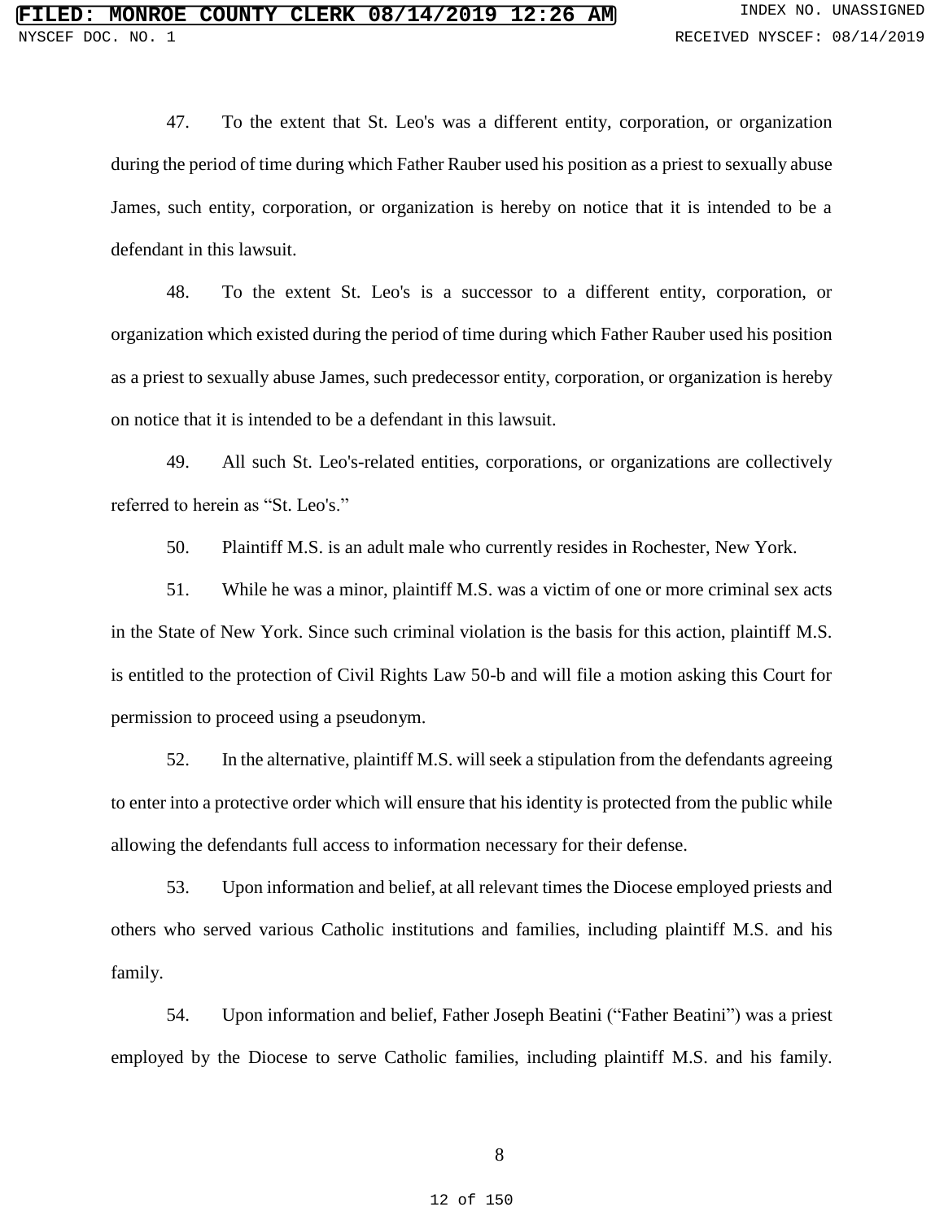47. To the extent that St. Leo's was a different entity, corporation, or organization during the period of time during which Father Rauber used his position as a priest to sexually abuse James, such entity, corporation, or organization is hereby on notice that it is intended to be a defendant in this lawsuit.

48. To the extent St. Leo's is a successor to a different entity, corporation, or organization which existed during the period of time during which Father Rauber used his position as a priest to sexually abuse James, such predecessor entity, corporation, or organization is hereby on notice that it is intended to be a defendant in this lawsuit.

49. All such St. Leo's-related entities, corporations, or organizations are collectively referred to herein as "St. Leo's."

50. Plaintiff M.S. is an adult male who currently resides in Rochester, New York.

51. While he was a minor, plaintiff M.S. was a victim of one or more criminal sex acts in the State of New York. Since such criminal violation is the basis for this action, plaintiff M.S. is entitled to the protection of Civil Rights Law 50-b and will file a motion asking this Court for permission to proceed using a pseudonym.

52. In the alternative, plaintiff M.S. will seek a stipulation from the defendants agreeing to enter into a protective order which will ensure that his identity is protected from the public while allowing the defendants full access to information necessary for their defense.

53. Upon information and belief, at all relevant times the Diocese employed priests and others who served various Catholic institutions and families, including plaintiff M.S. and his family.

54. Upon information and belief, Father Joseph Beatini ("Father Beatini") was a priest employed by the Diocese to serve Catholic families, including plaintiff M.S. and his family.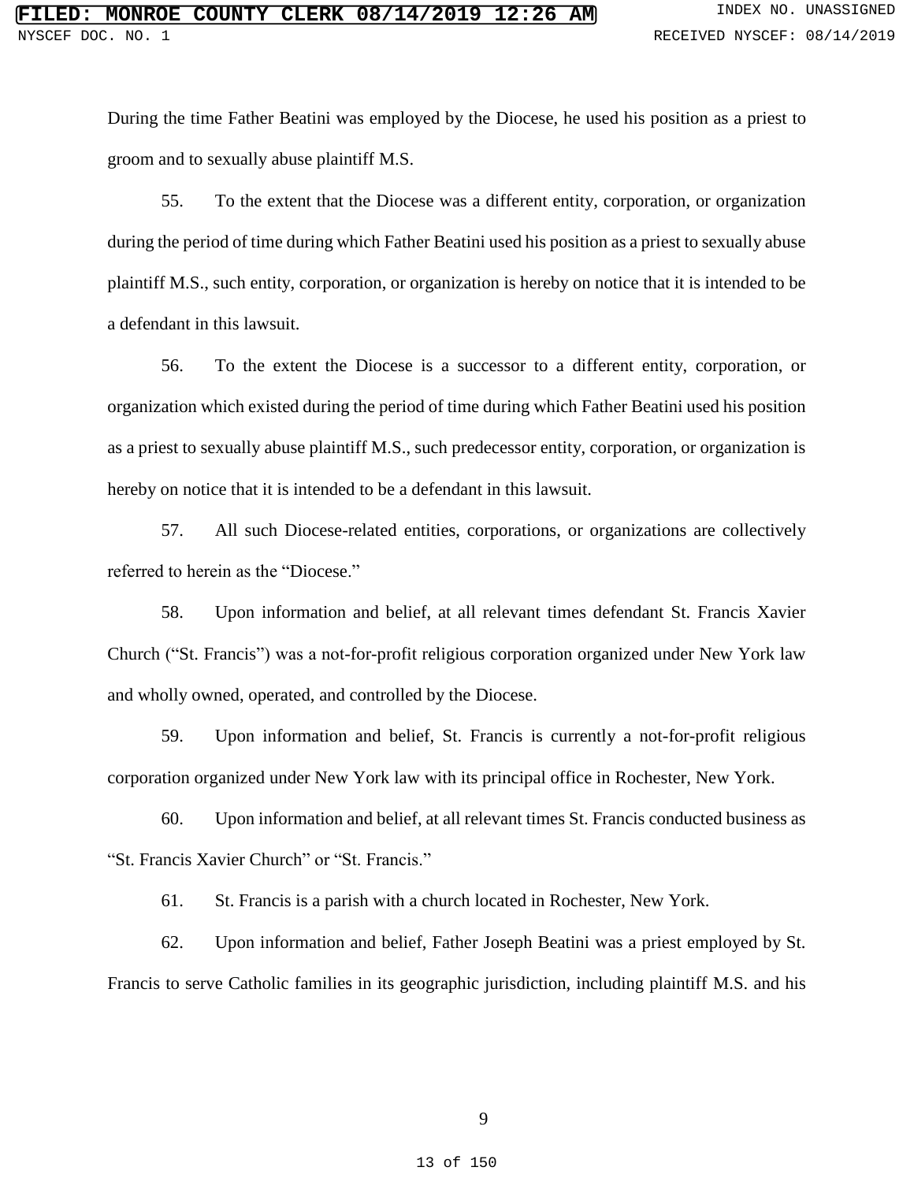During the time Father Beatini was employed by the Diocese, he used his position as a priest to groom and to sexually abuse plaintiff M.S.

55. To the extent that the Diocese was a different entity, corporation, or organization during the period of time during which Father Beatini used his position as a priest to sexually abuse plaintiff M.S., such entity, corporation, or organization is hereby on notice that it is intended to be a defendant in this lawsuit.

56. To the extent the Diocese is a successor to a different entity, corporation, or organization which existed during the period of time during which Father Beatini used his position as a priest to sexually abuse plaintiff M.S., such predecessor entity, corporation, or organization is hereby on notice that it is intended to be a defendant in this lawsuit.

57. All such Diocese-related entities, corporations, or organizations are collectively referred to herein as the "Diocese."

58. Upon information and belief, at all relevant times defendant St. Francis Xavier Church ("St. Francis") was a not-for-profit religious corporation organized under New York law and wholly owned, operated, and controlled by the Diocese.

59. Upon information and belief, St. Francis is currently a not-for-profit religious corporation organized under New York law with its principal office in Rochester, New York.

60. Upon information and belief, at all relevant times St. Francis conducted business as "St. Francis Xavier Church" or "St. Francis."

61. St. Francis is a parish with a church located in Rochester, New York.

62. Upon information and belief, Father Joseph Beatini was a priest employed by St. Francis to serve Catholic families in its geographic jurisdiction, including plaintiff M.S. and his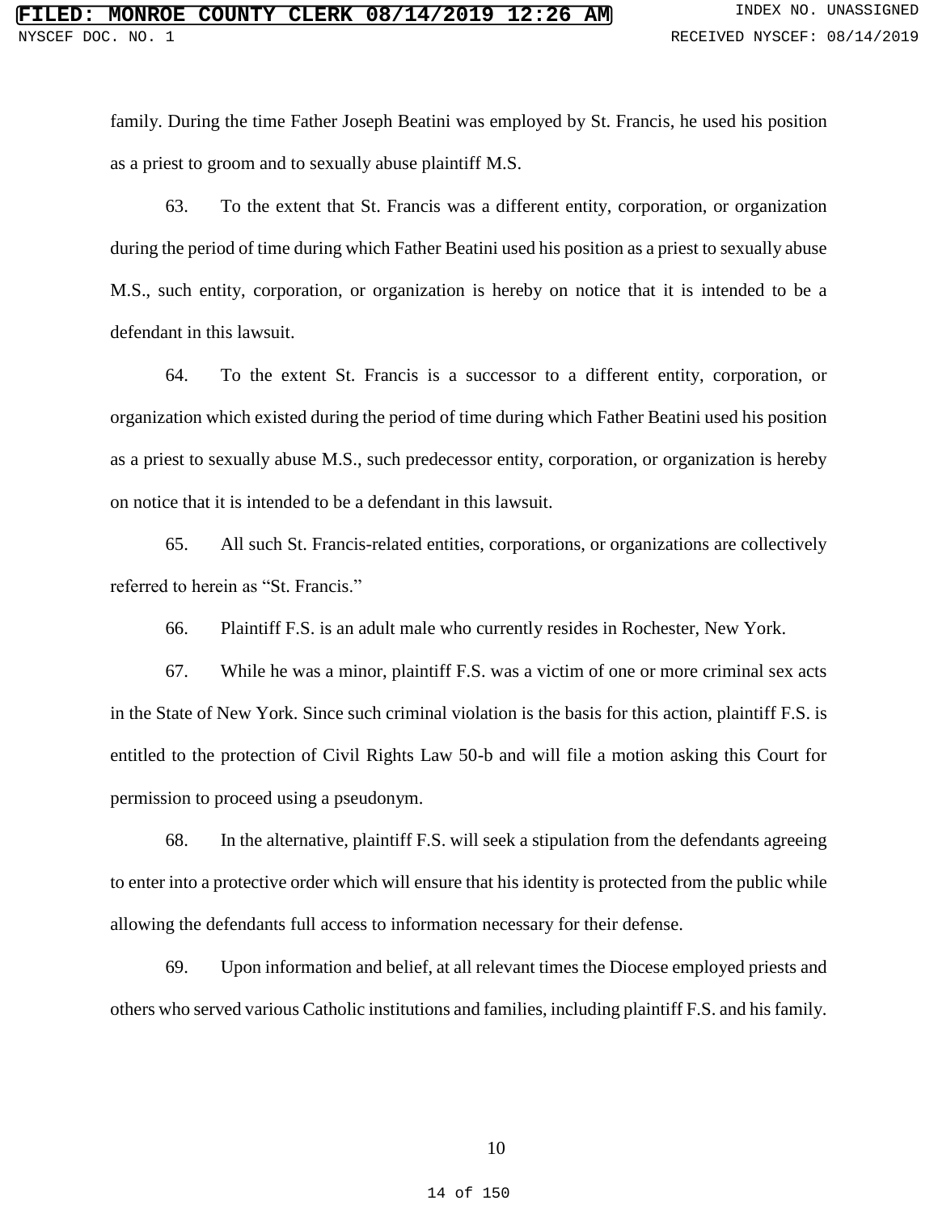family. During the time Father Joseph Beatini was employed by St. Francis, he used his position as a priest to groom and to sexually abuse plaintiff M.S.

63. To the extent that St. Francis was a different entity, corporation, or organization during the period of time during which Father Beatini used his position as a priest to sexually abuse M.S., such entity, corporation, or organization is hereby on notice that it is intended to be a defendant in this lawsuit.

64. To the extent St. Francis is a successor to a different entity, corporation, or organization which existed during the period of time during which Father Beatini used his position as a priest to sexually abuse M.S., such predecessor entity, corporation, or organization is hereby on notice that it is intended to be a defendant in this lawsuit.

65. All such St. Francis-related entities, corporations, or organizations are collectively referred to herein as "St. Francis."

66. Plaintiff F.S. is an adult male who currently resides in Rochester, New York.

67. While he was a minor, plaintiff F.S. was a victim of one or more criminal sex acts in the State of New York. Since such criminal violation is the basis for this action, plaintiff F.S. is entitled to the protection of Civil Rights Law 50-b and will file a motion asking this Court for permission to proceed using a pseudonym.

68. In the alternative, plaintiff F.S. will seek a stipulation from the defendants agreeing to enter into a protective order which will ensure that his identity is protected from the public while allowing the defendants full access to information necessary for their defense.

69. Upon information and belief, at all relevant times the Diocese employed priests and others who served various Catholic institutions and families, including plaintiff F.S. and his family.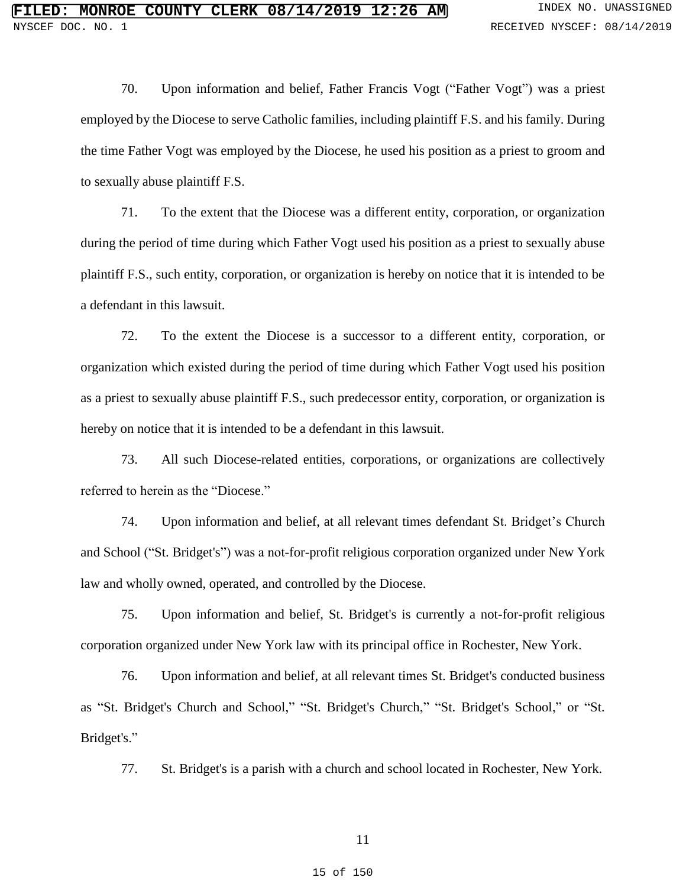70. Upon information and belief, Father Francis Vogt ("Father Vogt") was a priest employed by the Diocese to serve Catholic families, including plaintiff F.S. and his family. During the time Father Vogt was employed by the Diocese, he used his position as a priest to groom and to sexually abuse plaintiff F.S.

71. To the extent that the Diocese was a different entity, corporation, or organization during the period of time during which Father Vogt used his position as a priest to sexually abuse plaintiff F.S., such entity, corporation, or organization is hereby on notice that it is intended to be a defendant in this lawsuit.

72. To the extent the Diocese is a successor to a different entity, corporation, or organization which existed during the period of time during which Father Vogt used his position as a priest to sexually abuse plaintiff F.S., such predecessor entity, corporation, or organization is hereby on notice that it is intended to be a defendant in this lawsuit.

73. All such Diocese-related entities, corporations, or organizations are collectively referred to herein as the "Diocese."

74. Upon information and belief, at all relevant times defendant St. Bridget's Church and School ("St. Bridget's") was a not-for-profit religious corporation organized under New York law and wholly owned, operated, and controlled by the Diocese.

75. Upon information and belief, St. Bridget's is currently a not-for-profit religious corporation organized under New York law with its principal office in Rochester, New York.

76. Upon information and belief, at all relevant times St. Bridget's conducted business as "St. Bridget's Church and School," "St. Bridget's Church," "St. Bridget's School," or "St. Bridget's."

77. St. Bridget's is a parish with a church and school located in Rochester, New York.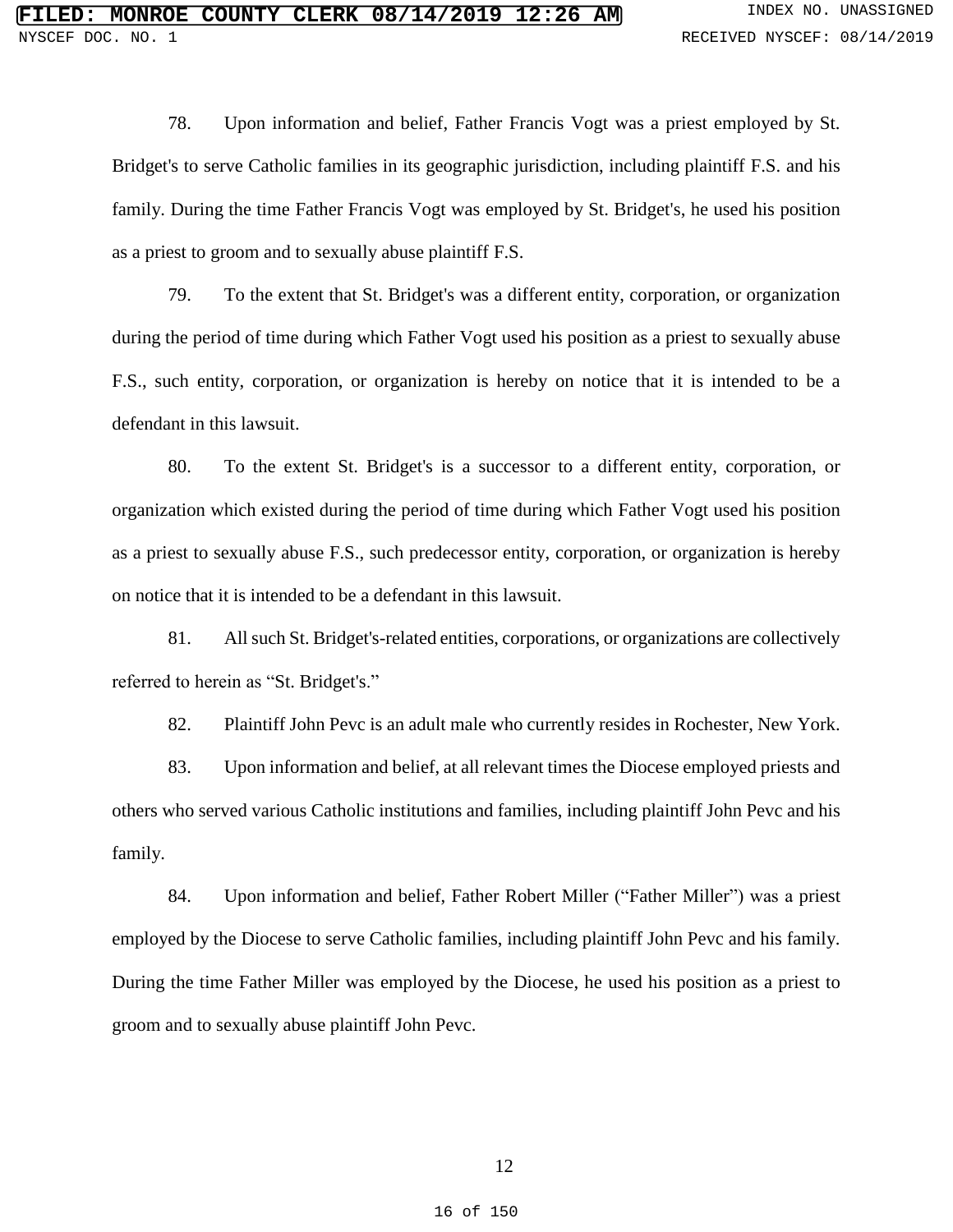78. Upon information and belief, Father Francis Vogt was a priest employed by St. Bridget's to serve Catholic families in its geographic jurisdiction, including plaintiff F.S. and his family. During the time Father Francis Vogt was employed by St. Bridget's, he used his position as a priest to groom and to sexually abuse plaintiff F.S.

79. To the extent that St. Bridget's was a different entity, corporation, or organization during the period of time during which Father Vogt used his position as a priest to sexually abuse F.S., such entity, corporation, or organization is hereby on notice that it is intended to be a defendant in this lawsuit.

80. To the extent St. Bridget's is a successor to a different entity, corporation, or organization which existed during the period of time during which Father Vogt used his position as a priest to sexually abuse F.S., such predecessor entity, corporation, or organization is hereby on notice that it is intended to be a defendant in this lawsuit.

81. All such St. Bridget's-related entities, corporations, or organizations are collectively referred to herein as "St. Bridget's."

82. Plaintiff John Pevc is an adult male who currently resides in Rochester, New York.

83. Upon information and belief, at all relevant times the Diocese employed priests and others who served various Catholic institutions and families, including plaintiff John Pevc and his family.

84. Upon information and belief, Father Robert Miller ("Father Miller") was a priest employed by the Diocese to serve Catholic families, including plaintiff John Pevc and his family. During the time Father Miller was employed by the Diocese, he used his position as a priest to groom and to sexually abuse plaintiff John Pevc.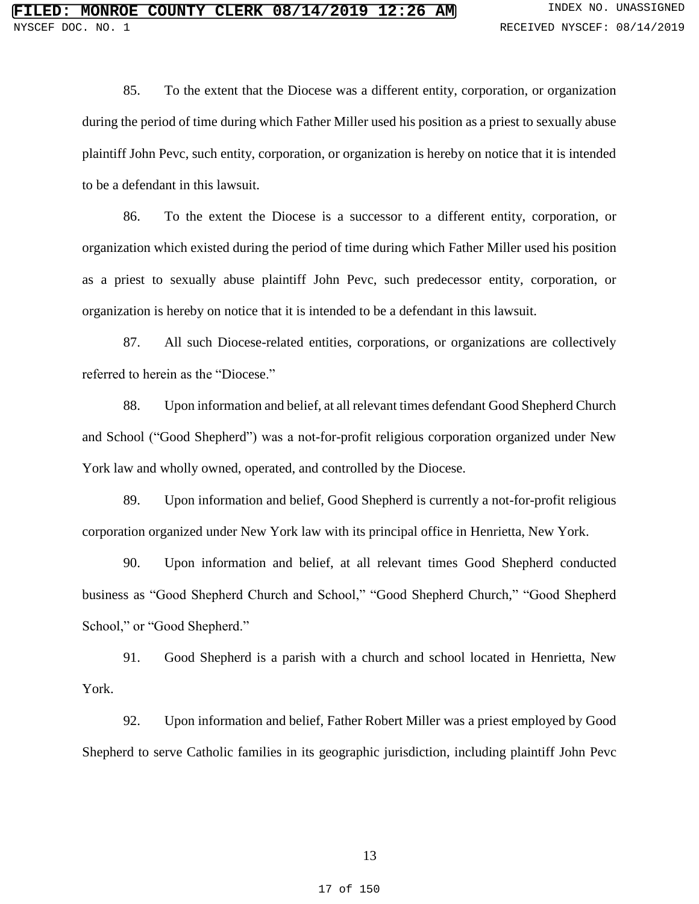85. To the extent that the Diocese was a different entity, corporation, or organization during the period of time during which Father Miller used his position as a priest to sexually abuse plaintiff John Pevc, such entity, corporation, or organization is hereby on notice that it is intended to be a defendant in this lawsuit.

86. To the extent the Diocese is a successor to a different entity, corporation, or organization which existed during the period of time during which Father Miller used his position as a priest to sexually abuse plaintiff John Pevc, such predecessor entity, corporation, or organization is hereby on notice that it is intended to be a defendant in this lawsuit.

87. All such Diocese-related entities, corporations, or organizations are collectively referred to herein as the "Diocese."

88. Upon information and belief, at all relevant times defendant Good Shepherd Church and School ("Good Shepherd") was a not-for-profit religious corporation organized under New York law and wholly owned, operated, and controlled by the Diocese.

89. Upon information and belief, Good Shepherd is currently a not-for-profit religious corporation organized under New York law with its principal office in Henrietta, New York.

90. Upon information and belief, at all relevant times Good Shepherd conducted business as "Good Shepherd Church and School," "Good Shepherd Church," "Good Shepherd School," or "Good Shepherd."

91. Good Shepherd is a parish with a church and school located in Henrietta, New York.

92. Upon information and belief, Father Robert Miller was a priest employed by Good Shepherd to serve Catholic families in its geographic jurisdiction, including plaintiff John Pevc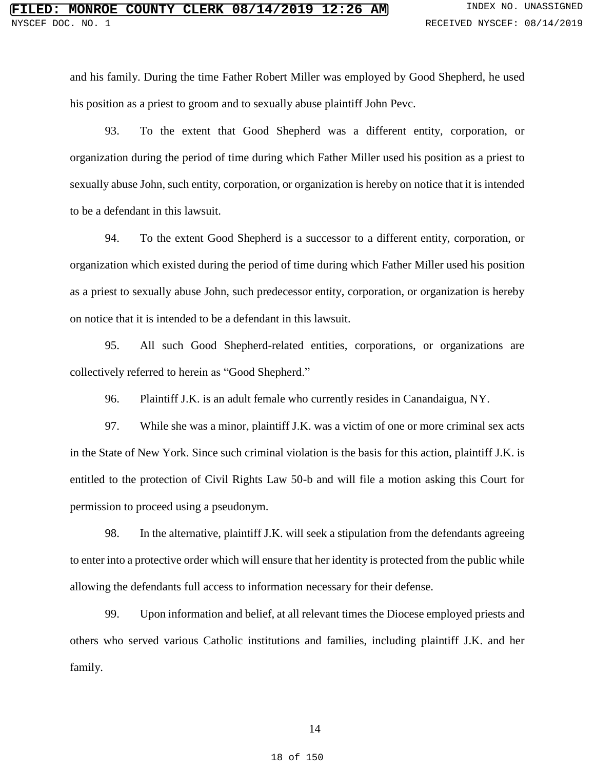and his family. During the time Father Robert Miller was employed by Good Shepherd, he used his position as a priest to groom and to sexually abuse plaintiff John Pevc.

93. To the extent that Good Shepherd was a different entity, corporation, or organization during the period of time during which Father Miller used his position as a priest to sexually abuse John, such entity, corporation, or organization is hereby on notice that it is intended to be a defendant in this lawsuit.

94. To the extent Good Shepherd is a successor to a different entity, corporation, or organization which existed during the period of time during which Father Miller used his position as a priest to sexually abuse John, such predecessor entity, corporation, or organization is hereby on notice that it is intended to be a defendant in this lawsuit.

95. All such Good Shepherd-related entities, corporations, or organizations are collectively referred to herein as "Good Shepherd."

96. Plaintiff J.K. is an adult female who currently resides in Canandaigua, NY.

97. While she was a minor, plaintiff J.K. was a victim of one or more criminal sex acts in the State of New York. Since such criminal violation is the basis for this action, plaintiff J.K. is entitled to the protection of Civil Rights Law 50-b and will file a motion asking this Court for permission to proceed using a pseudonym.

98. In the alternative, plaintiff J.K. will seek a stipulation from the defendants agreeing to enter into a protective order which will ensure that her identity is protected from the public while allowing the defendants full access to information necessary for their defense.

99. Upon information and belief, at all relevant times the Diocese employed priests and others who served various Catholic institutions and families, including plaintiff J.K. and her family.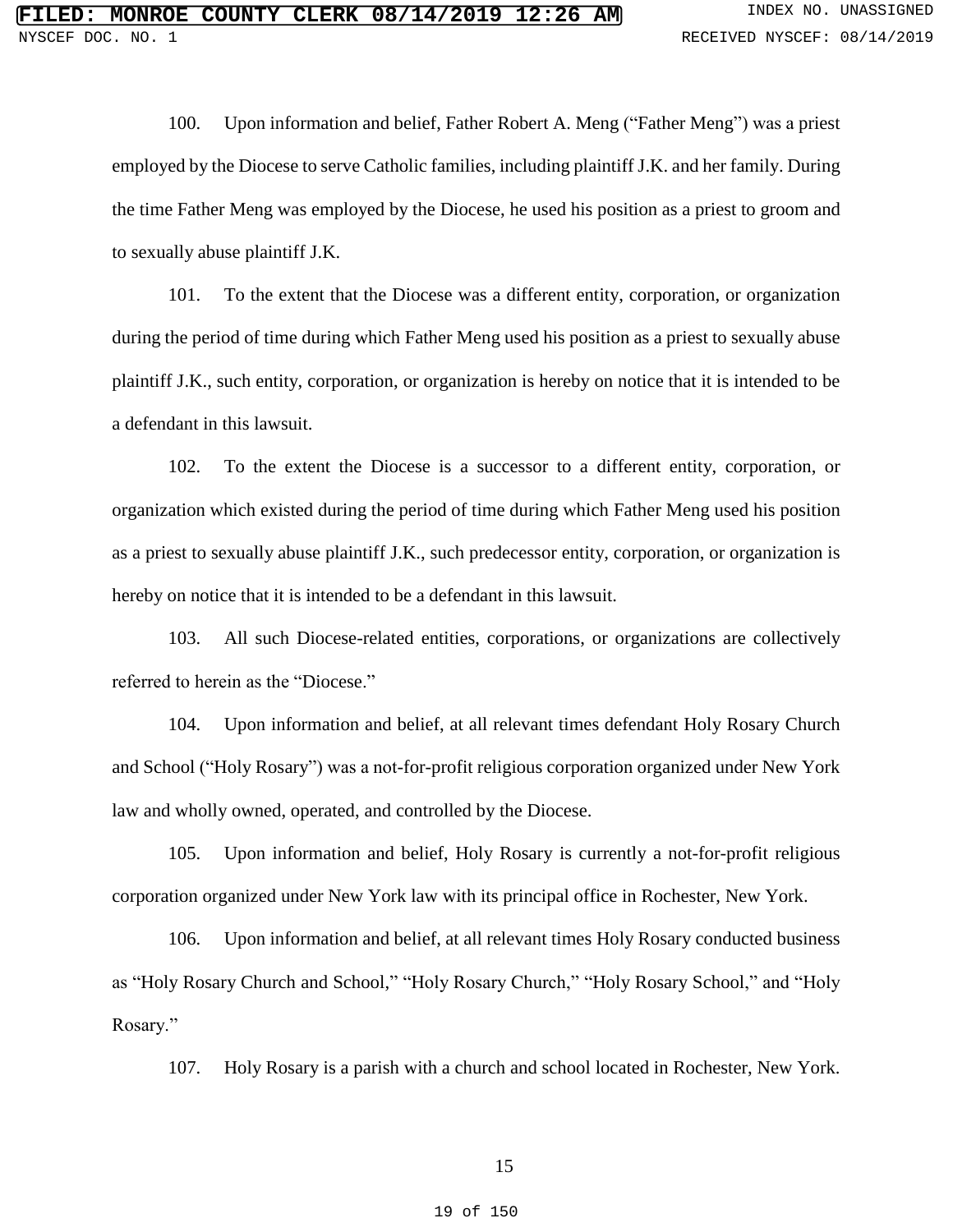100. Upon information and belief, Father Robert A. Meng ("Father Meng") was a priest employed by the Diocese to serve Catholic families, including plaintiff J.K. and her family. During the time Father Meng was employed by the Diocese, he used his position as a priest to groom and to sexually abuse plaintiff J.K.

101. To the extent that the Diocese was a different entity, corporation, or organization during the period of time during which Father Meng used his position as a priest to sexually abuse plaintiff J.K., such entity, corporation, or organization is hereby on notice that it is intended to be a defendant in this lawsuit.

102. To the extent the Diocese is a successor to a different entity, corporation, or organization which existed during the period of time during which Father Meng used his position as a priest to sexually abuse plaintiff J.K., such predecessor entity, corporation, or organization is hereby on notice that it is intended to be a defendant in this lawsuit.

103. All such Diocese-related entities, corporations, or organizations are collectively referred to herein as the "Diocese."

104. Upon information and belief, at all relevant times defendant Holy Rosary Church and School ("Holy Rosary") was a not-for-profit religious corporation organized under New York law and wholly owned, operated, and controlled by the Diocese.

105. Upon information and belief, Holy Rosary is currently a not-for-profit religious corporation organized under New York law with its principal office in Rochester, New York.

106. Upon information and belief, at all relevant times Holy Rosary conducted business as "Holy Rosary Church and School," "Holy Rosary Church," "Holy Rosary School," and "Holy Rosary."

107. Holy Rosary is a parish with a church and school located in Rochester, New York.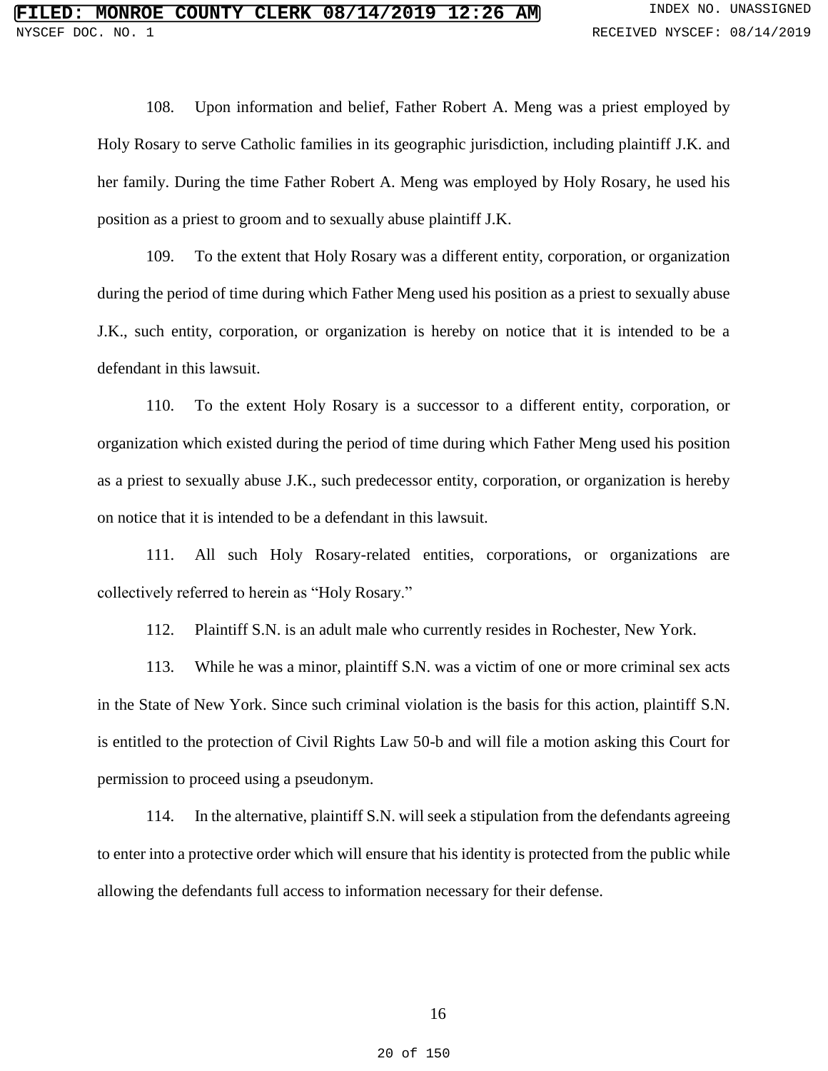108. Upon information and belief, Father Robert A. Meng was a priest employed by Holy Rosary to serve Catholic families in its geographic jurisdiction, including plaintiff J.K. and her family. During the time Father Robert A. Meng was employed by Holy Rosary, he used his position as a priest to groom and to sexually abuse plaintiff J.K.

109. To the extent that Holy Rosary was a different entity, corporation, or organization during the period of time during which Father Meng used his position as a priest to sexually abuse J.K., such entity, corporation, or organization is hereby on notice that it is intended to be a defendant in this lawsuit.

110. To the extent Holy Rosary is a successor to a different entity, corporation, or organization which existed during the period of time during which Father Meng used his position as a priest to sexually abuse J.K., such predecessor entity, corporation, or organization is hereby on notice that it is intended to be a defendant in this lawsuit.

111. All such Holy Rosary-related entities, corporations, or organizations are collectively referred to herein as "Holy Rosary."

112. Plaintiff S.N. is an adult male who currently resides in Rochester, New York.

113. While he was a minor, plaintiff S.N. was a victim of one or more criminal sex acts in the State of New York. Since such criminal violation is the basis for this action, plaintiff S.N. is entitled to the protection of Civil Rights Law 50-b and will file a motion asking this Court for permission to proceed using a pseudonym.

114. In the alternative, plaintiff S.N. will seek a stipulation from the defendants agreeing to enter into a protective order which will ensure that his identity is protected from the public while allowing the defendants full access to information necessary for their defense.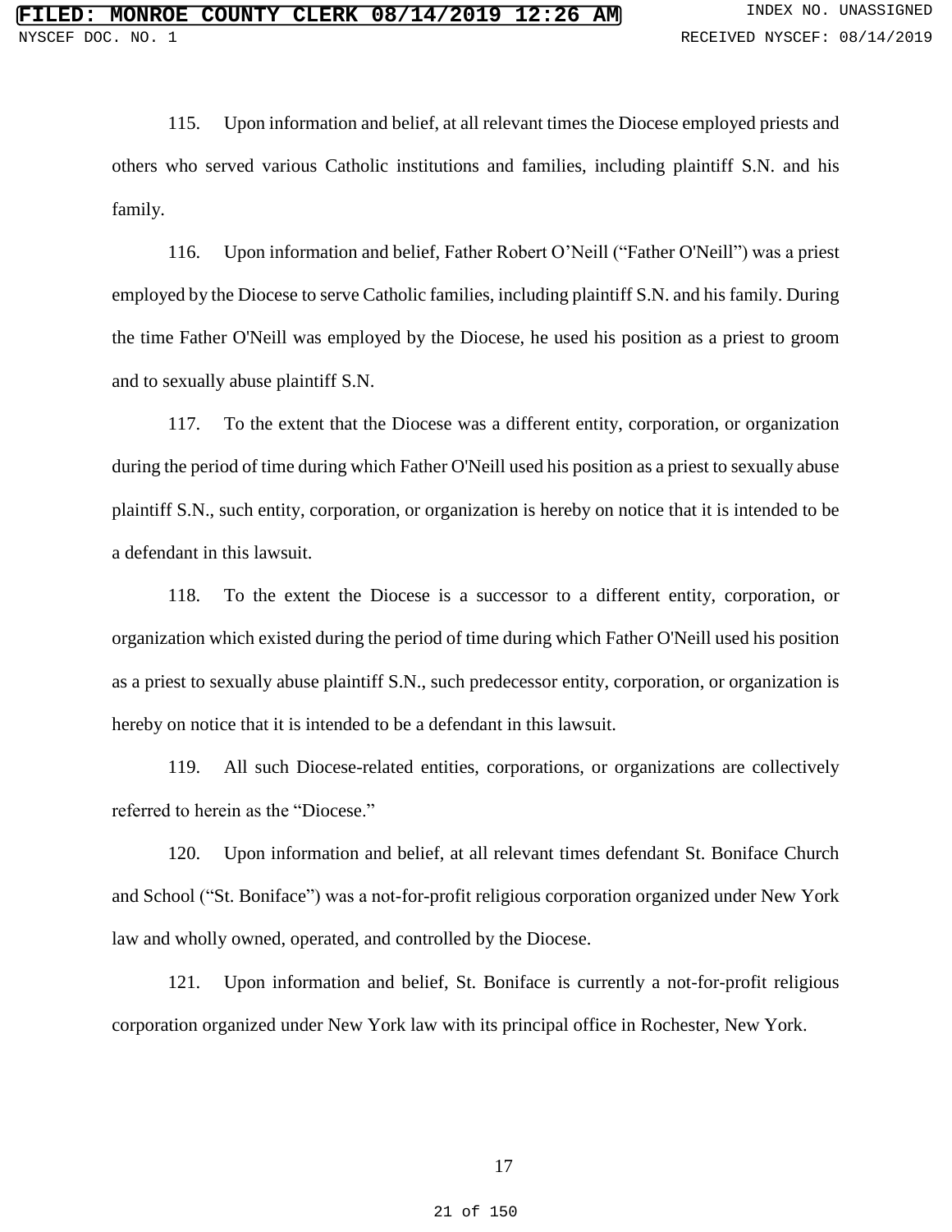115. Upon information and belief, at all relevant times the Diocese employed priests and others who served various Catholic institutions and families, including plaintiff S.N. and his family.

116. Upon information and belief, Father Robert O'Neill ("Father O'Neill") was a priest employed by the Diocese to serve Catholic families, including plaintiff S.N. and his family. During the time Father O'Neill was employed by the Diocese, he used his position as a priest to groom and to sexually abuse plaintiff S.N.

117. To the extent that the Diocese was a different entity, corporation, or organization during the period of time during which Father O'Neill used his position as a priest to sexually abuse plaintiff S.N., such entity, corporation, or organization is hereby on notice that it is intended to be a defendant in this lawsuit.

118. To the extent the Diocese is a successor to a different entity, corporation, or organization which existed during the period of time during which Father O'Neill used his position as a priest to sexually abuse plaintiff S.N., such predecessor entity, corporation, or organization is hereby on notice that it is intended to be a defendant in this lawsuit.

119. All such Diocese-related entities, corporations, or organizations are collectively referred to herein as the "Diocese."

120. Upon information and belief, at all relevant times defendant St. Boniface Church and School ("St. Boniface") was a not-for-profit religious corporation organized under New York law and wholly owned, operated, and controlled by the Diocese.

121. Upon information and belief, St. Boniface is currently a not-for-profit religious corporation organized under New York law with its principal office in Rochester, New York.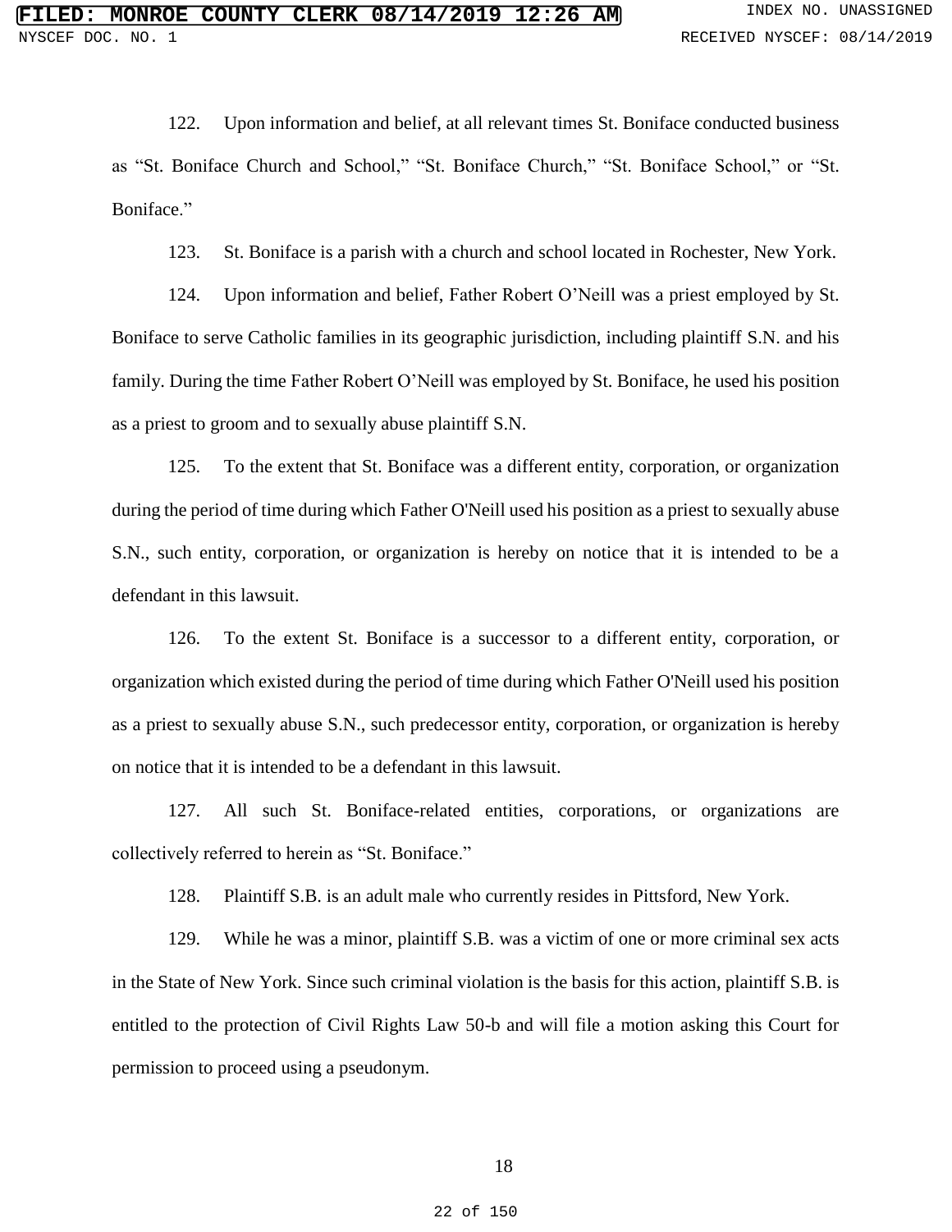122. Upon information and belief, at all relevant times St. Boniface conducted business as "St. Boniface Church and School," "St. Boniface Church," "St. Boniface School," or "St. Boniface."

123. St. Boniface is a parish with a church and school located in Rochester, New York.

124. Upon information and belief, Father Robert O'Neill was a priest employed by St. Boniface to serve Catholic families in its geographic jurisdiction, including plaintiff S.N. and his family. During the time Father Robert O'Neill was employed by St. Boniface, he used his position as a priest to groom and to sexually abuse plaintiff S.N.

125. To the extent that St. Boniface was a different entity, corporation, or organization during the period of time during which Father O'Neill used his position as a priest to sexually abuse S.N., such entity, corporation, or organization is hereby on notice that it is intended to be a defendant in this lawsuit.

126. To the extent St. Boniface is a successor to a different entity, corporation, or organization which existed during the period of time during which Father O'Neill used his position as a priest to sexually abuse S.N., such predecessor entity, corporation, or organization is hereby on notice that it is intended to be a defendant in this lawsuit.

127. All such St. Boniface-related entities, corporations, or organizations are collectively referred to herein as "St. Boniface."

128. Plaintiff S.B. is an adult male who currently resides in Pittsford, New York.

129. While he was a minor, plaintiff S.B. was a victim of one or more criminal sex acts in the State of New York. Since such criminal violation is the basis for this action, plaintiff S.B. is entitled to the protection of Civil Rights Law 50-b and will file a motion asking this Court for permission to proceed using a pseudonym.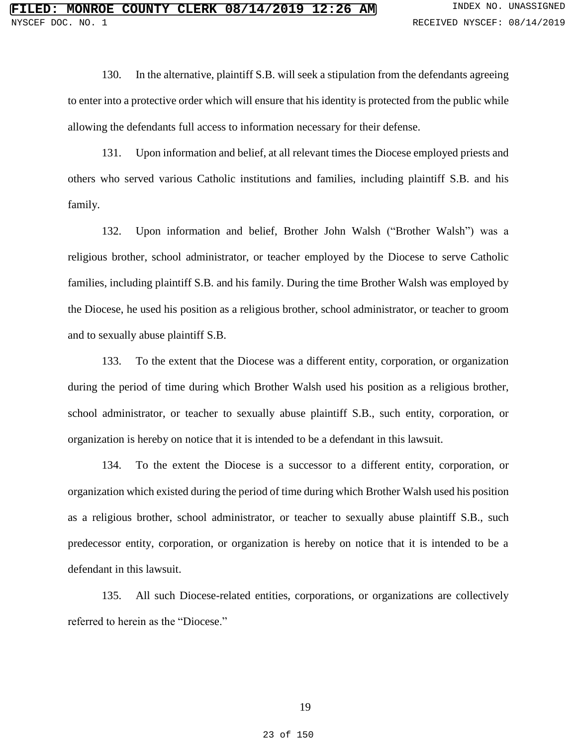130. In the alternative, plaintiff S.B. will seek a stipulation from the defendants agreeing to enter into a protective order which will ensure that his identity is protected from the public while allowing the defendants full access to information necessary for their defense.

131. Upon information and belief, at all relevant times the Diocese employed priests and others who served various Catholic institutions and families, including plaintiff S.B. and his family.

132. Upon information and belief, Brother John Walsh ("Brother Walsh") was a religious brother, school administrator, or teacher employed by the Diocese to serve Catholic families, including plaintiff S.B. and his family. During the time Brother Walsh was employed by the Diocese, he used his position as a religious brother, school administrator, or teacher to groom and to sexually abuse plaintiff S.B.

133. To the extent that the Diocese was a different entity, corporation, or organization during the period of time during which Brother Walsh used his position as a religious brother, school administrator, or teacher to sexually abuse plaintiff S.B., such entity, corporation, or organization is hereby on notice that it is intended to be a defendant in this lawsuit.

134. To the extent the Diocese is a successor to a different entity, corporation, or organization which existed during the period of time during which Brother Walsh used his position as a religious brother, school administrator, or teacher to sexually abuse plaintiff S.B., such predecessor entity, corporation, or organization is hereby on notice that it is intended to be a defendant in this lawsuit.

135. All such Diocese-related entities, corporations, or organizations are collectively referred to herein as the "Diocese."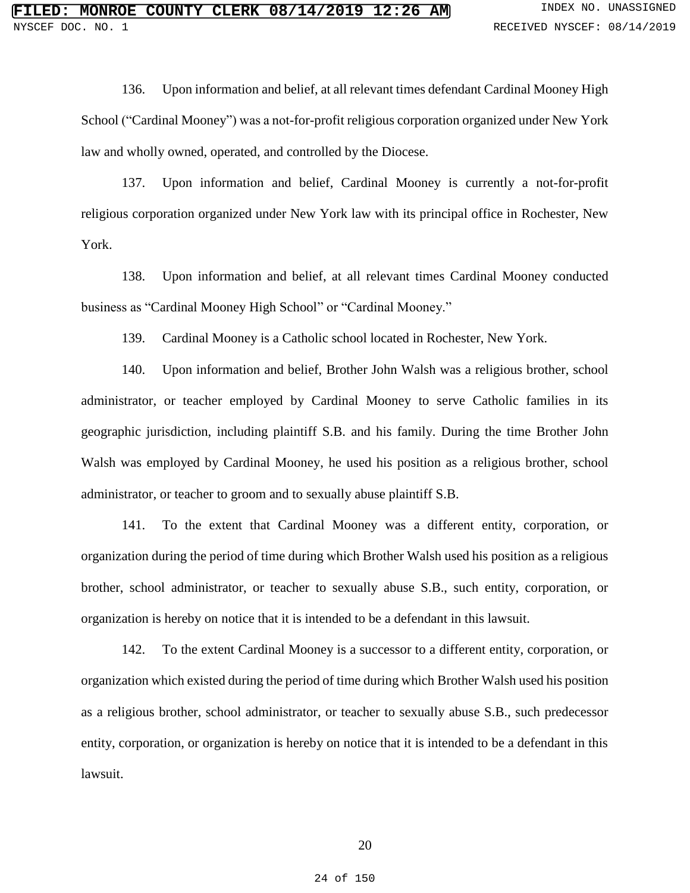136. Upon information and belief, at all relevant times defendant Cardinal Mooney High School ("Cardinal Mooney") was a not-for-profit religious corporation organized under New York law and wholly owned, operated, and controlled by the Diocese.

137. Upon information and belief, Cardinal Mooney is currently a not-for-profit religious corporation organized under New York law with its principal office in Rochester, New York.

138. Upon information and belief, at all relevant times Cardinal Mooney conducted business as "Cardinal Mooney High School" or "Cardinal Mooney."

139. Cardinal Mooney is a Catholic school located in Rochester, New York.

140. Upon information and belief, Brother John Walsh was a religious brother, school administrator, or teacher employed by Cardinal Mooney to serve Catholic families in its geographic jurisdiction, including plaintiff S.B. and his family. During the time Brother John Walsh was employed by Cardinal Mooney, he used his position as a religious brother, school administrator, or teacher to groom and to sexually abuse plaintiff S.B.

141. To the extent that Cardinal Mooney was a different entity, corporation, or organization during the period of time during which Brother Walsh used his position as a religious brother, school administrator, or teacher to sexually abuse S.B., such entity, corporation, or organization is hereby on notice that it is intended to be a defendant in this lawsuit.

142. To the extent Cardinal Mooney is a successor to a different entity, corporation, or organization which existed during the period of time during which Brother Walsh used his position as a religious brother, school administrator, or teacher to sexually abuse S.B., such predecessor entity, corporation, or organization is hereby on notice that it is intended to be a defendant in this lawsuit.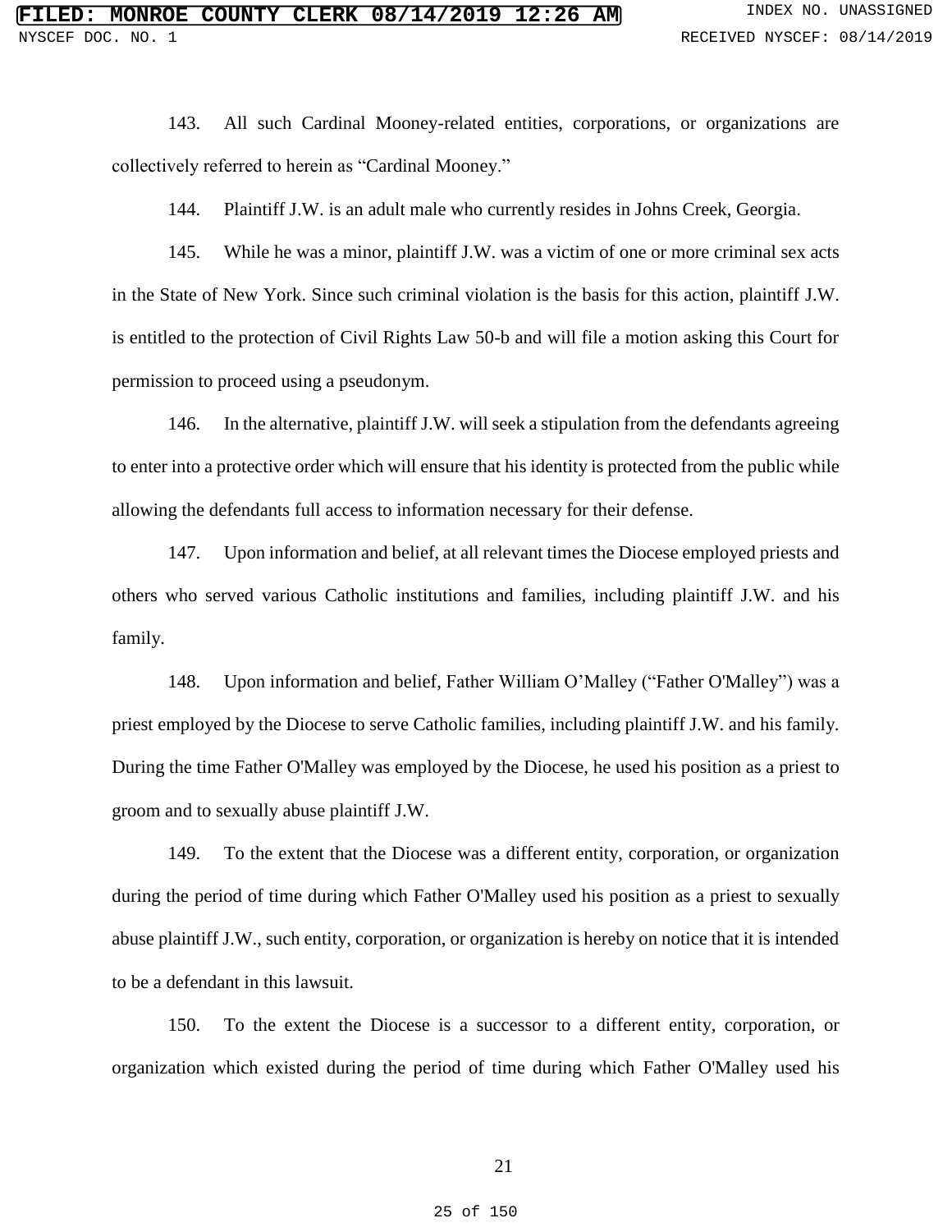143. All such Cardinal Mooney-related entities, corporations, or organizations are collectively referred to herein as "Cardinal Mooney."

144. Plaintiff J.W. is an adult male who currently resides in Johns Creek, Georgia.

145. While he was a minor, plaintiff J.W. was a victim of one or more criminal sex acts in the State of New York. Since such criminal violation is the basis for this action, plaintiff J.W. is entitled to the protection of Civil Rights Law 50-b and will file a motion asking this Court for permission to proceed using a pseudonym.

146. In the alternative, plaintiff J.W. will seek a stipulation from the defendants agreeing to enter into a protective order which will ensure that his identity is protected from the public while allowing the defendants full access to information necessary for their defense.

147. Upon information and belief, at all relevant times the Diocese employed priests and others who served various Catholic institutions and families, including plaintiff J.W. and his family.

148. Upon information and belief, Father William O'Malley ("Father O'Malley") was a priest employed by the Diocese to serve Catholic families, including plaintiff J.W. and his family. During the time Father O'Malley was employed by the Diocese, he used his position as a priest to groom and to sexually abuse plaintiff J.W.

149. To the extent that the Diocese was a different entity, corporation, or organization during the period of time during which Father O'Malley used his position as a priest to sexually abuse plaintiff J.W., such entity, corporation, or organization is hereby on notice that it is intended to be a defendant in this lawsuit.

150. To the extent the Diocese is a successor to a different entity, corporation, or organization which existed during the period of time during which Father O'Malley used his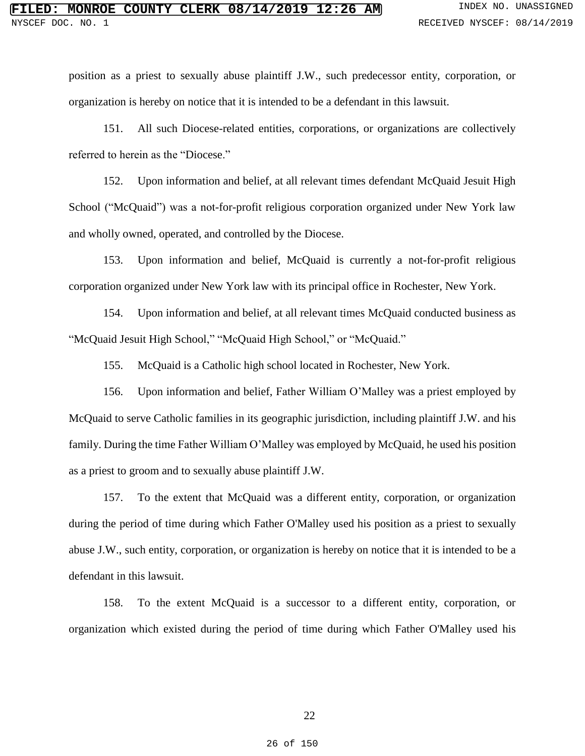position as a priest to sexually abuse plaintiff J.W., such predecessor entity, corporation, or organization is hereby on notice that it is intended to be a defendant in this lawsuit.

151. All such Diocese-related entities, corporations, or organizations are collectively referred to herein as the "Diocese."

152. Upon information and belief, at all relevant times defendant McQuaid Jesuit High School ("McQuaid") was a not-for-profit religious corporation organized under New York law and wholly owned, operated, and controlled by the Diocese.

153. Upon information and belief, McQuaid is currently a not-for-profit religious corporation organized under New York law with its principal office in Rochester, New York.

154. Upon information and belief, at all relevant times McQuaid conducted business as "McQuaid Jesuit High School," "McQuaid High School," or "McQuaid."

155. McQuaid is a Catholic high school located in Rochester, New York.

156. Upon information and belief, Father William O'Malley was a priest employed by McQuaid to serve Catholic families in its geographic jurisdiction, including plaintiff J.W. and his family. During the time Father William O'Malley was employed by McQuaid, he used his position as a priest to groom and to sexually abuse plaintiff J.W.

157. To the extent that McQuaid was a different entity, corporation, or organization during the period of time during which Father O'Malley used his position as a priest to sexually abuse J.W., such entity, corporation, or organization is hereby on notice that it is intended to be a defendant in this lawsuit.

158. To the extent McQuaid is a successor to a different entity, corporation, or organization which existed during the period of time during which Father O'Malley used his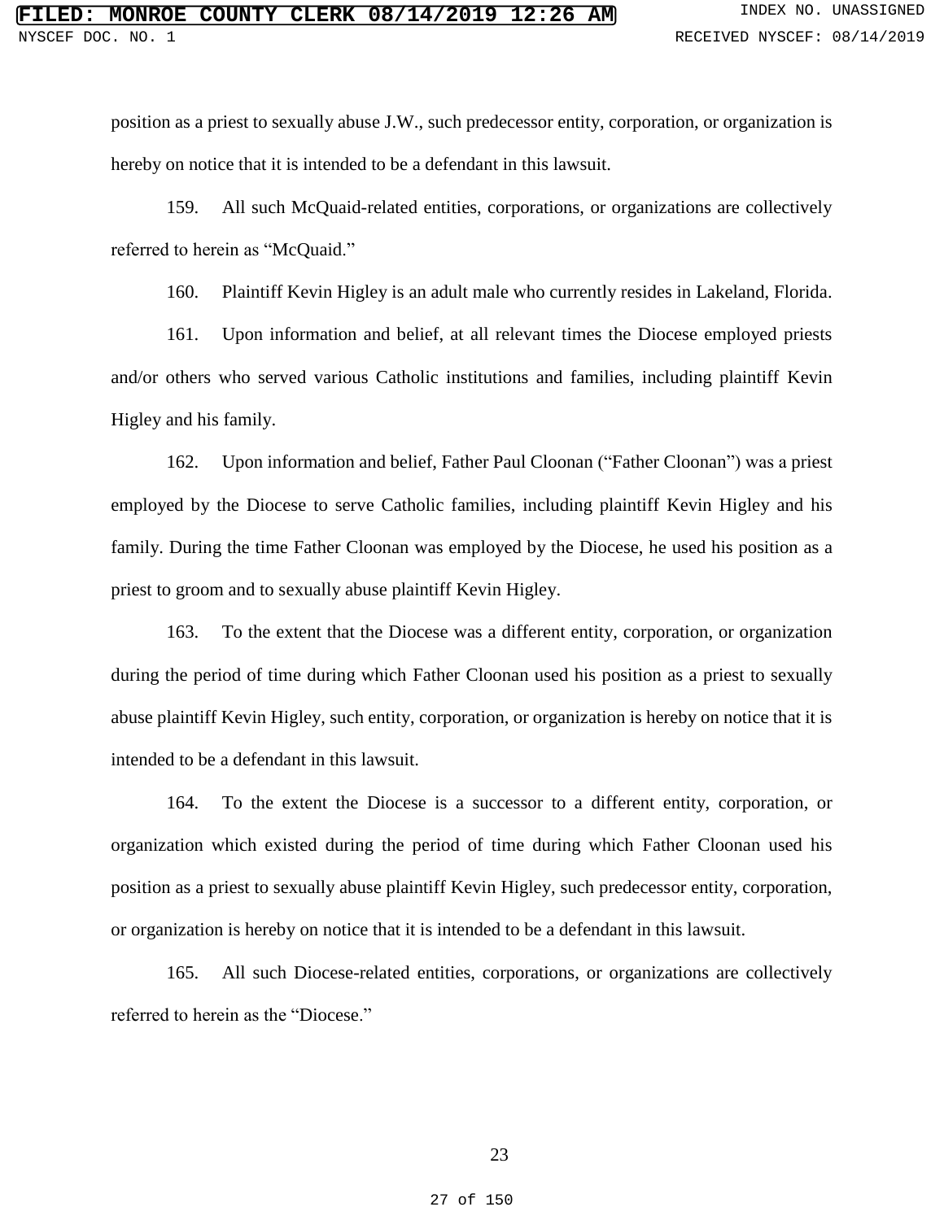position as a priest to sexually abuse J.W., such predecessor entity, corporation, or organization is hereby on notice that it is intended to be a defendant in this lawsuit.

159. All such McQuaid-related entities, corporations, or organizations are collectively referred to herein as "McQuaid."

160. Plaintiff Kevin Higley is an adult male who currently resides in Lakeland, Florida.

161. Upon information and belief, at all relevant times the Diocese employed priests and/or others who served various Catholic institutions and families, including plaintiff Kevin Higley and his family.

162. Upon information and belief, Father Paul Cloonan ("Father Cloonan") was a priest employed by the Diocese to serve Catholic families, including plaintiff Kevin Higley and his family. During the time Father Cloonan was employed by the Diocese, he used his position as a priest to groom and to sexually abuse plaintiff Kevin Higley.

163. To the extent that the Diocese was a different entity, corporation, or organization during the period of time during which Father Cloonan used his position as a priest to sexually abuse plaintiff Kevin Higley, such entity, corporation, or organization is hereby on notice that it is intended to be a defendant in this lawsuit.

164. To the extent the Diocese is a successor to a different entity, corporation, or organization which existed during the period of time during which Father Cloonan used his position as a priest to sexually abuse plaintiff Kevin Higley, such predecessor entity, corporation, or organization is hereby on notice that it is intended to be a defendant in this lawsuit.

165. All such Diocese-related entities, corporations, or organizations are collectively referred to herein as the "Diocese."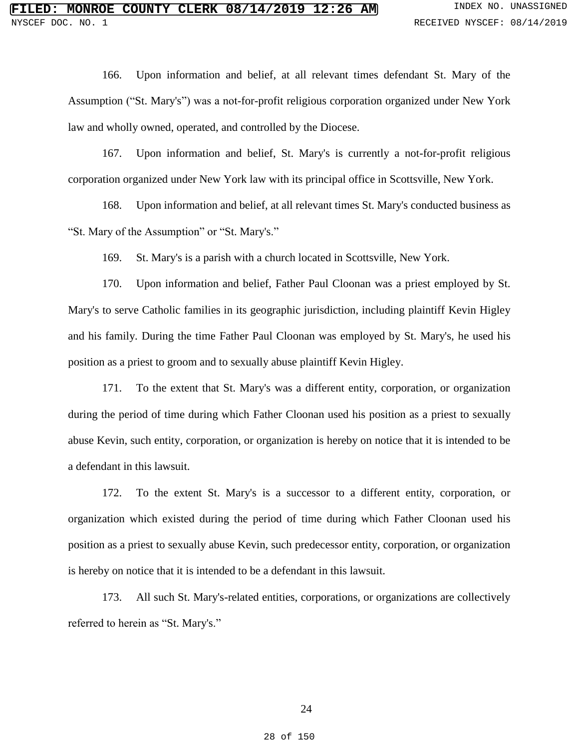166. Upon information and belief, at all relevant times defendant St. Mary of the Assumption ("St. Mary's") was a not-for-profit religious corporation organized under New York law and wholly owned, operated, and controlled by the Diocese.

167. Upon information and belief, St. Mary's is currently a not-for-profit religious corporation organized under New York law with its principal office in Scottsville, New York.

168. Upon information and belief, at all relevant times St. Mary's conducted business as "St. Mary of the Assumption" or "St. Mary's."

169. St. Mary's is a parish with a church located in Scottsville, New York.

170. Upon information and belief, Father Paul Cloonan was a priest employed by St. Mary's to serve Catholic families in its geographic jurisdiction, including plaintiff Kevin Higley and his family. During the time Father Paul Cloonan was employed by St. Mary's, he used his position as a priest to groom and to sexually abuse plaintiff Kevin Higley.

171. To the extent that St. Mary's was a different entity, corporation, or organization during the period of time during which Father Cloonan used his position as a priest to sexually abuse Kevin, such entity, corporation, or organization is hereby on notice that it is intended to be a defendant in this lawsuit.

172. To the extent St. Mary's is a successor to a different entity, corporation, or organization which existed during the period of time during which Father Cloonan used his position as a priest to sexually abuse Kevin, such predecessor entity, corporation, or organization is hereby on notice that it is intended to be a defendant in this lawsuit.

173. All such St. Mary's-related entities, corporations, or organizations are collectively referred to herein as "St. Mary's."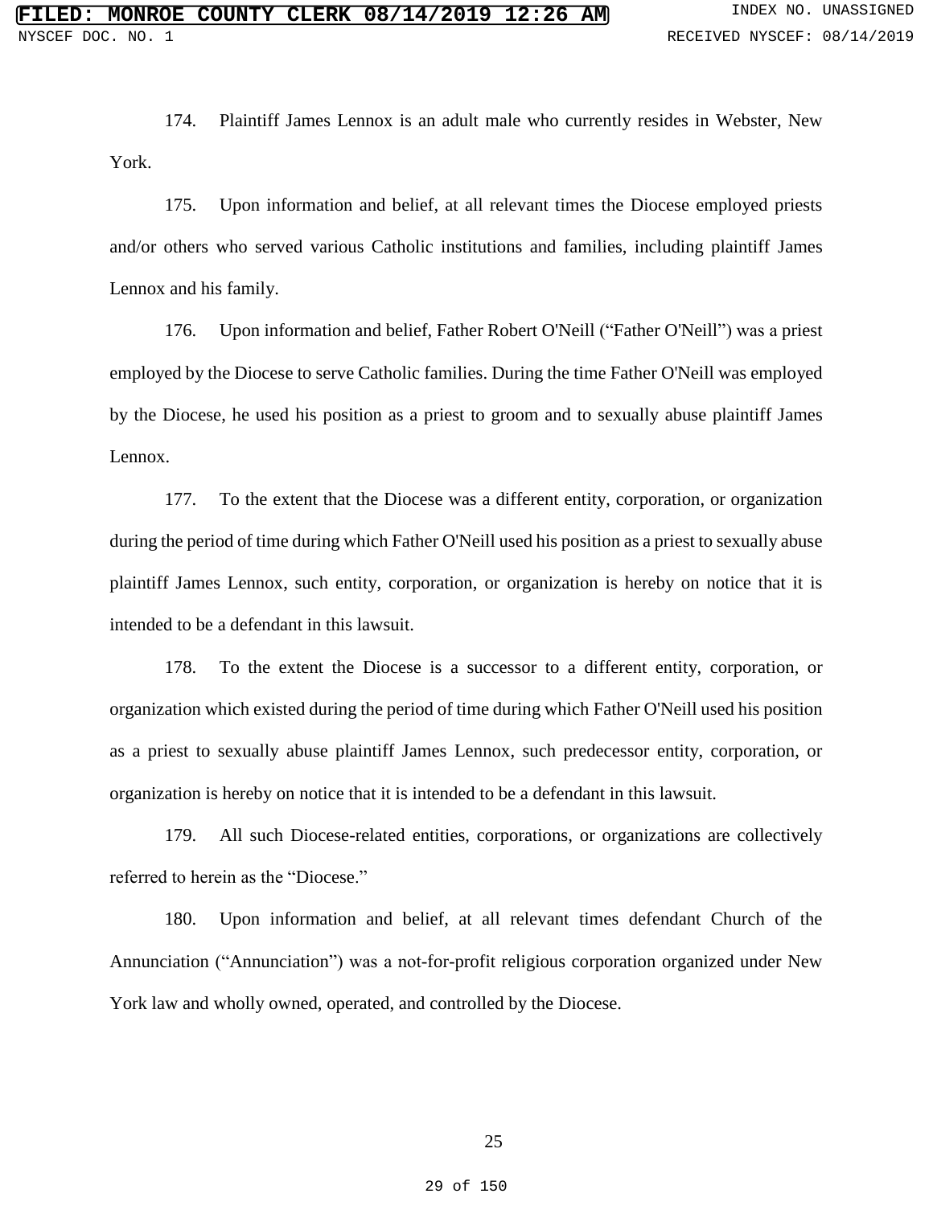174. Plaintiff James Lennox is an adult male who currently resides in Webster, New York.

175. Upon information and belief, at all relevant times the Diocese employed priests and/or others who served various Catholic institutions and families, including plaintiff James Lennox and his family.

176. Upon information and belief, Father Robert O'Neill ("Father O'Neill") was a priest employed by the Diocese to serve Catholic families. During the time Father O'Neill was employed by the Diocese, he used his position as a priest to groom and to sexually abuse plaintiff James Lennox.

177. To the extent that the Diocese was a different entity, corporation, or organization during the period of time during which Father O'Neill used his position as a priest to sexually abuse plaintiff James Lennox, such entity, corporation, or organization is hereby on notice that it is intended to be a defendant in this lawsuit.

178. To the extent the Diocese is a successor to a different entity, corporation, or organization which existed during the period of time during which Father O'Neill used his position as a priest to sexually abuse plaintiff James Lennox, such predecessor entity, corporation, or organization is hereby on notice that it is intended to be a defendant in this lawsuit.

179. All such Diocese-related entities, corporations, or organizations are collectively referred to herein as the "Diocese."

180. Upon information and belief, at all relevant times defendant Church of the Annunciation ("Annunciation") was a not-for-profit religious corporation organized under New York law and wholly owned, operated, and controlled by the Diocese.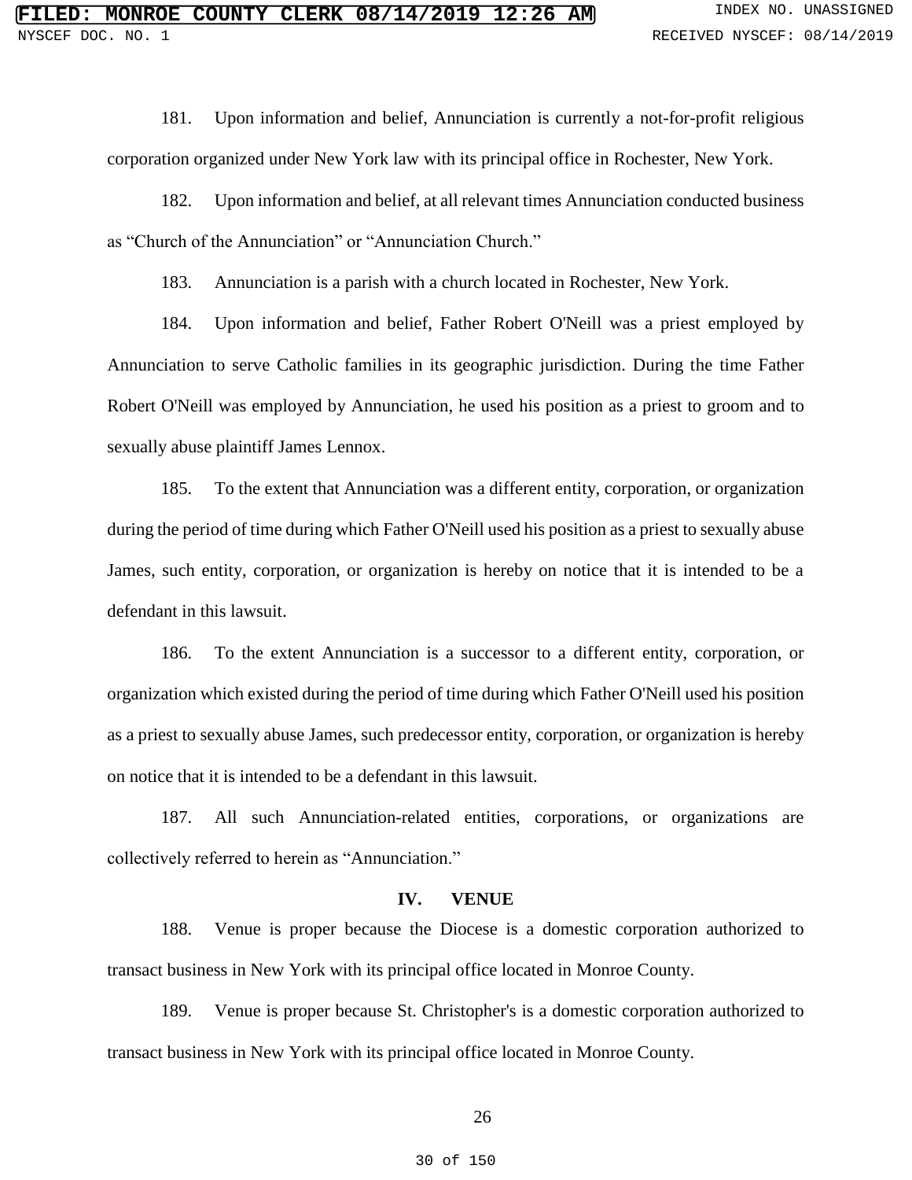181. Upon information and belief, Annunciation is currently a not-for-profit religious corporation organized under New York law with its principal office in Rochester, New York.

182. Upon information and belief, at all relevant times Annunciation conducted business as "Church of the Annunciation" or "Annunciation Church."

183. Annunciation is a parish with a church located in Rochester, New York.

184. Upon information and belief, Father Robert O'Neill was a priest employed by Annunciation to serve Catholic families in its geographic jurisdiction. During the time Father Robert O'Neill was employed by Annunciation, he used his position as a priest to groom and to sexually abuse plaintiff James Lennox.

185. To the extent that Annunciation was a different entity, corporation, or organization during the period of time during which Father O'Neill used his position as a priest to sexually abuse James, such entity, corporation, or organization is hereby on notice that it is intended to be a defendant in this lawsuit.

186. To the extent Annunciation is a successor to a different entity, corporation, or organization which existed during the period of time during which Father O'Neill used his position as a priest to sexually abuse James, such predecessor entity, corporation, or organization is hereby on notice that it is intended to be a defendant in this lawsuit.

187. All such Annunciation-related entities, corporations, or organizations are collectively referred to herein as "Annunciation."

## IV. VENUE

188. Venue is proper because the Diocese is a domestic corporation authorized to transact business in New York with its principal office located in Monroe County.

189. Venue is proper because St. Christopher's is a domestic corporation authorized to transact business in New York with its principal office located in Monroe County.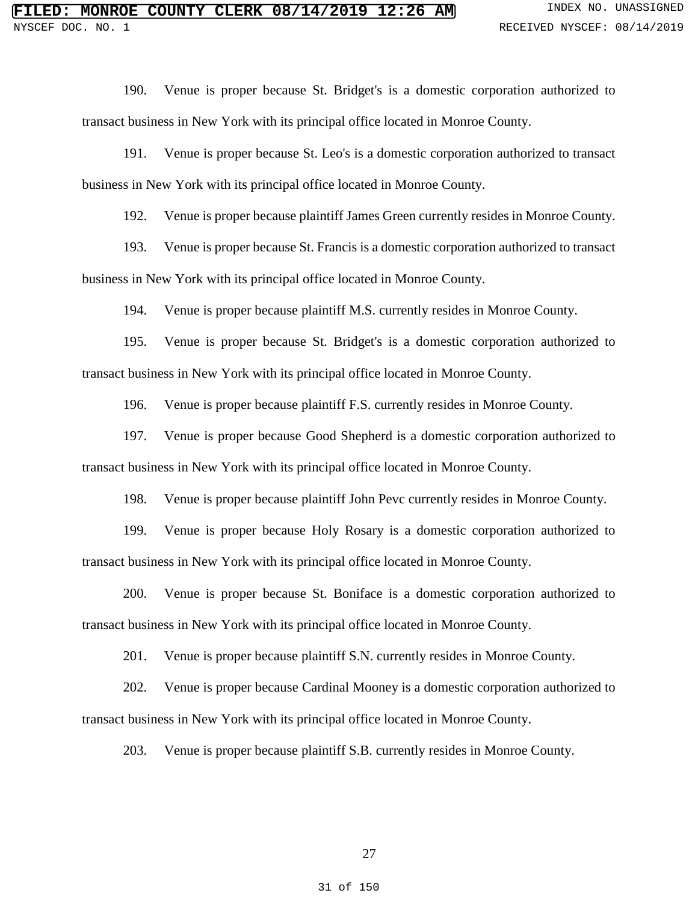190. Venue is proper because St. Bridget's is a domestic corporation authorized to transact business in New York with its principal office located in Monroe County.

191. Venue is proper because St. Leo's is a domestic corporation authorized to transact business in New York with its principal office located in Monroe County.

192. Venue is proper because plaintiff James Green currently resides in Monroe County.

193. Venue is proper because St. Francis is a domestic corporation authorized to transact business in New York with its principal office located in Monroe County.

194. Venue is proper because plaintiff M.S. currently resides in Monroe County.

195. Venue is proper because St. Bridget's is a domestic corporation authorized to transact business in New York with its principal office located in Monroe County.

196. Venue is proper because plaintiff F.S. currently resides in Monroe County.

197. Venue is proper because Good Shepherd is a domestic corporation authorized to transact business in New York with its principal office located in Monroe County.

198. Venue is proper because plaintiff John Pevc currently resides in Monroe County.

199. Venue is proper because Holy Rosary is a domestic corporation authorized to transact business in New York with its principal office located in Monroe County.

200. Venue is proper because St. Boniface is a domestic corporation authorized to transact business in New York with its principal office located in Monroe County.

201. Venue is proper because plaintiff S.N. currently resides in Monroe County.

202. Venue is proper because Cardinal Mooney is a domestic corporation authorized to transact business in New York with its principal office located in Monroe County.

203. Venue is proper because plaintiff S.B. currently resides in Monroe County.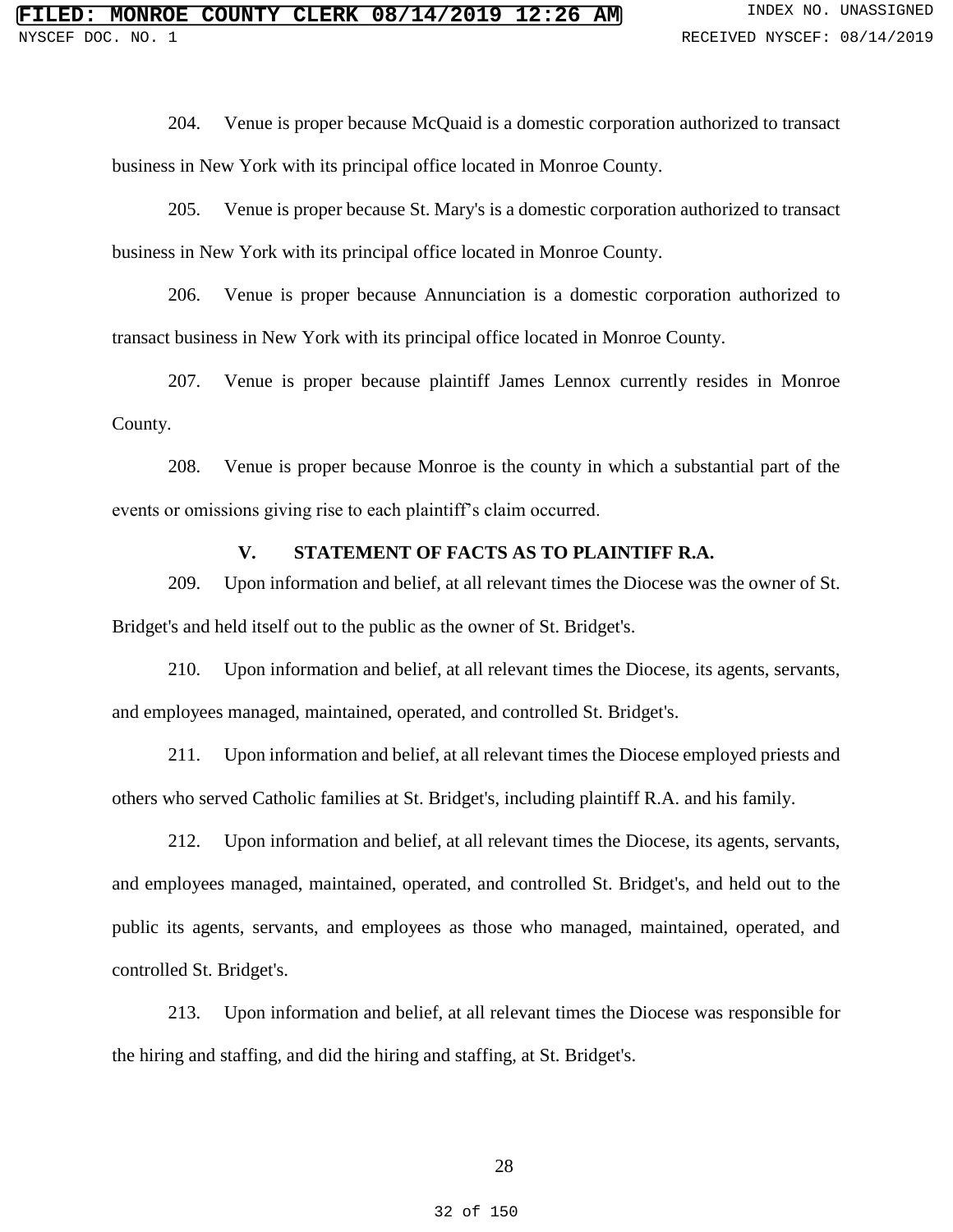204. Venue is proper because McQuaid is a domestic corporation authorized to transact business in New York with its principal office located in Monroe County.

205. Venue is proper because St. Mary's is a domestic corporation authorized to transact business in New York with its principal office located in Monroe County.

206. Venue is proper because Annunciation is a domestic corporation authorized to transact business in New York with its principal office located in Monroe County.

207. Venue is proper because plaintiff James Lennox currently resides in Monroe County.

208. Venue is proper because Monroe is the county in which a substantial part of the events or omissions giving rise to each plaintiff's claim occurred.

## V. STATEMENT OF FACTS AS TO PLAINTIFF R.A.

209. Upon information and belief, at all relevant times the Diocese was the owner of St. Bridget's and held itself out to the public as the owner of St. Bridget's.

210. Upon information and belief, at all relevant times the Diocese, its agents, servants, and employees managed, maintained, operated, and controlled St. Bridget's.

211. Upon information and belief, at all relevant times the Diocese employed priests and others who served Catholic families at St. Bridget's, including plaintiff R.A. and his family.

212. Upon information and belief, at all relevant times the Diocese, its agents, servants, and employees managed, maintained, operated, and controlled St. Bridget's, and held out to the public its agents, servants, and employees as those who managed, maintained, operated, and controlled St. Bridget's.

213. Upon information and belief, at all relevant times the Diocese was responsible for the hiring and staffing, and did the hiring and staffing, at St. Bridget's.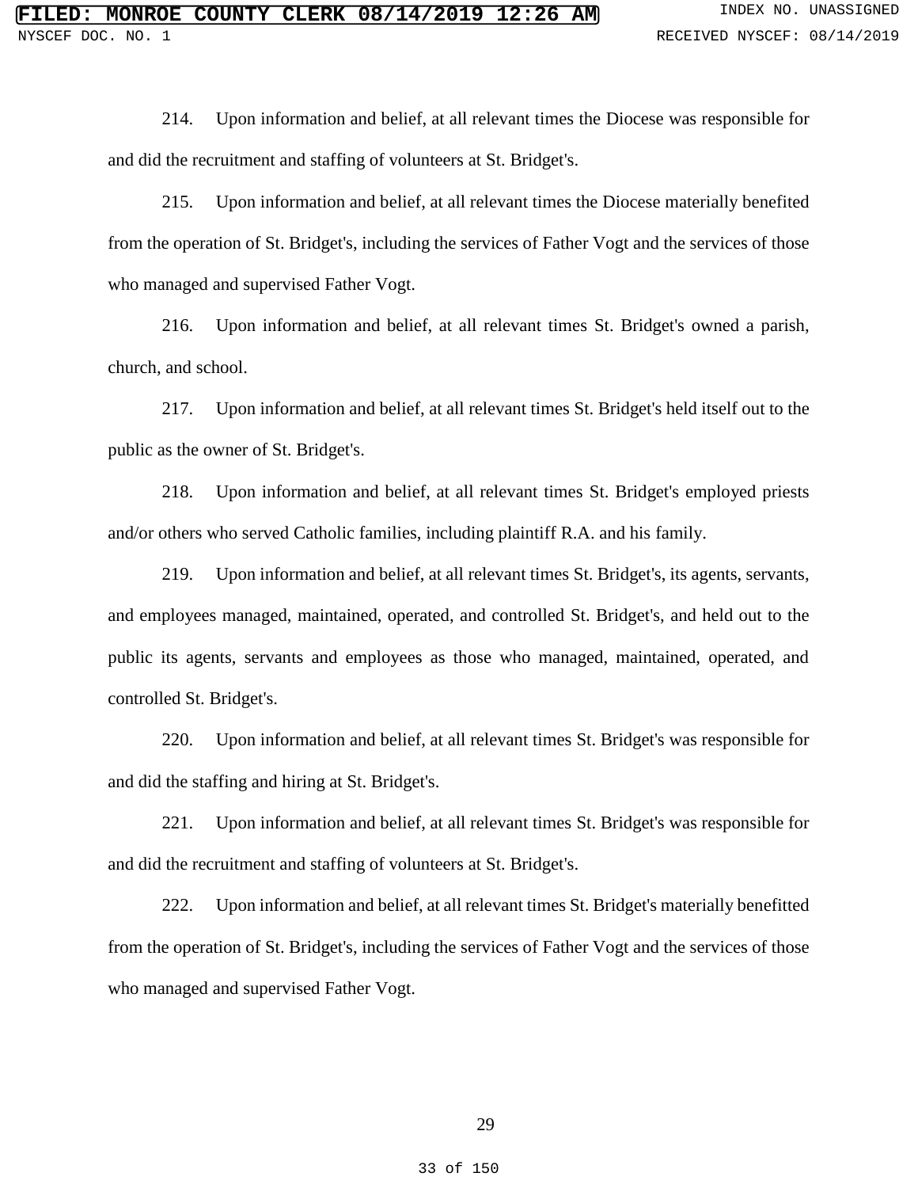214. Upon information and belief, at all relevant times the Diocese was responsible for and did the recruitment and staffing of volunteers at St. Bridget's.

215. Upon information and belief, at all relevant times the Diocese materially benefited from the operation of St. Bridget's, including the services of Father Vogt and the services of those who managed and supervised Father Vogt.

216. Upon information and belief, at all relevant times St. Bridget's owned a parish, church, and school.

217. Upon information and belief, at all relevant times St. Bridget's held itself out to the public as the owner of St. Bridget's.

218. Upon information and belief, at all relevant times St. Bridget's employed priests and/or others who served Catholic families, including plaintiff R.A. and his family.

219. Upon information and belief, at all relevant times St. Bridget's, its agents, servants, and employees managed, maintained, operated, and controlled St. Bridget's, and held out to the public its agents, servants and employees as those who managed, maintained, operated, and controlled St. Bridget's.

220. Upon information and belief, at all relevant times St. Bridget's was responsible for and did the staffing and hiring at St. Bridget's.

221. Upon information and belief, at all relevant times St. Bridget's was responsible for and did the recruitment and staffing of volunteers at St. Bridget's.

222. Upon information and belief, at all relevant times St. Bridget's materially benefitted from the operation of St. Bridget's, including the services of Father Vogt and the services of those who managed and supervised Father Vogt.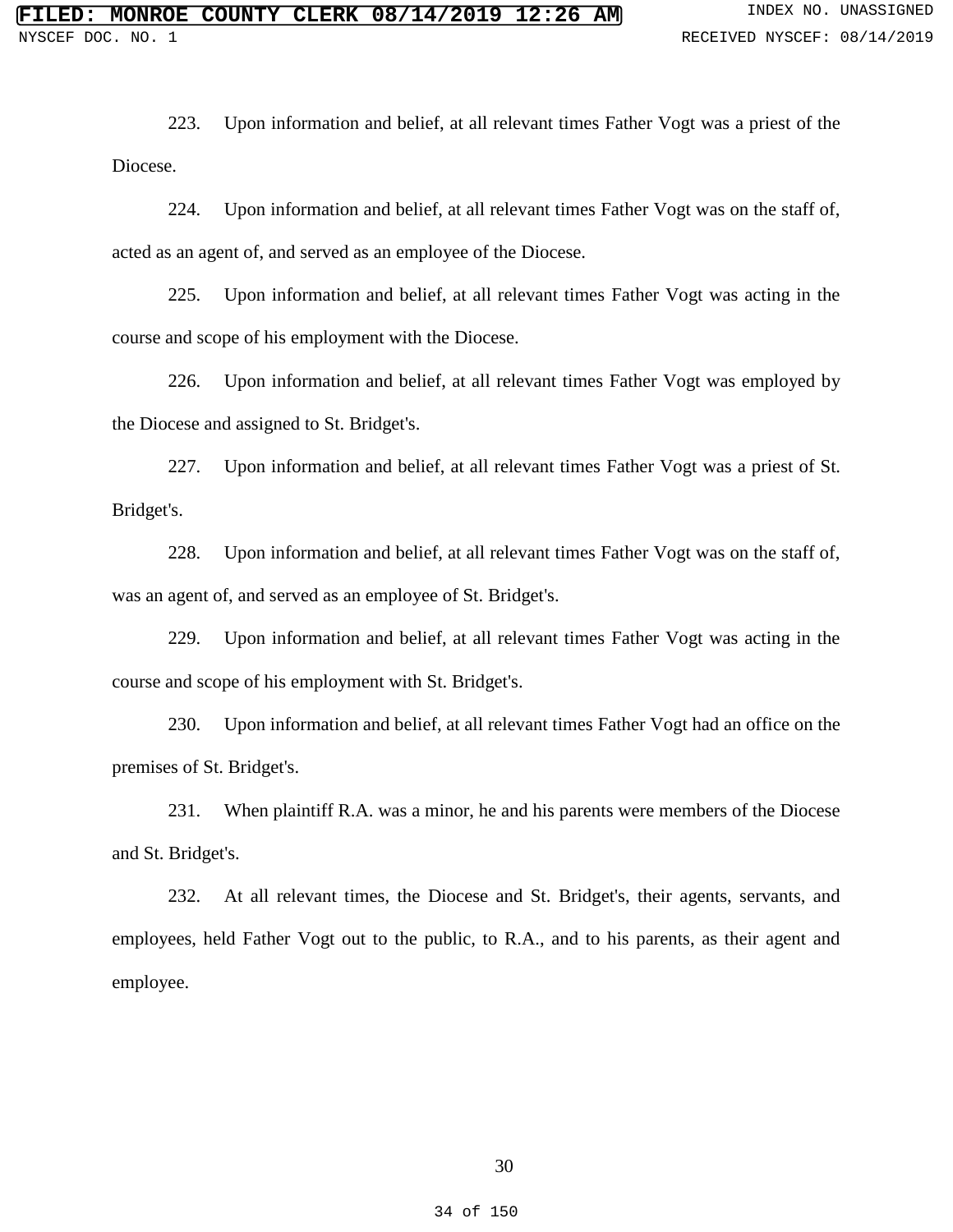223. Upon information and belief, at all relevant times Father Vogt was a priest of the Diocese.

224. Upon information and belief, at all relevant times Father Vogt was on the staff of, acted as an agent of, and served as an employee of the Diocese.

225. Upon information and belief, at all relevant times Father Vogt was acting in the course and scope of his employment with the Diocese.

226. Upon information and belief, at all relevant times Father Vogt was employed by the Diocese and assigned to St. Bridget's.

227. Upon information and belief, at all relevant times Father Vogt was a priest of St. Bridget's.

228. Upon information and belief, at all relevant times Father Vogt was on the staff of, was an agent of, and served as an employee of St. Bridget's.

229. Upon information and belief, at all relevant times Father Vogt was acting in the course and scope of his employment with St. Bridget's.

230. Upon information and belief, at all relevant times Father Vogt had an office on the premises of St. Bridget's.

231. When plaintiff R.A. was a minor, he and his parents were members of the Diocese and St. Bridget's.

232. At all relevant times, the Diocese and St. Bridget's, their agents, servants, and employees, held Father Vogt out to the public, to R.A., and to his parents, as their agent and employee.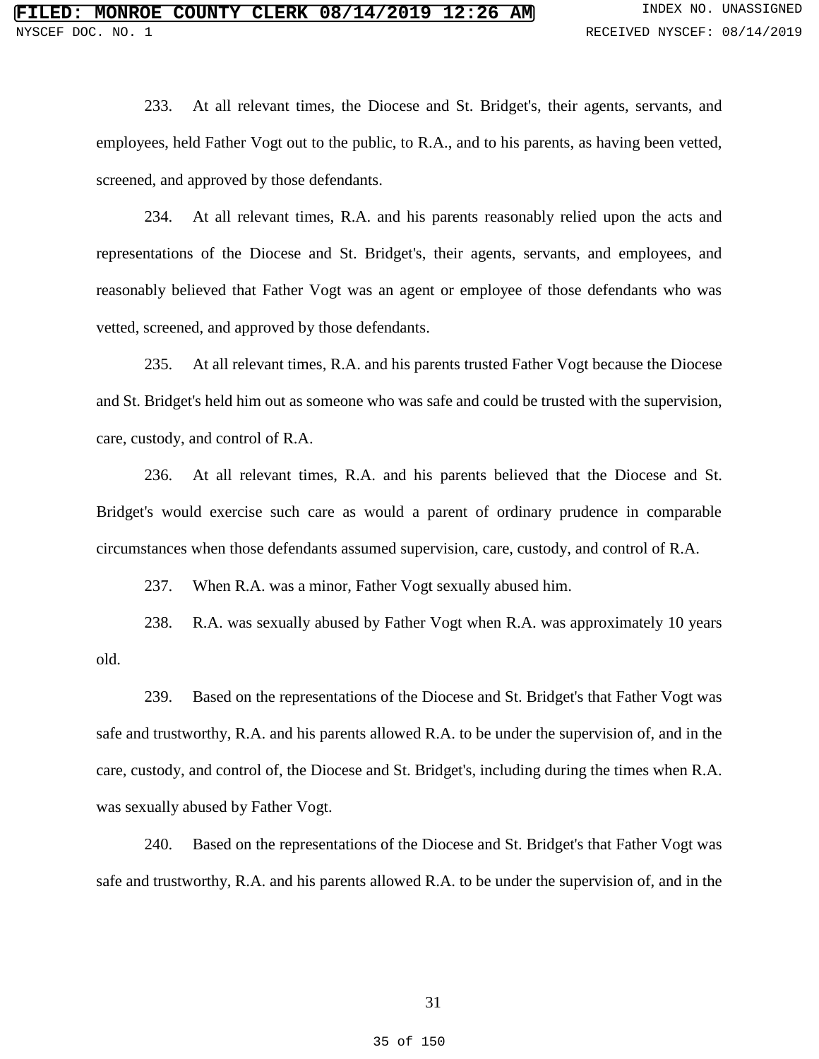233. At all relevant times, the Diocese and St. Bridget's, their agents, servants, and employees, held Father Vogt out to the public, to R.A., and to his parents, as having been vetted, screened, and approved by those defendants.

234. At all relevant times, R.A. and his parents reasonably relied upon the acts and representations of the Diocese and St. Bridget's, their agents, servants, and employees, and reasonably believed that Father Vogt was an agent or employee of those defendants who was vetted, screened, and approved by those defendants.

235. At all relevant times, R.A. and his parents trusted Father Vogt because the Diocese and St. Bridget's held him out as someone who was safe and could be trusted with the supervision, care, custody, and control of R.A.

236. At all relevant times, R.A. and his parents believed that the Diocese and St. Bridget's would exercise such care as would a parent of ordinary prudence in comparable circumstances when those defendants assumed supervision, care, custody, and control of R.A.

237. When R.A. was a minor, Father Vogt sexually abused him.

238. R.A. was sexually abused by Father Vogt when R.A. was approximately 10 years old.

239. Based on the representations of the Diocese and St. Bridget's that Father Vogt was safe and trustworthy, R.A. and his parents allowed R.A. to be under the supervision of, and in the care, custody, and control of, the Diocese and St. Bridget's, including during the times when R.A. was sexually abused by Father Vogt.

240. Based on the representations of the Diocese and St. Bridget's that Father Vogt was safe and trustworthy, R.A. and his parents allowed R.A. to be under the supervision of, and in the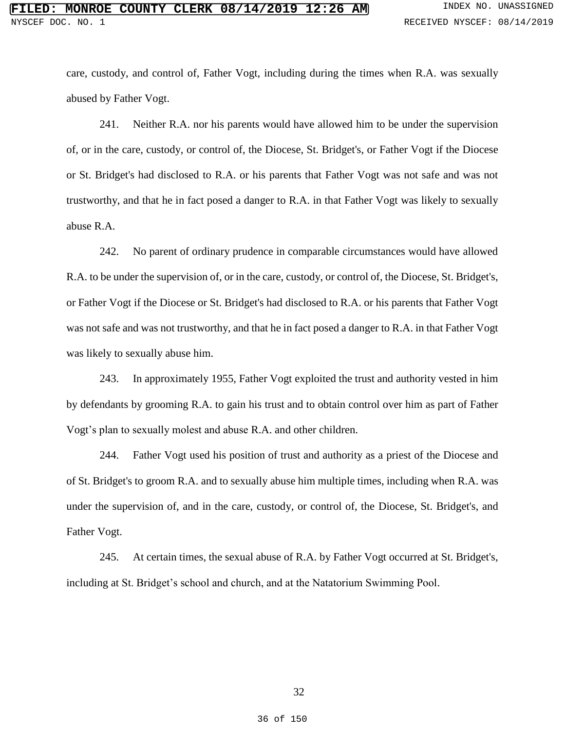care, custody, and control of, Father Vogt, including during the times when R.A. was sexually abused by Father Vogt.

241. Neither R.A. nor his parents would have allowed him to be under the supervision of, or in the care, custody, or control of, the Diocese, St. Bridget's, or Father Vogt if the Diocese or St. Bridget's had disclosed to R.A. or his parents that Father Vogt was not safe and was not trustworthy, and that he in fact posed a danger to R.A. in that Father Vogt was likely to sexually abuse R.A.

242. No parent of ordinary prudence in comparable circumstances would have allowed R.A. to be under the supervision of, or in the care, custody, or control of, the Diocese, St. Bridget's, or Father Vogt if the Diocese or St. Bridget's had disclosed to R.A. or his parents that Father Vogt was not safe and was not trustworthy, and that he in fact posed a danger to R.A. in that Father Vogt was likely to sexually abuse him.

243. In approximately 1955, Father Vogt exploited the trust and authority vested in him by defendants by grooming R.A. to gain his trust and to obtain control over him as part of Father Vogt's plan to sexually molest and abuse R.A. and other children.

244. Father Vogt used his position of trust and authority as a priest of the Diocese and of St. Bridget's to groom R.A. and to sexually abuse him multiple times, including when R.A. was under the supervision of, and in the care, custody, or control of, the Diocese, St. Bridget's, and Father Vogt.

245. At certain times, the sexual abuse of R.A. by Father Vogt occurred at St. Bridget's, including at St. Bridget's school and church, and at the Natatorium Swimming Pool.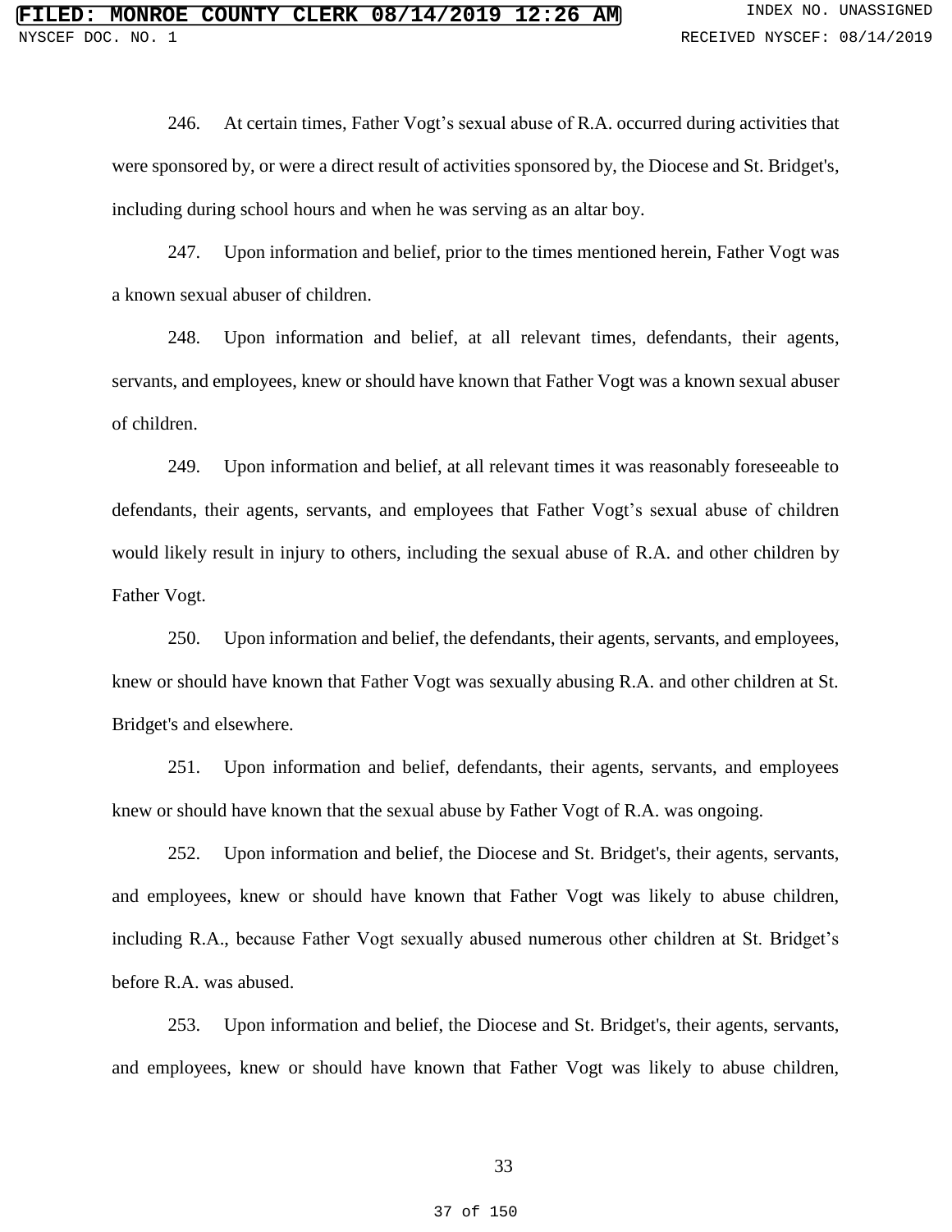246. At certain times, Father Vogt's sexual abuse of R.A. occurred during activities that were sponsored by, or were a direct result of activities sponsored by, the Diocese and St. Bridget's, including during school hours and when he was serving as an altar boy.

247. Upon information and belief, prior to the times mentioned herein, Father Vogt was a known sexual abuser of children.

248. Upon information and belief, at all relevant times, defendants, their agents, servants, and employees, knew or should have known that Father Vogt was a known sexual abuser of children.

249. Upon information and belief, at all relevant times it was reasonably foreseeable to defendants, their agents, servants, and employees that Father Vogt's sexual abuse of children would likely result in injury to others, including the sexual abuse of R.A. and other children by Father Vogt.

250. Upon information and belief, the defendants, their agents, servants, and employees, knew or should have known that Father Vogt was sexually abusing R.A. and other children at St. Bridget's and elsewhere.

251. Upon information and belief, defendants, their agents, servants, and employees knew or should have known that the sexual abuse by Father Vogt of R.A. was ongoing.

252. Upon information and belief, the Diocese and St. Bridget's, their agents, servants, and employees, knew or should have known that Father Vogt was likely to abuse children, including R.A., because Father Vogt sexually abused numerous other children at St. Bridget's before R.A. was abused.

253. Upon information and belief, the Diocese and St. Bridget's, their agents, servants, and employees, knew or should have known that Father Vogt was likely to abuse children,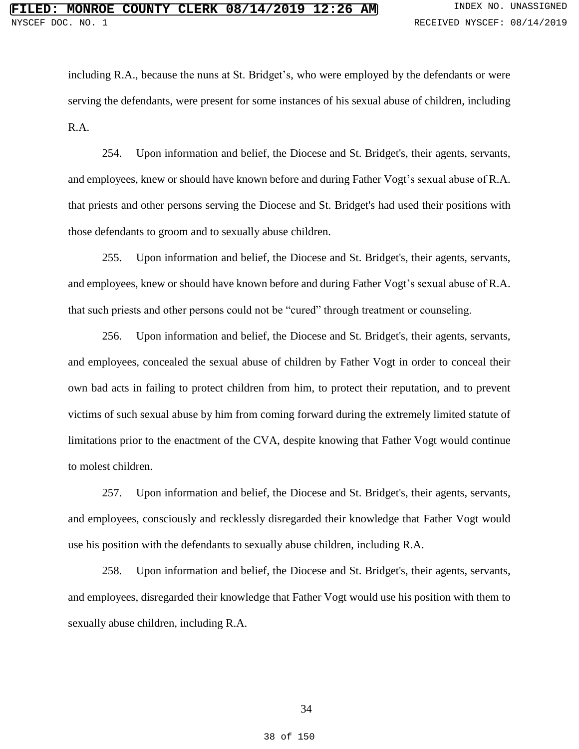including R.A., because the nuns at St. Bridget's, who were employed by the defendants or were serving the defendants, were present for some instances of his sexual abuse of children, including R.A.

254. Upon information and belief, the Diocese and St. Bridget's, their agents, servants, and employees, knew or should have known before and during Father Vogt's sexual abuse of R.A. that priests and other persons serving the Diocese and St. Bridget's had used their positions with those defendants to groom and to sexually abuse children.

255. Upon information and belief, the Diocese and St. Bridget's, their agents, servants, and employees, knew or should have known before and during Father Vogt's sexual abuse of R.A. that such priests and other persons could not be "cured" through treatment or counseling.

256. Upon information and belief, the Diocese and St. Bridget's, their agents, servants, and employees, concealed the sexual abuse of children by Father Vogt in order to conceal their own bad acts in failing to protect children from him, to protect their reputation, and to prevent victims of such sexual abuse by him from coming forward during the extremely limited statute of limitations prior to the enactment of the CVA, despite knowing that Father Vogt would continue to molest children.

257. Upon information and belief, the Diocese and St. Bridget's, their agents, servants, and employees, consciously and recklessly disregarded their knowledge that Father Vogt would use his position with the defendants to sexually abuse children, including R.A.

258. Upon information and belief, the Diocese and St. Bridget's, their agents, servants, and employees, disregarded their knowledge that Father Vogt would use his position with them to sexually abuse children, including R.A.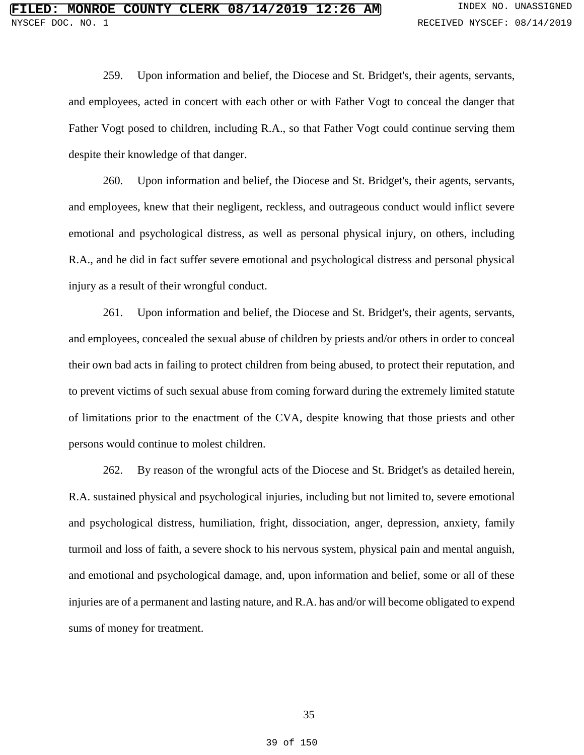259. Upon information and belief, the Diocese and St. Bridget's, their agents, servants, and employees, acted in concert with each other or with Father Vogt to conceal the danger that Father Vogt posed to children, including R.A., so that Father Vogt could continue serving them despite their knowledge of that danger.

260. Upon information and belief, the Diocese and St. Bridget's, their agents, servants, and employees, knew that their negligent, reckless, and outrageous conduct would inflict severe emotional and psychological distress, as well as personal physical injury, on others, including R.A., and he did in fact suffer severe emotional and psychological distress and personal physical injury as a result of their wrongful conduct.

261. Upon information and belief, the Diocese and St. Bridget's, their agents, servants, and employees, concealed the sexual abuse of children by priests and/or others in order to conceal their own bad acts in failing to protect children from being abused, to protect their reputation, and to prevent victims of such sexual abuse from coming forward during the extremely limited statute of limitations prior to the enactment of the CVA, despite knowing that those priests and other persons would continue to molest children.

262. By reason of the wrongful acts of the Diocese and St. Bridget's as detailed herein, R.A. sustained physical and psychological injuries, including but not limited to, severe emotional and psychological distress, humiliation, fright, dissociation, anger, depression, anxiety, family turmoil and loss of faith, a severe shock to his nervous system, physical pain and mental anguish, and emotional and psychological damage, and, upon information and belief, some or all of these injuries are of a permanent and lasting nature, and R.A. has and/or will become obligated to expend sums of money for treatment.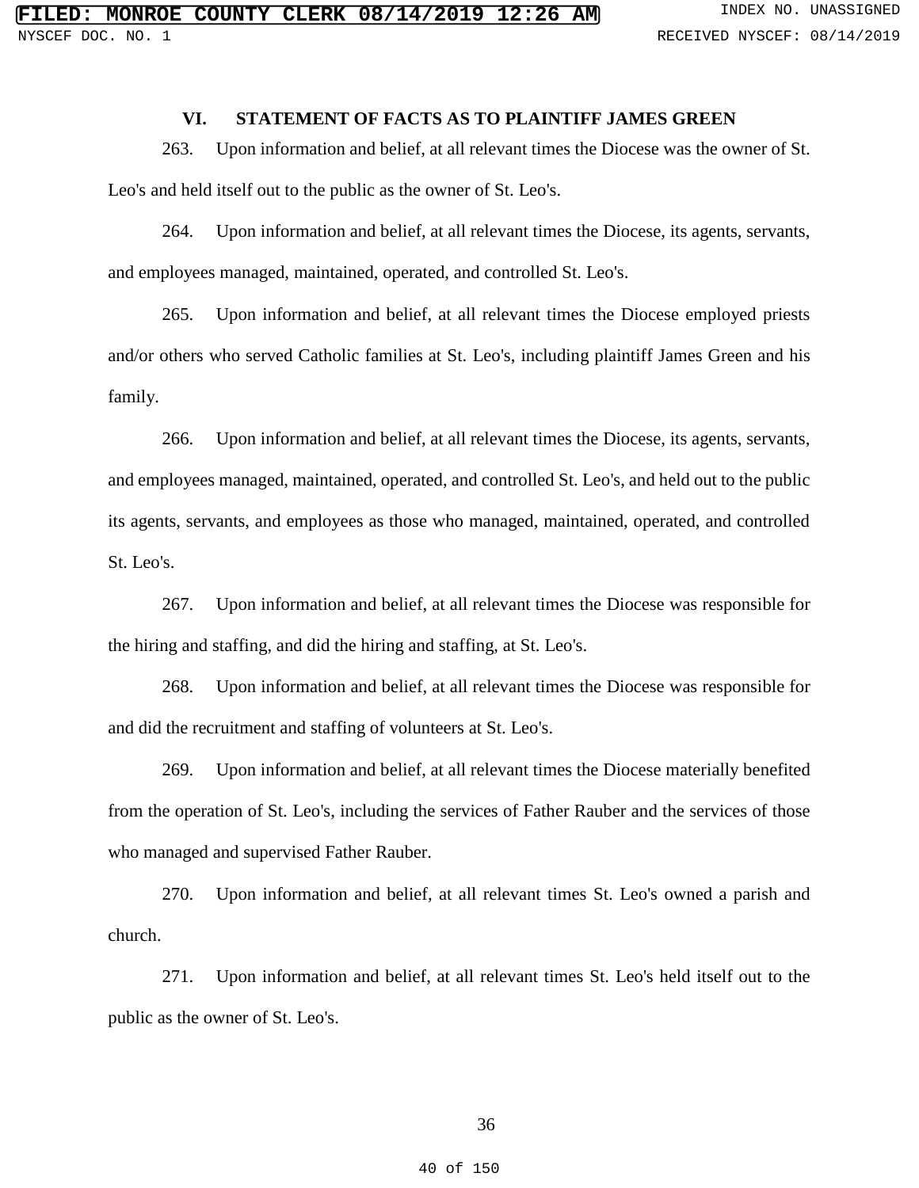## VI. STATEMENT OF FACTS AS TO PLAINTIFF JAMES GREEN

263. Upon information and belief, at all relevant times the Diocese was the owner of St. Leo's and held itself out to the public as the owner of St. Leo's.

264. Upon information and belief, at all relevant times the Diocese, its agents, servants, and employees managed, maintained, operated, and controlled St. Leo's.

265. Upon information and belief, at all relevant times the Diocese employed priests and/or others who served Catholic families at St. Leo's, including plaintiff James Green and his family.

266. Upon information and belief, at all relevant times the Diocese, its agents, servants, and employees managed, maintained, operated, and controlled St. Leo's, and held out to the public its agents, servants, and employees as those who managed, maintained, operated, and controlled St. Leo's.

267. Upon information and belief, at all relevant times the Diocese was responsible for the hiring and staffing, and did the hiring and staffing, at St. Leo's.

268. Upon information and belief, at all relevant times the Diocese was responsible for and did the recruitment and staffing of volunteers at St. Leo's.

269. Upon information and belief, at all relevant times the Diocese materially benefited from the operation of St. Leo's, including the services of Father Rauber and the services of those who managed and supervised Father Rauber.

270. Upon information and belief, at all relevant times St. Leo's owned a parish and church.

271. Upon information and belief, at all relevant times St. Leo's held itself out to the public as the owner of St. Leo's.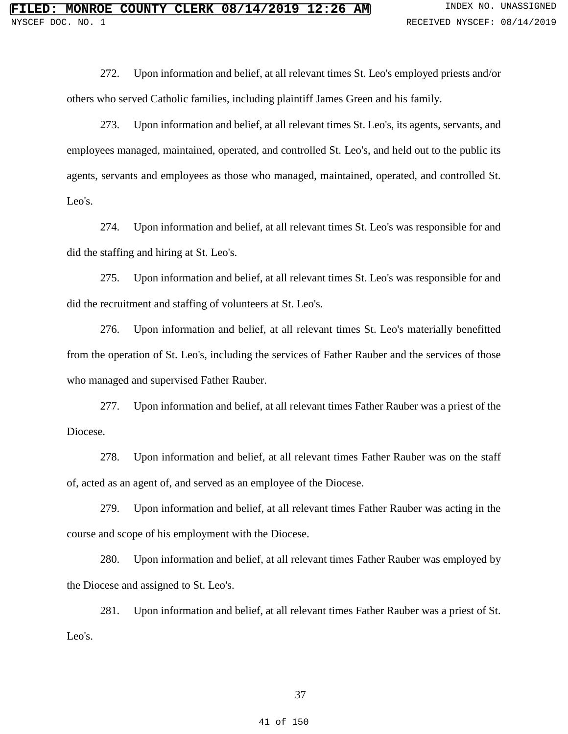272. Upon information and belief, at all relevant times St. Leo's employed priests and/or others who served Catholic families, including plaintiff James Green and his family.

273. Upon information and belief, at all relevant times St. Leo's, its agents, servants, and employees managed, maintained, operated, and controlled St. Leo's, and held out to the public its agents, servants and employees as those who managed, maintained, operated, and controlled St. Leo's.

274. Upon information and belief, at all relevant times St. Leo's was responsible for and did the staffing and hiring at St. Leo's.

275. Upon information and belief, at all relevant times St. Leo's was responsible for and did the recruitment and staffing of volunteers at St. Leo's.

276. Upon information and belief, at all relevant times St. Leo's materially benefitted from the operation of St. Leo's, including the services of Father Rauber and the services of those who managed and supervised Father Rauber.

277. Upon information and belief, at all relevant times Father Rauber was a priest of the Diocese.

278. Upon information and belief, at all relevant times Father Rauber was on the staff of, acted as an agent of, and served as an employee of the Diocese.

279. Upon information and belief, at all relevant times Father Rauber was acting in the course and scope of his employment with the Diocese.

280. Upon information and belief, at all relevant times Father Rauber was employed by the Diocese and assigned to St. Leo's.

281. Upon information and belief, at all relevant times Father Rauber was a priest of St. Leo's.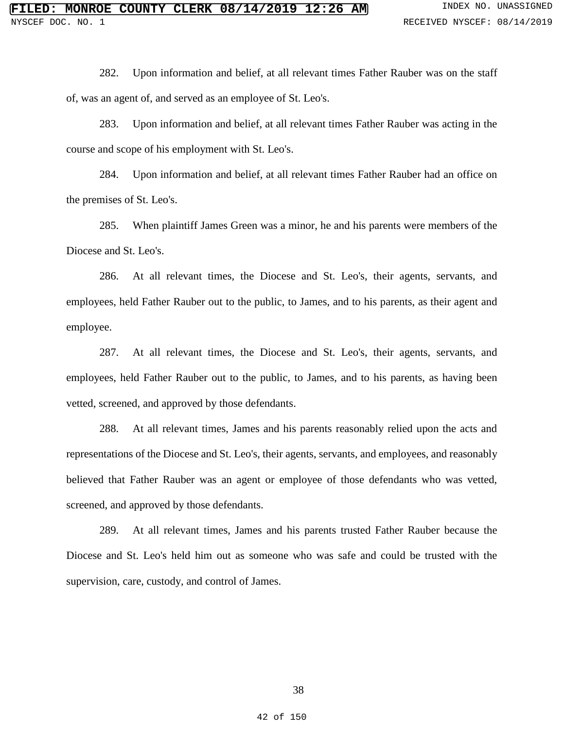282. Upon information and belief, at all relevant times Father Rauber was on the staff of, was an agent of, and served as an employee of St. Leo's.

283. Upon information and belief, at all relevant times Father Rauber was acting in the course and scope of his employment with St. Leo's.

284. Upon information and belief, at all relevant times Father Rauber had an office on the premises of St. Leo's.

285. When plaintiff James Green was a minor, he and his parents were members of the Diocese and St. Leo's.

286. At all relevant times, the Diocese and St. Leo's, their agents, servants, and employees, held Father Rauber out to the public, to James, and to his parents, as their agent and employee.

287. At all relevant times, the Diocese and St. Leo's, their agents, servants, and employees, held Father Rauber out to the public, to James, and to his parents, as having been vetted, screened, and approved by those defendants.

288. At all relevant times, James and his parents reasonably relied upon the acts and representations of the Diocese and St. Leo's, their agents, servants, and employees, and reasonably believed that Father Rauber was an agent or employee of those defendants who was vetted, screened, and approved by those defendants.

289. At all relevant times, James and his parents trusted Father Rauber because the Diocese and St. Leo's held him out as someone who was safe and could be trusted with the supervision, care, custody, and control of James.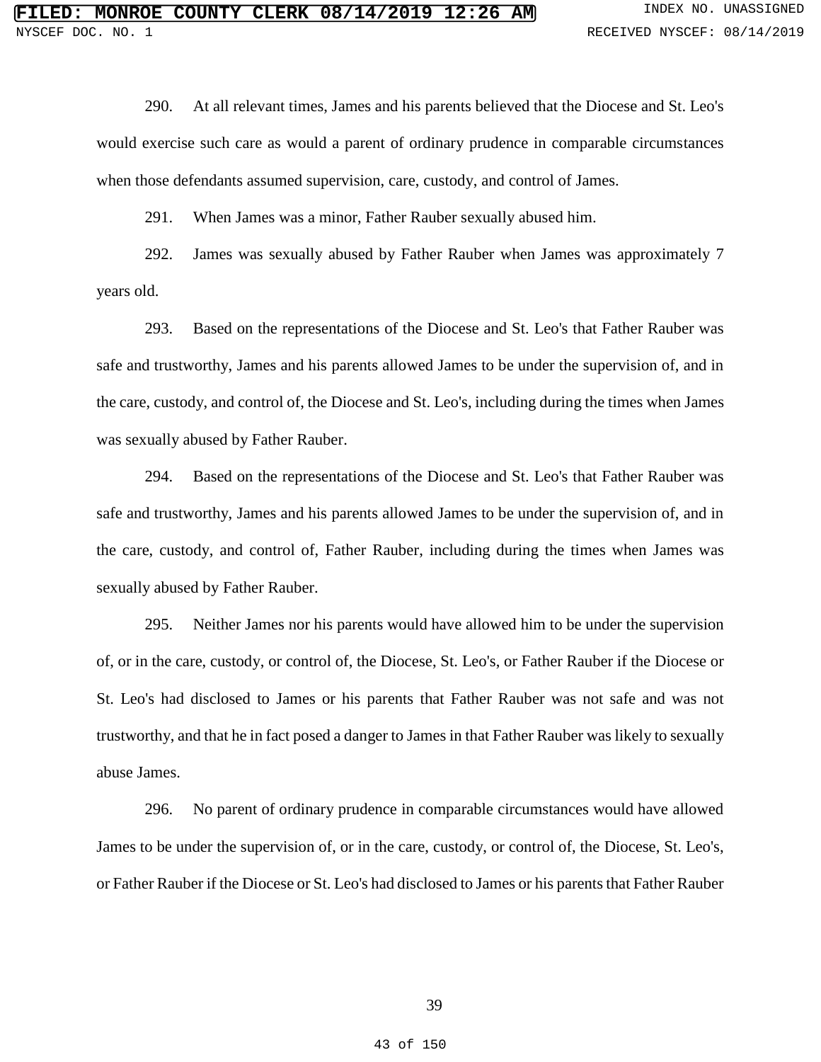290. At all relevant times, James and his parents believed that the Diocese and St. Leo's would exercise such care as would a parent of ordinary prudence in comparable circumstances when those defendants assumed supervision, care, custody, and control of James.

291. When James was a minor, Father Rauber sexually abused him.

292. James was sexually abused by Father Rauber when James was approximately 7 years old.

293. Based on the representations of the Diocese and St. Leo's that Father Rauber was safe and trustworthy, James and his parents allowed James to be under the supervision of, and in the care, custody, and control of, the Diocese and St. Leo's, including during the times when James was sexually abused by Father Rauber.

294. Based on the representations of the Diocese and St. Leo's that Father Rauber was safe and trustworthy, James and his parents allowed James to be under the supervision of, and in the care, custody, and control of, Father Rauber, including during the times when James was sexually abused by Father Rauber.

295. Neither James nor his parents would have allowed him to be under the supervision of, or in the care, custody, or control of, the Diocese, St. Leo's, or Father Rauber if the Diocese or St. Leo's had disclosed to James or his parents that Father Rauber was not safe and was not trustworthy, and that he in fact posed a danger to James in that Father Rauber was likely to sexually abuse James.

296. No parent of ordinary prudence in comparable circumstances would have allowed James to be under the supervision of, or in the care, custody, or control of, the Diocese, St. Leo's, or Father Rauber if the Diocese or St. Leo's had disclosed to James or his parents that Father Rauber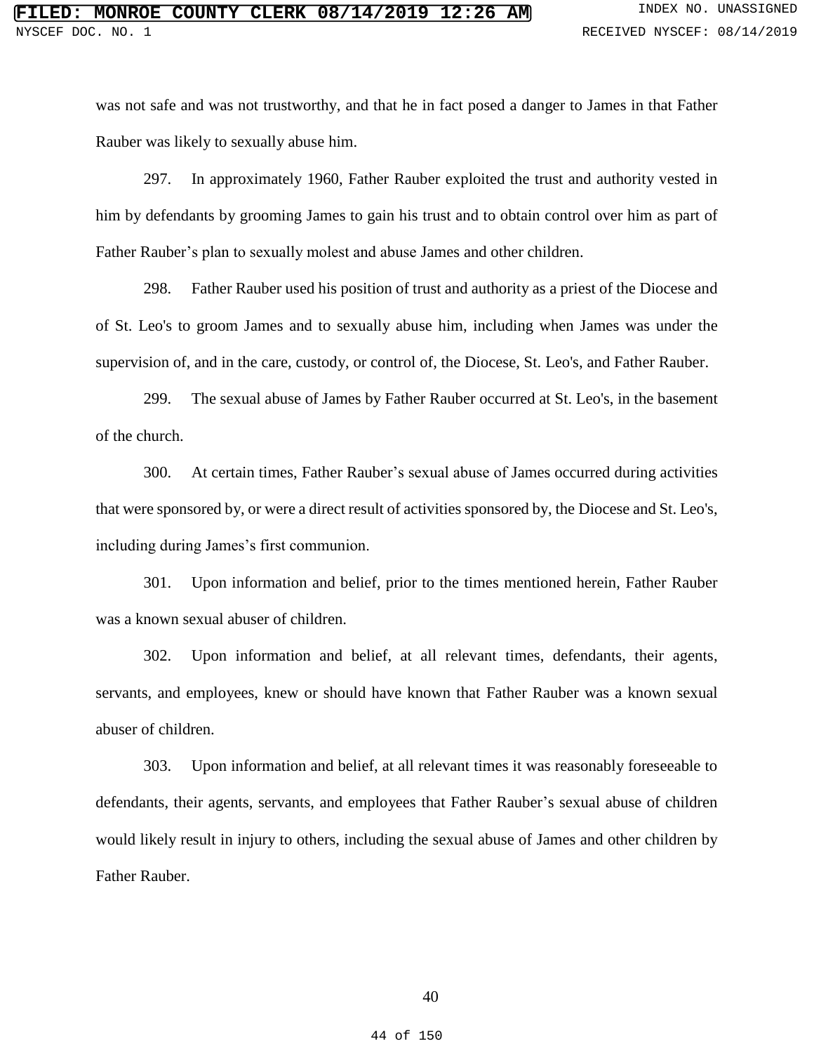was not safe and was not trustworthy, and that he in fact posed a danger to James in that Father Rauber was likely to sexually abuse him.

297. In approximately 1960, Father Rauber exploited the trust and authority vested in him by defendants by grooming James to gain his trust and to obtain control over him as part of Father Rauber's plan to sexually molest and abuse James and other children.

298. Father Rauber used his position of trust and authority as a priest of the Diocese and of St. Leo's to groom James and to sexually abuse him, including when James was under the supervision of, and in the care, custody, or control of, the Diocese, St. Leo's, and Father Rauber.

299. The sexual abuse of James by Father Rauber occurred at St. Leo's, in the basement of the church.

300. At certain times, Father Rauber's sexual abuse of James occurred during activities that were sponsored by, or were a direct result of activities sponsored by, the Diocese and St. Leo's, including during James's first communion.

301. Upon information and belief, prior to the times mentioned herein, Father Rauber was a known sexual abuser of children.

302. Upon information and belief, at all relevant times, defendants, their agents, servants, and employees, knew or should have known that Father Rauber was a known sexual abuser of children.

303. Upon information and belief, at all relevant times it was reasonably foreseeable to defendants, their agents, servants, and employees that Father Rauber's sexual abuse of children would likely result in injury to others, including the sexual abuse of James and other children by Father Rauber.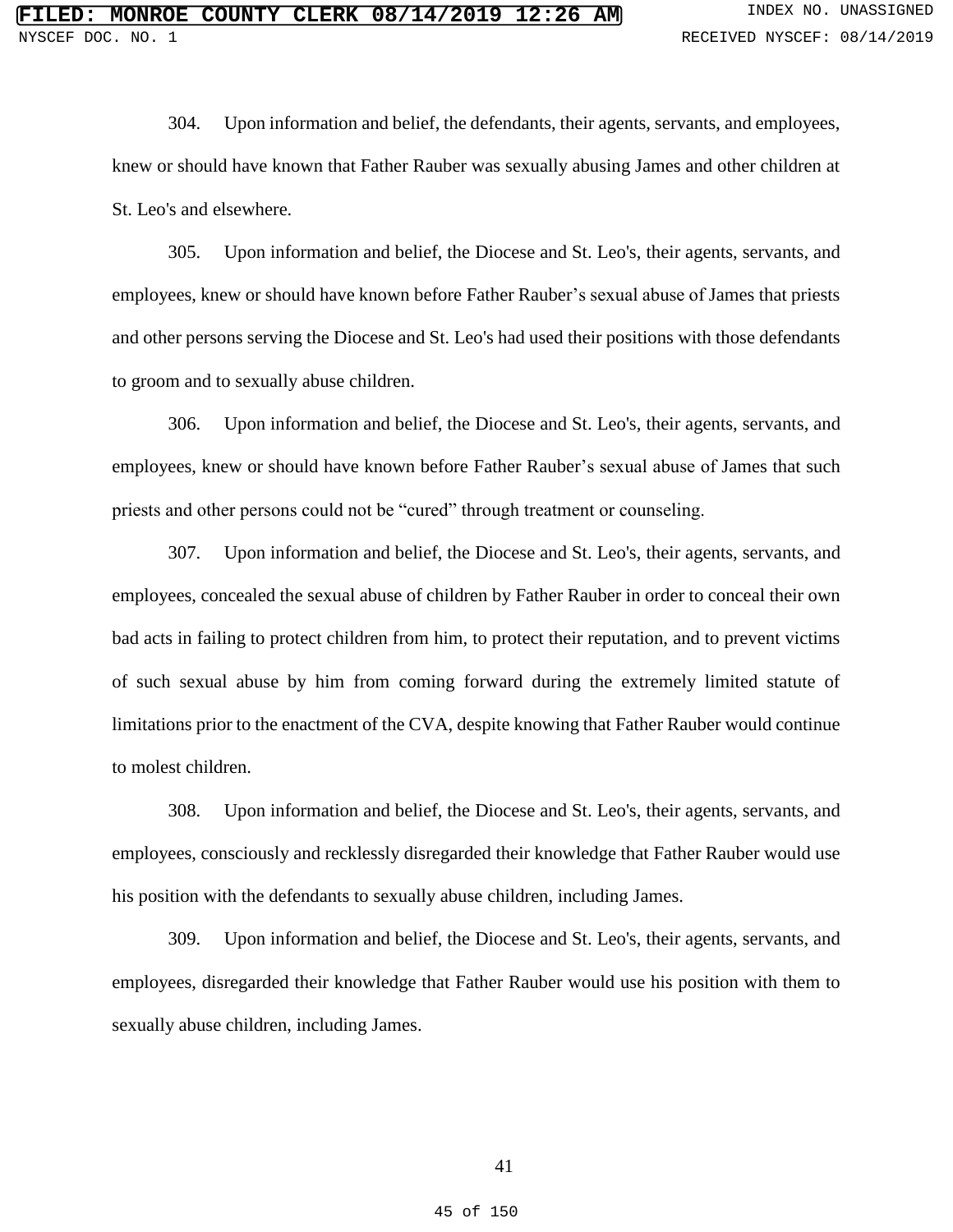304. Upon information and belief, the defendants, their agents, servants, and employees, knew or should have known that Father Rauber was sexually abusing James and other children at St. Leo's and elsewhere.

305. Upon information and belief, the Diocese and St. Leo's, their agents, servants, and employees, knew or should have known before Father Rauber's sexual abuse of James that priests and other persons serving the Diocese and St. Leo's had used their positions with those defendants to groom and to sexually abuse children.

306. Upon information and belief, the Diocese and St. Leo's, their agents, servants, and employees, knew or should have known before Father Rauber's sexual abuse of James that such priests and other persons could not be "cured" through treatment or counseling.

307. Upon information and belief, the Diocese and St. Leo's, their agents, servants, and employees, concealed the sexual abuse of children by Father Rauber in order to conceal their own bad acts in failing to protect children from him, to protect their reputation, and to prevent victims of such sexual abuse by him from coming forward during the extremely limited statute of limitations prior to the enactment of the CVA, despite knowing that Father Rauber would continue to molest children.

308. Upon information and belief, the Diocese and St. Leo's, their agents, servants, and employees, consciously and recklessly disregarded their knowledge that Father Rauber would use his position with the defendants to sexually abuse children, including James.

309. Upon information and belief, the Diocese and St. Leo's, their agents, servants, and employees, disregarded their knowledge that Father Rauber would use his position with them to sexually abuse children, including James.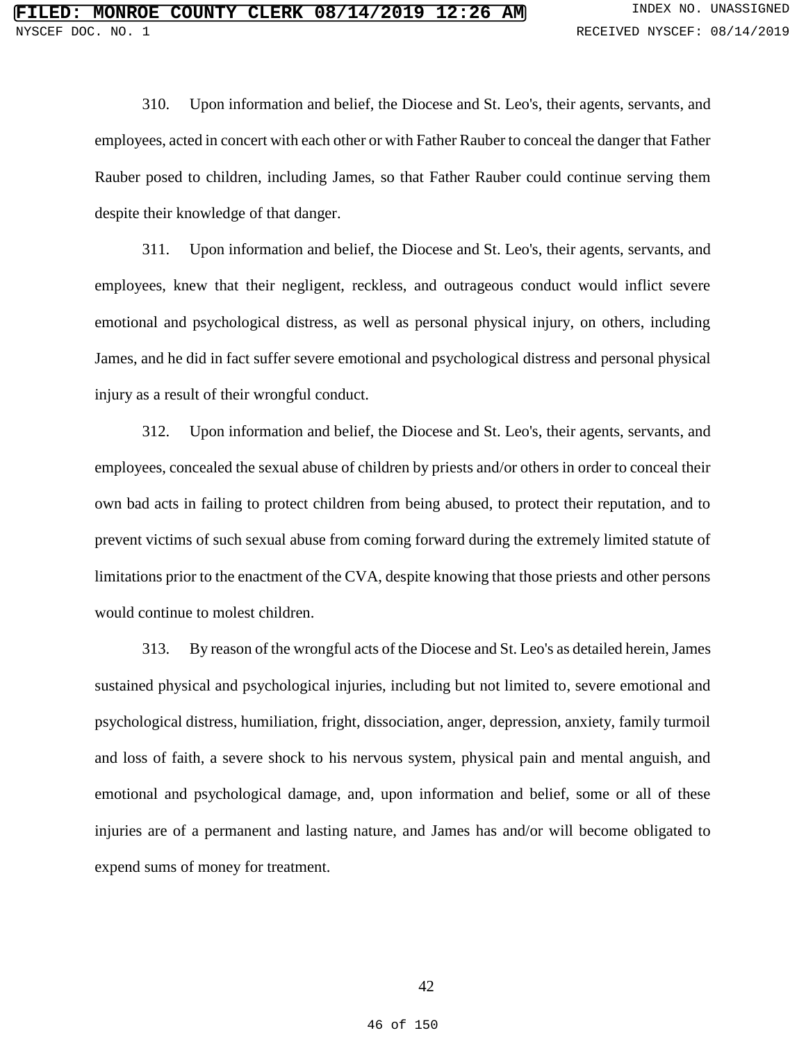310. Upon information and belief, the Diocese and St. Leo's, their agents, servants, and employees, acted in concert with each other or with Father Rauber to conceal the danger that Father Rauber posed to children, including James, so that Father Rauber could continue serving them despite their knowledge of that danger.

311. Upon information and belief, the Diocese and St. Leo's, their agents, servants, and employees, knew that their negligent, reckless, and outrageous conduct would inflict severe emotional and psychological distress, as well as personal physical injury, on others, including James, and he did in fact suffer severe emotional and psychological distress and personal physical injury as a result of their wrongful conduct.

312. Upon information and belief, the Diocese and St. Leo's, their agents, servants, and employees, concealed the sexual abuse of children by priests and/or others in order to conceal their own bad acts in failing to protect children from being abused, to protect their reputation, and to prevent victims of such sexual abuse from coming forward during the extremely limited statute of limitations prior to the enactment of the CVA, despite knowing that those priests and other persons would continue to molest children.

313. By reason of the wrongful acts of the Diocese and St. Leo's as detailed herein, James sustained physical and psychological injuries, including but not limited to, severe emotional and psychological distress, humiliation, fright, dissociation, anger, depression, anxiety, family turmoil and loss of faith, a severe shock to his nervous system, physical pain and mental anguish, and emotional and psychological damage, and, upon information and belief, some or all of these injuries are of a permanent and lasting nature, and James has and/or will become obligated to expend sums of money for treatment.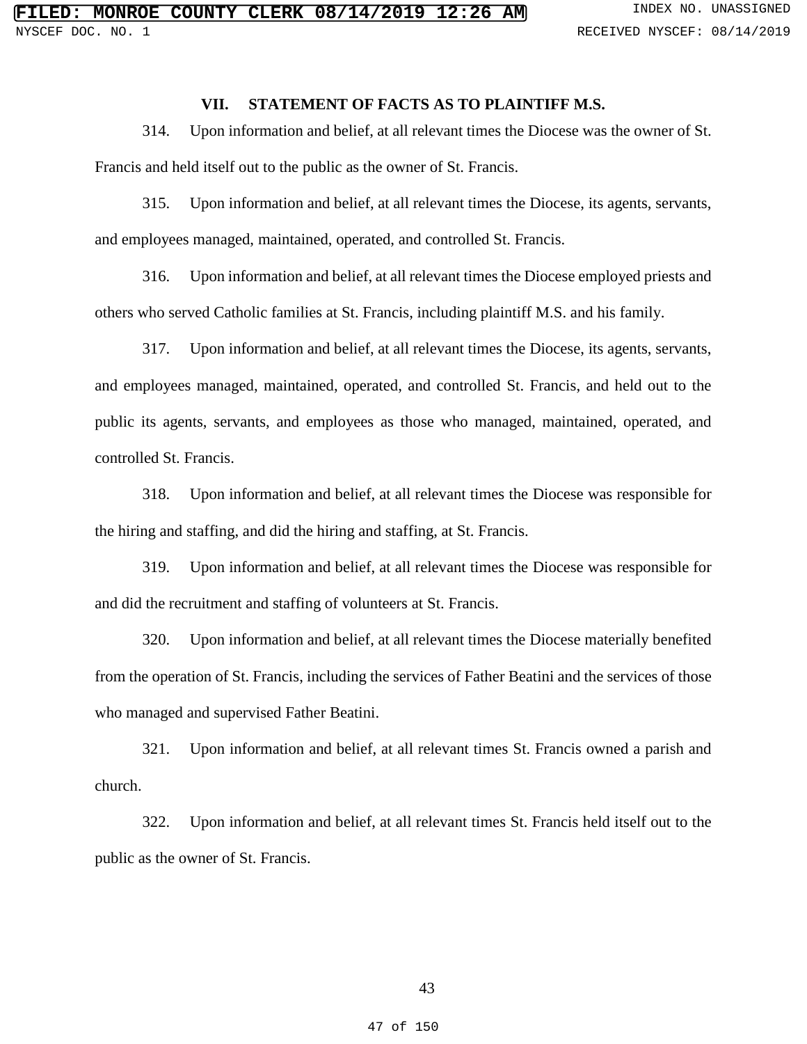## VII. STATEMENT OF FACTS AS TO PLAINTIFF M.S.

314. Upon information and belief, at all relevant times the Diocese was the owner of St. Francis and held itself out to the public as the owner of St. Francis.

315. Upon information and belief, at all relevant times the Diocese, its agents, servants, and employees managed, maintained, operated, and controlled St. Francis.

316. Upon information and belief, at all relevant times the Diocese employed priests and others who served Catholic families at St. Francis, including plaintiff M.S. and his family.

317. Upon information and belief, at all relevant times the Diocese, its agents, servants, and employees managed, maintained, operated, and controlled St. Francis, and held out to the public its agents, servants, and employees as those who managed, maintained, operated, and controlled St. Francis.

318. Upon information and belief, at all relevant times the Diocese was responsible for the hiring and staffing, and did the hiring and staffing, at St. Francis.

319. Upon information and belief, at all relevant times the Diocese was responsible for and did the recruitment and staffing of volunteers at St. Francis.

320. Upon information and belief, at all relevant times the Diocese materially benefited from the operation of St. Francis, including the services of Father Beatini and the services of those who managed and supervised Father Beatini.

321. Upon information and belief, at all relevant times St. Francis owned a parish and church.

322. Upon information and belief, at all relevant times St. Francis held itself out to the public as the owner of St. Francis.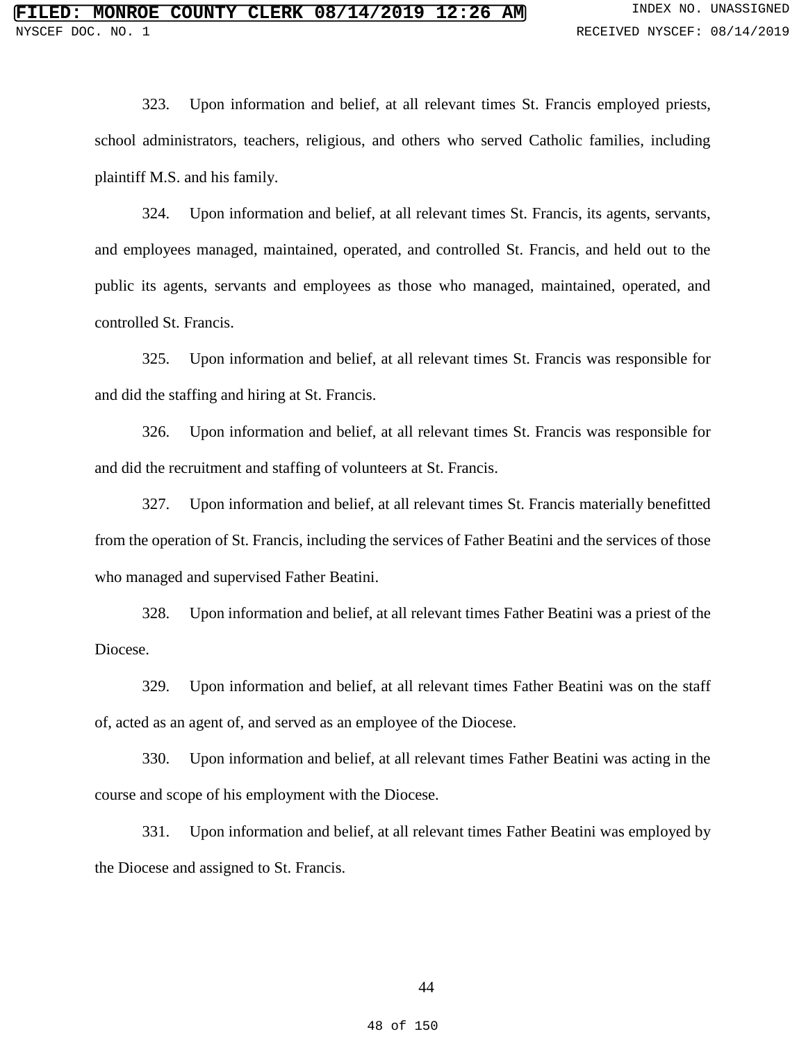323. Upon information and belief, at all relevant times St. Francis employed priests, school administrators, teachers, religious, and others who served Catholic families, including plaintiff M.S. and his family.

324. Upon information and belief, at all relevant times St. Francis, its agents, servants, and employees managed, maintained, operated, and controlled St. Francis, and held out to the public its agents, servants and employees as those who managed, maintained, operated, and controlled St. Francis.

325. Upon information and belief, at all relevant times St. Francis was responsible for and did the staffing and hiring at St. Francis.

326. Upon information and belief, at all relevant times St. Francis was responsible for and did the recruitment and staffing of volunteers at St. Francis.

327. Upon information and belief, at all relevant times St. Francis materially benefitted from the operation of St. Francis, including the services of Father Beatini and the services of those who managed and supervised Father Beatini.

328. Upon information and belief, at all relevant times Father Beatini was a priest of the Diocese.

329. Upon information and belief, at all relevant times Father Beatini was on the staff of, acted as an agent of, and served as an employee of the Diocese.

330. Upon information and belief, at all relevant times Father Beatini was acting in the course and scope of his employment with the Diocese.

331. Upon information and belief, at all relevant times Father Beatini was employed by the Diocese and assigned to St. Francis.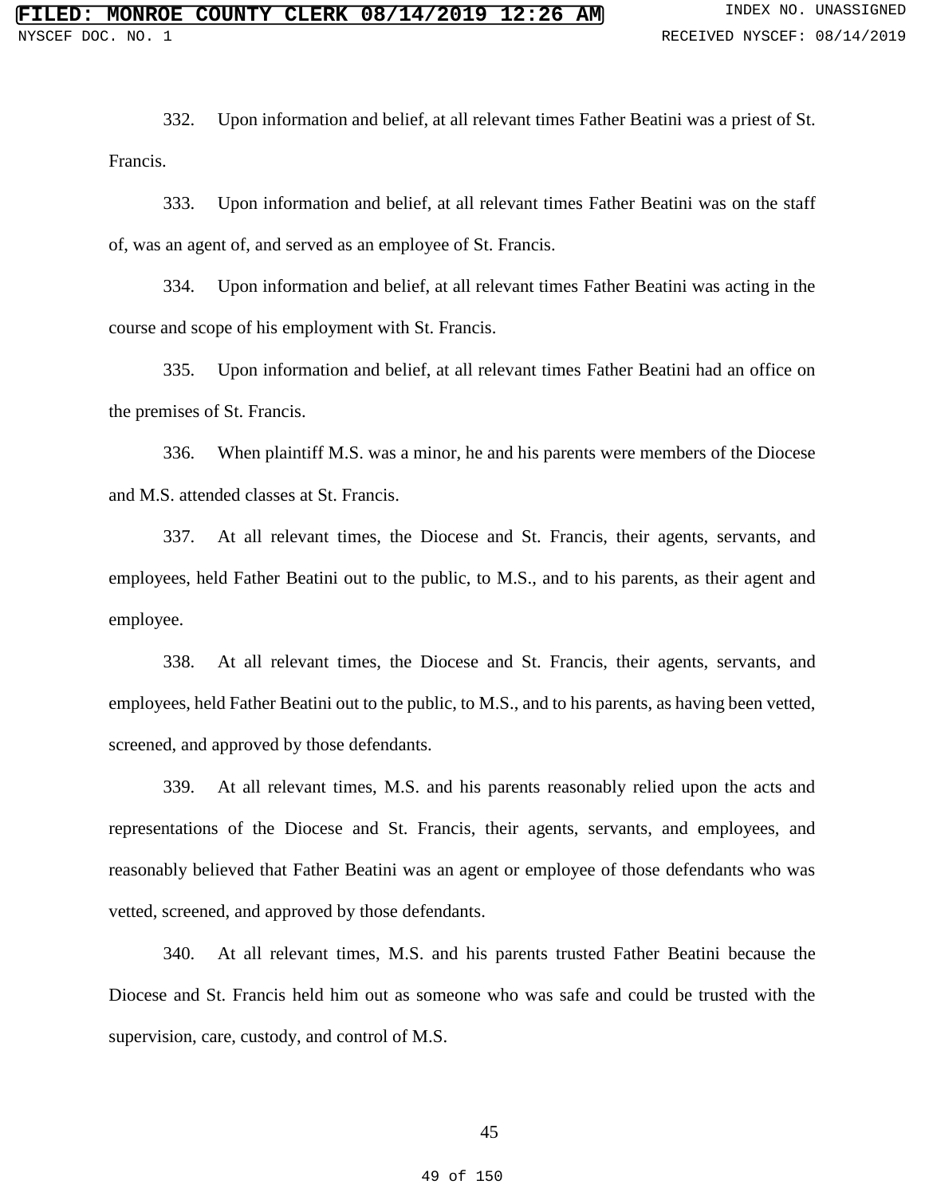332. Upon information and belief, at all relevant times Father Beatini was a priest of St. Francis.

333. Upon information and belief, at all relevant times Father Beatini was on the staff of, was an agent of, and served as an employee of St. Francis.

334. Upon information and belief, at all relevant times Father Beatini was acting in the course and scope of his employment with St. Francis.

335. Upon information and belief, at all relevant times Father Beatini had an office on the premises of St. Francis.

336. When plaintiff M.S. was a minor, he and his parents were members of the Diocese and M.S. attended classes at St. Francis.

337. At all relevant times, the Diocese and St. Francis, their agents, servants, and employees, held Father Beatini out to the public, to M.S., and to his parents, as their agent and employee.

338. At all relevant times, the Diocese and St. Francis, their agents, servants, and employees, held Father Beatini out to the public, to M.S., and to his parents, as having been vetted, screened, and approved by those defendants.

339. At all relevant times, M.S. and his parents reasonably relied upon the acts and representations of the Diocese and St. Francis, their agents, servants, and employees, and reasonably believed that Father Beatini was an agent or employee of those defendants who was vetted, screened, and approved by those defendants.

340. At all relevant times, M.S. and his parents trusted Father Beatini because the Diocese and St. Francis held him out as someone who was safe and could be trusted with the supervision, care, custody, and control of M.S.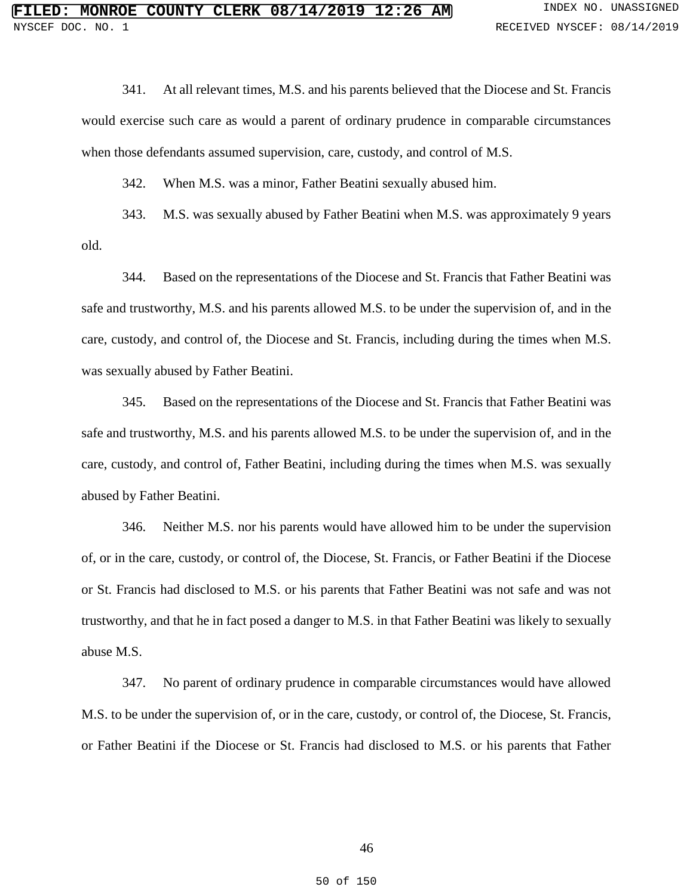341. At all relevant times, M.S. and his parents believed that the Diocese and St. Francis would exercise such care as would a parent of ordinary prudence in comparable circumstances when those defendants assumed supervision, care, custody, and control of M.S.

342. When M.S. was a minor, Father Beatini sexually abused him.

343. M.S. was sexually abused by Father Beatini when M.S. was approximately 9 years old.

344. Based on the representations of the Diocese and St. Francis that Father Beatini was safe and trustworthy, M.S. and his parents allowed M.S. to be under the supervision of, and in the care, custody, and control of, the Diocese and St. Francis, including during the times when M.S. was sexually abused by Father Beatini.

345. Based on the representations of the Diocese and St. Francis that Father Beatini was safe and trustworthy, M.S. and his parents allowed M.S. to be under the supervision of, and in the care, custody, and control of, Father Beatini, including during the times when M.S. was sexually abused by Father Beatini.

346. Neither M.S. nor his parents would have allowed him to be under the supervision of, or in the care, custody, or control of, the Diocese, St. Francis, or Father Beatini if the Diocese or St. Francis had disclosed to M.S. or his parents that Father Beatini was not safe and was not trustworthy, and that he in fact posed a danger to M.S. in that Father Beatini was likely to sexually abuse M.S.

347. No parent of ordinary prudence in comparable circumstances would have allowed M.S. to be under the supervision of, or in the care, custody, or control of, the Diocese, St. Francis, or Father Beatini if the Diocese or St. Francis had disclosed to M.S. or his parents that Father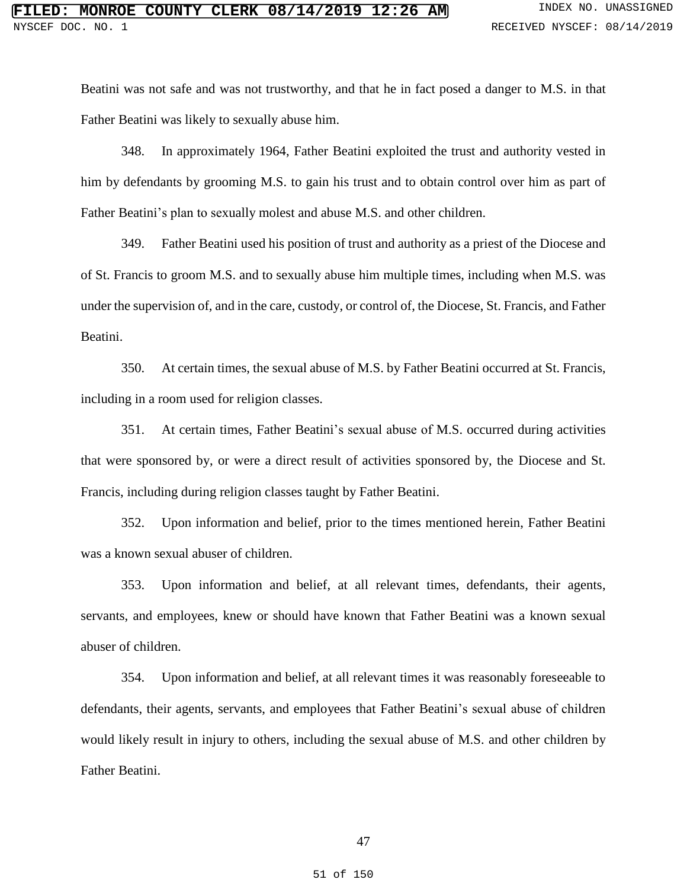Beatini was not safe and was not trustworthy, and that he in fact posed a danger to M.S. in that Father Beatini was likely to sexually abuse him.

348. In approximately 1964, Father Beatini exploited the trust and authority vested in him by defendants by grooming M.S. to gain his trust and to obtain control over him as part of Father Beatini's plan to sexually molest and abuse M.S. and other children.

349. Father Beatini used his position of trust and authority as a priest of the Diocese and of St. Francis to groom M.S. and to sexually abuse him multiple times, including when M.S. was under the supervision of, and in the care, custody, or control of, the Diocese, St. Francis, and Father Beatini.

350. At certain times, the sexual abuse of M.S. by Father Beatini occurred at St. Francis, including in a room used for religion classes.

351. At certain times, Father Beatini's sexual abuse of M.S. occurred during activities that were sponsored by, or were a direct result of activities sponsored by, the Diocese and St. Francis, including during religion classes taught by Father Beatini.

352. Upon information and belief, prior to the times mentioned herein, Father Beatini was a known sexual abuser of children.

353. Upon information and belief, at all relevant times, defendants, their agents, servants, and employees, knew or should have known that Father Beatini was a known sexual abuser of children.

354. Upon information and belief, at all relevant times it was reasonably foreseeable to defendants, their agents, servants, and employees that Father Beatini's sexual abuse of children would likely result in injury to others, including the sexual abuse of M.S. and other children by Father Beatini.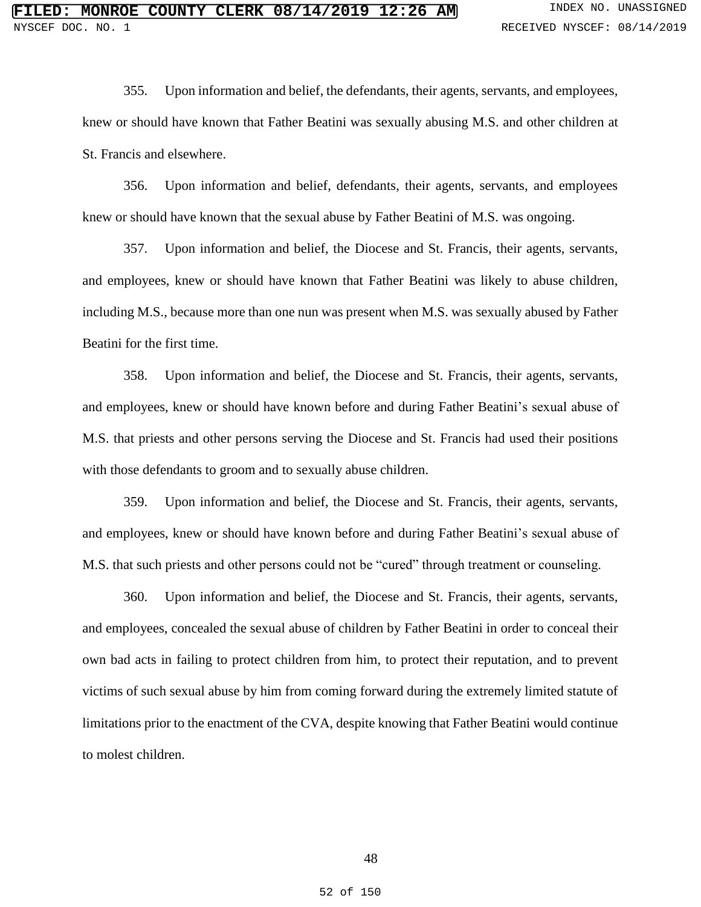355. Upon information and belief, the defendants, their agents, servants, and employees, knew or should have known that Father Beatini was sexually abusing M.S. and other children at St. Francis and elsewhere.

356. Upon information and belief, defendants, their agents, servants, and employees knew or should have known that the sexual abuse by Father Beatini of M.S. was ongoing.

357. Upon information and belief, the Diocese and St. Francis, their agents, servants, and employees, knew or should have known that Father Beatini was likely to abuse children, including M.S., because more than one nun was present when M.S. was sexually abused by Father Beatini for the first time.

358. Upon information and belief, the Diocese and St. Francis, their agents, servants, and employees, knew or should have known before and during Father Beatini's sexual abuse of M.S. that priests and other persons serving the Diocese and St. Francis had used their positions with those defendants to groom and to sexually abuse children.

359. Upon information and belief, the Diocese and St. Francis, their agents, servants, and employees, knew or should have known before and during Father Beatini's sexual abuse of M.S. that such priests and other persons could not be "cured" through treatment or counseling.

360. Upon information and belief, the Diocese and St. Francis, their agents, servants, and employees, concealed the sexual abuse of children by Father Beatini in order to conceal their own bad acts in failing to protect children from him, to protect their reputation, and to prevent victims of such sexual abuse by him from coming forward during the extremely limited statute of limitations prior to the enactment of the CVA, despite knowing that Father Beatini would continue to molest children.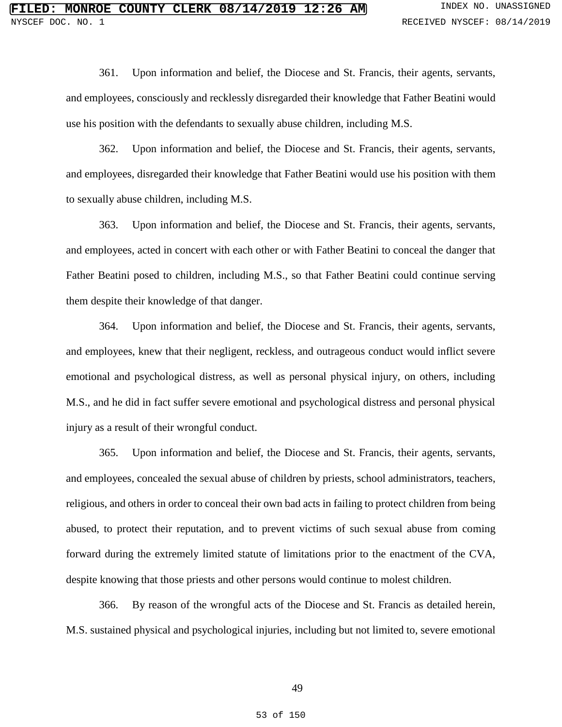361. Upon information and belief, the Diocese and St. Francis, their agents, servants, and employees, consciously and recklessly disregarded their knowledge that Father Beatini would use his position with the defendants to sexually abuse children, including M.S.

362. Upon information and belief, the Diocese and St. Francis, their agents, servants, and employees, disregarded their knowledge that Father Beatini would use his position with them to sexually abuse children, including M.S.

363. Upon information and belief, the Diocese and St. Francis, their agents, servants, and employees, acted in concert with each other or with Father Beatini to conceal the danger that Father Beatini posed to children, including M.S., so that Father Beatini could continue serving them despite their knowledge of that danger.

364. Upon information and belief, the Diocese and St. Francis, their agents, servants, and employees, knew that their negligent, reckless, and outrageous conduct would inflict severe emotional and psychological distress, as well as personal physical injury, on others, including M.S., and he did in fact suffer severe emotional and psychological distress and personal physical injury as a result of their wrongful conduct.

365. Upon information and belief, the Diocese and St. Francis, their agents, servants, and employees, concealed the sexual abuse of children by priests, school administrators, teachers, religious, and others in order to conceal their own bad acts in failing to protect children from being abused, to protect their reputation, and to prevent victims of such sexual abuse from coming forward during the extremely limited statute of limitations prior to the enactment of the CVA, despite knowing that those priests and other persons would continue to molest children.

366. By reason of the wrongful acts of the Diocese and St. Francis as detailed herein, M.S. sustained physical and psychological injuries, including but not limited to, severe emotional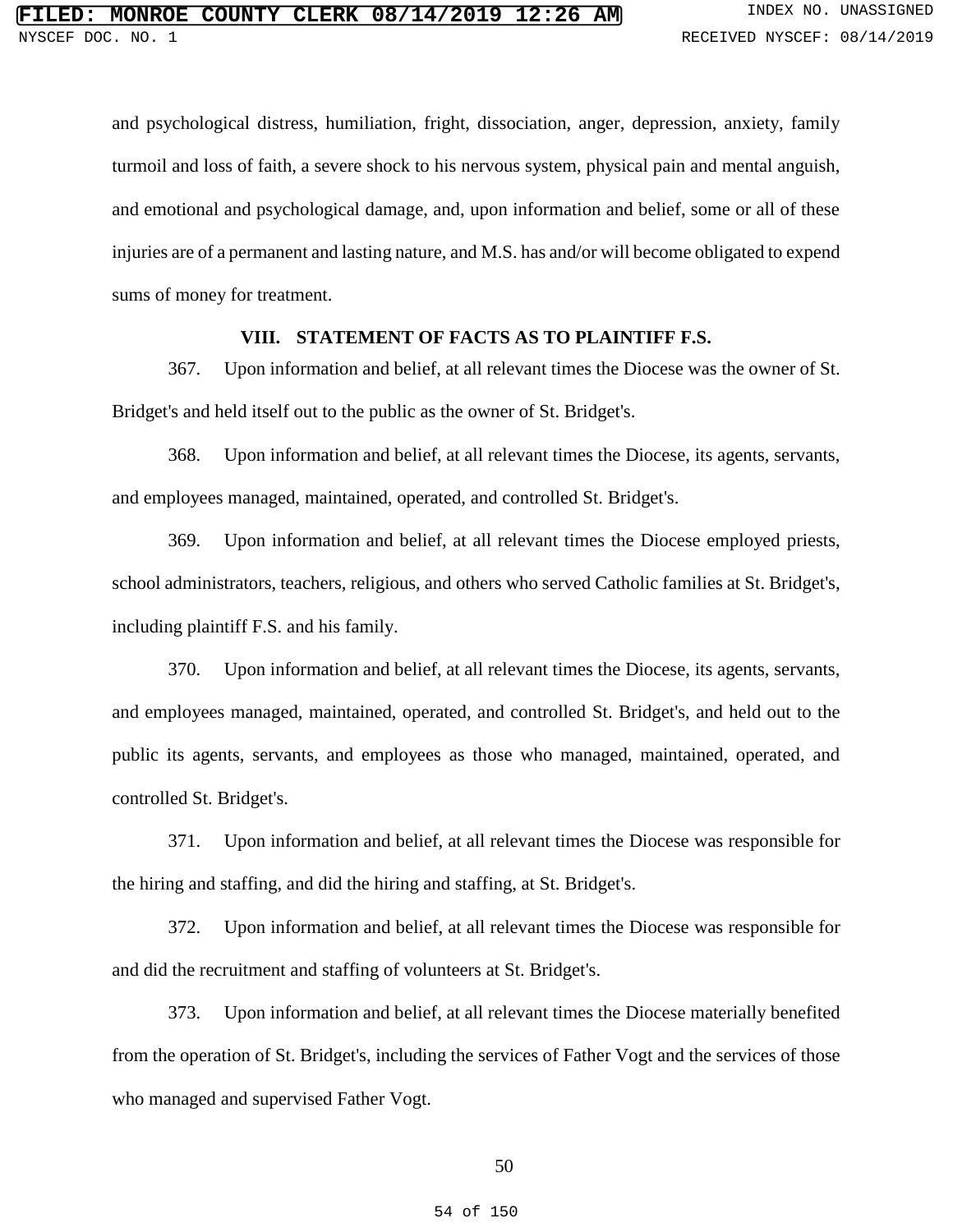and psychological distress, humiliation, fright, dissociation, anger, depression, anxiety, family turmoil and loss of faith, a severe shock to his nervous system, physical pain and mental anguish, and emotional and psychological damage, and, upon information and belief, some or all of these injuries are of a permanent and lasting nature, and M.S. has and/or will become obligated to expend sums of money for treatment.

## VIII. STATEMENT OF FACTS AS TO PLAINTIFF F.S.

367. Upon information and belief, at all relevant times the Diocese was the owner of St. Bridget's and held itself out to the public as the owner of St. Bridget's.

368. Upon information and belief, at all relevant times the Diocese, its agents, servants, and employees managed, maintained, operated, and controlled St. Bridget's.

369. Upon information and belief, at all relevant times the Diocese employed priests, school administrators, teachers, religious, and others who served Catholic families at St. Bridget's, including plaintiff F.S. and his family.

370. Upon information and belief, at all relevant times the Diocese, its agents, servants, and employees managed, maintained, operated, and controlled St. Bridget's, and held out to the public its agents, servants, and employees as those who managed, maintained, operated, and controlled St. Bridget's.

371. Upon information and belief, at all relevant times the Diocese was responsible for the hiring and staffing, and did the hiring and staffing, at St. Bridget's.

372. Upon information and belief, at all relevant times the Diocese was responsible for and did the recruitment and staffing of volunteers at St. Bridget's.

373. Upon information and belief, at all relevant times the Diocese materially benefited from the operation of St. Bridget's, including the services of Father Vogt and the services of those who managed and supervised Father Vogt.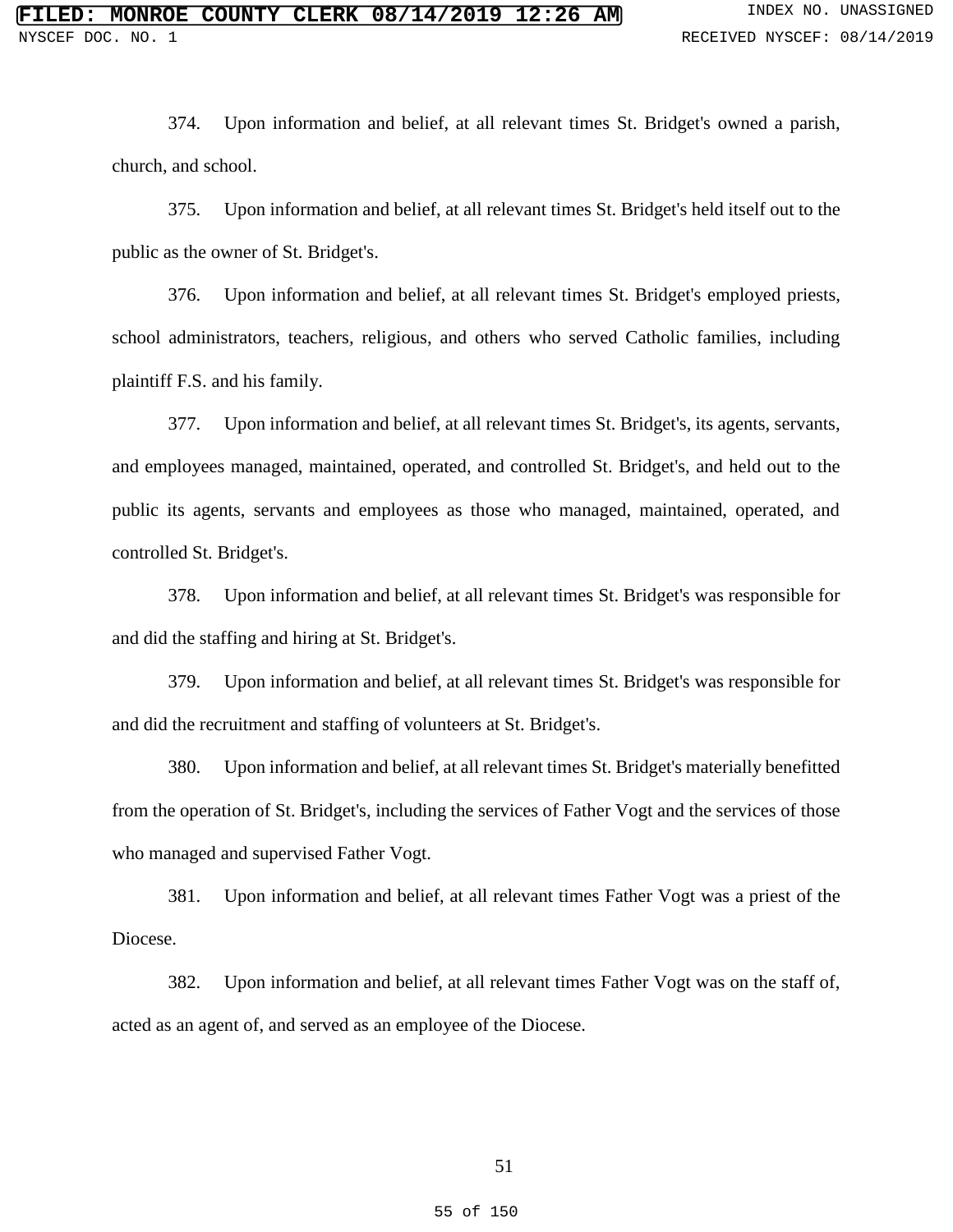374. Upon information and belief, at all relevant times St. Bridget's owned a parish, church, and school.

375. Upon information and belief, at all relevant times St. Bridget's held itself out to the public as the owner of St. Bridget's.

376. Upon information and belief, at all relevant times St. Bridget's employed priests, school administrators, teachers, religious, and others who served Catholic families, including plaintiff F.S. and his family.

377. Upon information and belief, at all relevant times St. Bridget's, its agents, servants, and employees managed, maintained, operated, and controlled St. Bridget's, and held out to the public its agents, servants and employees as those who managed, maintained, operated, and controlled St. Bridget's.

378. Upon information and belief, at all relevant times St. Bridget's was responsible for and did the staffing and hiring at St. Bridget's.

379. Upon information and belief, at all relevant times St. Bridget's was responsible for and did the recruitment and staffing of volunteers at St. Bridget's.

380. Upon information and belief, at all relevant times St. Bridget's materially benefitted from the operation of St. Bridget's, including the services of Father Vogt and the services of those who managed and supervised Father Vogt.

381. Upon information and belief, at all relevant times Father Vogt was a priest of the Diocese.

382. Upon information and belief, at all relevant times Father Vogt was on the staff of, acted as an agent of, and served as an employee of the Diocese.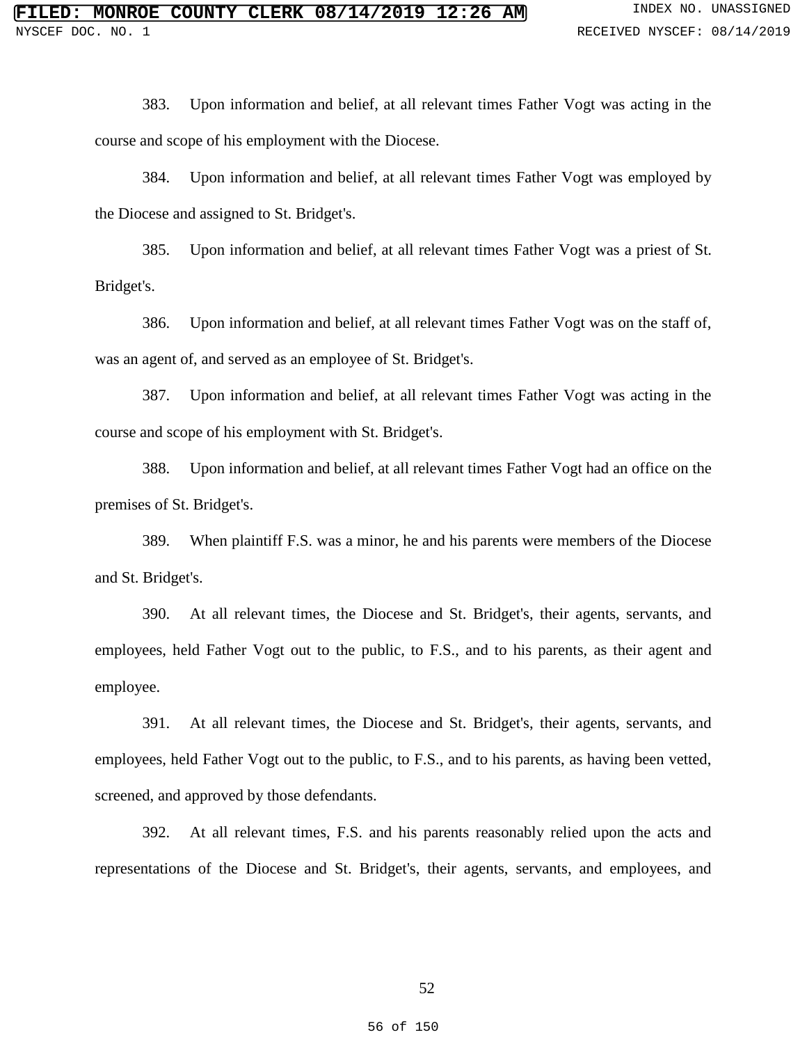383. Upon information and belief, at all relevant times Father Vogt was acting in the course and scope of his employment with the Diocese.

384. Upon information and belief, at all relevant times Father Vogt was employed by the Diocese and assigned to St. Bridget's.

385. Upon information and belief, at all relevant times Father Vogt was a priest of St. Bridget's.

386. Upon information and belief, at all relevant times Father Vogt was on the staff of, was an agent of, and served as an employee of St. Bridget's.

387. Upon information and belief, at all relevant times Father Vogt was acting in the course and scope of his employment with St. Bridget's.

388. Upon information and belief, at all relevant times Father Vogt had an office on the premises of St. Bridget's.

389. When plaintiff F.S. was a minor, he and his parents were members of the Diocese and St. Bridget's.

390. At all relevant times, the Diocese and St. Bridget's, their agents, servants, and employees, held Father Vogt out to the public, to F.S., and to his parents, as their agent and employee.

391. At all relevant times, the Diocese and St. Bridget's, their agents, servants, and employees, held Father Vogt out to the public, to F.S., and to his parents, as having been vetted, screened, and approved by those defendants.

392. At all relevant times, F.S. and his parents reasonably relied upon the acts and representations of the Diocese and St. Bridget's, their agents, servants, and employees, and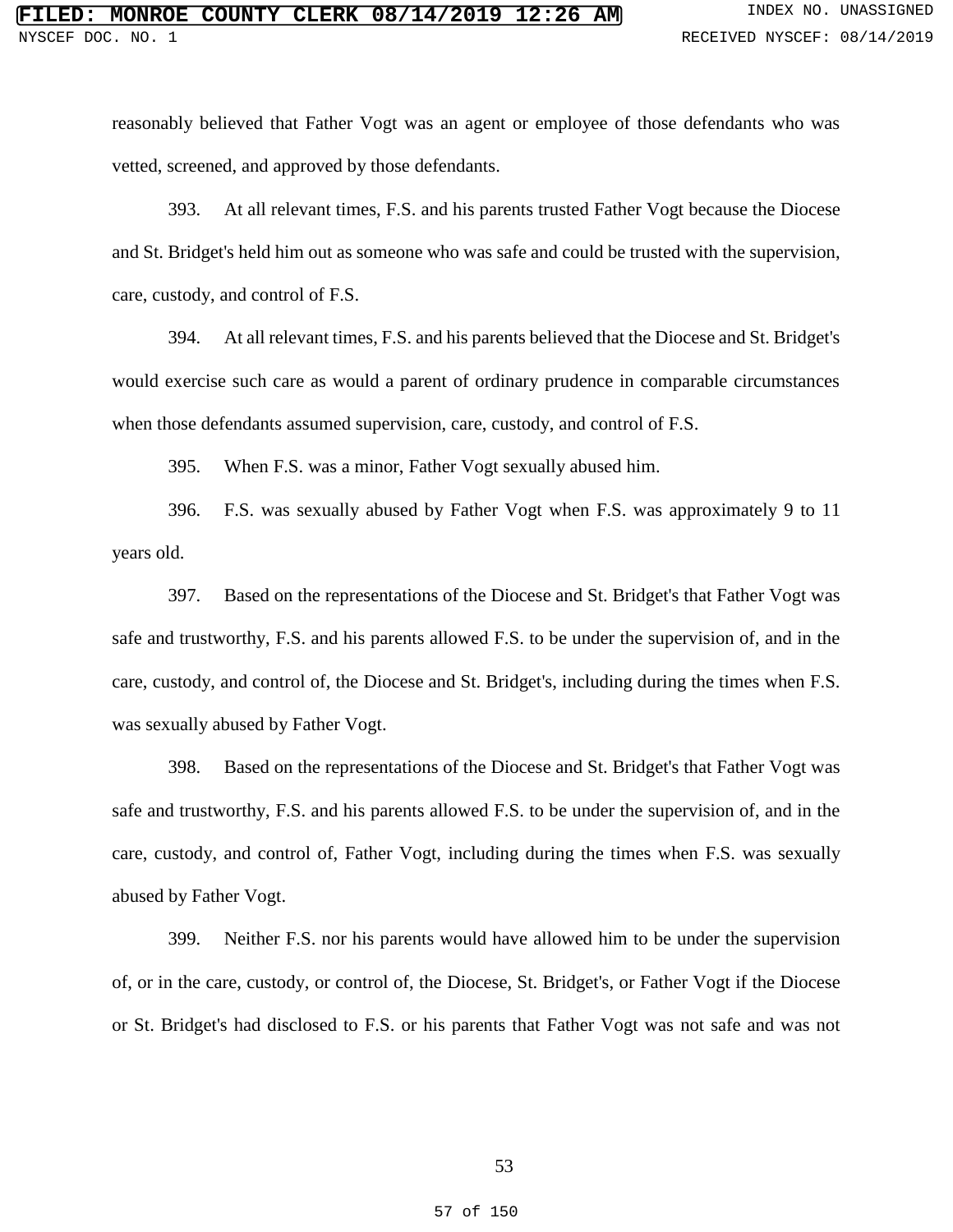reasonably believed that Father Vogt was an agent or employee of those defendants who was vetted, screened, and approved by those defendants.

393. At all relevant times, F.S. and his parents trusted Father Vogt because the Diocese and St. Bridget's held him out as someone who was safe and could be trusted with the supervision, care, custody, and control of F.S.

394. At all relevant times, F.S. and his parents believed that the Diocese and St. Bridget's would exercise such care as would a parent of ordinary prudence in comparable circumstances when those defendants assumed supervision, care, custody, and control of F.S.

395. When F.S. was a minor, Father Vogt sexually abused him.

396. F.S. was sexually abused by Father Vogt when F.S. was approximately 9 to 11 years old.

397. Based on the representations of the Diocese and St. Bridget's that Father Vogt was safe and trustworthy, F.S. and his parents allowed F.S. to be under the supervision of, and in the care, custody, and control of, the Diocese and St. Bridget's, including during the times when F.S. was sexually abused by Father Vogt.

398. Based on the representations of the Diocese and St. Bridget's that Father Vogt was safe and trustworthy, F.S. and his parents allowed F.S. to be under the supervision of, and in the care, custody, and control of, Father Vogt, including during the times when F.S. was sexually abused by Father Vogt.

399. Neither F.S. nor his parents would have allowed him to be under the supervision of, or in the care, custody, or control of, the Diocese, St. Bridget's, or Father Vogt if the Diocese or St. Bridget's had disclosed to F.S. or his parents that Father Vogt was not safe and was not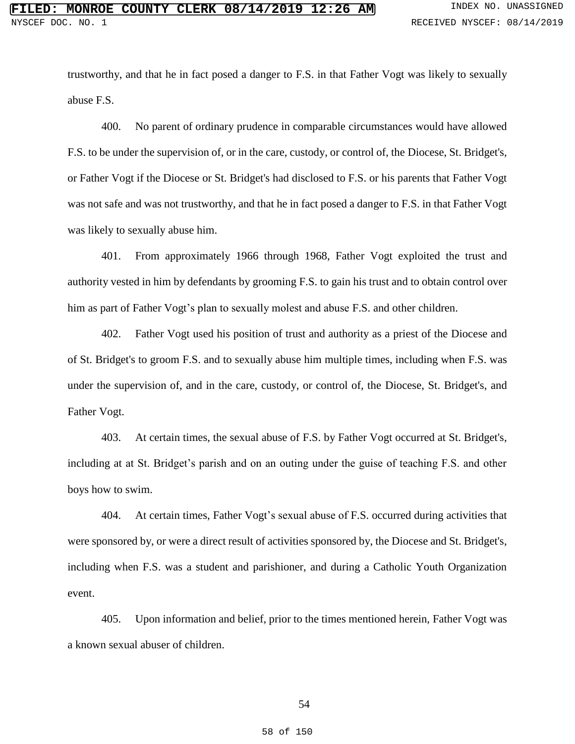trustworthy, and that he in fact posed a danger to F.S. in that Father Vogt was likely to sexually abuse F.S.

400. No parent of ordinary prudence in comparable circumstances would have allowed F.S. to be under the supervision of, or in the care, custody, or control of, the Diocese, St. Bridget's, or Father Vogt if the Diocese or St. Bridget's had disclosed to F.S. or his parents that Father Vogt was not safe and was not trustworthy, and that he in fact posed a danger to F.S. in that Father Vogt was likely to sexually abuse him.

401. From approximately 1966 through 1968, Father Vogt exploited the trust and authority vested in him by defendants by grooming F.S. to gain his trust and to obtain control over him as part of Father Vogt's plan to sexually molest and abuse F.S. and other children.

402. Father Vogt used his position of trust and authority as a priest of the Diocese and of St. Bridget's to groom F.S. and to sexually abuse him multiple times, including when F.S. was under the supervision of, and in the care, custody, or control of, the Diocese, St. Bridget's, and Father Vogt.

403. At certain times, the sexual abuse of F.S. by Father Vogt occurred at St. Bridget's, including at at St. Bridget's parish and on an outing under the guise of teaching F.S. and other boys how to swim.

404. At certain times, Father Vogt's sexual abuse of F.S. occurred during activities that were sponsored by, or were a direct result of activities sponsored by, the Diocese and St. Bridget's, including when F.S. was a student and parishioner, and during a Catholic Youth Organization event.

405. Upon information and belief, prior to the times mentioned herein, Father Vogt was a known sexual abuser of children.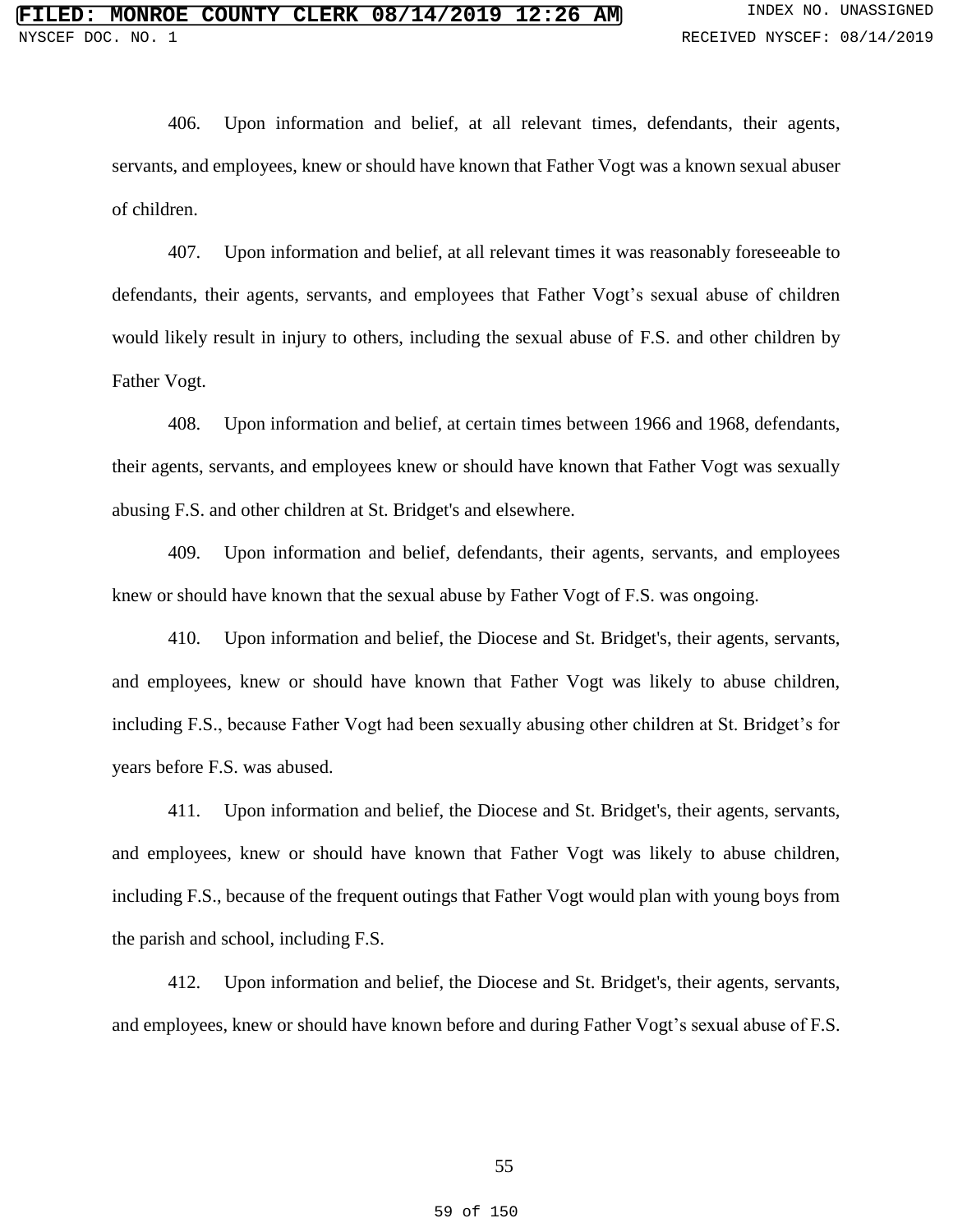406. Upon information and belief, at all relevant times, defendants, their agents, servants, and employees, knew or should have known that Father Vogt was a known sexual abuser of children.

407. Upon information and belief, at all relevant times it was reasonably foreseeable to defendants, their agents, servants, and employees that Father Vogt's sexual abuse of children would likely result in injury to others, including the sexual abuse of F.S. and other children by Father Vogt.

408. Upon information and belief, at certain times between 1966 and 1968, defendants, their agents, servants, and employees knew or should have known that Father Vogt was sexually abusing F.S. and other children at St. Bridget's and elsewhere.

409. Upon information and belief, defendants, their agents, servants, and employees knew or should have known that the sexual abuse by Father Vogt of F.S. was ongoing.

410. Upon information and belief, the Diocese and St. Bridget's, their agents, servants, and employees, knew or should have known that Father Vogt was likely to abuse children, including F.S., because Father Vogt had been sexually abusing other children at St. Bridget's for years before F.S. was abused.

411. Upon information and belief, the Diocese and St. Bridget's, their agents, servants, and employees, knew or should have known that Father Vogt was likely to abuse children, including F.S., because of the frequent outings that Father Vogt would plan with young boys from the parish and school, including F.S.

412. Upon information and belief, the Diocese and St. Bridget's, their agents, servants, and employees, knew or should have known before and during Father Vogt's sexual abuse of F.S.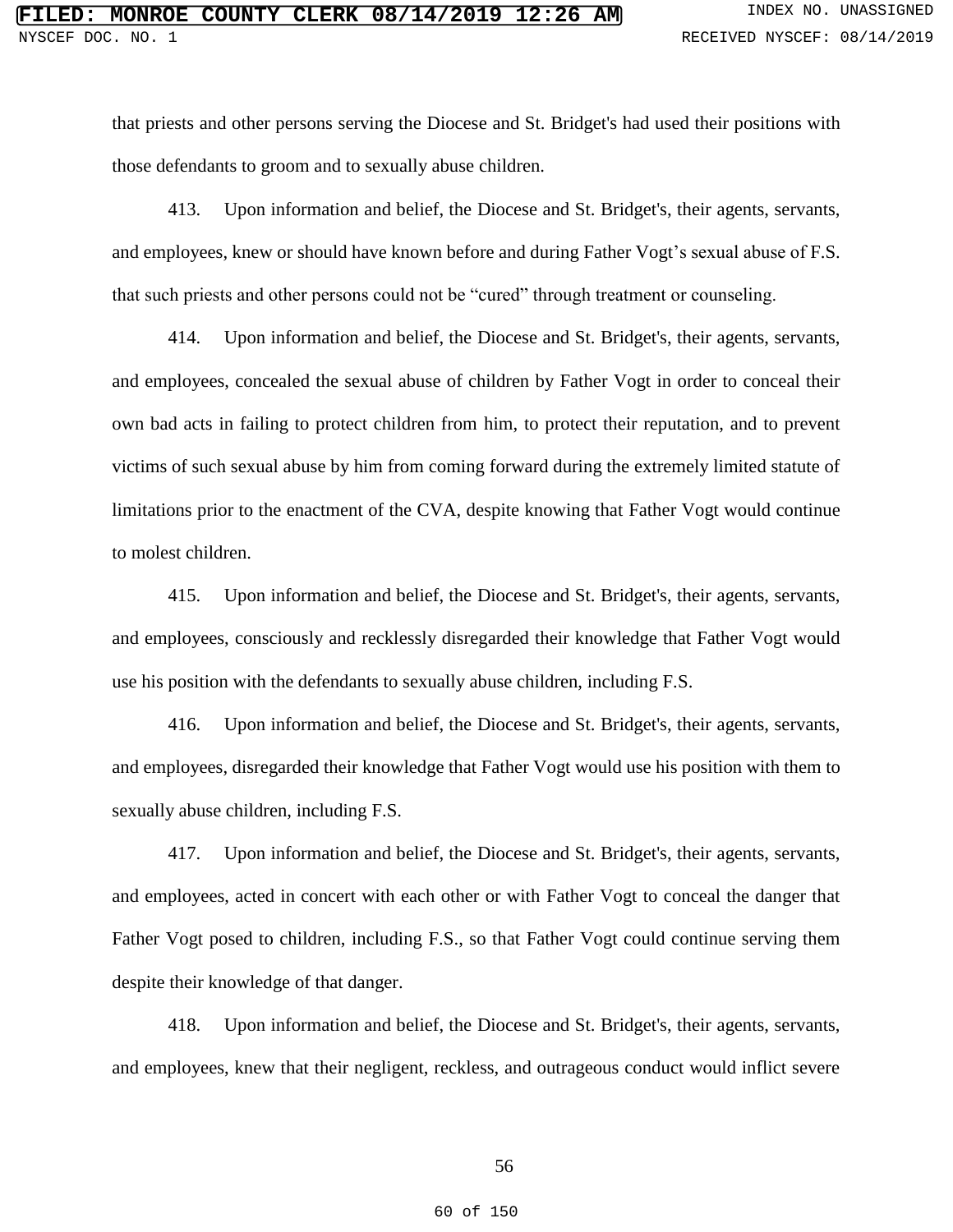that priests and other persons serving the Diocese and St. Bridget's had used their positions with those defendants to groom and to sexually abuse children.

413. Upon information and belief, the Diocese and St. Bridget's, their agents, servants, and employees, knew or should have known before and during Father Vogt's sexual abuse of F.S. that such priests and other persons could not be "cured" through treatment or counseling.

414. Upon information and belief, the Diocese and St. Bridget's, their agents, servants, and employees, concealed the sexual abuse of children by Father Vogt in order to conceal their own bad acts in failing to protect children from him, to protect their reputation, and to prevent victims of such sexual abuse by him from coming forward during the extremely limited statute of limitations prior to the enactment of the CVA, despite knowing that Father Vogt would continue to molest children.

415. Upon information and belief, the Diocese and St. Bridget's, their agents, servants, and employees, consciously and recklessly disregarded their knowledge that Father Vogt would use his position with the defendants to sexually abuse children, including F.S.

416. Upon information and belief, the Diocese and St. Bridget's, their agents, servants, and employees, disregarded their knowledge that Father Vogt would use his position with them to sexually abuse children, including F.S.

417. Upon information and belief, the Diocese and St. Bridget's, their agents, servants, and employees, acted in concert with each other or with Father Vogt to conceal the danger that Father Vogt posed to children, including F.S., so that Father Vogt could continue serving them despite their knowledge of that danger.

418. Upon information and belief, the Diocese and St. Bridget's, their agents, servants, and employees, knew that their negligent, reckless, and outrageous conduct would inflict severe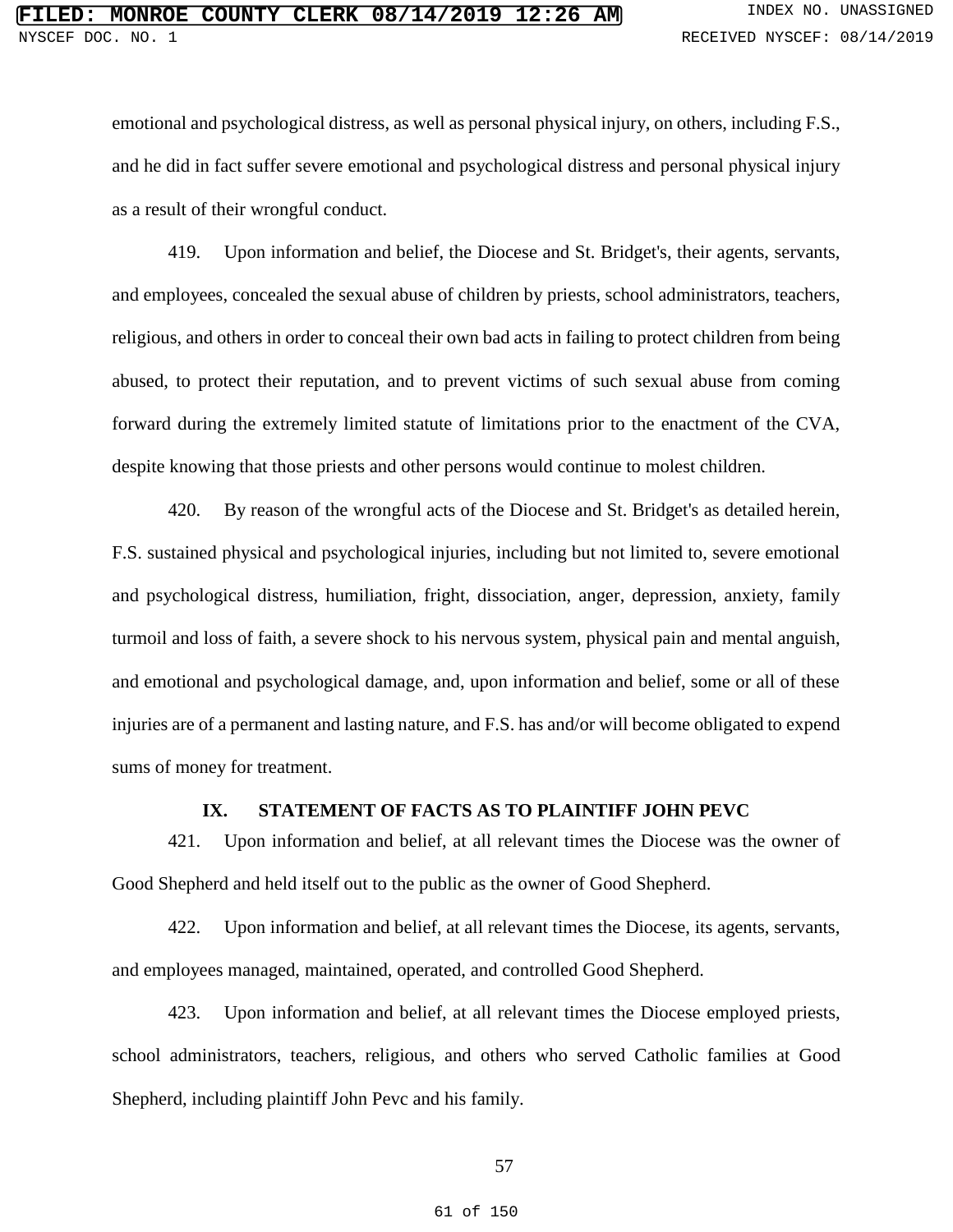emotional and psychological distress, as well as personal physical injury, on others, including F.S., and he did in fact suffer severe emotional and psychological distress and personal physical injury as a result of their wrongful conduct.

419. Upon information and belief, the Diocese and St. Bridget's, their agents, servants, and employees, concealed the sexual abuse of children by priests, school administrators, teachers, religious, and others in order to conceal their own bad acts in failing to protect children from being abused, to protect their reputation, and to prevent victims of such sexual abuse from coming forward during the extremely limited statute of limitations prior to the enactment of the CVA, despite knowing that those priests and other persons would continue to molest children.

420. By reason of the wrongful acts of the Diocese and St. Bridget's as detailed herein, F.S. sustained physical and psychological injuries, including but not limited to, severe emotional and psychological distress, humiliation, fright, dissociation, anger, depression, anxiety, family turmoil and loss of faith, a severe shock to his nervous system, physical pain and mental anguish, and emotional and psychological damage, and, upon information and belief, some or all of these injuries are of a permanent and lasting nature, and F.S. has and/or will become obligated to expend sums of money for treatment.

## IX. STATEMENT OF FACTS AS TO PLAINTIFF JOHN PEVC

421. Upon information and belief, at all relevant times the Diocese was the owner of Good Shepherd and held itself out to the public as the owner of Good Shepherd.

422. Upon information and belief, at all relevant times the Diocese, its agents, servants, and employees managed, maintained, operated, and controlled Good Shepherd.

423. Upon information and belief, at all relevant times the Diocese employed priests, school administrators, teachers, religious, and others who served Catholic families at Good Shepherd, including plaintiff John Pevc and his family.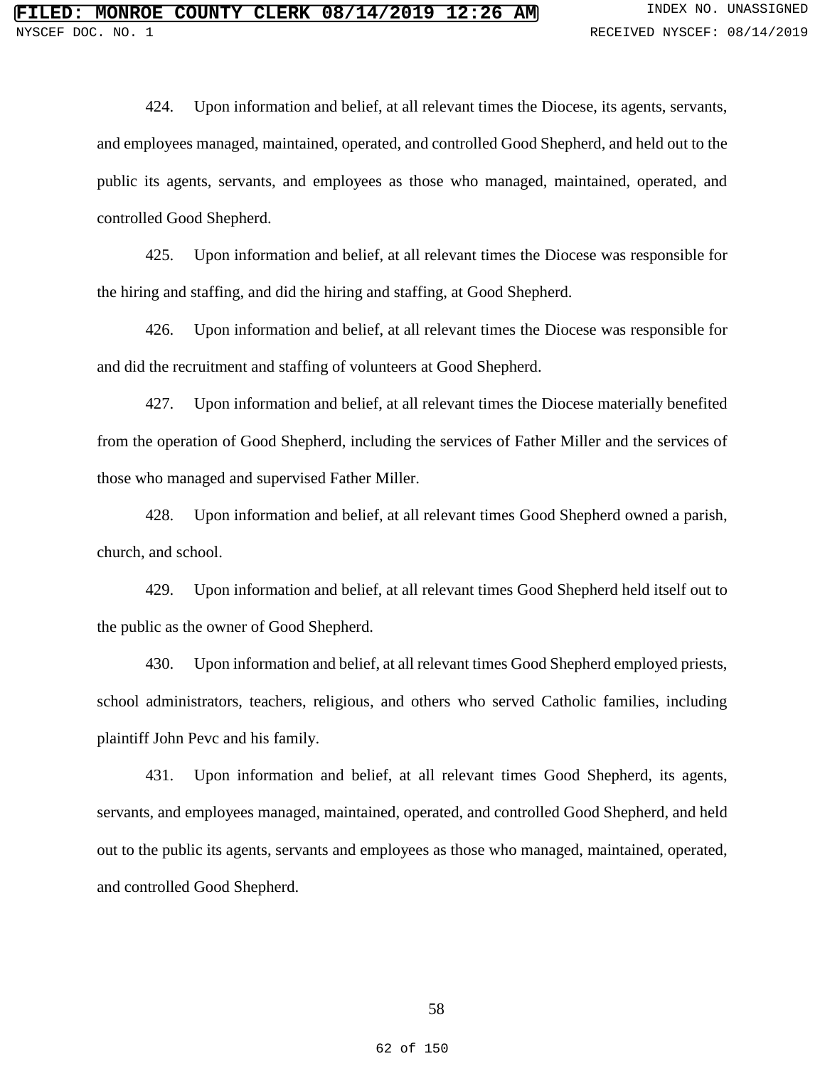424. Upon information and belief, at all relevant times the Diocese, its agents, servants, and employees managed, maintained, operated, and controlled Good Shepherd, and held out to the public its agents, servants, and employees as those who managed, maintained, operated, and controlled Good Shepherd.

425. Upon information and belief, at all relevant times the Diocese was responsible for the hiring and staffing, and did the hiring and staffing, at Good Shepherd.

426. Upon information and belief, at all relevant times the Diocese was responsible for and did the recruitment and staffing of volunteers at Good Shepherd.

427. Upon information and belief, at all relevant times the Diocese materially benefited from the operation of Good Shepherd, including the services of Father Miller and the services of those who managed and supervised Father Miller.

428. Upon information and belief, at all relevant times Good Shepherd owned a parish, church, and school.

429. Upon information and belief, at all relevant times Good Shepherd held itself out to the public as the owner of Good Shepherd.

430. Upon information and belief, at all relevant times Good Shepherd employed priests, school administrators, teachers, religious, and others who served Catholic families, including plaintiff John Pevc and his family.

431. Upon information and belief, at all relevant times Good Shepherd, its agents, servants, and employees managed, maintained, operated, and controlled Good Shepherd, and held out to the public its agents, servants and employees as those who managed, maintained, operated, and controlled Good Shepherd.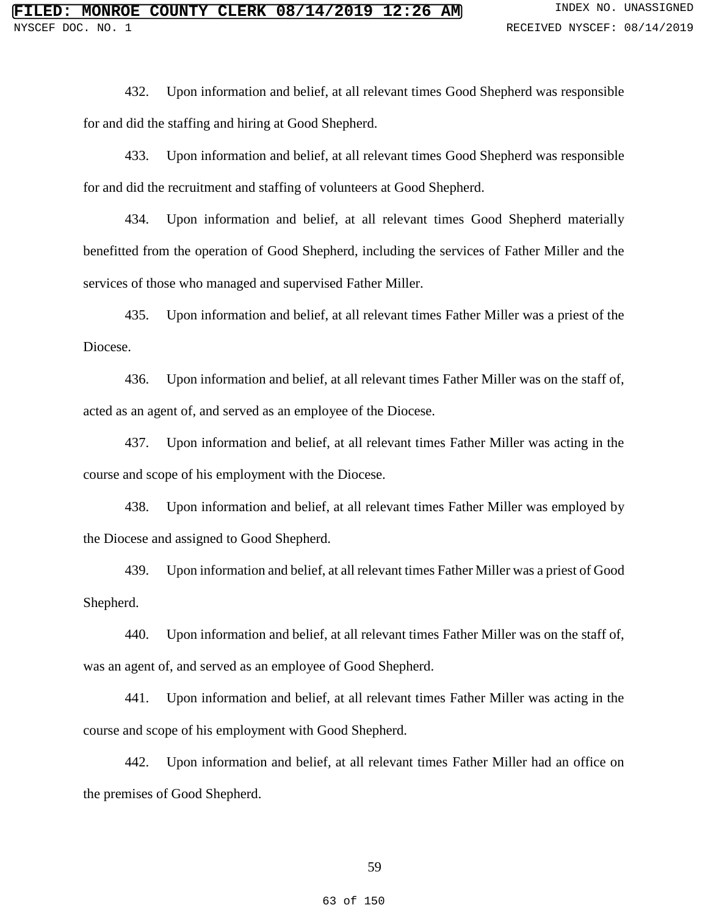432. Upon information and belief, at all relevant times Good Shepherd was responsible for and did the staffing and hiring at Good Shepherd.

433. Upon information and belief, at all relevant times Good Shepherd was responsible for and did the recruitment and staffing of volunteers at Good Shepherd.

434. Upon information and belief, at all relevant times Good Shepherd materially benefitted from the operation of Good Shepherd, including the services of Father Miller and the services of those who managed and supervised Father Miller.

435. Upon information and belief, at all relevant times Father Miller was a priest of the Diocese.

436. Upon information and belief, at all relevant times Father Miller was on the staff of, acted as an agent of, and served as an employee of the Diocese.

437. Upon information and belief, at all relevant times Father Miller was acting in the course and scope of his employment with the Diocese.

438. Upon information and belief, at all relevant times Father Miller was employed by the Diocese and assigned to Good Shepherd.

439. Upon information and belief, at all relevant times Father Miller was a priest of Good Shepherd.

440. Upon information and belief, at all relevant times Father Miller was on the staff of, was an agent of, and served as an employee of Good Shepherd.

441. Upon information and belief, at all relevant times Father Miller was acting in the course and scope of his employment with Good Shepherd.

442. Upon information and belief, at all relevant times Father Miller had an office on the premises of Good Shepherd.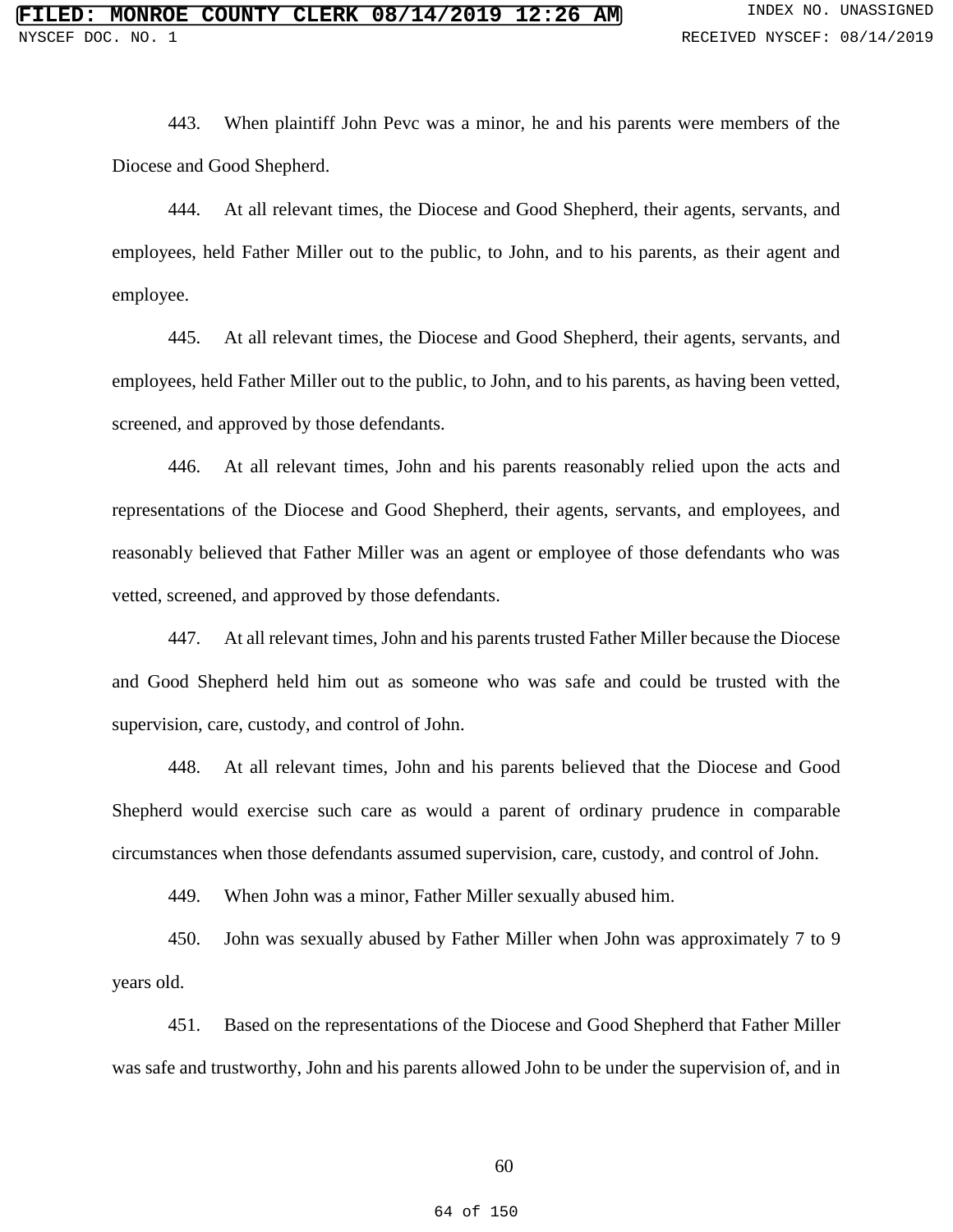443. When plaintiff John Pevc was a minor, he and his parents were members of the Diocese and Good Shepherd.

444. At all relevant times, the Diocese and Good Shepherd, their agents, servants, and employees, held Father Miller out to the public, to John, and to his parents, as their agent and employee.

445. At all relevant times, the Diocese and Good Shepherd, their agents, servants, and employees, held Father Miller out to the public, to John, and to his parents, as having been vetted, screened, and approved by those defendants.

446. At all relevant times, John and his parents reasonably relied upon the acts and representations of the Diocese and Good Shepherd, their agents, servants, and employees, and reasonably believed that Father Miller was an agent or employee of those defendants who was vetted, screened, and approved by those defendants.

447. At all relevant times, John and his parents trusted Father Miller because the Diocese and Good Shepherd held him out as someone who was safe and could be trusted with the supervision, care, custody, and control of John.

448. At all relevant times, John and his parents believed that the Diocese and Good Shepherd would exercise such care as would a parent of ordinary prudence in comparable circumstances when those defendants assumed supervision, care, custody, and control of John.

449. When John was a minor, Father Miller sexually abused him.

450. John was sexually abused by Father Miller when John was approximately 7 to 9 years old.

451. Based on the representations of the Diocese and Good Shepherd that Father Miller was safe and trustworthy, John and his parents allowed John to be under the supervision of, and in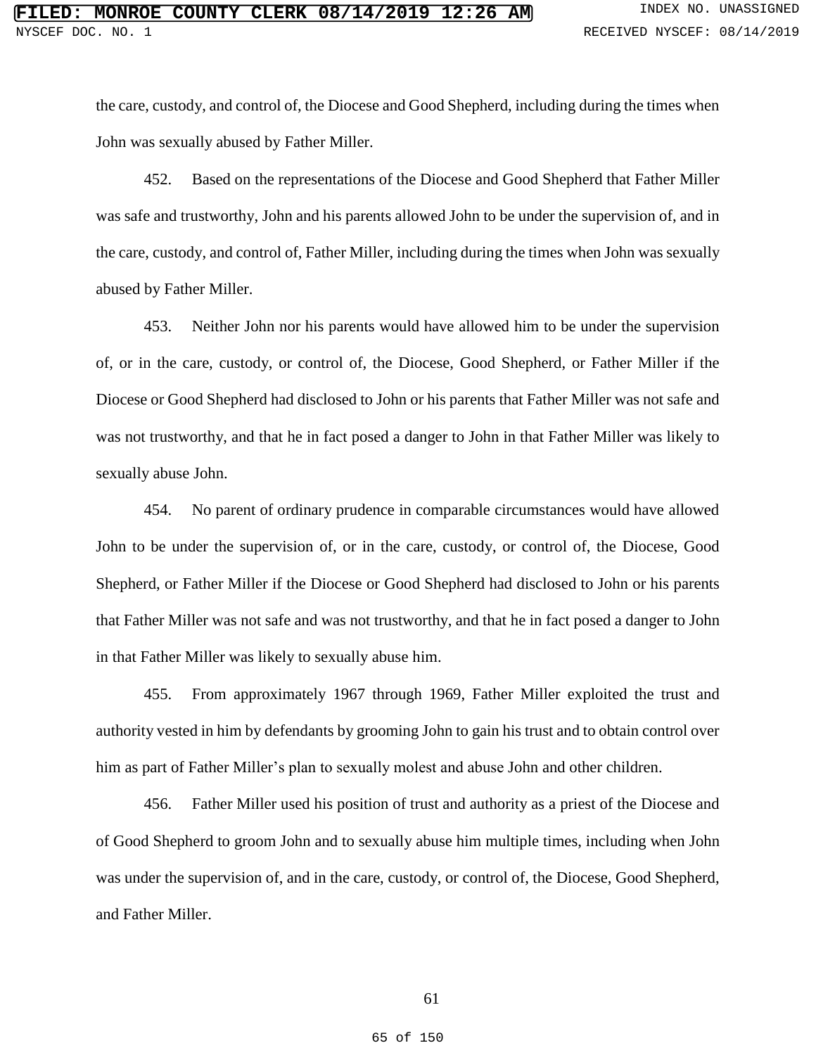the care, custody, and control of, the Diocese and Good Shepherd, including during the times when John was sexually abused by Father Miller.

452. Based on the representations of the Diocese and Good Shepherd that Father Miller was safe and trustworthy, John and his parents allowed John to be under the supervision of, and in the care, custody, and control of, Father Miller, including during the times when John was sexually abused by Father Miller.

453. Neither John nor his parents would have allowed him to be under the supervision of, or in the care, custody, or control of, the Diocese, Good Shepherd, or Father Miller if the Diocese or Good Shepherd had disclosed to John or his parents that Father Miller was not safe and was not trustworthy, and that he in fact posed a danger to John in that Father Miller was likely to sexually abuse John.

454. No parent of ordinary prudence in comparable circumstances would have allowed John to be under the supervision of, or in the care, custody, or control of, the Diocese, Good Shepherd, or Father Miller if the Diocese or Good Shepherd had disclosed to John or his parents that Father Miller was not safe and was not trustworthy, and that he in fact posed a danger to John in that Father Miller was likely to sexually abuse him.

455. From approximately 1967 through 1969, Father Miller exploited the trust and authority vested in him by defendants by grooming John to gain his trust and to obtain control over him as part of Father Miller's plan to sexually molest and abuse John and other children.

456. Father Miller used his position of trust and authority as a priest of the Diocese and of Good Shepherd to groom John and to sexually abuse him multiple times, including when John was under the supervision of, and in the care, custody, or control of, the Diocese, Good Shepherd, and Father Miller.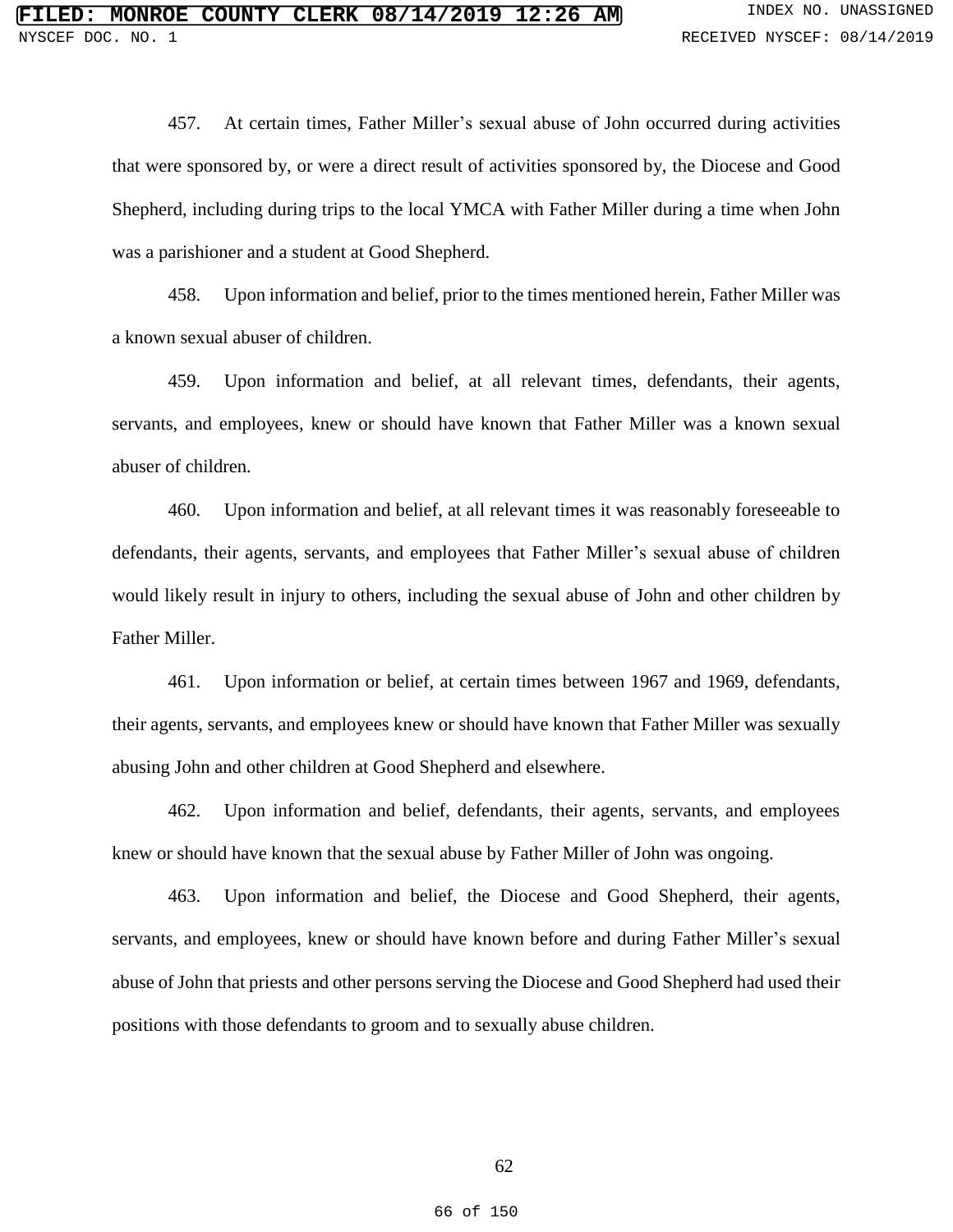457. At certain times, Father Miller's sexual abuse of John occurred during activities that were sponsored by, or were a direct result of activities sponsored by, the Diocese and Good Shepherd, including during trips to the local YMCA with Father Miller during a time when John was a parishioner and a student at Good Shepherd.

458. Upon information and belief, prior to the times mentioned herein, Father Miller was a known sexual abuser of children.

459. Upon information and belief, at all relevant times, defendants, their agents, servants, and employees, knew or should have known that Father Miller was a known sexual abuser of children.

460. Upon information and belief, at all relevant times it was reasonably foreseeable to defendants, their agents, servants, and employees that Father Miller's sexual abuse of children would likely result in injury to others, including the sexual abuse of John and other children by Father Miller.

461. Upon information or belief, at certain times between 1967 and 1969, defendants, their agents, servants, and employees knew or should have known that Father Miller was sexually abusing John and other children at Good Shepherd and elsewhere.

462. Upon information and belief, defendants, their agents, servants, and employees knew or should have known that the sexual abuse by Father Miller of John was ongoing.

463. Upon information and belief, the Diocese and Good Shepherd, their agents, servants, and employees, knew or should have known before and during Father Miller's sexual abuse of John that priests and other persons serving the Diocese and Good Shepherd had used their positions with those defendants to groom and to sexually abuse children.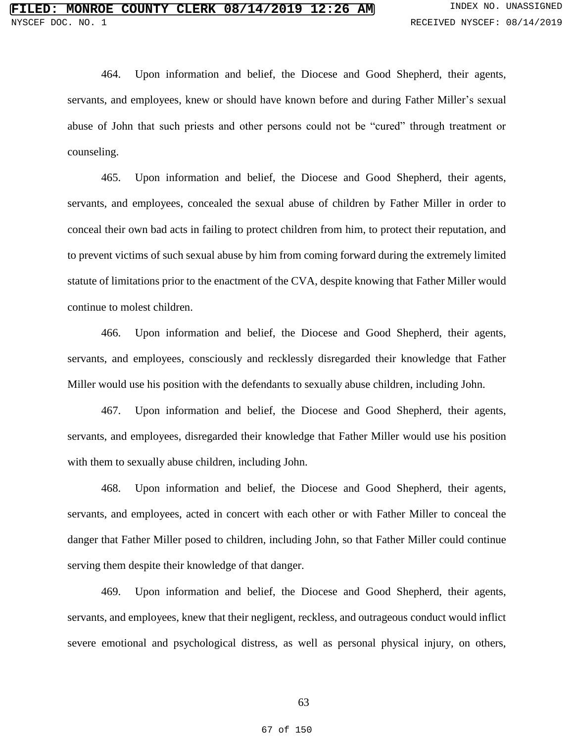464. Upon information and belief, the Diocese and Good Shepherd, their agents, servants, and employees, knew or should have known before and during Father Miller's sexual abuse of John that such priests and other persons could not be "cured" through treatment or counseling.

465. Upon information and belief, the Diocese and Good Shepherd, their agents, servants, and employees, concealed the sexual abuse of children by Father Miller in order to conceal their own bad acts in failing to protect children from him, to protect their reputation, and to prevent victims of such sexual abuse by him from coming forward during the extremely limited statute of limitations prior to the enactment of the CVA, despite knowing that Father Miller would continue to molest children.

466. Upon information and belief, the Diocese and Good Shepherd, their agents, servants, and employees, consciously and recklessly disregarded their knowledge that Father Miller would use his position with the defendants to sexually abuse children, including John.

467. Upon information and belief, the Diocese and Good Shepherd, their agents, servants, and employees, disregarded their knowledge that Father Miller would use his position with them to sexually abuse children, including John.

468. Upon information and belief, the Diocese and Good Shepherd, their agents, servants, and employees, acted in concert with each other or with Father Miller to conceal the danger that Father Miller posed to children, including John, so that Father Miller could continue serving them despite their knowledge of that danger.

469. Upon information and belief, the Diocese and Good Shepherd, their agents, servants, and employees, knew that their negligent, reckless, and outrageous conduct would inflict severe emotional and psychological distress, as well as personal physical injury, on others,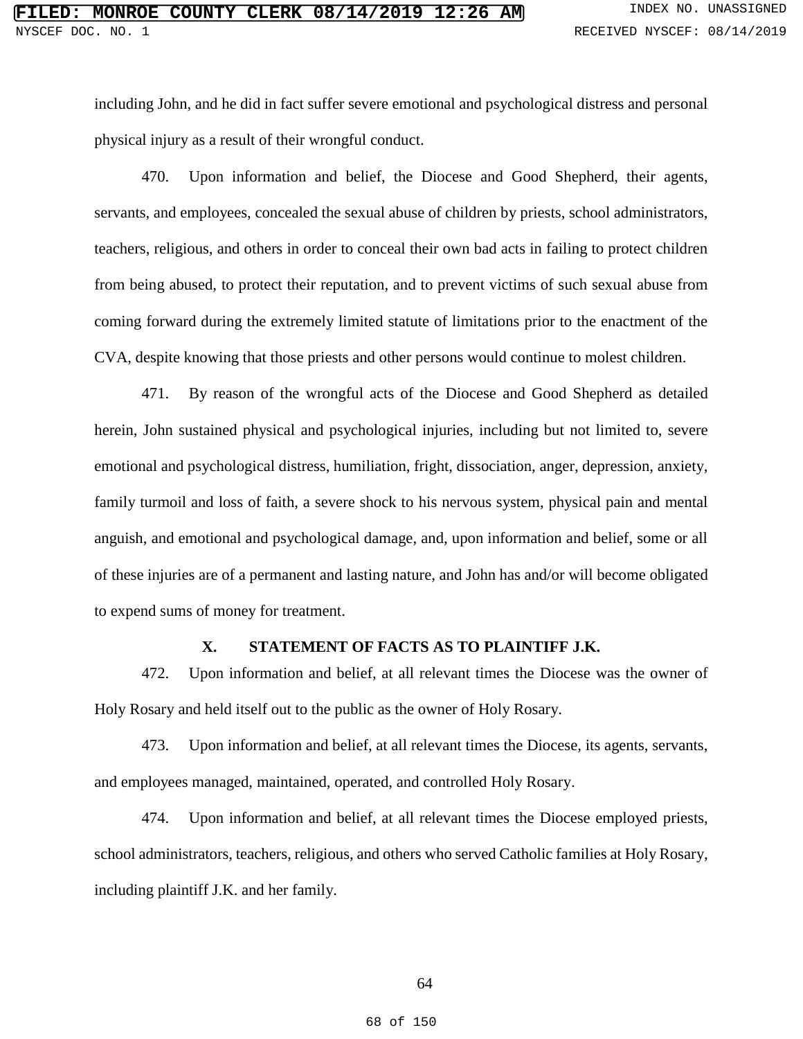including John, and he did in fact suffer severe emotional and psychological distress and personal physical injury as a result of their wrongful conduct.

470. Upon information and belief, the Diocese and Good Shepherd, their agents, servants, and employees, concealed the sexual abuse of children by priests, school administrators, teachers, religious, and others in order to conceal their own bad acts in failing to protect children from being abused, to protect their reputation, and to prevent victims of such sexual abuse from coming forward during the extremely limited statute of limitations prior to the enactment of the CVA, despite knowing that those priests and other persons would continue to molest children.

471. By reason of the wrongful acts of the Diocese and Good Shepherd as detailed herein, John sustained physical and psychological injuries, including but not limited to, severe emotional and psychological distress, humiliation, fright, dissociation, anger, depression, anxiety, family turmoil and loss of faith, a severe shock to his nervous system, physical pain and mental anguish, and emotional and psychological damage, and, upon information and belief, some or all of these injuries are of a permanent and lasting nature, and John has and/or will become obligated to expend sums of money for treatment.

## X. STATEMENT OF FACTS AS TO PLAINTIFF J.K.

472. Upon information and belief, at all relevant times the Diocese was the owner of Holy Rosary and held itself out to the public as the owner of Holy Rosary.

473. Upon information and belief, at all relevant times the Diocese, its agents, servants, and employees managed, maintained, operated, and controlled Holy Rosary.

474. Upon information and belief, at all relevant times the Diocese employed priests, school administrators, teachers, religious, and others who served Catholic families at Holy Rosary, including plaintiff J.K. and her family.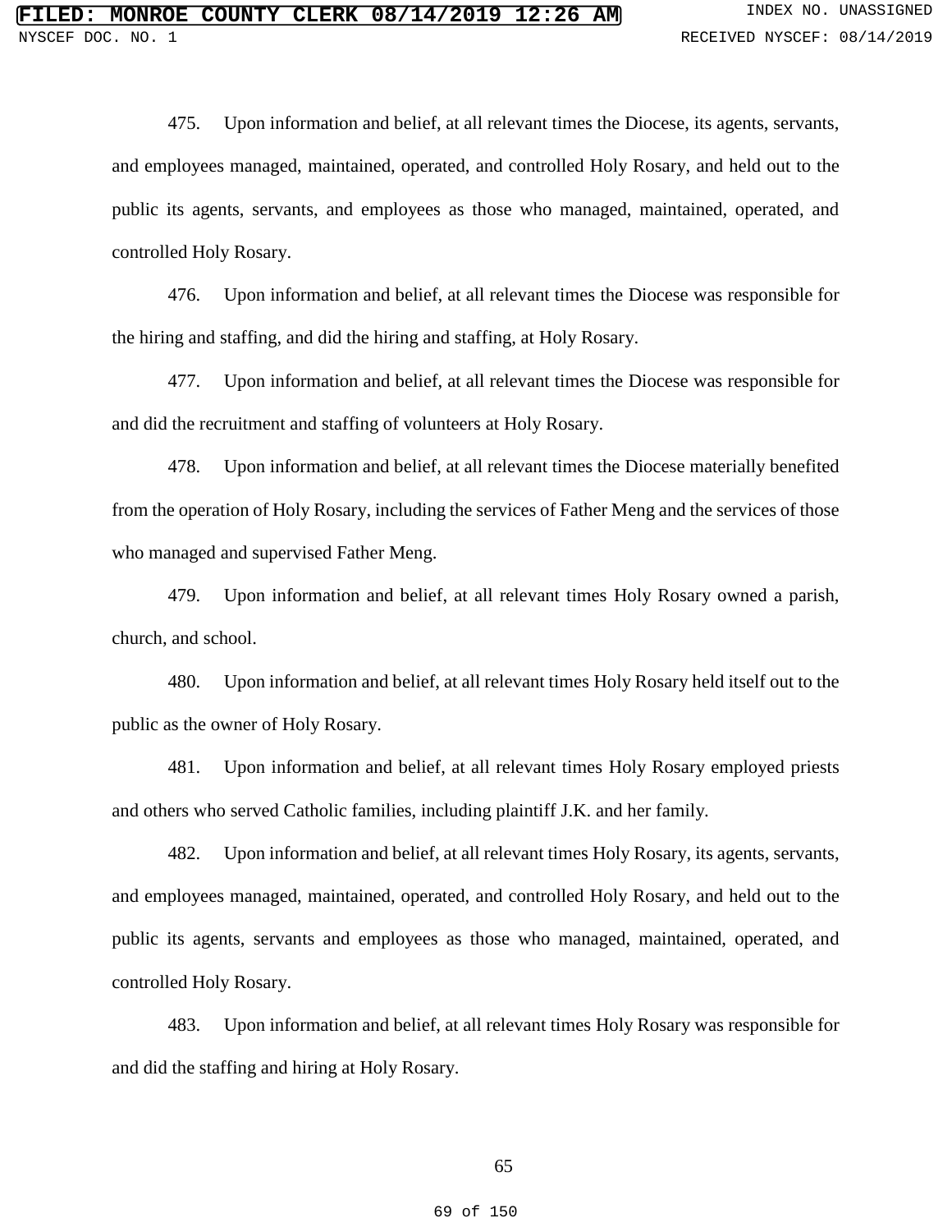475. Upon information and belief, at all relevant times the Diocese, its agents, servants, and employees managed, maintained, operated, and controlled Holy Rosary, and held out to the public its agents, servants, and employees as those who managed, maintained, operated, and controlled Holy Rosary.

476. Upon information and belief, at all relevant times the Diocese was responsible for the hiring and staffing, and did the hiring and staffing, at Holy Rosary.

477. Upon information and belief, at all relevant times the Diocese was responsible for and did the recruitment and staffing of volunteers at Holy Rosary.

478. Upon information and belief, at all relevant times the Diocese materially benefited from the operation of Holy Rosary, including the services of Father Meng and the services of those who managed and supervised Father Meng.

479. Upon information and belief, at all relevant times Holy Rosary owned a parish, church, and school.

480. Upon information and belief, at all relevant times Holy Rosary held itself out to the public as the owner of Holy Rosary.

481. Upon information and belief, at all relevant times Holy Rosary employed priests and others who served Catholic families, including plaintiff J.K. and her family.

482. Upon information and belief, at all relevant times Holy Rosary, its agents, servants, and employees managed, maintained, operated, and controlled Holy Rosary, and held out to the public its agents, servants and employees as those who managed, maintained, operated, and controlled Holy Rosary.

483. Upon information and belief, at all relevant times Holy Rosary was responsible for and did the staffing and hiring at Holy Rosary.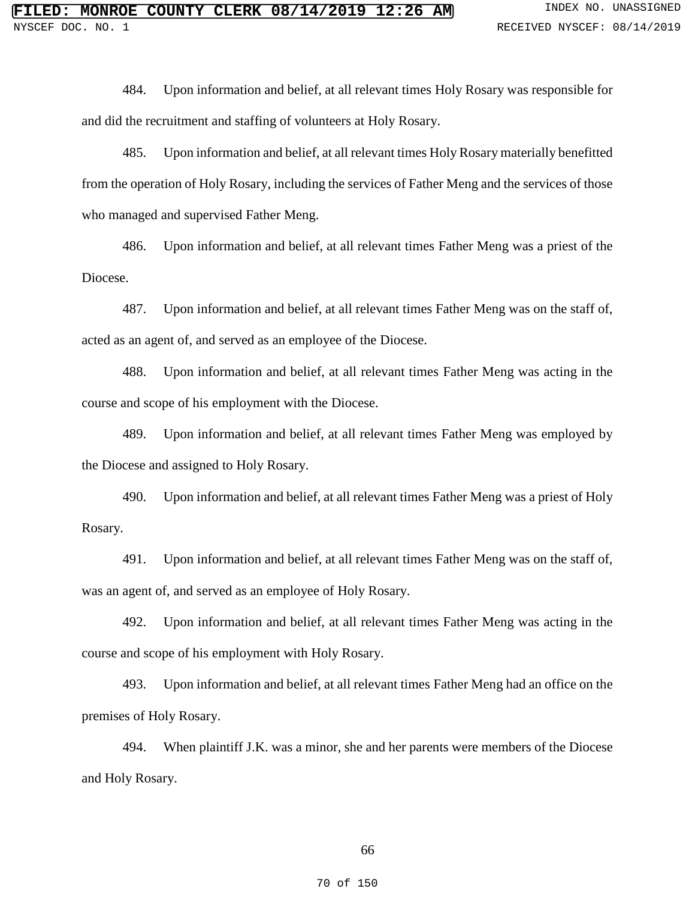484. Upon information and belief, at all relevant times Holy Rosary was responsible for and did the recruitment and staffing of volunteers at Holy Rosary.

485. Upon information and belief, at all relevant times Holy Rosary materially benefitted from the operation of Holy Rosary, including the services of Father Meng and the services of those who managed and supervised Father Meng.

486. Upon information and belief, at all relevant times Father Meng was a priest of the Diocese.

487. Upon information and belief, at all relevant times Father Meng was on the staff of, acted as an agent of, and served as an employee of the Diocese.

488. Upon information and belief, at all relevant times Father Meng was acting in the course and scope of his employment with the Diocese.

489. Upon information and belief, at all relevant times Father Meng was employed by the Diocese and assigned to Holy Rosary.

490. Upon information and belief, at all relevant times Father Meng was a priest of Holy Rosary.

491. Upon information and belief, at all relevant times Father Meng was on the staff of, was an agent of, and served as an employee of Holy Rosary.

492. Upon information and belief, at all relevant times Father Meng was acting in the course and scope of his employment with Holy Rosary.

493. Upon information and belief, at all relevant times Father Meng had an office on the premises of Holy Rosary.

494. When plaintiff J.K. was a minor, she and her parents were members of the Diocese and Holy Rosary.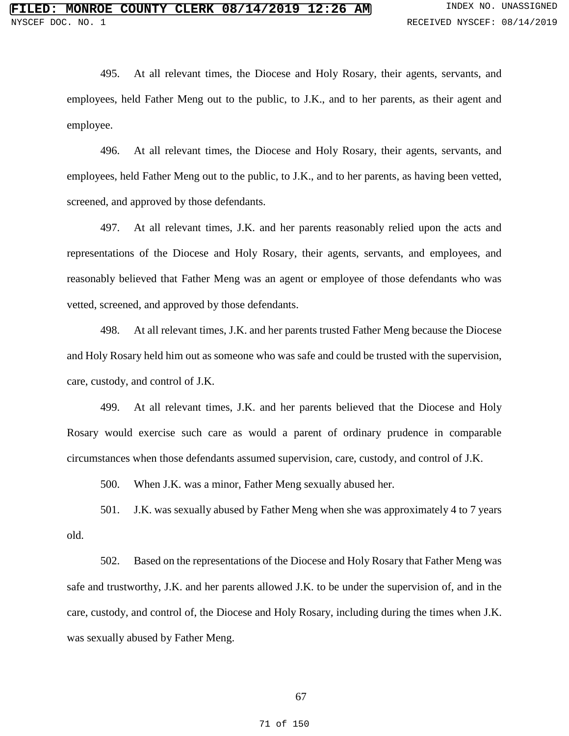495. At all relevant times, the Diocese and Holy Rosary, their agents, servants, and employees, held Father Meng out to the public, to J.K., and to her parents, as their agent and employee.

496. At all relevant times, the Diocese and Holy Rosary, their agents, servants, and employees, held Father Meng out to the public, to J.K., and to her parents, as having been vetted, screened, and approved by those defendants.

497. At all relevant times, J.K. and her parents reasonably relied upon the acts and representations of the Diocese and Holy Rosary, their agents, servants, and employees, and reasonably believed that Father Meng was an agent or employee of those defendants who was vetted, screened, and approved by those defendants.

498. At all relevant times, J.K. and her parents trusted Father Meng because the Diocese and Holy Rosary held him out as someone who was safe and could be trusted with the supervision, care, custody, and control of J.K.

499. At all relevant times, J.K. and her parents believed that the Diocese and Holy Rosary would exercise such care as would a parent of ordinary prudence in comparable circumstances when those defendants assumed supervision, care, custody, and control of J.K.

500. When J.K. was a minor, Father Meng sexually abused her.

501. J.K. was sexually abused by Father Meng when she was approximately 4 to 7 years old.

502. Based on the representations of the Diocese and Holy Rosary that Father Meng was safe and trustworthy, J.K. and her parents allowed J.K. to be under the supervision of, and in the care, custody, and control of, the Diocese and Holy Rosary, including during the times when J.K. was sexually abused by Father Meng.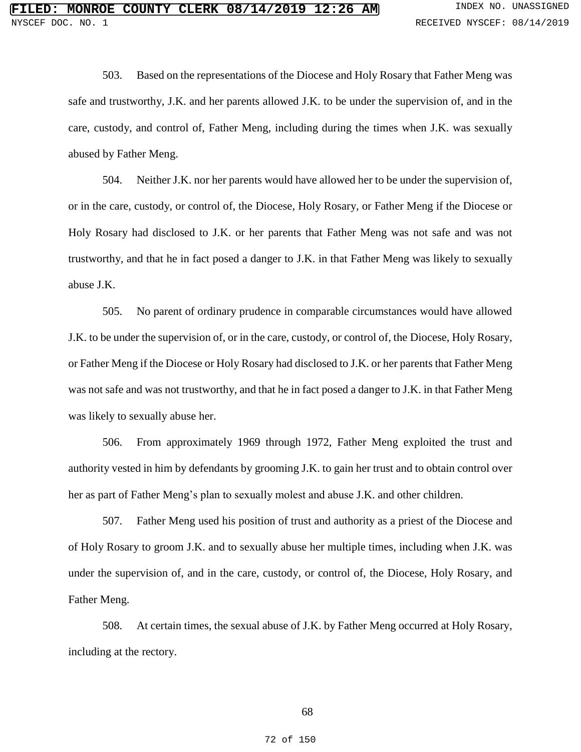503. Based on the representations of the Diocese and Holy Rosary that Father Meng was safe and trustworthy, J.K. and her parents allowed J.K. to be under the supervision of, and in the care, custody, and control of, Father Meng, including during the times when J.K. was sexually abused by Father Meng.

504. Neither J.K. nor her parents would have allowed her to be under the supervision of, or in the care, custody, or control of, the Diocese, Holy Rosary, or Father Meng if the Diocese or Holy Rosary had disclosed to J.K. or her parents that Father Meng was not safe and was not trustworthy, and that he in fact posed a danger to J.K. in that Father Meng was likely to sexually abuse J.K.

505. No parent of ordinary prudence in comparable circumstances would have allowed J.K. to be under the supervision of, or in the care, custody, or control of, the Diocese, Holy Rosary, or Father Meng if the Diocese or Holy Rosary had disclosed to J.K. or her parents that Father Meng was not safe and was not trustworthy, and that he in fact posed a danger to J.K. in that Father Meng was likely to sexually abuse her.

506. From approximately 1969 through 1972, Father Meng exploited the trust and authority vested in him by defendants by grooming J.K. to gain her trust and to obtain control over her as part of Father Meng's plan to sexually molest and abuse J.K. and other children.

507. Father Meng used his position of trust and authority as a priest of the Diocese and of Holy Rosary to groom J.K. and to sexually abuse her multiple times, including when J.K. was under the supervision of, and in the care, custody, or control of, the Diocese, Holy Rosary, and Father Meng.

508. At certain times, the sexual abuse of J.K. by Father Meng occurred at Holy Rosary, including at the rectory.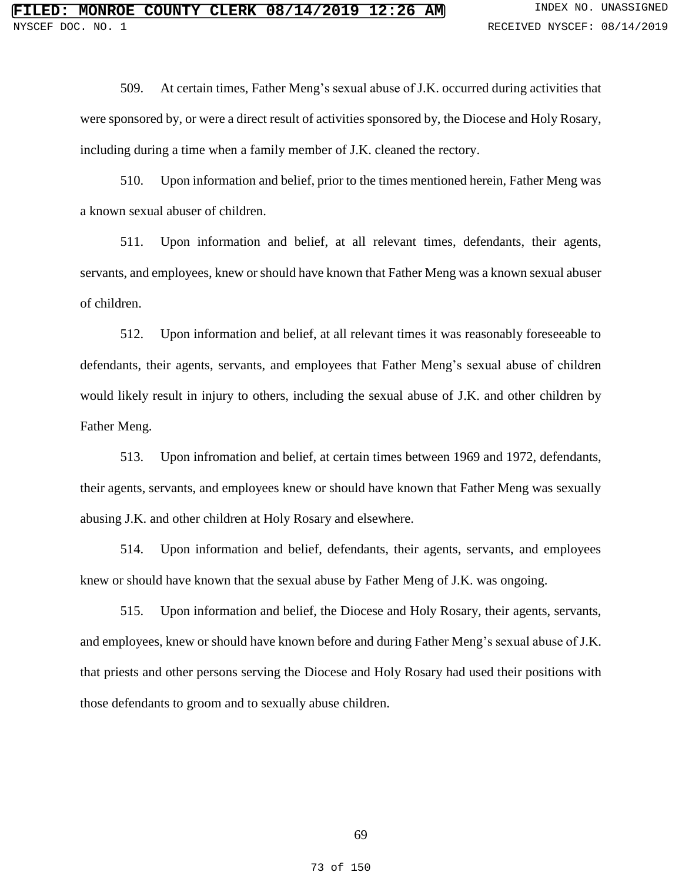509. At certain times, Father Meng's sexual abuse of J.K. occurred during activities that were sponsored by, or were a direct result of activities sponsored by, the Diocese and Holy Rosary, including during a time when a family member of J.K. cleaned the rectory.

510. Upon information and belief, prior to the times mentioned herein, Father Meng was a known sexual abuser of children.

511. Upon information and belief, at all relevant times, defendants, their agents, servants, and employees, knew or should have known that Father Meng was a known sexual abuser of children.

512. Upon information and belief, at all relevant times it was reasonably foreseeable to defendants, their agents, servants, and employees that Father Meng's sexual abuse of children would likely result in injury to others, including the sexual abuse of J.K. and other children by Father Meng.

513. Upon infromation and belief, at certain times between 1969 and 1972, defendants, their agents, servants, and employees knew or should have known that Father Meng was sexually abusing J.K. and other children at Holy Rosary and elsewhere.

514. Upon information and belief, defendants, their agents, servants, and employees knew or should have known that the sexual abuse by Father Meng of J.K. was ongoing.

515. Upon information and belief, the Diocese and Holy Rosary, their agents, servants, and employees, knew or should have known before and during Father Meng's sexual abuse of J.K. that priests and other persons serving the Diocese and Holy Rosary had used their positions with those defendants to groom and to sexually abuse children.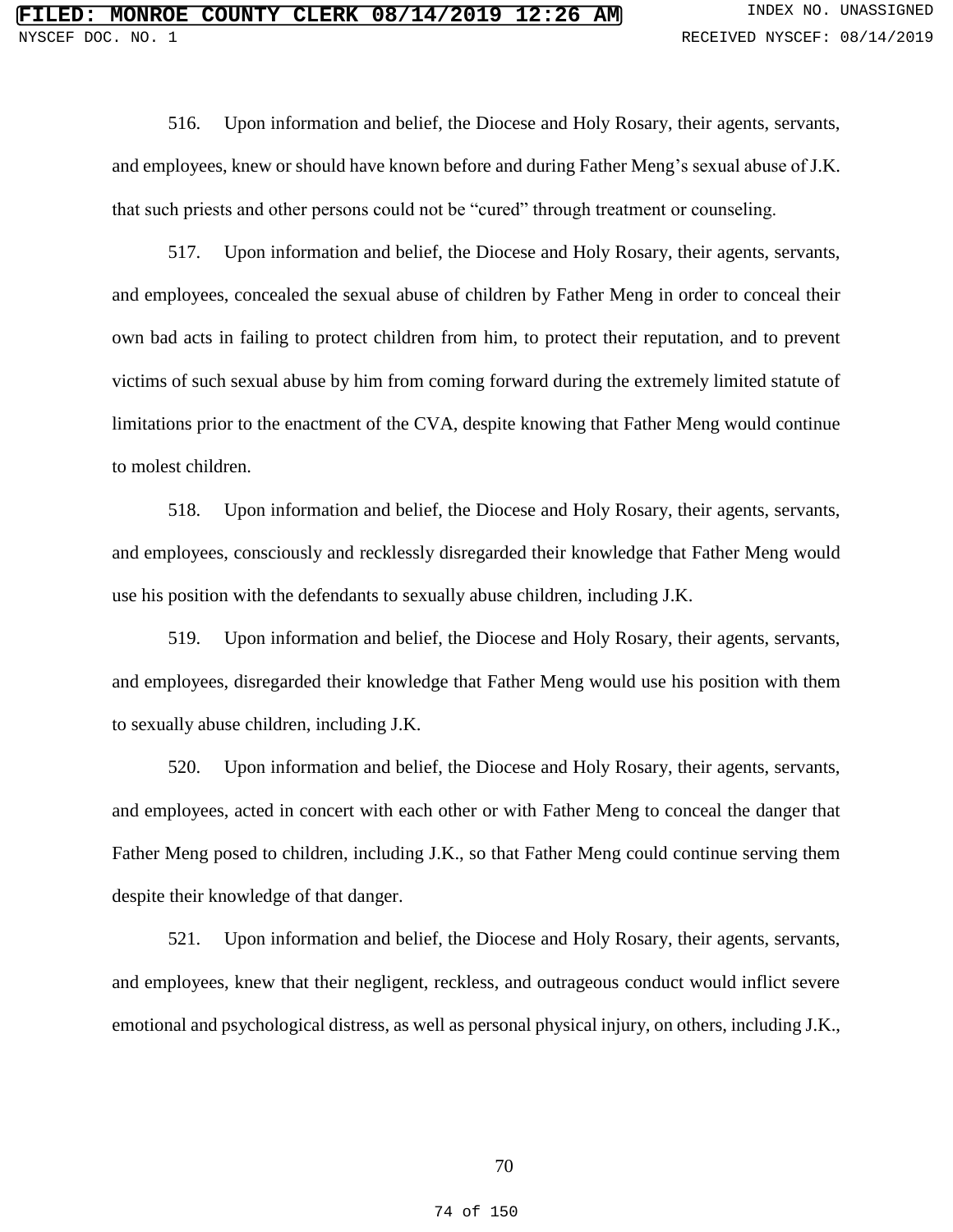516. Upon information and belief, the Diocese and Holy Rosary, their agents, servants, and employees, knew or should have known before and during Father Meng's sexual abuse of J.K. that such priests and other persons could not be "cured" through treatment or counseling.

517. Upon information and belief, the Diocese and Holy Rosary, their agents, servants, and employees, concealed the sexual abuse of children by Father Meng in order to conceal their own bad acts in failing to protect children from him, to protect their reputation, and to prevent victims of such sexual abuse by him from coming forward during the extremely limited statute of limitations prior to the enactment of the CVA, despite knowing that Father Meng would continue to molest children.

518. Upon information and belief, the Diocese and Holy Rosary, their agents, servants, and employees, consciously and recklessly disregarded their knowledge that Father Meng would use his position with the defendants to sexually abuse children, including J.K.

519. Upon information and belief, the Diocese and Holy Rosary, their agents, servants, and employees, disregarded their knowledge that Father Meng would use his position with them to sexually abuse children, including J.K.

520. Upon information and belief, the Diocese and Holy Rosary, their agents, servants, and employees, acted in concert with each other or with Father Meng to conceal the danger that Father Meng posed to children, including J.K., so that Father Meng could continue serving them despite their knowledge of that danger.

521. Upon information and belief, the Diocese and Holy Rosary, their agents, servants, and employees, knew that their negligent, reckless, and outrageous conduct would inflict severe emotional and psychological distress, as well as personal physical injury, on others, including J.K.,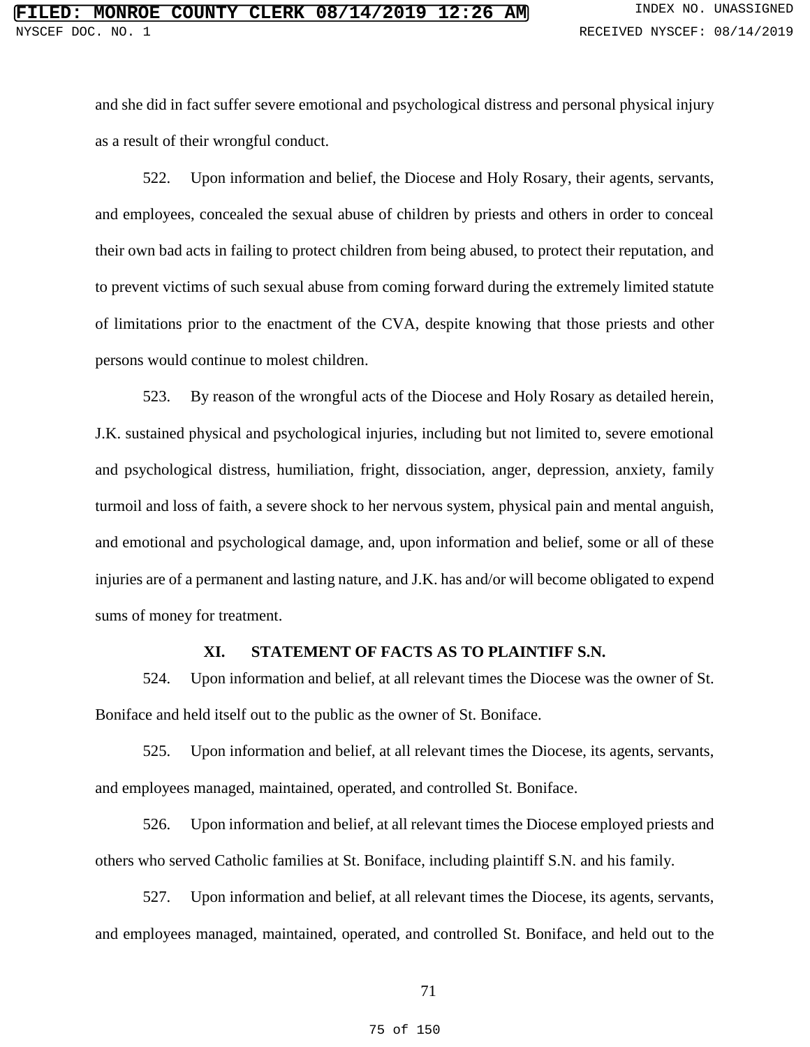and she did in fact suffer severe emotional and psychological distress and personal physical injury as a result of their wrongful conduct.

522. Upon information and belief, the Diocese and Holy Rosary, their agents, servants, and employees, concealed the sexual abuse of children by priests and others in order to conceal their own bad acts in failing to protect children from being abused, to protect their reputation, and to prevent victims of such sexual abuse from coming forward during the extremely limited statute of limitations prior to the enactment of the CVA, despite knowing that those priests and other persons would continue to molest children.

523. By reason of the wrongful acts of the Diocese and Holy Rosary as detailed herein, J.K. sustained physical and psychological injuries, including but not limited to, severe emotional and psychological distress, humiliation, fright, dissociation, anger, depression, anxiety, family turmoil and loss of faith, a severe shock to her nervous system, physical pain and mental anguish, and emotional and psychological damage, and, upon information and belief, some or all of these injuries are of a permanent and lasting nature, and J.K. has and/or will become obligated to expend sums of money for treatment.

## XI. STATEMENT OF FACTS AS TO PLAINTIFF S.N.

524. Upon information and belief, at all relevant times the Diocese was the owner of St. Boniface and held itself out to the public as the owner of St. Boniface.

525. Upon information and belief, at all relevant times the Diocese, its agents, servants, and employees managed, maintained, operated, and controlled St. Boniface.

526. Upon information and belief, at all relevant times the Diocese employed priests and others who served Catholic families at St. Boniface, including plaintiff S.N. and his family.

527. Upon information and belief, at all relevant times the Diocese, its agents, servants, and employees managed, maintained, operated, and controlled St. Boniface, and held out to the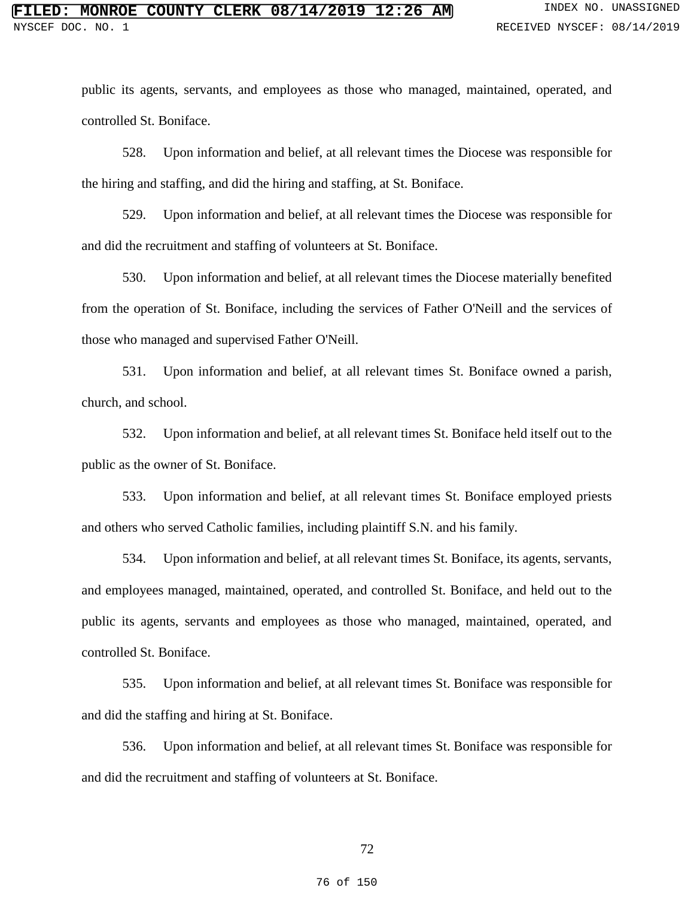public its agents, servants, and employees as those who managed, maintained, operated, and controlled St. Boniface.

528. Upon information and belief, at all relevant times the Diocese was responsible for the hiring and staffing, and did the hiring and staffing, at St. Boniface.

529. Upon information and belief, at all relevant times the Diocese was responsible for and did the recruitment and staffing of volunteers at St. Boniface.

530. Upon information and belief, at all relevant times the Diocese materially benefited from the operation of St. Boniface, including the services of Father O'Neill and the services of those who managed and supervised Father O'Neill.

531. Upon information and belief, at all relevant times St. Boniface owned a parish, church, and school.

532. Upon information and belief, at all relevant times St. Boniface held itself out to the public as the owner of St. Boniface.

533. Upon information and belief, at all relevant times St. Boniface employed priests and others who served Catholic families, including plaintiff S.N. and his family.

534. Upon information and belief, at all relevant times St. Boniface, its agents, servants, and employees managed, maintained, operated, and controlled St. Boniface, and held out to the public its agents, servants and employees as those who managed, maintained, operated, and controlled St. Boniface.

535. Upon information and belief, at all relevant times St. Boniface was responsible for and did the staffing and hiring at St. Boniface.

536. Upon information and belief, at all relevant times St. Boniface was responsible for and did the recruitment and staffing of volunteers at St. Boniface.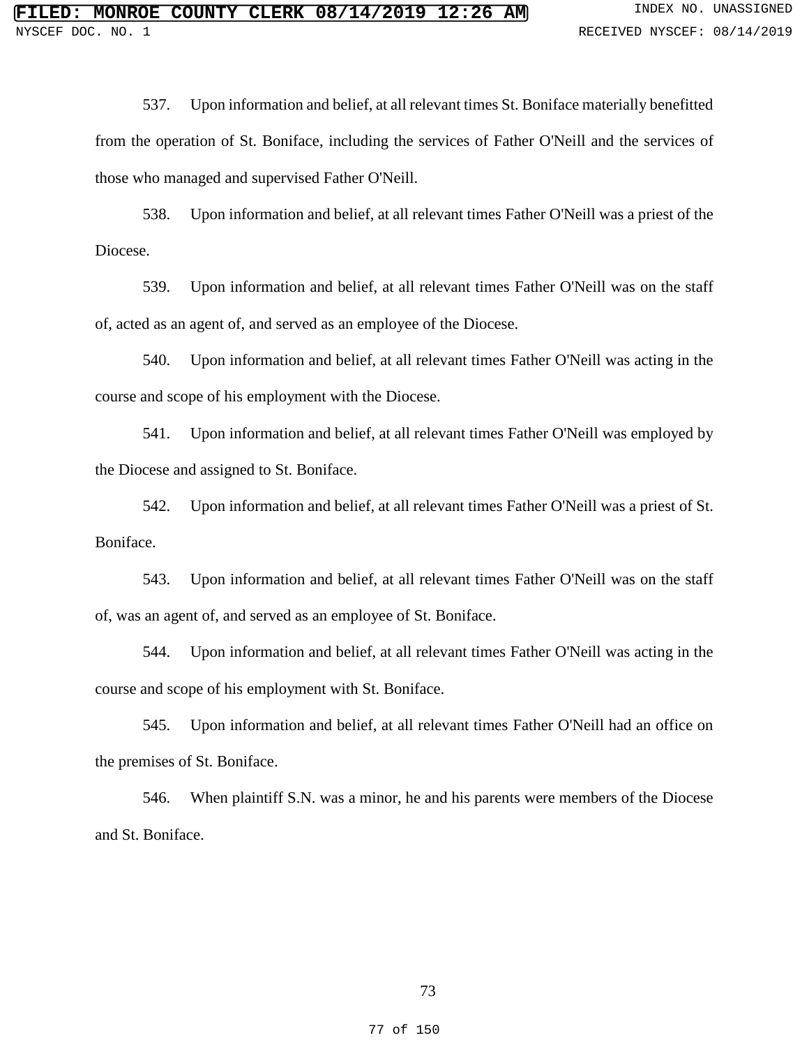537. Upon information and belief, at all relevant times St. Boniface materially benefitted from the operation of St. Boniface, including the services of Father O'Neill and the services of those who managed and supervised Father O'Neill.

538. Upon information and belief, at all relevant times Father O'Neill was a priest of the Diocese.

539. Upon information and belief, at all relevant times Father O'Neill was on the staff of, acted as an agent of, and served as an employee of the Diocese.

540. Upon information and belief, at all relevant times Father O'Neill was acting in the course and scope of his employment with the Diocese.

541. Upon information and belief, at all relevant times Father O'Neill was employed by the Diocese and assigned to St. Boniface.

542. Upon information and belief, at all relevant times Father O'Neill was a priest of St. Boniface.

543. Upon information and belief, at all relevant times Father O'Neill was on the staff of, was an agent of, and served as an employee of St. Boniface.

544. Upon information and belief, at all relevant times Father O'Neill was acting in the course and scope of his employment with St. Boniface.

545. Upon information and belief, at all relevant times Father O'Neill had an office on the premises of St. Boniface.

546. When plaintiff S.N. was a minor, he and his parents were members of the Diocese and St. Boniface.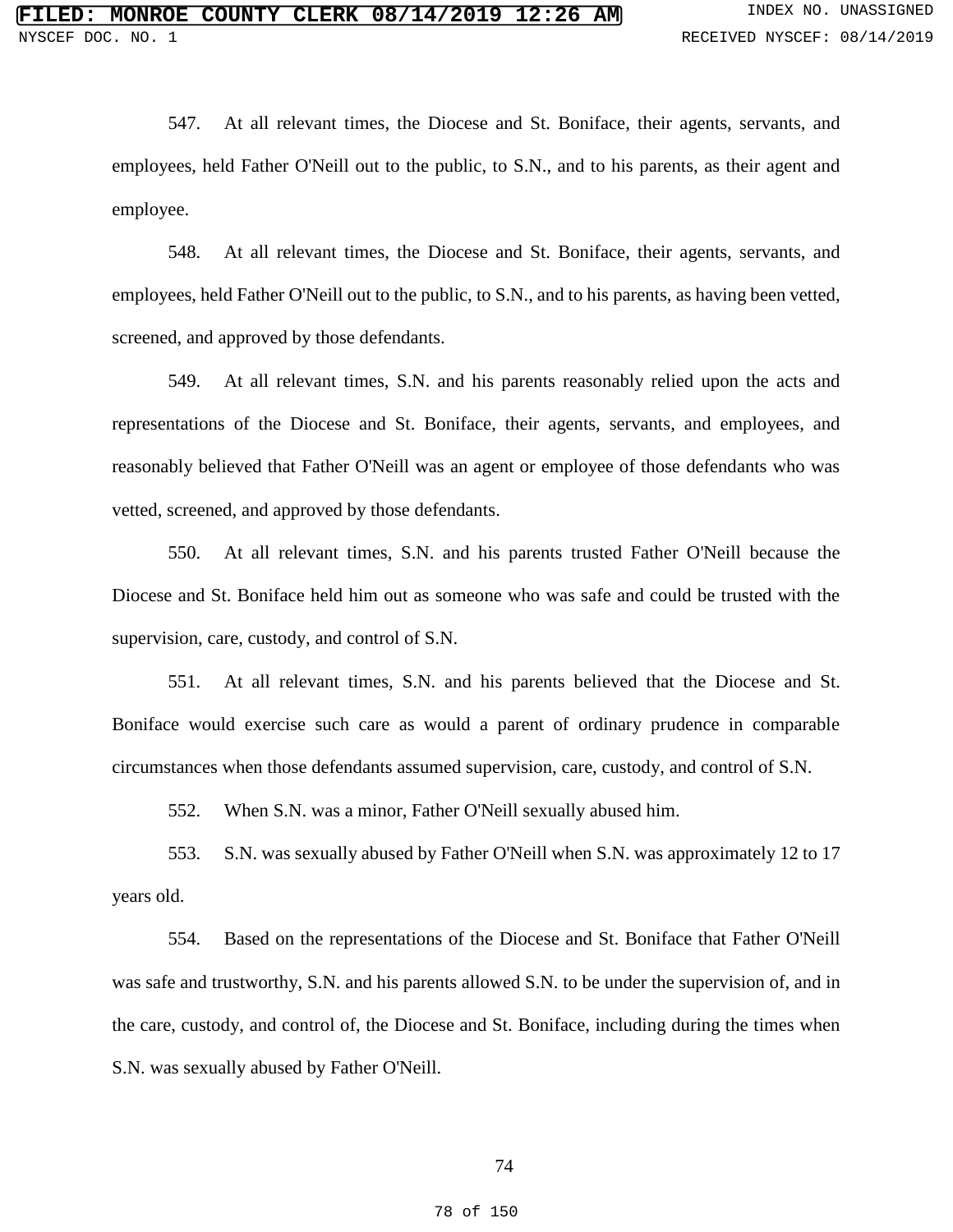547. At all relevant times, the Diocese and St. Boniface, their agents, servants, and employees, held Father O'Neill out to the public, to S.N., and to his parents, as their agent and employee.

548. At all relevant times, the Diocese and St. Boniface, their agents, servants, and employees, held Father O'Neill out to the public, to S.N., and to his parents, as having been vetted, screened, and approved by those defendants.

549. At all relevant times, S.N. and his parents reasonably relied upon the acts and representations of the Diocese and St. Boniface, their agents, servants, and employees, and reasonably believed that Father O'Neill was an agent or employee of those defendants who was vetted, screened, and approved by those defendants.

550. At all relevant times, S.N. and his parents trusted Father O'Neill because the Diocese and St. Boniface held him out as someone who was safe and could be trusted with the supervision, care, custody, and control of S.N.

551. At all relevant times, S.N. and his parents believed that the Diocese and St. Boniface would exercise such care as would a parent of ordinary prudence in comparable circumstances when those defendants assumed supervision, care, custody, and control of S.N.

552. When S.N. was a minor, Father O'Neill sexually abused him.

553. S.N. was sexually abused by Father O'Neill when S.N. was approximately 12 to 17 years old.

554. Based on the representations of the Diocese and St. Boniface that Father O'Neill was safe and trustworthy, S.N. and his parents allowed S.N. to be under the supervision of, and in the care, custody, and control of, the Diocese and St. Boniface, including during the times when S.N. was sexually abused by Father O'Neill.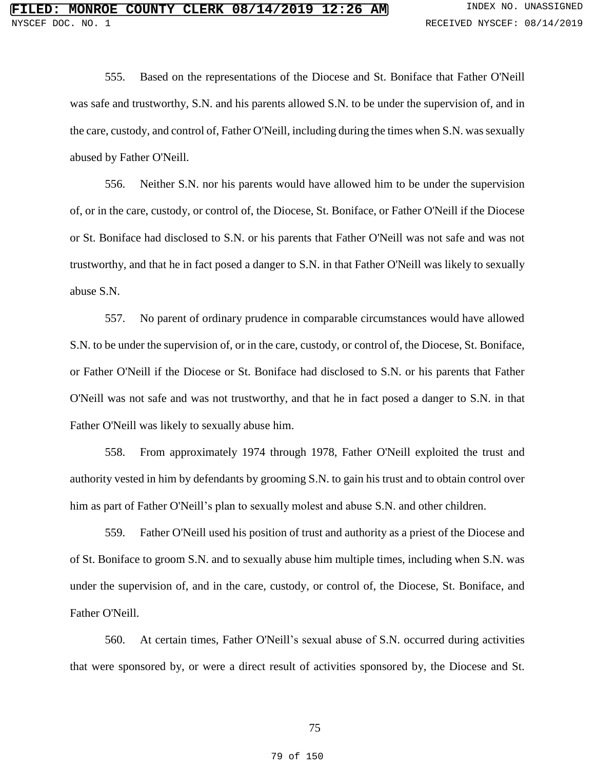555. Based on the representations of the Diocese and St. Boniface that Father O'Neill was safe and trustworthy, S.N. and his parents allowed S.N. to be under the supervision of, and in the care, custody, and control of, Father O'Neill, including during the times when S.N. was sexually abused by Father O'Neill.

556. Neither S.N. nor his parents would have allowed him to be under the supervision of, or in the care, custody, or control of, the Diocese, St. Boniface, or Father O'Neill if the Diocese or St. Boniface had disclosed to S.N. or his parents that Father O'Neill was not safe and was not trustworthy, and that he in fact posed a danger to S.N. in that Father O'Neill was likely to sexually abuse S.N.

557. No parent of ordinary prudence in comparable circumstances would have allowed S.N. to be under the supervision of, or in the care, custody, or control of, the Diocese, St. Boniface, or Father O'Neill if the Diocese or St. Boniface had disclosed to S.N. or his parents that Father O'Neill was not safe and was not trustworthy, and that he in fact posed a danger to S.N. in that Father O'Neill was likely to sexually abuse him.

558. From approximately 1974 through 1978, Father O'Neill exploited the trust and authority vested in him by defendants by grooming S.N. to gain his trust and to obtain control over him as part of Father O'Neill's plan to sexually molest and abuse S.N. and other children.

559. Father O'Neill used his position of trust and authority as a priest of the Diocese and of St. Boniface to groom S.N. and to sexually abuse him multiple times, including when S.N. was under the supervision of, and in the care, custody, or control of, the Diocese, St. Boniface, and Father O'Neill.

560. At certain times, Father O'Neill's sexual abuse of S.N. occurred during activities that were sponsored by, or were a direct result of activities sponsored by, the Diocese and St.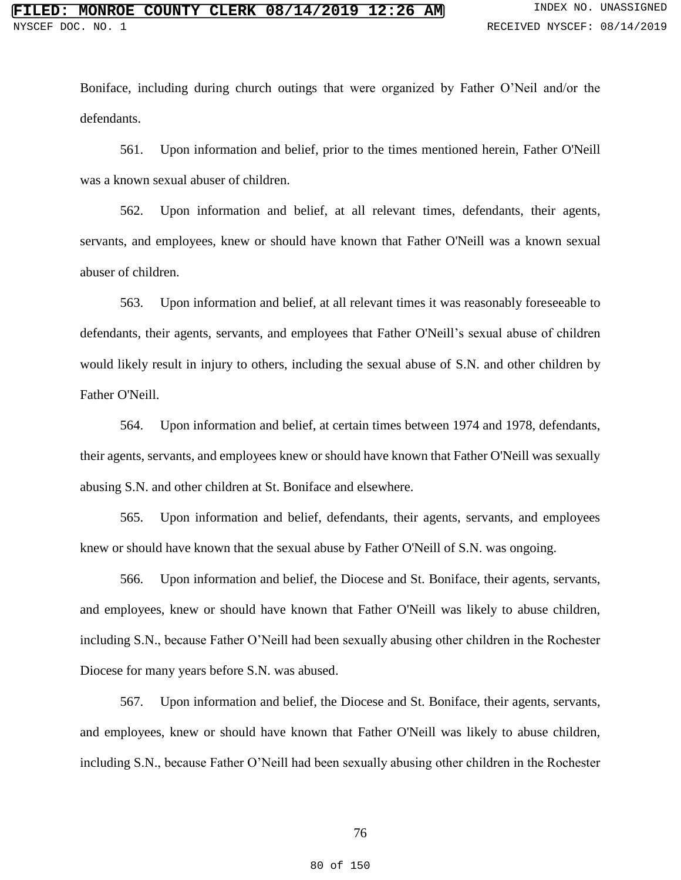Boniface, including during church outings that were organized by Father O'Neil and/or the defendants.

561. Upon information and belief, prior to the times mentioned herein, Father O'Neill was a known sexual abuser of children.

562. Upon information and belief, at all relevant times, defendants, their agents, servants, and employees, knew or should have known that Father O'Neill was a known sexual abuser of children.

563. Upon information and belief, at all relevant times it was reasonably foreseeable to defendants, their agents, servants, and employees that Father O'Neill's sexual abuse of children would likely result in injury to others, including the sexual abuse of S.N. and other children by Father O'Neill.

564. Upon information and belief, at certain times between 1974 and 1978, defendants, their agents, servants, and employees knew or should have known that Father O'Neill was sexually abusing S.N. and other children at St. Boniface and elsewhere.

565. Upon information and belief, defendants, their agents, servants, and employees knew or should have known that the sexual abuse by Father O'Neill of S.N. was ongoing.

566. Upon information and belief, the Diocese and St. Boniface, their agents, servants, and employees, knew or should have known that Father O'Neill was likely to abuse children, including S.N., because Father O'Neill had been sexually abusing other children in the Rochester Diocese for many years before S.N. was abused.

567. Upon information and belief, the Diocese and St. Boniface, their agents, servants, and employees, knew or should have known that Father O'Neill was likely to abuse children, including S.N., because Father O'Neill had been sexually abusing other children in the Rochester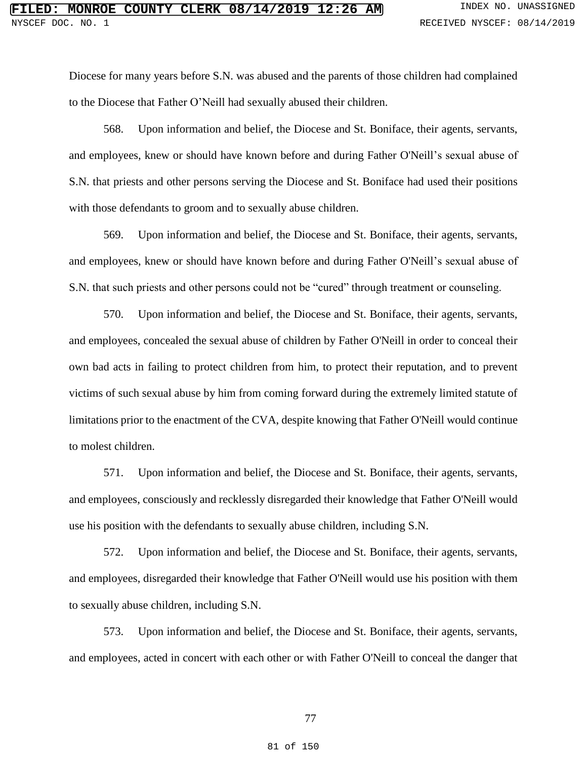Diocese for many years before S.N. was abused and the parents of those children had complained to the Diocese that Father O'Neill had sexually abused their children.

568. Upon information and belief, the Diocese and St. Boniface, their agents, servants, and employees, knew or should have known before and during Father O'Neill's sexual abuse of S.N. that priests and other persons serving the Diocese and St. Boniface had used their positions with those defendants to groom and to sexually abuse children.

569. Upon information and belief, the Diocese and St. Boniface, their agents, servants, and employees, knew or should have known before and during Father O'Neill's sexual abuse of S.N. that such priests and other persons could not be "cured" through treatment or counseling.

570. Upon information and belief, the Diocese and St. Boniface, their agents, servants, and employees, concealed the sexual abuse of children by Father O'Neill in order to conceal their own bad acts in failing to protect children from him, to protect their reputation, and to prevent victims of such sexual abuse by him from coming forward during the extremely limited statute of limitations prior to the enactment of the CVA, despite knowing that Father O'Neill would continue to molest children.

571. Upon information and belief, the Diocese and St. Boniface, their agents, servants, and employees, consciously and recklessly disregarded their knowledge that Father O'Neill would use his position with the defendants to sexually abuse children, including S.N.

572. Upon information and belief, the Diocese and St. Boniface, their agents, servants, and employees, disregarded their knowledge that Father O'Neill would use his position with them to sexually abuse children, including S.N.

573. Upon information and belief, the Diocese and St. Boniface, their agents, servants, and employees, acted in concert with each other or with Father O'Neill to conceal the danger that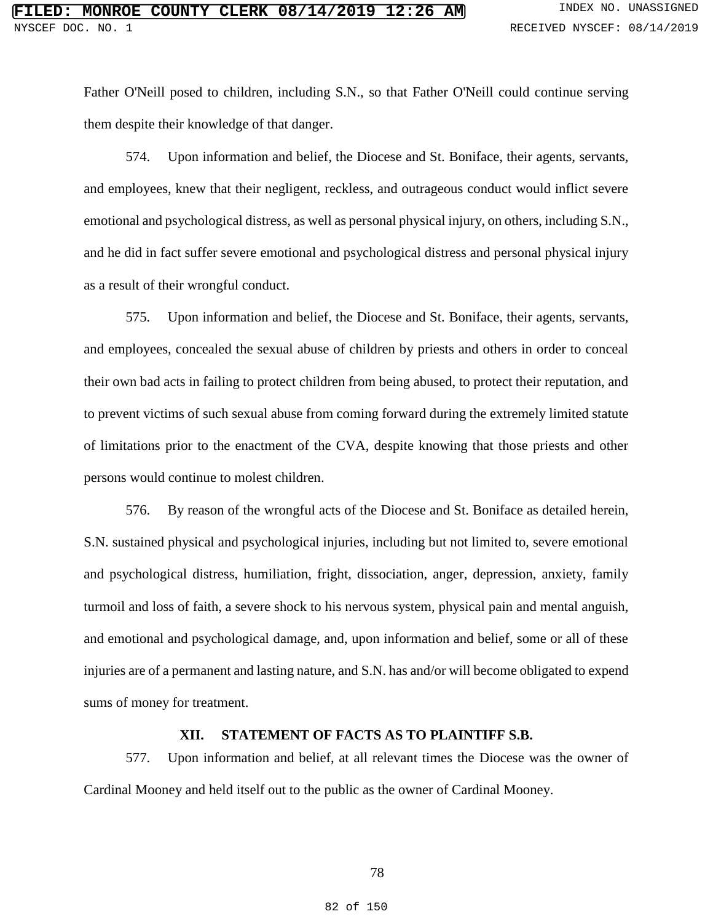Father O'Neill posed to children, including S.N., so that Father O'Neill could continue serving them despite their knowledge of that danger.

574. Upon information and belief, the Diocese and St. Boniface, their agents, servants, and employees, knew that their negligent, reckless, and outrageous conduct would inflict severe emotional and psychological distress, as well as personal physical injury, on others, including S.N., and he did in fact suffer severe emotional and psychological distress and personal physical injury as a result of their wrongful conduct.

575. Upon information and belief, the Diocese and St. Boniface, their agents, servants, and employees, concealed the sexual abuse of children by priests and others in order to conceal their own bad acts in failing to protect children from being abused, to protect their reputation, and to prevent victims of such sexual abuse from coming forward during the extremely limited statute of limitations prior to the enactment of the CVA, despite knowing that those priests and other persons would continue to molest children.

576. By reason of the wrongful acts of the Diocese and St. Boniface as detailed herein, S.N. sustained physical and psychological injuries, including but not limited to, severe emotional and psychological distress, humiliation, fright, dissociation, anger, depression, anxiety, family turmoil and loss of faith, a severe shock to his nervous system, physical pain and mental anguish, and emotional and psychological damage, and, upon information and belief, some or all of these injuries are of a permanent and lasting nature, and S.N. has and/or will become obligated to expend sums of money for treatment.

## XII. STATEMENT OF FACTS AS TO PLAINTIFF S.B.

577. Upon information and belief, at all relevant times the Diocese was the owner of Cardinal Mooney and held itself out to the public as the owner of Cardinal Mooney.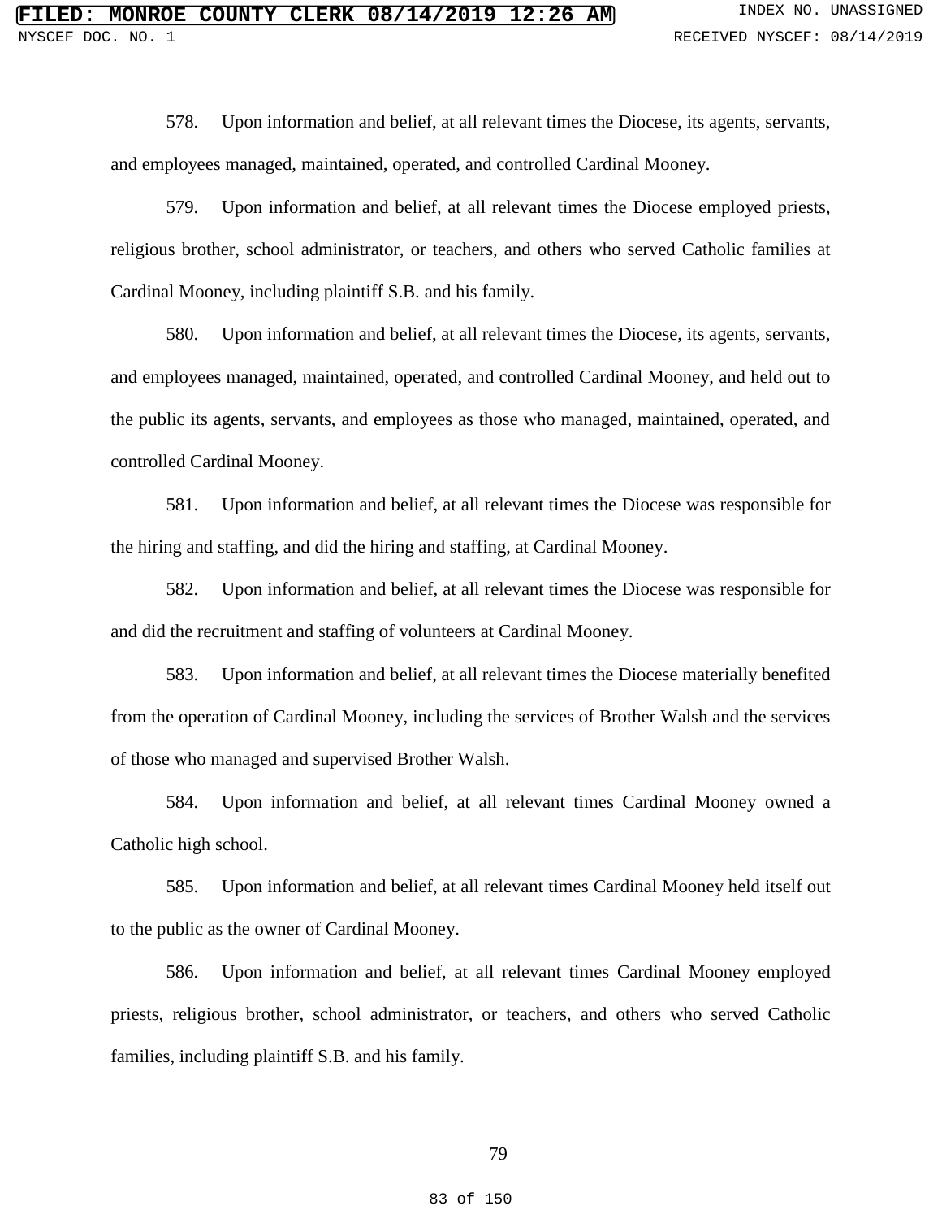578. Upon information and belief, at all relevant times the Diocese, its agents, servants, and employees managed, maintained, operated, and controlled Cardinal Mooney.

579. Upon information and belief, at all relevant times the Diocese employed priests, religious brother, school administrator, or teachers, and others who served Catholic families at Cardinal Mooney, including plaintiff S.B. and his family.

580. Upon information and belief, at all relevant times the Diocese, its agents, servants, and employees managed, maintained, operated, and controlled Cardinal Mooney, and held out to the public its agents, servants, and employees as those who managed, maintained, operated, and controlled Cardinal Mooney.

581. Upon information and belief, at all relevant times the Diocese was responsible for the hiring and staffing, and did the hiring and staffing, at Cardinal Mooney.

582. Upon information and belief, at all relevant times the Diocese was responsible for and did the recruitment and staffing of volunteers at Cardinal Mooney.

583. Upon information and belief, at all relevant times the Diocese materially benefited from the operation of Cardinal Mooney, including the services of Brother Walsh and the services of those who managed and supervised Brother Walsh.

584. Upon information and belief, at all relevant times Cardinal Mooney owned a Catholic high school.

585. Upon information and belief, at all relevant times Cardinal Mooney held itself out to the public as the owner of Cardinal Mooney.

586. Upon information and belief, at all relevant times Cardinal Mooney employed priests, religious brother, school administrator, or teachers, and others who served Catholic families, including plaintiff S.B. and his family.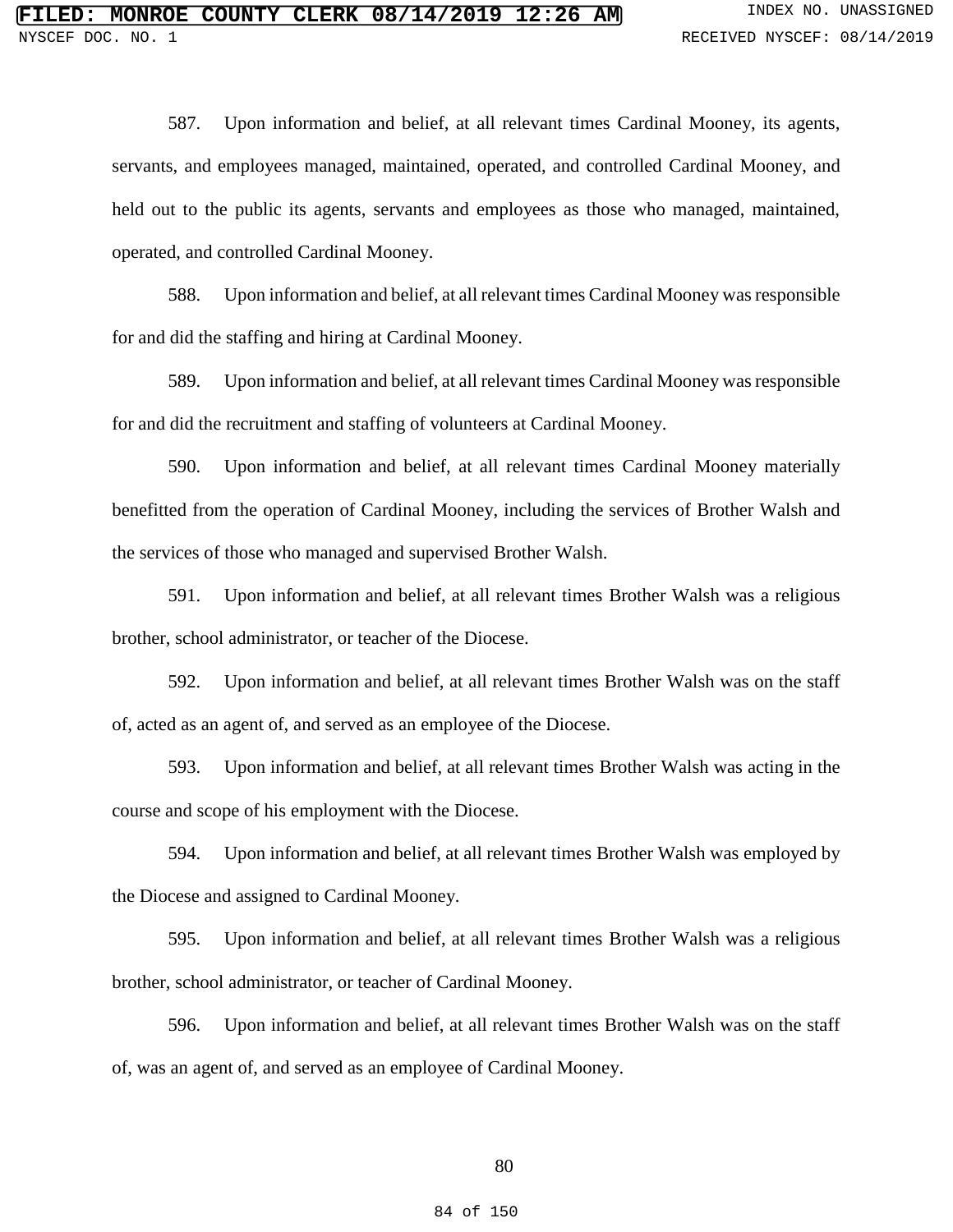587. Upon information and belief, at all relevant times Cardinal Mooney, its agents, servants, and employees managed, maintained, operated, and controlled Cardinal Mooney, and held out to the public its agents, servants and employees as those who managed, maintained, operated, and controlled Cardinal Mooney.

588. Upon information and belief, at all relevant times Cardinal Mooney was responsible for and did the staffing and hiring at Cardinal Mooney.

589. Upon information and belief, at all relevant times Cardinal Mooney was responsible for and did the recruitment and staffing of volunteers at Cardinal Mooney.

590. Upon information and belief, at all relevant times Cardinal Mooney materially benefitted from the operation of Cardinal Mooney, including the services of Brother Walsh and the services of those who managed and supervised Brother Walsh.

591. Upon information and belief, at all relevant times Brother Walsh was a religious brother, school administrator, or teacher of the Diocese.

592. Upon information and belief, at all relevant times Brother Walsh was on the staff of, acted as an agent of, and served as an employee of the Diocese.

593. Upon information and belief, at all relevant times Brother Walsh was acting in the course and scope of his employment with the Diocese.

594. Upon information and belief, at all relevant times Brother Walsh was employed by the Diocese and assigned to Cardinal Mooney.

595. Upon information and belief, at all relevant times Brother Walsh was a religious brother, school administrator, or teacher of Cardinal Mooney.

596. Upon information and belief, at all relevant times Brother Walsh was on the staff of, was an agent of, and served as an employee of Cardinal Mooney.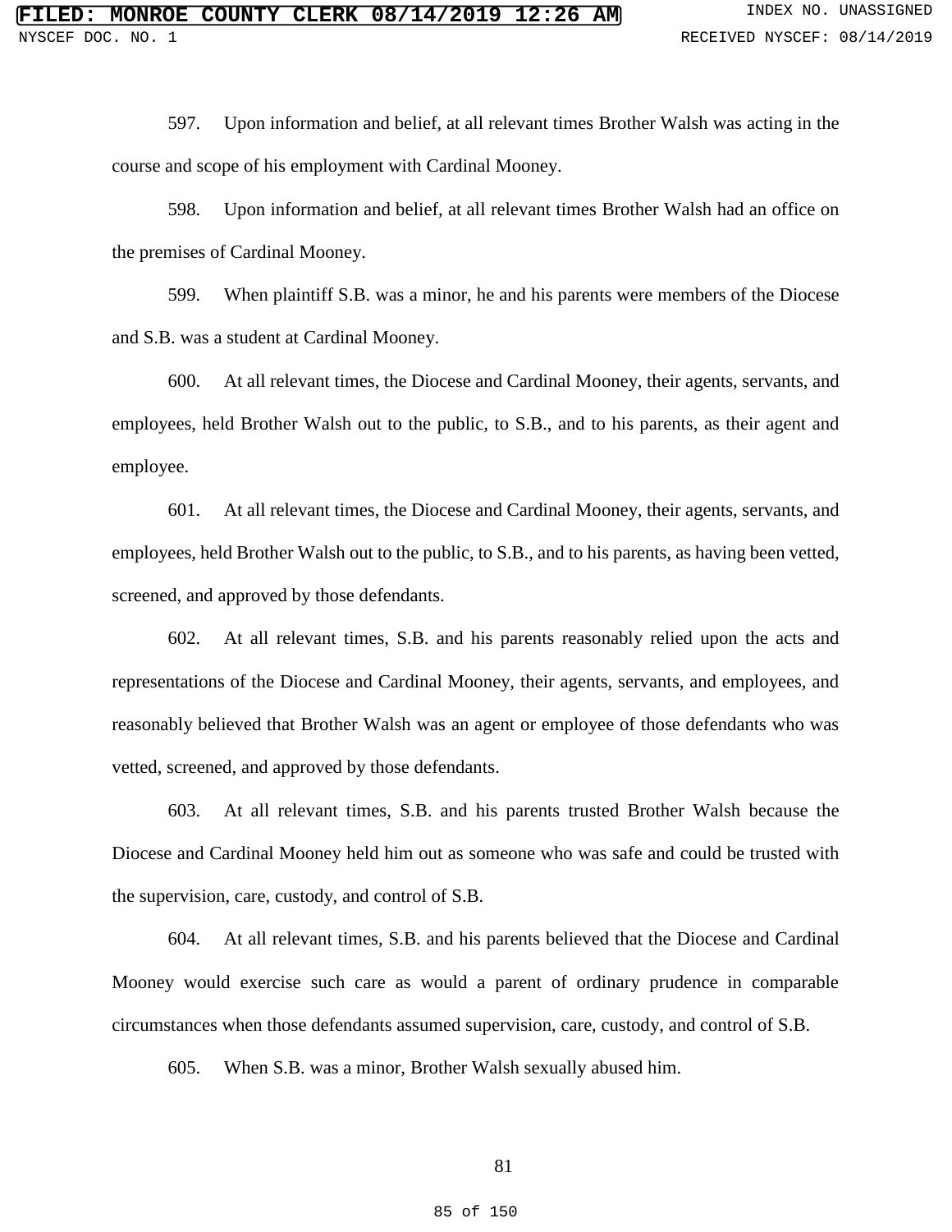597. Upon information and belief, at all relevant times Brother Walsh was acting in the course and scope of his employment with Cardinal Mooney.

598. Upon information and belief, at all relevant times Brother Walsh had an office on the premises of Cardinal Mooney.

599. When plaintiff S.B. was a minor, he and his parents were members of the Diocese and S.B. was a student at Cardinal Mooney.

600. At all relevant times, the Diocese and Cardinal Mooney, their agents, servants, and employees, held Brother Walsh out to the public, to S.B., and to his parents, as their agent and employee.

601. At all relevant times, the Diocese and Cardinal Mooney, their agents, servants, and employees, held Brother Walsh out to the public, to S.B., and to his parents, as having been vetted, screened, and approved by those defendants.

602. At all relevant times, S.B. and his parents reasonably relied upon the acts and representations of the Diocese and Cardinal Mooney, their agents, servants, and employees, and reasonably believed that Brother Walsh was an agent or employee of those defendants who was vetted, screened, and approved by those defendants.

603. At all relevant times, S.B. and his parents trusted Brother Walsh because the Diocese and Cardinal Mooney held him out as someone who was safe and could be trusted with the supervision, care, custody, and control of S.B.

604. At all relevant times, S.B. and his parents believed that the Diocese and Cardinal Mooney would exercise such care as would a parent of ordinary prudence in comparable circumstances when those defendants assumed supervision, care, custody, and control of S.B.

605. When S.B. was a minor, Brother Walsh sexually abused him.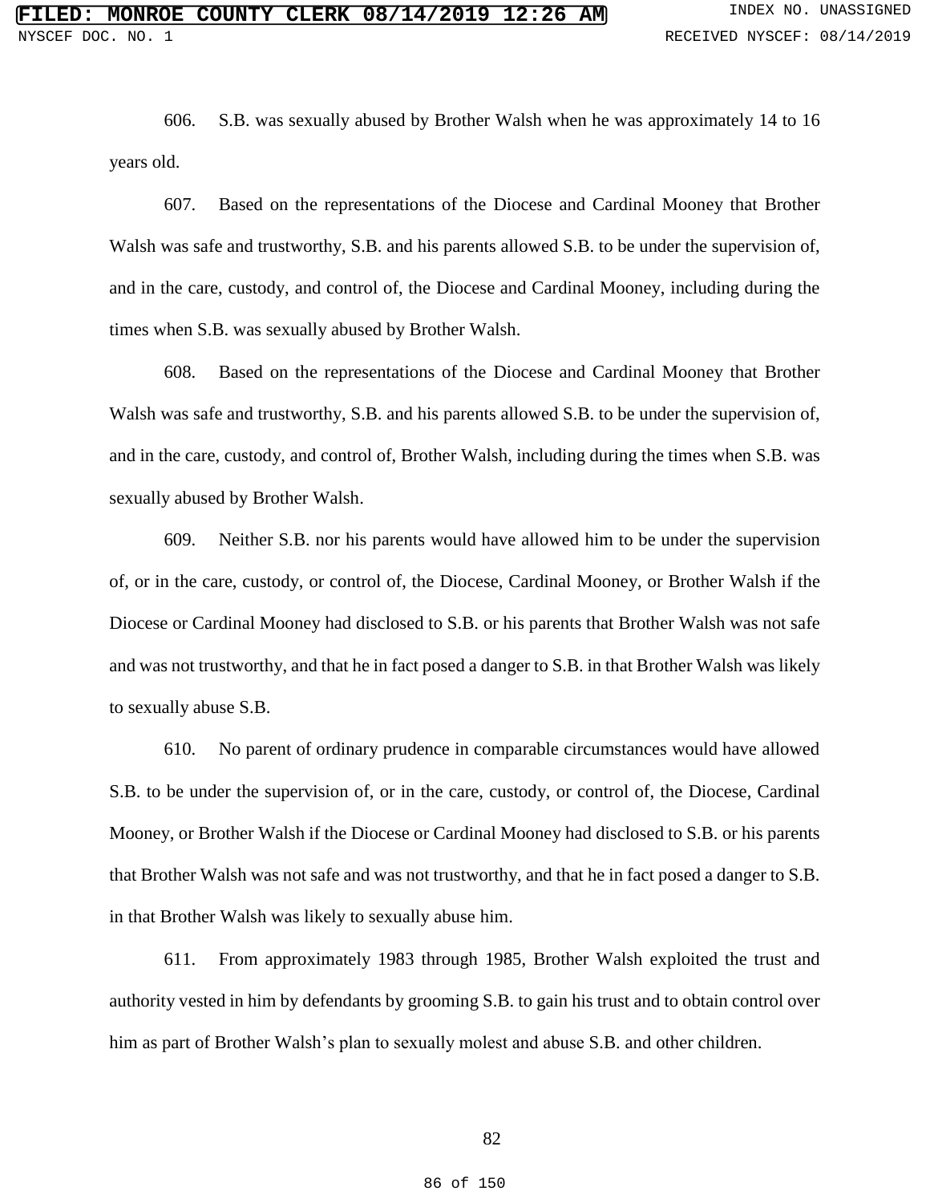606. S.B. was sexually abused by Brother Walsh when he was approximately 14 to 16 years old.

607. Based on the representations of the Diocese and Cardinal Mooney that Brother Walsh was safe and trustworthy, S.B. and his parents allowed S.B. to be under the supervision of, and in the care, custody, and control of, the Diocese and Cardinal Mooney, including during the times when S.B. was sexually abused by Brother Walsh.

608. Based on the representations of the Diocese and Cardinal Mooney that Brother Walsh was safe and trustworthy, S.B. and his parents allowed S.B. to be under the supervision of, and in the care, custody, and control of, Brother Walsh, including during the times when S.B. was sexually abused by Brother Walsh.

609. Neither S.B. nor his parents would have allowed him to be under the supervision of, or in the care, custody, or control of, the Diocese, Cardinal Mooney, or Brother Walsh if the Diocese or Cardinal Mooney had disclosed to S.B. or his parents that Brother Walsh was not safe and was not trustworthy, and that he in fact posed a danger to S.B. in that Brother Walsh was likely to sexually abuse S.B.

610. No parent of ordinary prudence in comparable circumstances would have allowed S.B. to be under the supervision of, or in the care, custody, or control of, the Diocese, Cardinal Mooney, or Brother Walsh if the Diocese or Cardinal Mooney had disclosed to S.B. or his parents that Brother Walsh was not safe and was not trustworthy, and that he in fact posed a danger to S.B. in that Brother Walsh was likely to sexually abuse him.

611. From approximately 1983 through 1985, Brother Walsh exploited the trust and authority vested in him by defendants by grooming S.B. to gain his trust and to obtain control over him as part of Brother Walsh's plan to sexually molest and abuse S.B. and other children.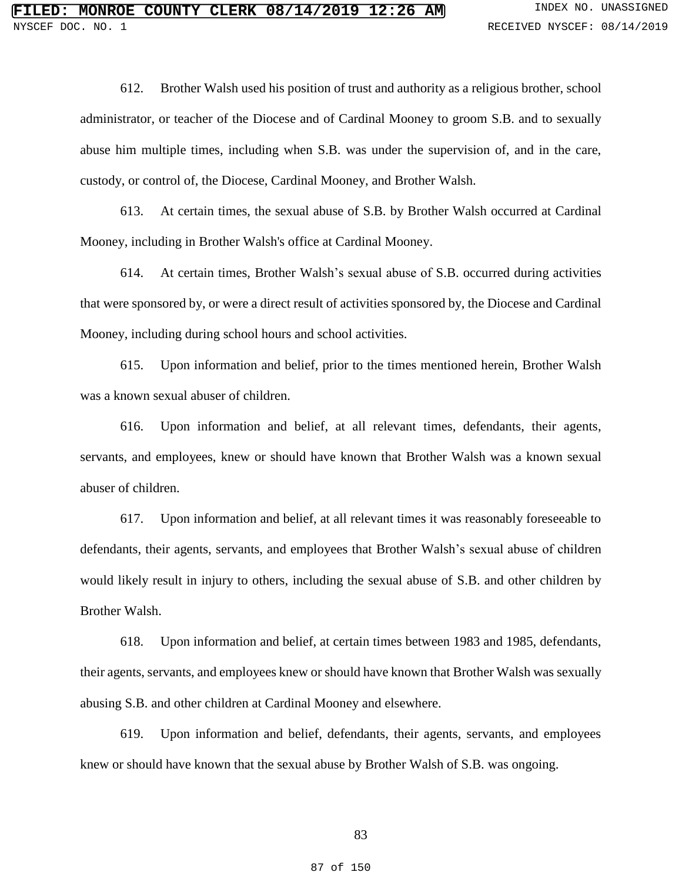612. Brother Walsh used his position of trust and authority as a religious brother, school administrator, or teacher of the Diocese and of Cardinal Mooney to groom S.B. and to sexually abuse him multiple times, including when S.B. was under the supervision of, and in the care, custody, or control of, the Diocese, Cardinal Mooney, and Brother Walsh.

613. At certain times, the sexual abuse of S.B. by Brother Walsh occurred at Cardinal Mooney, including in Brother Walsh's office at Cardinal Mooney.

614. At certain times, Brother Walsh's sexual abuse of S.B. occurred during activities that were sponsored by, or were a direct result of activities sponsored by, the Diocese and Cardinal Mooney, including during school hours and school activities.

615. Upon information and belief, prior to the times mentioned herein, Brother Walsh was a known sexual abuser of children.

616. Upon information and belief, at all relevant times, defendants, their agents, servants, and employees, knew or should have known that Brother Walsh was a known sexual abuser of children.

617. Upon information and belief, at all relevant times it was reasonably foreseeable to defendants, their agents, servants, and employees that Brother Walsh's sexual abuse of children would likely result in injury to others, including the sexual abuse of S.B. and other children by Brother Walsh.

618. Upon information and belief, at certain times between 1983 and 1985, defendants, their agents, servants, and employees knew or should have known that Brother Walsh was sexually abusing S.B. and other children at Cardinal Mooney and elsewhere.

619. Upon information and belief, defendants, their agents, servants, and employees knew or should have known that the sexual abuse by Brother Walsh of S.B. was ongoing.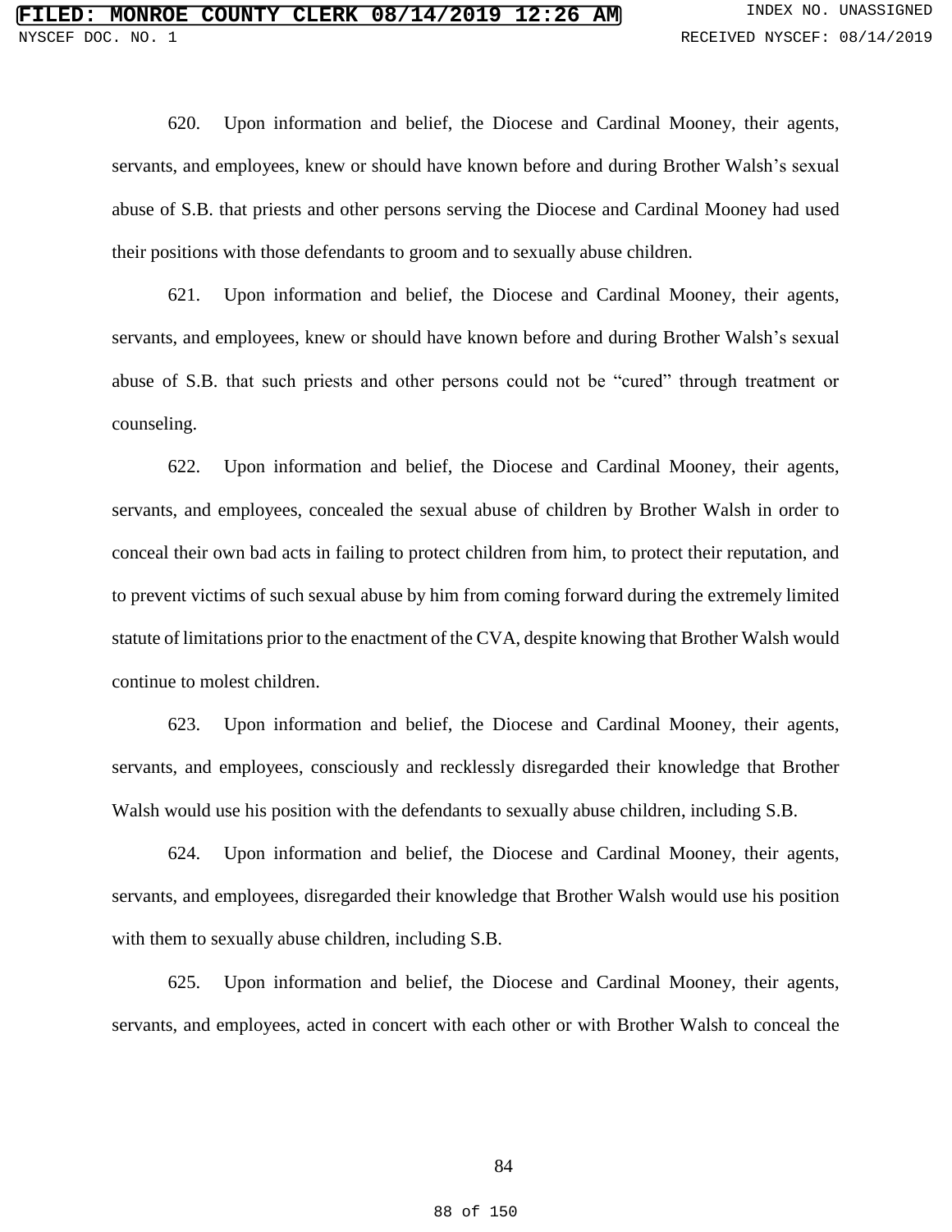620. Upon information and belief, the Diocese and Cardinal Mooney, their agents, servants, and employees, knew or should have known before and during Brother Walsh's sexual abuse of S.B. that priests and other persons serving the Diocese and Cardinal Mooney had used their positions with those defendants to groom and to sexually abuse children.

621. Upon information and belief, the Diocese and Cardinal Mooney, their agents, servants, and employees, knew or should have known before and during Brother Walsh's sexual abuse of S.B. that such priests and other persons could not be "cured" through treatment or counseling.

622. Upon information and belief, the Diocese and Cardinal Mooney, their agents, servants, and employees, concealed the sexual abuse of children by Brother Walsh in order to conceal their own bad acts in failing to protect children from him, to protect their reputation, and to prevent victims of such sexual abuse by him from coming forward during the extremely limited statute of limitations prior to the enactment of the CVA, despite knowing that Brother Walsh would continue to molest children.

623. Upon information and belief, the Diocese and Cardinal Mooney, their agents, servants, and employees, consciously and recklessly disregarded their knowledge that Brother Walsh would use his position with the defendants to sexually abuse children, including S.B.

624. Upon information and belief, the Diocese and Cardinal Mooney, their agents, servants, and employees, disregarded their knowledge that Brother Walsh would use his position with them to sexually abuse children, including S.B.

625. Upon information and belief, the Diocese and Cardinal Mooney, their agents, servants, and employees, acted in concert with each other or with Brother Walsh to conceal the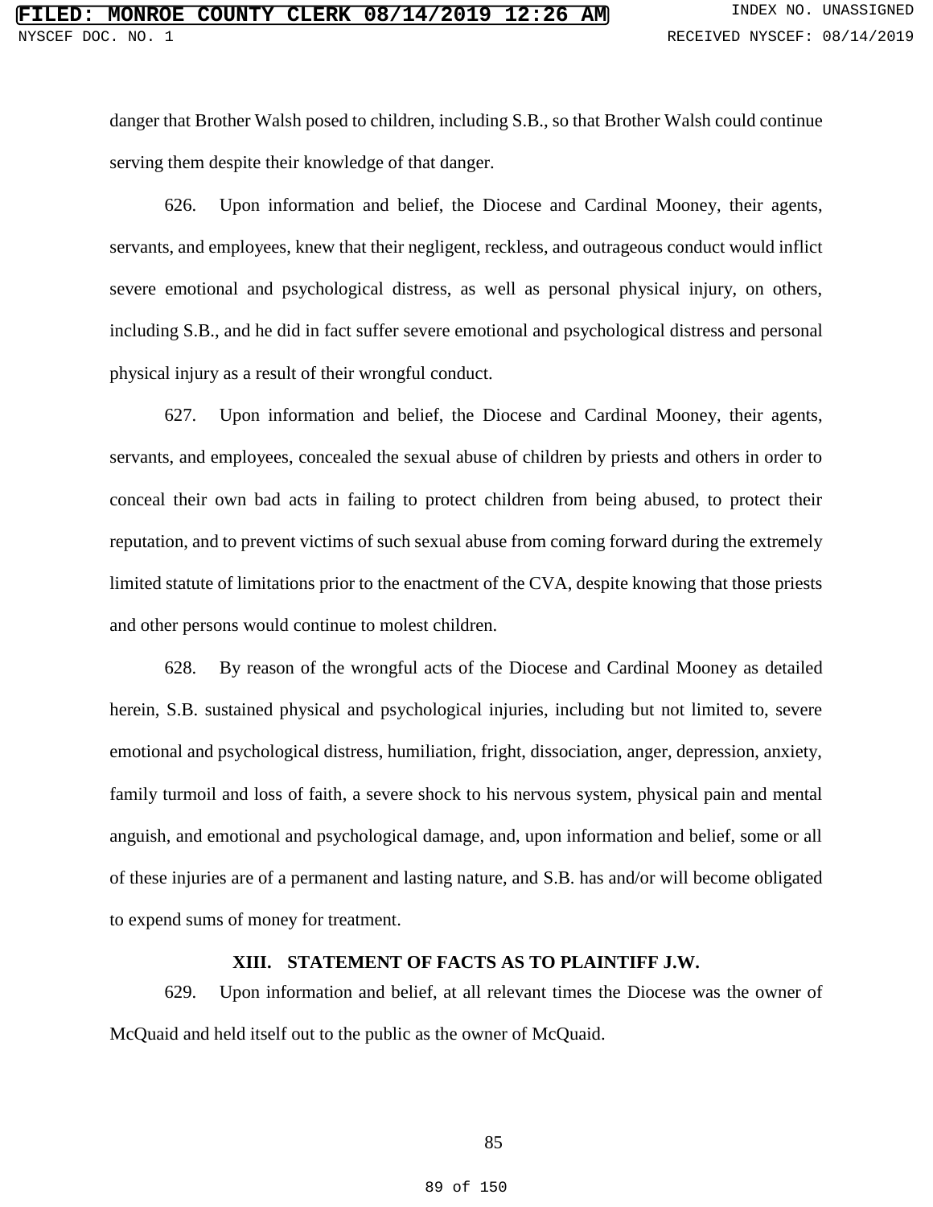danger that Brother Walsh posed to children, including S.B., so that Brother Walsh could continue serving them despite their knowledge of that danger.

626. Upon information and belief, the Diocese and Cardinal Mooney, their agents, servants, and employees, knew that their negligent, reckless, and outrageous conduct would inflict severe emotional and psychological distress, as well as personal physical injury, on others, including S.B., and he did in fact suffer severe emotional and psychological distress and personal physical injury as a result of their wrongful conduct.

627. Upon information and belief, the Diocese and Cardinal Mooney, their agents, servants, and employees, concealed the sexual abuse of children by priests and others in order to conceal their own bad acts in failing to protect children from being abused, to protect their reputation, and to prevent victims of such sexual abuse from coming forward during the extremely limited statute of limitations prior to the enactment of the CVA, despite knowing that those priests and other persons would continue to molest children.

628. By reason of the wrongful acts of the Diocese and Cardinal Mooney as detailed herein, S.B. sustained physical and psychological injuries, including but not limited to, severe emotional and psychological distress, humiliation, fright, dissociation, anger, depression, anxiety, family turmoil and loss of faith, a severe shock to his nervous system, physical pain and mental anguish, and emotional and psychological damage, and, upon information and belief, some or all of these injuries are of a permanent and lasting nature, and S.B. has and/or will become obligated to expend sums of money for treatment.

## XIII. STATEMENT OF FACTS AS TO PLAINTIFF J.W.

629. Upon information and belief, at all relevant times the Diocese was the owner of McQuaid and held itself out to the public as the owner of McQuaid.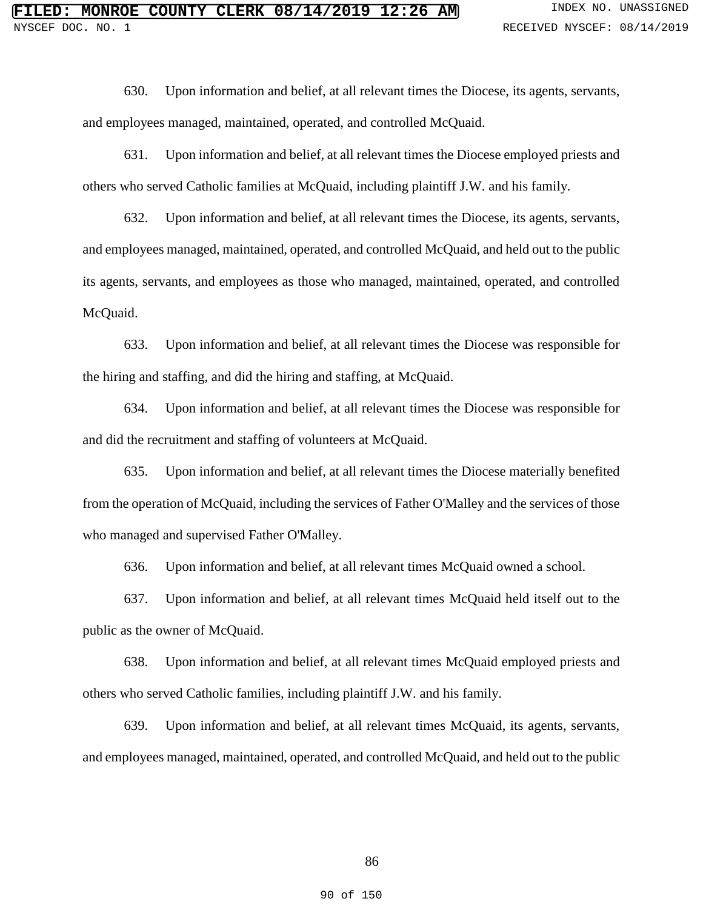630. Upon information and belief, at all relevant times the Diocese, its agents, servants, and employees managed, maintained, operated, and controlled McQuaid.

631. Upon information and belief, at all relevant times the Diocese employed priests and others who served Catholic families at McQuaid, including plaintiff J.W. and his family.

632. Upon information and belief, at all relevant times the Diocese, its agents, servants, and employees managed, maintained, operated, and controlled McQuaid, and held out to the public its agents, servants, and employees as those who managed, maintained, operated, and controlled McQuaid.

633. Upon information and belief, at all relevant times the Diocese was responsible for the hiring and staffing, and did the hiring and staffing, at McQuaid.

634. Upon information and belief, at all relevant times the Diocese was responsible for and did the recruitment and staffing of volunteers at McQuaid.

635. Upon information and belief, at all relevant times the Diocese materially benefited from the operation of McQuaid, including the services of Father O'Malley and the services of those who managed and supervised Father O'Malley.

636. Upon information and belief, at all relevant times McQuaid owned a school.

637. Upon information and belief, at all relevant times McQuaid held itself out to the public as the owner of McQuaid.

638. Upon information and belief, at all relevant times McQuaid employed priests and others who served Catholic families, including plaintiff J.W. and his family.

639. Upon information and belief, at all relevant times McQuaid, its agents, servants, and employees managed, maintained, operated, and controlled McQuaid, and held out to the public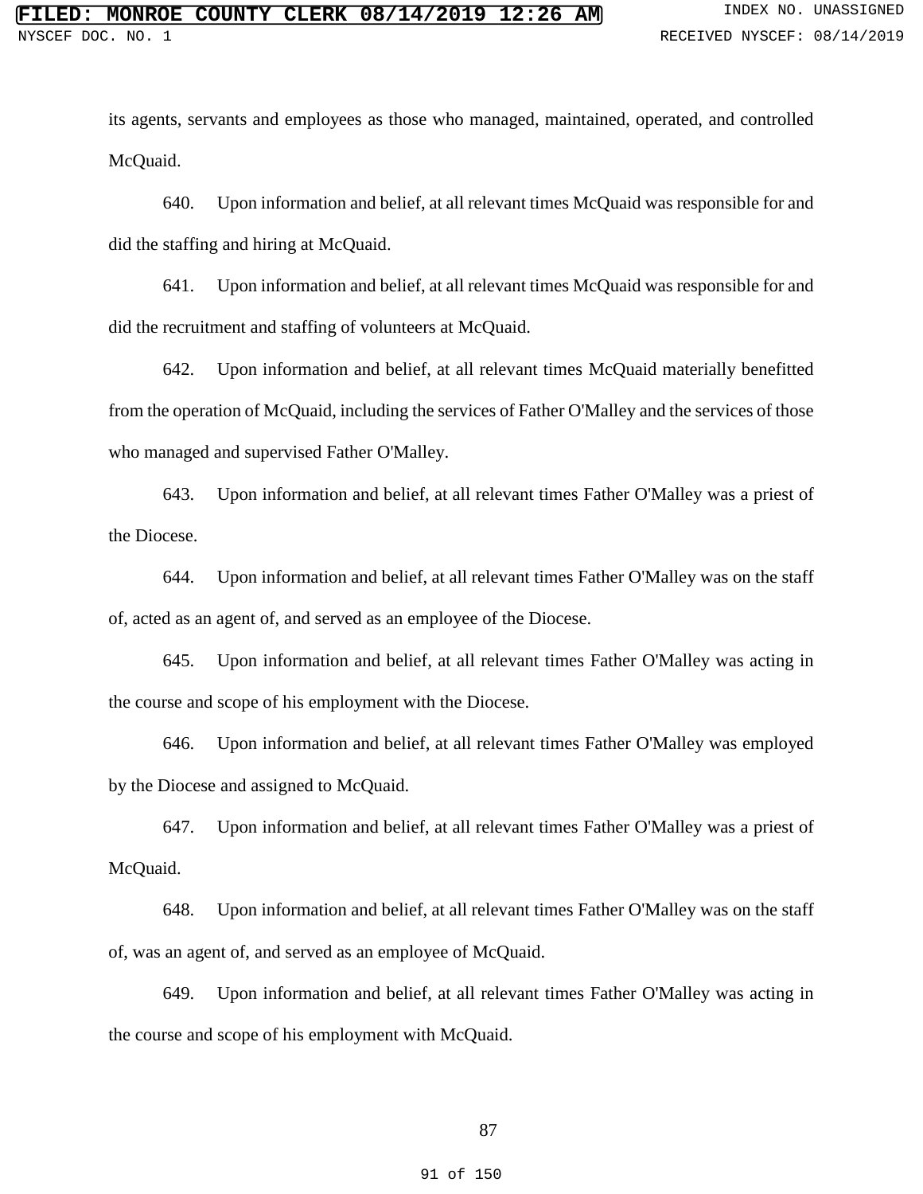its agents, servants and employees as those who managed, maintained, operated, and controlled McQuaid.

640. Upon information and belief, at all relevant times McQuaid was responsible for and did the staffing and hiring at McQuaid.

641. Upon information and belief, at all relevant times McQuaid was responsible for and did the recruitment and staffing of volunteers at McQuaid.

642. Upon information and belief, at all relevant times McQuaid materially benefitted from the operation of McQuaid, including the services of Father O'Malley and the services of those who managed and supervised Father O'Malley.

643. Upon information and belief, at all relevant times Father O'Malley was a priest of the Diocese.

644. Upon information and belief, at all relevant times Father O'Malley was on the staff of, acted as an agent of, and served as an employee of the Diocese.

645. Upon information and belief, at all relevant times Father O'Malley was acting in the course and scope of his employment with the Diocese.

646. Upon information and belief, at all relevant times Father O'Malley was employed by the Diocese and assigned to McQuaid.

647. Upon information and belief, at all relevant times Father O'Malley was a priest of McQuaid.

648. Upon information and belief, at all relevant times Father O'Malley was on the staff of, was an agent of, and served as an employee of McQuaid.

649. Upon information and belief, at all relevant times Father O'Malley was acting in the course and scope of his employment with McQuaid.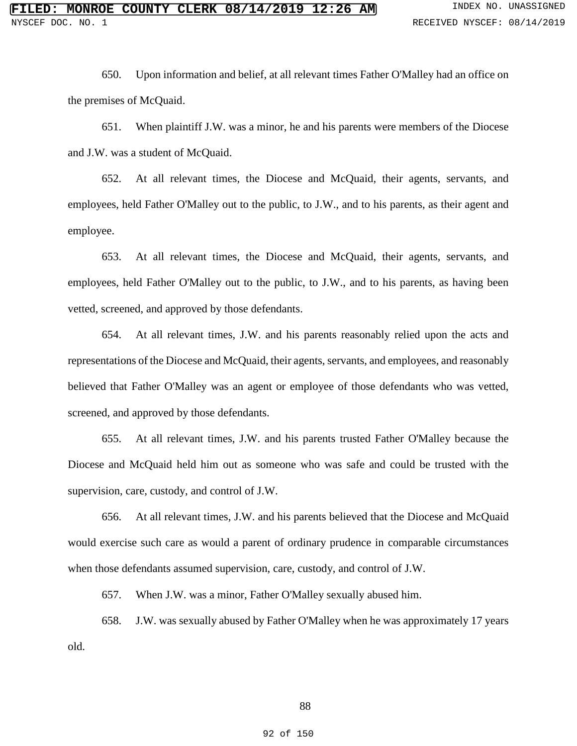650. Upon information and belief, at all relevant times Father O'Malley had an office on the premises of McQuaid.

651. When plaintiff J.W. was a minor, he and his parents were members of the Diocese and J.W. was a student of McQuaid.

652. At all relevant times, the Diocese and McQuaid, their agents, servants, and employees, held Father O'Malley out to the public, to J.W., and to his parents, as their agent and employee.

653. At all relevant times, the Diocese and McQuaid, their agents, servants, and employees, held Father O'Malley out to the public, to J.W., and to his parents, as having been vetted, screened, and approved by those defendants.

654. At all relevant times, J.W. and his parents reasonably relied upon the acts and representations of the Diocese and McQuaid, their agents, servants, and employees, and reasonably believed that Father O'Malley was an agent or employee of those defendants who was vetted, screened, and approved by those defendants.

655. At all relevant times, J.W. and his parents trusted Father O'Malley because the Diocese and McQuaid held him out as someone who was safe and could be trusted with the supervision, care, custody, and control of J.W.

656. At all relevant times, J.W. and his parents believed that the Diocese and McQuaid would exercise such care as would a parent of ordinary prudence in comparable circumstances when those defendants assumed supervision, care, custody, and control of J.W.

657. When J.W. was a minor, Father O'Malley sexually abused him.

658. J.W. was sexually abused by Father O'Malley when he was approximately 17 years old.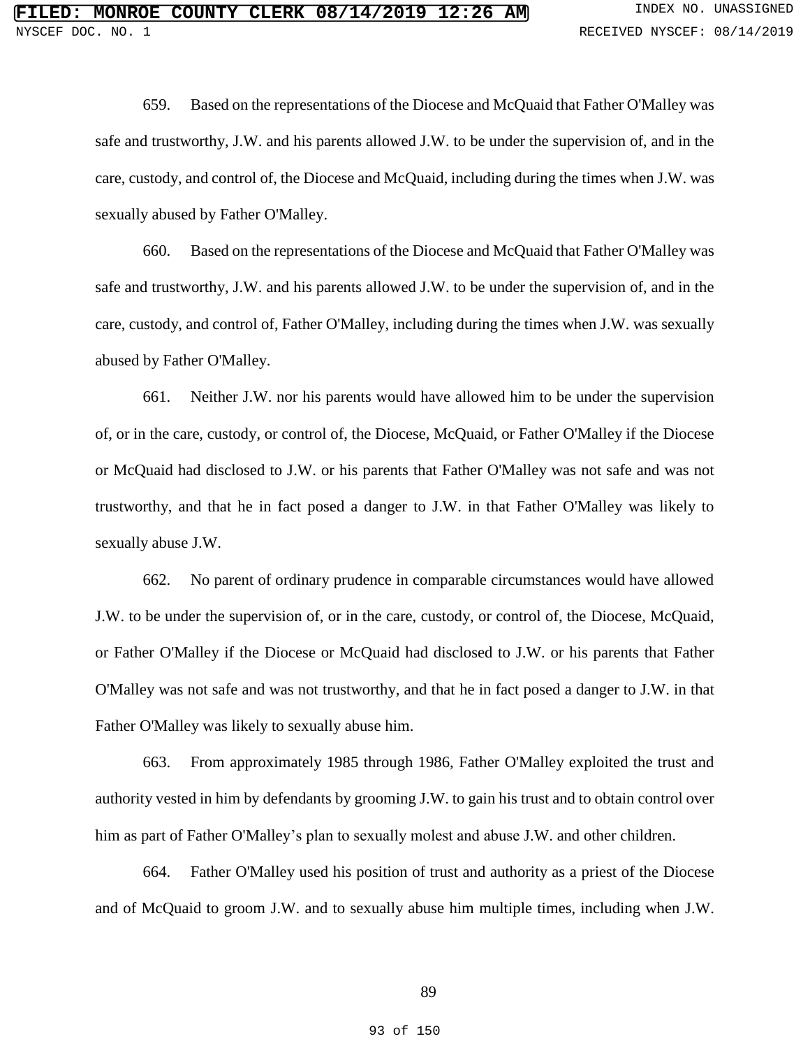659. Based on the representations of the Diocese and McQuaid that Father O'Malley was safe and trustworthy, J.W. and his parents allowed J.W. to be under the supervision of, and in the care, custody, and control of, the Diocese and McQuaid, including during the times when J.W. was sexually abused by Father O'Malley.

660. Based on the representations of the Diocese and McQuaid that Father O'Malley was safe and trustworthy, J.W. and his parents allowed J.W. to be under the supervision of, and in the care, custody, and control of, Father O'Malley, including during the times when J.W. was sexually abused by Father O'Malley.

661. Neither J.W. nor his parents would have allowed him to be under the supervision of, or in the care, custody, or control of, the Diocese, McQuaid, or Father O'Malley if the Diocese or McQuaid had disclosed to J.W. or his parents that Father O'Malley was not safe and was not trustworthy, and that he in fact posed a danger to J.W. in that Father O'Malley was likely to sexually abuse J.W.

662. No parent of ordinary prudence in comparable circumstances would have allowed J.W. to be under the supervision of, or in the care, custody, or control of, the Diocese, McQuaid, or Father O'Malley if the Diocese or McQuaid had disclosed to J.W. or his parents that Father O'Malley was not safe and was not trustworthy, and that he in fact posed a danger to J.W. in that Father O'Malley was likely to sexually abuse him.

663. From approximately 1985 through 1986, Father O'Malley exploited the trust and authority vested in him by defendants by grooming J.W. to gain his trust and to obtain control over him as part of Father O'Malley's plan to sexually molest and abuse J.W. and other children.

664. Father O'Malley used his position of trust and authority as a priest of the Diocese and of McQuaid to groom J.W. and to sexually abuse him multiple times, including when J.W.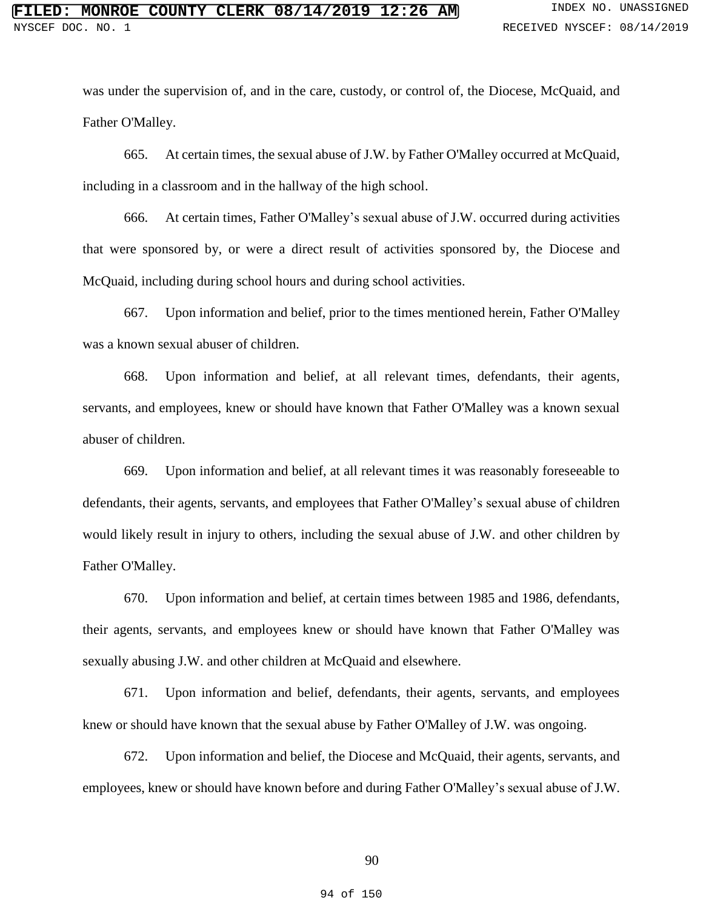was under the supervision of, and in the care, custody, or control of, the Diocese, McQuaid, and Father O'Malley.

665. At certain times, the sexual abuse of J.W. by Father O'Malley occurred at McQuaid, including in a classroom and in the hallway of the high school.

666. At certain times, Father O'Malley's sexual abuse of J.W. occurred during activities that were sponsored by, or were a direct result of activities sponsored by, the Diocese and McQuaid, including during school hours and during school activities.

667. Upon information and belief, prior to the times mentioned herein, Father O'Malley was a known sexual abuser of children.

668. Upon information and belief, at all relevant times, defendants, their agents, servants, and employees, knew or should have known that Father O'Malley was a known sexual abuser of children.

669. Upon information and belief, at all relevant times it was reasonably foreseeable to defendants, their agents, servants, and employees that Father O'Malley's sexual abuse of children would likely result in injury to others, including the sexual abuse of J.W. and other children by Father O'Malley.

670. Upon information and belief, at certain times between 1985 and 1986, defendants, their agents, servants, and employees knew or should have known that Father O'Malley was sexually abusing J.W. and other children at McQuaid and elsewhere.

671. Upon information and belief, defendants, their agents, servants, and employees knew or should have known that the sexual abuse by Father O'Malley of J.W. was ongoing.

672. Upon information and belief, the Diocese and McQuaid, their agents, servants, and employees, knew or should have known before and during Father O'Malley's sexual abuse of J.W.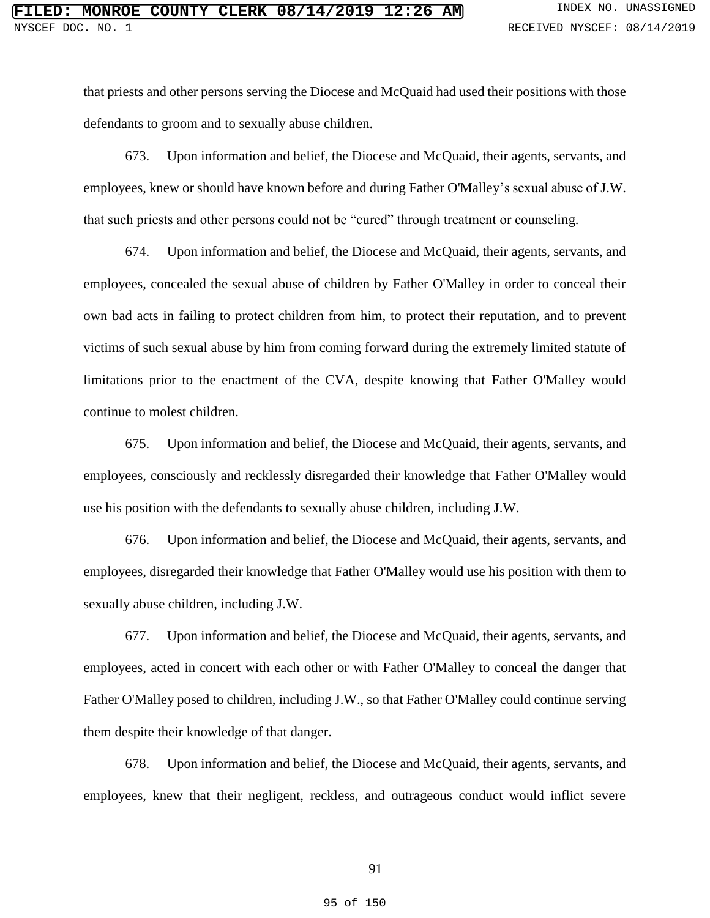that priests and other persons serving the Diocese and McQuaid had used their positions with those defendants to groom and to sexually abuse children.

673. Upon information and belief, the Diocese and McQuaid, their agents, servants, and employees, knew or should have known before and during Father O'Malley's sexual abuse of J.W. that such priests and other persons could not be "cured" through treatment or counseling.

674. Upon information and belief, the Diocese and McQuaid, their agents, servants, and employees, concealed the sexual abuse of children by Father O'Malley in order to conceal their own bad acts in failing to protect children from him, to protect their reputation, and to prevent victims of such sexual abuse by him from coming forward during the extremely limited statute of limitations prior to the enactment of the CVA, despite knowing that Father O'Malley would continue to molest children.

675. Upon information and belief, the Diocese and McQuaid, their agents, servants, and employees, consciously and recklessly disregarded their knowledge that Father O'Malley would use his position with the defendants to sexually abuse children, including J.W.

676. Upon information and belief, the Diocese and McQuaid, their agents, servants, and employees, disregarded their knowledge that Father O'Malley would use his position with them to sexually abuse children, including J.W.

677. Upon information and belief, the Diocese and McQuaid, their agents, servants, and employees, acted in concert with each other or with Father O'Malley to conceal the danger that Father O'Malley posed to children, including J.W., so that Father O'Malley could continue serving them despite their knowledge of that danger.

678. Upon information and belief, the Diocese and McQuaid, their agents, servants, and employees, knew that their negligent, reckless, and outrageous conduct would inflict severe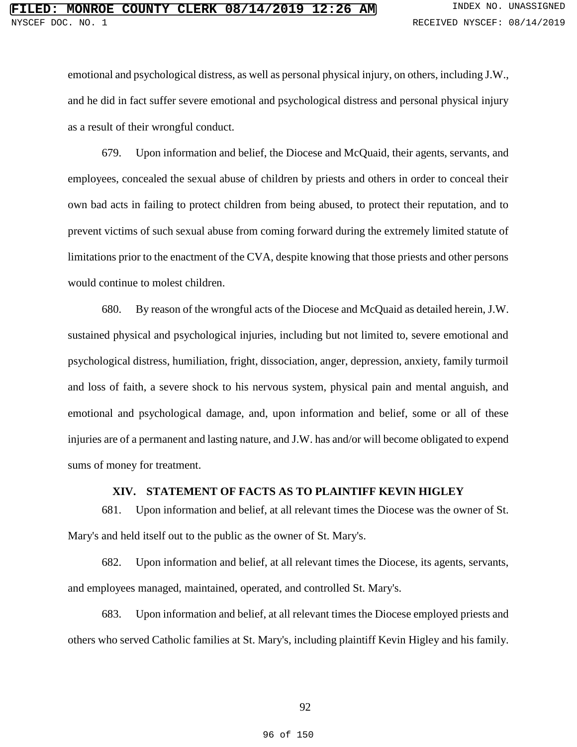emotional and psychological distress, as well as personal physical injury, on others, including J.W., and he did in fact suffer severe emotional and psychological distress and personal physical injury as a result of their wrongful conduct.

679. Upon information and belief, the Diocese and McQuaid, their agents, servants, and employees, concealed the sexual abuse of children by priests and others in order to conceal their own bad acts in failing to protect children from being abused, to protect their reputation, and to prevent victims of such sexual abuse from coming forward during the extremely limited statute of limitations prior to the enactment of the CVA, despite knowing that those priests and other persons would continue to molest children.

680. By reason of the wrongful acts of the Diocese and McQuaid as detailed herein, J.W. sustained physical and psychological injuries, including but not limited to, severe emotional and psychological distress, humiliation, fright, dissociation, anger, depression, anxiety, family turmoil and loss of faith, a severe shock to his nervous system, physical pain and mental anguish, and emotional and psychological damage, and, upon information and belief, some or all of these injuries are of a permanent and lasting nature, and J.W. has and/or will become obligated to expend sums of money for treatment.

## XIV. STATEMENT OF FACTS AS TO PLAINTIFF KEVIN HIGLEY

681. Upon information and belief, at all relevant times the Diocese was the owner of St. Mary's and held itself out to the public as the owner of St. Mary's.

682. Upon information and belief, at all relevant times the Diocese, its agents, servants, and employees managed, maintained, operated, and controlled St. Mary's.

683. Upon information and belief, at all relevant times the Diocese employed priests and others who served Catholic families at St. Mary's, including plaintiff Kevin Higley and his family.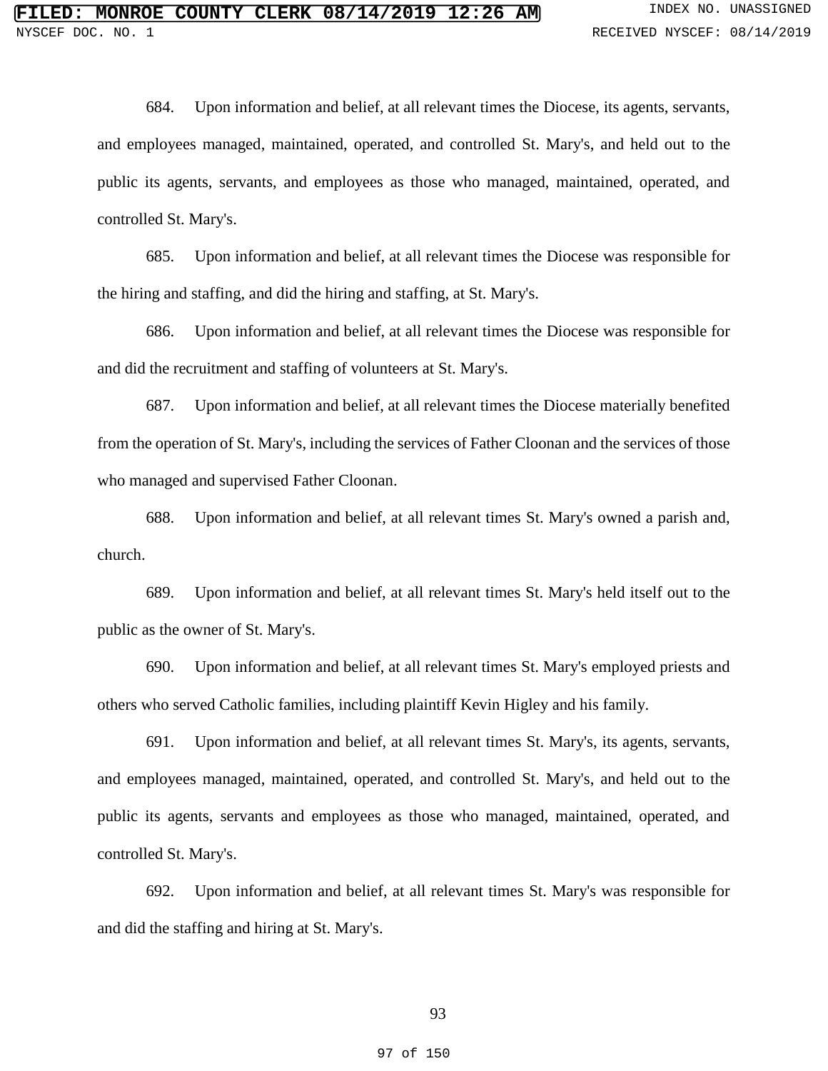684. Upon information and belief, at all relevant times the Diocese, its agents, servants, and employees managed, maintained, operated, and controlled St. Mary's, and held out to the public its agents, servants, and employees as those who managed, maintained, operated, and controlled St. Mary's.

685. Upon information and belief, at all relevant times the Diocese was responsible for the hiring and staffing, and did the hiring and staffing, at St. Mary's.

686. Upon information and belief, at all relevant times the Diocese was responsible for and did the recruitment and staffing of volunteers at St. Mary's.

687. Upon information and belief, at all relevant times the Diocese materially benefited from the operation of St. Mary's, including the services of Father Cloonan and the services of those who managed and supervised Father Cloonan.

688. Upon information and belief, at all relevant times St. Mary's owned a parish and, church.

689. Upon information and belief, at all relevant times St. Mary's held itself out to the public as the owner of St. Mary's.

690. Upon information and belief, at all relevant times St. Mary's employed priests and others who served Catholic families, including plaintiff Kevin Higley and his family.

691. Upon information and belief, at all relevant times St. Mary's, its agents, servants, and employees managed, maintained, operated, and controlled St. Mary's, and held out to the public its agents, servants and employees as those who managed, maintained, operated, and controlled St. Mary's.

692. Upon information and belief, at all relevant times St. Mary's was responsible for and did the staffing and hiring at St. Mary's.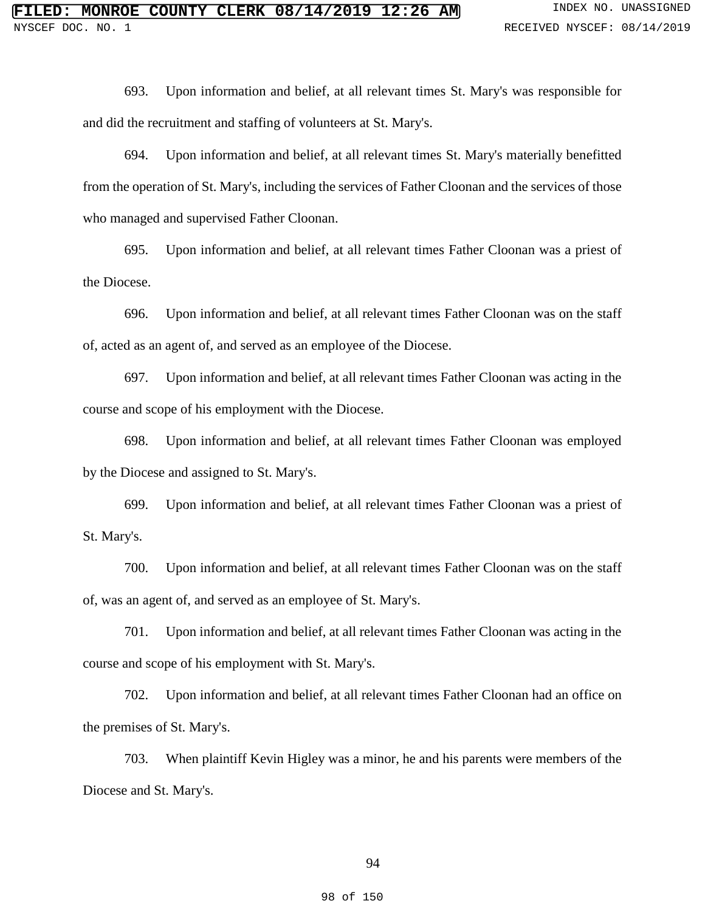693. Upon information and belief, at all relevant times St. Mary's was responsible for and did the recruitment and staffing of volunteers at St. Mary's.

694. Upon information and belief, at all relevant times St. Mary's materially benefitted from the operation of St. Mary's, including the services of Father Cloonan and the services of those who managed and supervised Father Cloonan.

695. Upon information and belief, at all relevant times Father Cloonan was a priest of the Diocese.

696. Upon information and belief, at all relevant times Father Cloonan was on the staff of, acted as an agent of, and served as an employee of the Diocese.

697. Upon information and belief, at all relevant times Father Cloonan was acting in the course and scope of his employment with the Diocese.

698. Upon information and belief, at all relevant times Father Cloonan was employed by the Diocese and assigned to St. Mary's.

699. Upon information and belief, at all relevant times Father Cloonan was a priest of St. Mary's.

700. Upon information and belief, at all relevant times Father Cloonan was on the staff of, was an agent of, and served as an employee of St. Mary's.

701. Upon information and belief, at all relevant times Father Cloonan was acting in the course and scope of his employment with St. Mary's.

702. Upon information and belief, at all relevant times Father Cloonan had an office on the premises of St. Mary's.

703. When plaintiff Kevin Higley was a minor, he and his parents were members of the Diocese and St. Mary's.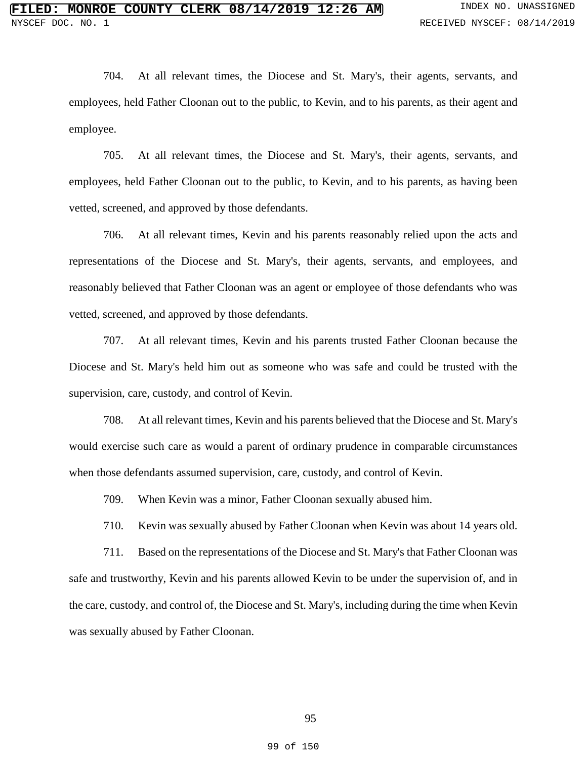704. At all relevant times, the Diocese and St. Mary's, their agents, servants, and employees, held Father Cloonan out to the public, to Kevin, and to his parents, as their agent and employee.

705. At all relevant times, the Diocese and St. Mary's, their agents, servants, and employees, held Father Cloonan out to the public, to Kevin, and to his parents, as having been vetted, screened, and approved by those defendants.

706. At all relevant times, Kevin and his parents reasonably relied upon the acts and representations of the Diocese and St. Mary's, their agents, servants, and employees, and reasonably believed that Father Cloonan was an agent or employee of those defendants who was vetted, screened, and approved by those defendants.

707. At all relevant times, Kevin and his parents trusted Father Cloonan because the Diocese and St. Mary's held him out as someone who was safe and could be trusted with the supervision, care, custody, and control of Kevin.

708. At all relevant times, Kevin and his parents believed that the Diocese and St. Mary's would exercise such care as would a parent of ordinary prudence in comparable circumstances when those defendants assumed supervision, care, custody, and control of Kevin.

709. When Kevin was a minor, Father Cloonan sexually abused him.

710. Kevin was sexually abused by Father Cloonan when Kevin was about 14 years old.

711. Based on the representations of the Diocese and St. Mary's that Father Cloonan was safe and trustworthy, Kevin and his parents allowed Kevin to be under the supervision of, and in the care, custody, and control of, the Diocese and St. Mary's, including during the time when Kevin was sexually abused by Father Cloonan.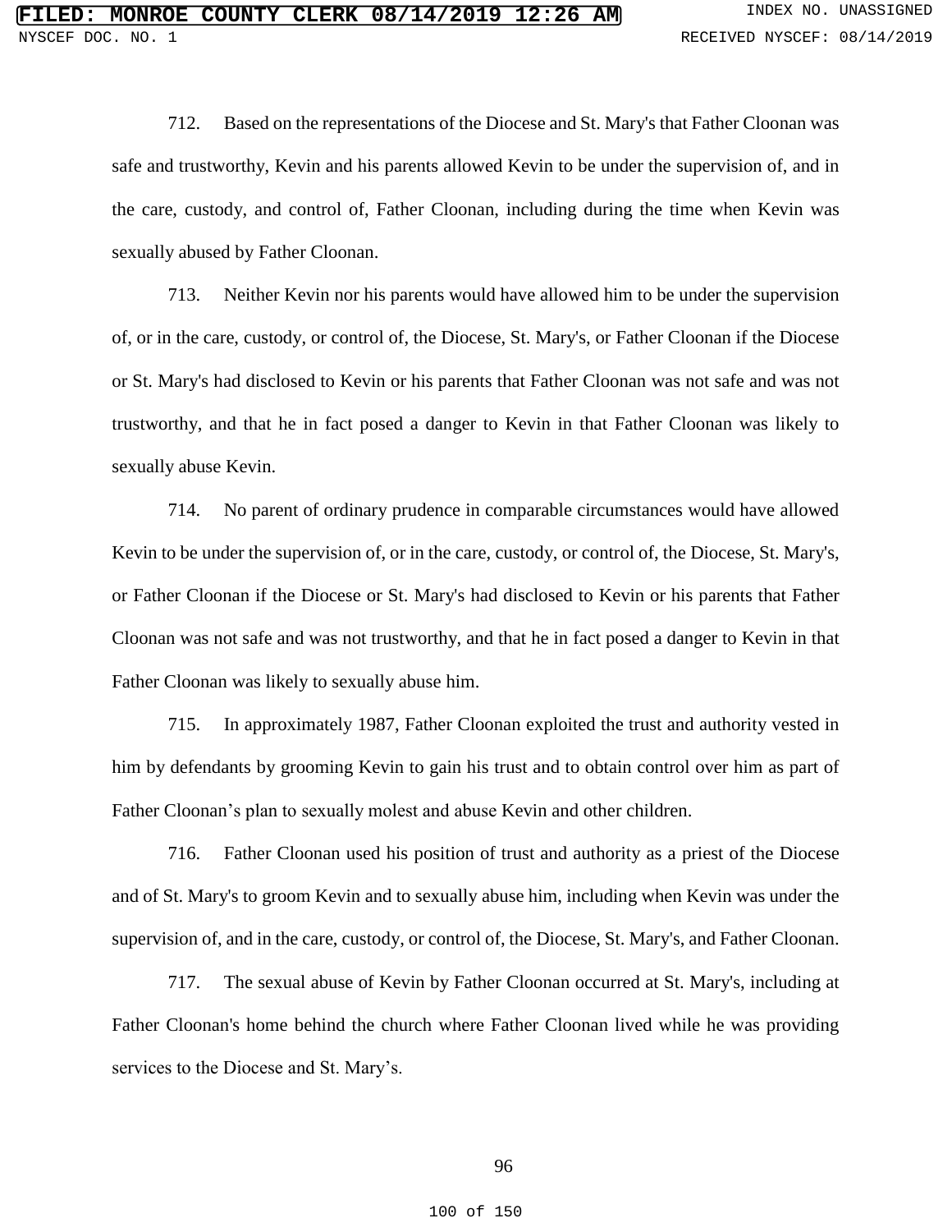712. Based on the representations of the Diocese and St. Mary's that Father Cloonan was safe and trustworthy, Kevin and his parents allowed Kevin to be under the supervision of, and in the care, custody, and control of, Father Cloonan, including during the time when Kevin was sexually abused by Father Cloonan.

713. Neither Kevin nor his parents would have allowed him to be under the supervision of, or in the care, custody, or control of, the Diocese, St. Mary's, or Father Cloonan if the Diocese or St. Mary's had disclosed to Kevin or his parents that Father Cloonan was not safe and was not trustworthy, and that he in fact posed a danger to Kevin in that Father Cloonan was likely to sexually abuse Kevin.

714. No parent of ordinary prudence in comparable circumstances would have allowed Kevin to be under the supervision of, or in the care, custody, or control of, the Diocese, St. Mary's, or Father Cloonan if the Diocese or St. Mary's had disclosed to Kevin or his parents that Father Cloonan was not safe and was not trustworthy, and that he in fact posed a danger to Kevin in that Father Cloonan was likely to sexually abuse him.

715. In approximately 1987, Father Cloonan exploited the trust and authority vested in him by defendants by grooming Kevin to gain his trust and to obtain control over him as part of Father Cloonan's plan to sexually molest and abuse Kevin and other children.

716. Father Cloonan used his position of trust and authority as a priest of the Diocese and of St. Mary's to groom Kevin and to sexually abuse him, including when Kevin was under the supervision of, and in the care, custody, or control of, the Diocese, St. Mary's, and Father Cloonan.

717. The sexual abuse of Kevin by Father Cloonan occurred at St. Mary's, including at Father Cloonan's home behind the church where Father Cloonan lived while he was providing services to the Diocese and St. Mary's.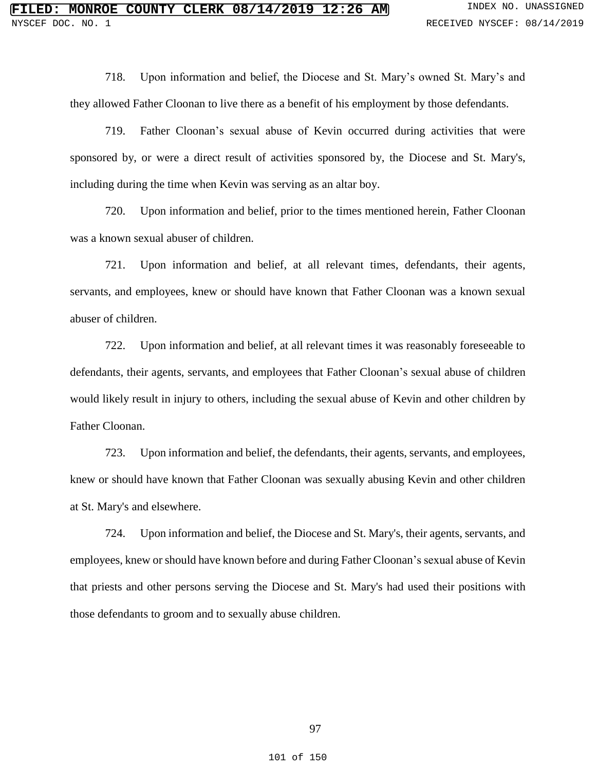718. Upon information and belief, the Diocese and St. Mary's owned St. Mary's and they allowed Father Cloonan to live there as a benefit of his employment by those defendants.

719. Father Cloonan's sexual abuse of Kevin occurred during activities that were sponsored by, or were a direct result of activities sponsored by, the Diocese and St. Mary's, including during the time when Kevin was serving as an altar boy.

720. Upon information and belief, prior to the times mentioned herein, Father Cloonan was a known sexual abuser of children.

721. Upon information and belief, at all relevant times, defendants, their agents, servants, and employees, knew or should have known that Father Cloonan was a known sexual abuser of children.

722. Upon information and belief, at all relevant times it was reasonably foreseeable to defendants, their agents, servants, and employees that Father Cloonan's sexual abuse of children would likely result in injury to others, including the sexual abuse of Kevin and other children by Father Cloonan.

723. Upon information and belief, the defendants, their agents, servants, and employees, knew or should have known that Father Cloonan was sexually abusing Kevin and other children at St. Mary's and elsewhere.

724. Upon information and belief, the Diocese and St. Mary's, their agents, servants, and employees, knew or should have known before and during Father Cloonan's sexual abuse of Kevin that priests and other persons serving the Diocese and St. Mary's had used their positions with those defendants to groom and to sexually abuse children.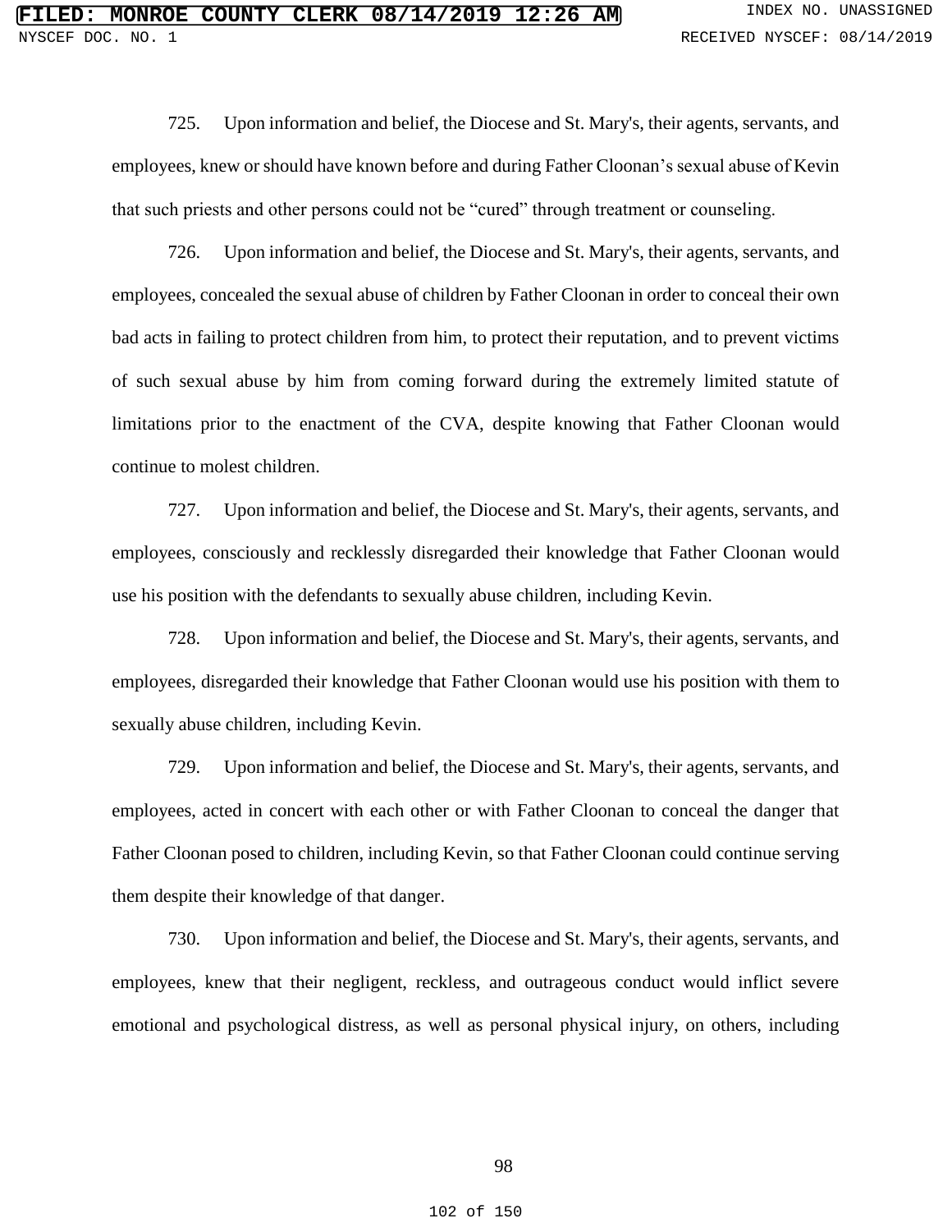725. Upon information and belief, the Diocese and St. Mary's, their agents, servants, and employees, knew or should have known before and during Father Cloonan's sexual abuse of Kevin that such priests and other persons could not be "cured" through treatment or counseling.

726. Upon information and belief, the Diocese and St. Mary's, their agents, servants, and employees, concealed the sexual abuse of children by Father Cloonan in order to conceal their own bad acts in failing to protect children from him, to protect their reputation, and to prevent victims of such sexual abuse by him from coming forward during the extremely limited statute of limitations prior to the enactment of the CVA, despite knowing that Father Cloonan would continue to molest children.

727. Upon information and belief, the Diocese and St. Mary's, their agents, servants, and employees, consciously and recklessly disregarded their knowledge that Father Cloonan would use his position with the defendants to sexually abuse children, including Kevin.

728. Upon information and belief, the Diocese and St. Mary's, their agents, servants, and employees, disregarded their knowledge that Father Cloonan would use his position with them to sexually abuse children, including Kevin.

729. Upon information and belief, the Diocese and St. Mary's, their agents, servants, and employees, acted in concert with each other or with Father Cloonan to conceal the danger that Father Cloonan posed to children, including Kevin, so that Father Cloonan could continue serving them despite their knowledge of that danger.

730. Upon information and belief, the Diocese and St. Mary's, their agents, servants, and employees, knew that their negligent, reckless, and outrageous conduct would inflict severe emotional and psychological distress, as well as personal physical injury, on others, including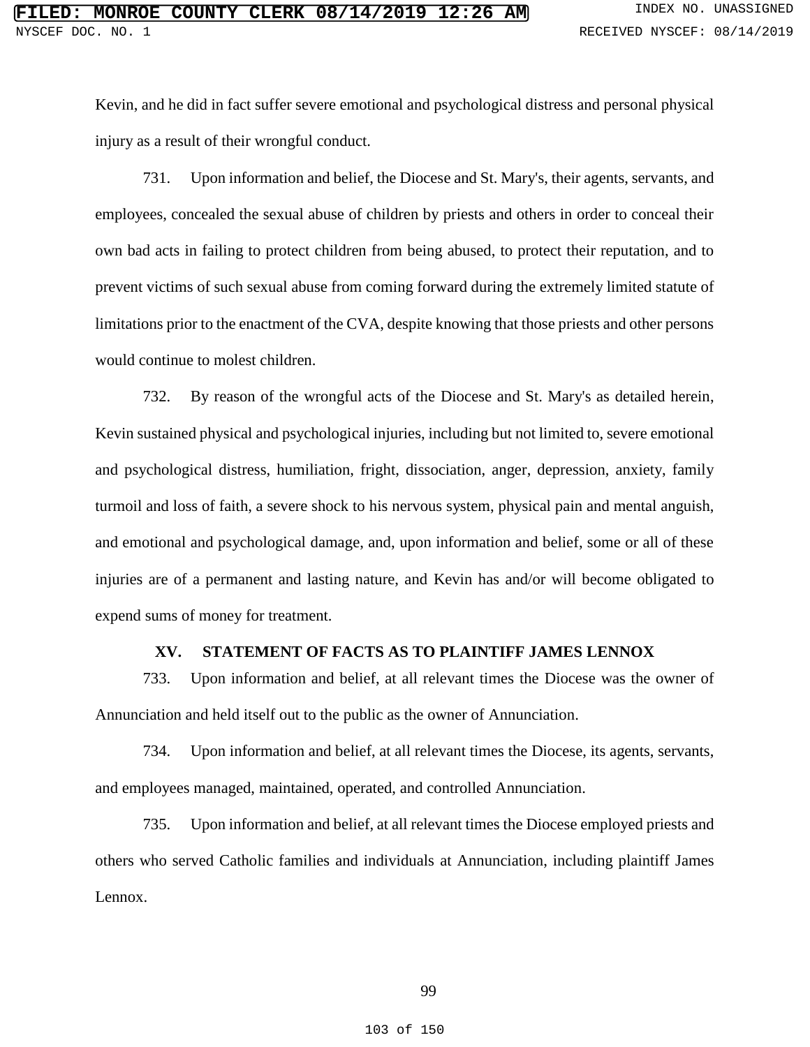Kevin, and he did in fact suffer severe emotional and psychological distress and personal physical injury as a result of their wrongful conduct.

731. Upon information and belief, the Diocese and St. Mary's, their agents, servants, and employees, concealed the sexual abuse of children by priests and others in order to conceal their own bad acts in failing to protect children from being abused, to protect their reputation, and to prevent victims of such sexual abuse from coming forward during the extremely limited statute of limitations prior to the enactment of the CVA, despite knowing that those priests and other persons would continue to molest children.

732. By reason of the wrongful acts of the Diocese and St. Mary's as detailed herein, Kevin sustained physical and psychological injuries, including but not limited to, severe emotional and psychological distress, humiliation, fright, dissociation, anger, depression, anxiety, family turmoil and loss of faith, a severe shock to his nervous system, physical pain and mental anguish, and emotional and psychological damage, and, upon information and belief, some or all of these injuries are of a permanent and lasting nature, and Kevin has and/or will become obligated to expend sums of money for treatment.

## XV. STATEMENT OF FACTS AS TO PLAINTIFF JAMES LENNOX

733. Upon information and belief, at all relevant times the Diocese was the owner of Annunciation and held itself out to the public as the owner of Annunciation.

734. Upon information and belief, at all relevant times the Diocese, its agents, servants, and employees managed, maintained, operated, and controlled Annunciation.

735. Upon information and belief, at all relevant times the Diocese employed priests and others who served Catholic families and individuals at Annunciation, including plaintiff James Lennox.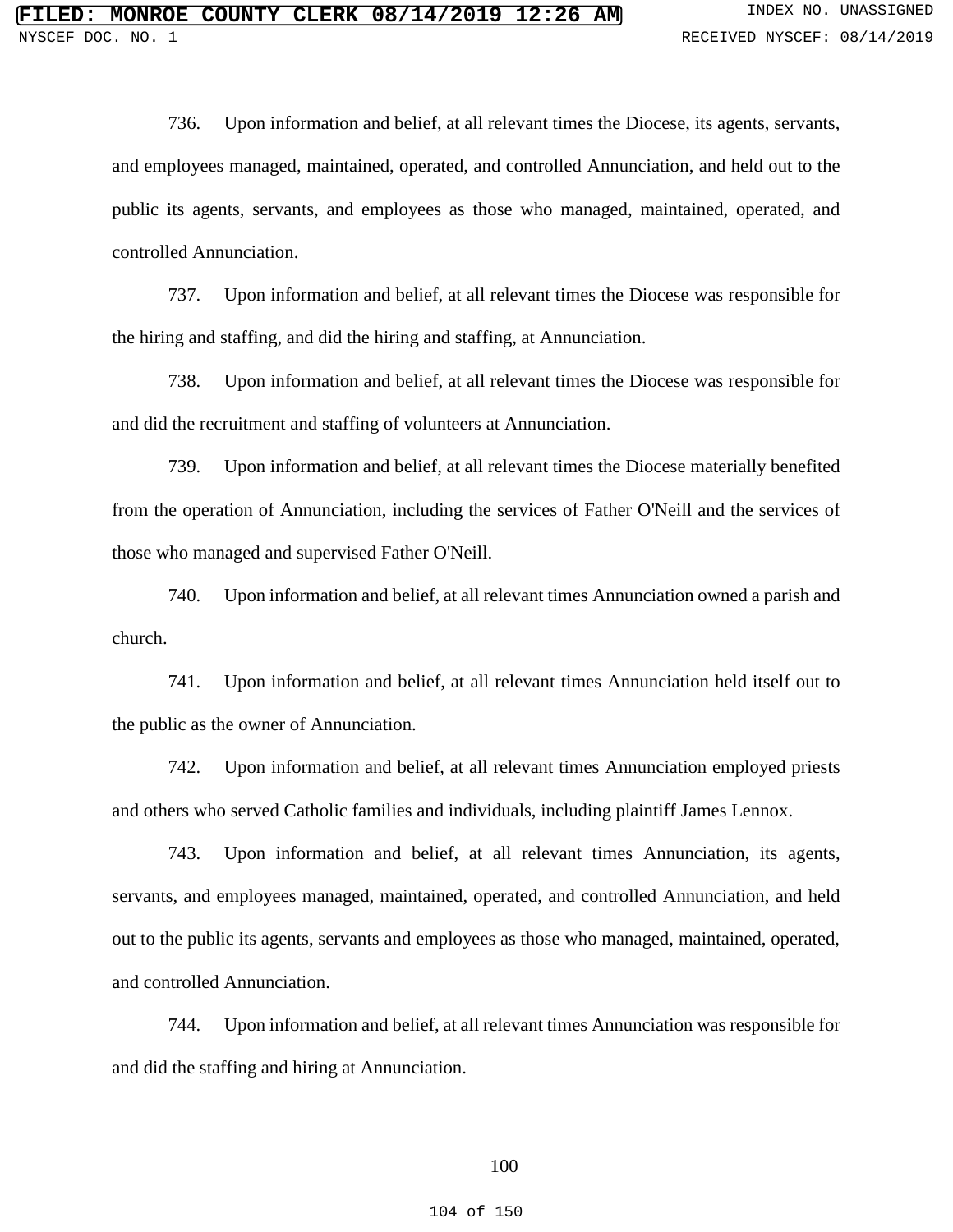736. Upon information and belief, at all relevant times the Diocese, its agents, servants, and employees managed, maintained, operated, and controlled Annunciation, and held out to the public its agents, servants, and employees as those who managed, maintained, operated, and controlled Annunciation.

737. Upon information and belief, at all relevant times the Diocese was responsible for the hiring and staffing, and did the hiring and staffing, at Annunciation.

738. Upon information and belief, at all relevant times the Diocese was responsible for and did the recruitment and staffing of volunteers at Annunciation.

739. Upon information and belief, at all relevant times the Diocese materially benefited from the operation of Annunciation, including the services of Father O'Neill and the services of those who managed and supervised Father O'Neill.

740. Upon information and belief, at all relevant times Annunciation owned a parish and church.

741. Upon information and belief, at all relevant times Annunciation held itself out to the public as the owner of Annunciation.

742. Upon information and belief, at all relevant times Annunciation employed priests and others who served Catholic families and individuals, including plaintiff James Lennox.

743. Upon information and belief, at all relevant times Annunciation, its agents, servants, and employees managed, maintained, operated, and controlled Annunciation, and held out to the public its agents, servants and employees as those who managed, maintained, operated, and controlled Annunciation.

744. Upon information and belief, at all relevant times Annunciation was responsible for and did the staffing and hiring at Annunciation.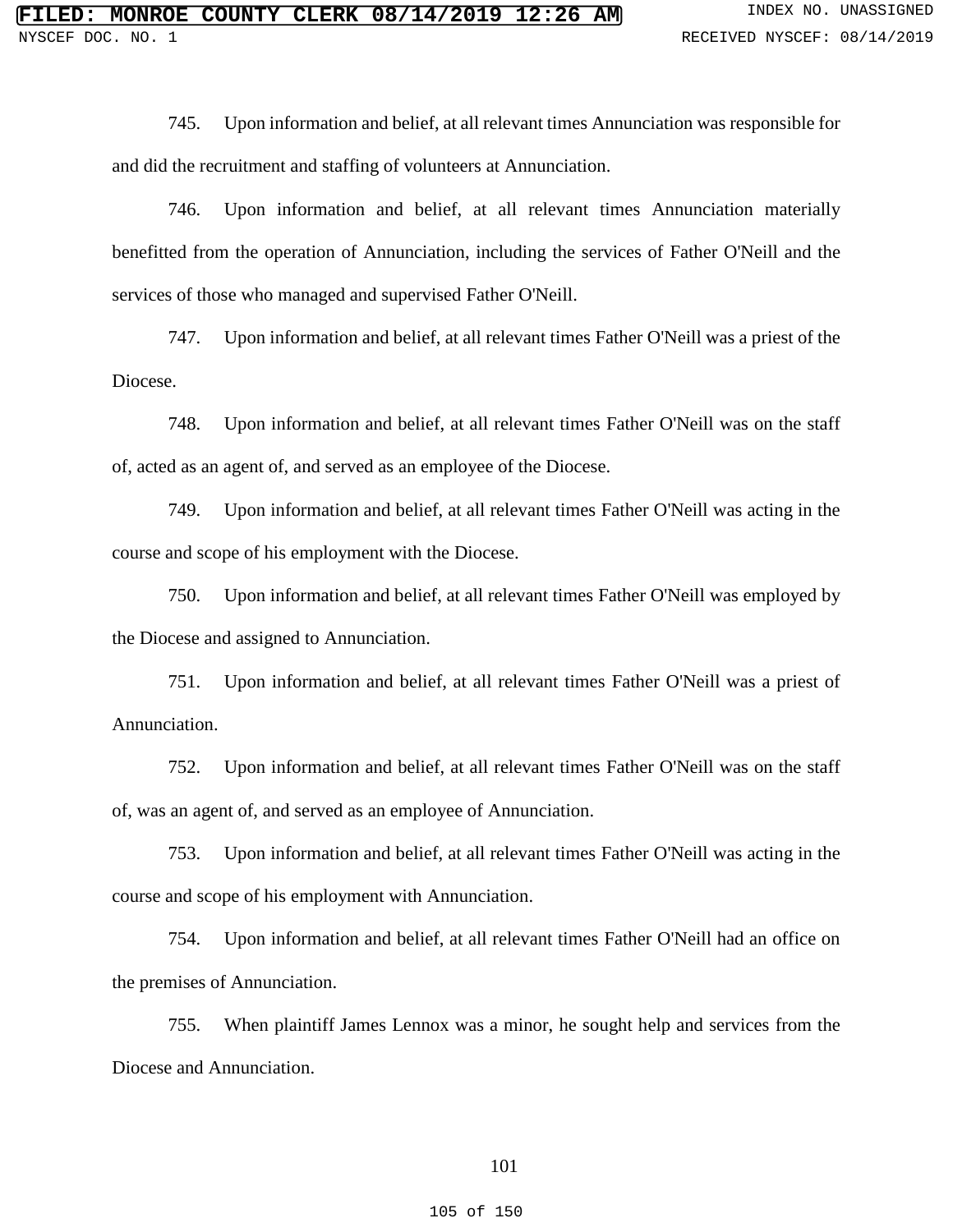745. Upon information and belief, at all relevant times Annunciation was responsible for and did the recruitment and staffing of volunteers at Annunciation.

746. Upon information and belief, at all relevant times Annunciation materially benefitted from the operation of Annunciation, including the services of Father O'Neill and the services of those who managed and supervised Father O'Neill.

747. Upon information and belief, at all relevant times Father O'Neill was a priest of the Diocese.

748. Upon information and belief, at all relevant times Father O'Neill was on the staff of, acted as an agent of, and served as an employee of the Diocese.

749. Upon information and belief, at all relevant times Father O'Neill was acting in the course and scope of his employment with the Diocese.

750. Upon information and belief, at all relevant times Father O'Neill was employed by the Diocese and assigned to Annunciation.

751. Upon information and belief, at all relevant times Father O'Neill was a priest of Annunciation.

752. Upon information and belief, at all relevant times Father O'Neill was on the staff of, was an agent of, and served as an employee of Annunciation.

753. Upon information and belief, at all relevant times Father O'Neill was acting in the course and scope of his employment with Annunciation.

754. Upon information and belief, at all relevant times Father O'Neill had an office on the premises of Annunciation.

755. When plaintiff James Lennox was a minor, he sought help and services from the Diocese and Annunciation.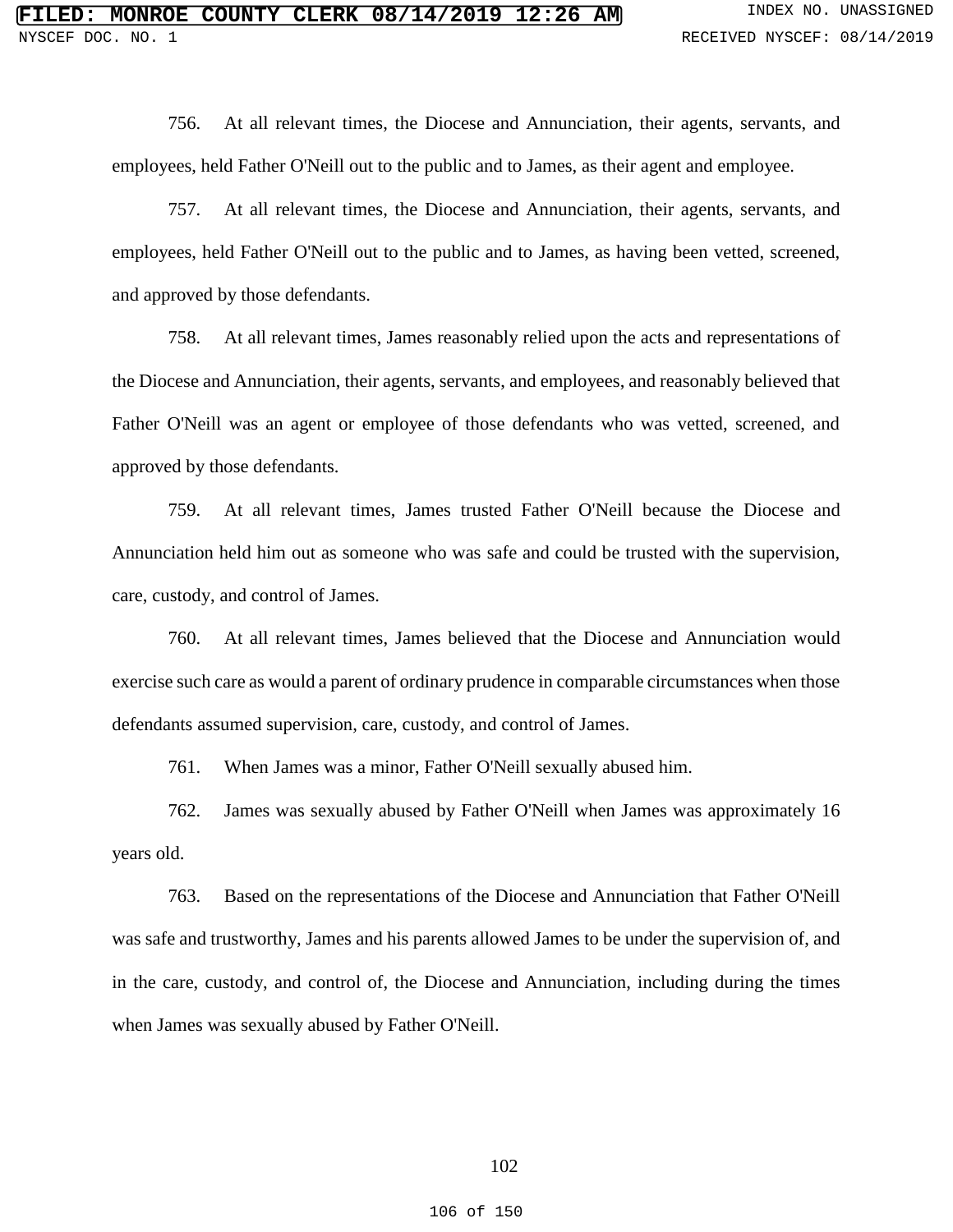756. At all relevant times, the Diocese and Annunciation, their agents, servants, and employees, held Father O'Neill out to the public and to James, as their agent and employee.

757. At all relevant times, the Diocese and Annunciation, their agents, servants, and employees, held Father O'Neill out to the public and to James, as having been vetted, screened, and approved by those defendants.

758. At all relevant times, James reasonably relied upon the acts and representations of the Diocese and Annunciation, their agents, servants, and employees, and reasonably believed that Father O'Neill was an agent or employee of those defendants who was vetted, screened, and approved by those defendants.

759. At all relevant times, James trusted Father O'Neill because the Diocese and Annunciation held him out as someone who was safe and could be trusted with the supervision, care, custody, and control of James.

760. At all relevant times, James believed that the Diocese and Annunciation would exercise such care as would a parent of ordinary prudence in comparable circumstances when those defendants assumed supervision, care, custody, and control of James.

761. When James was a minor, Father O'Neill sexually abused him.

762. James was sexually abused by Father O'Neill when James was approximately 16 years old.

763. Based on the representations of the Diocese and Annunciation that Father O'Neill was safe and trustworthy, James and his parents allowed James to be under the supervision of, and in the care, custody, and control of, the Diocese and Annunciation, including during the times when James was sexually abused by Father O'Neill.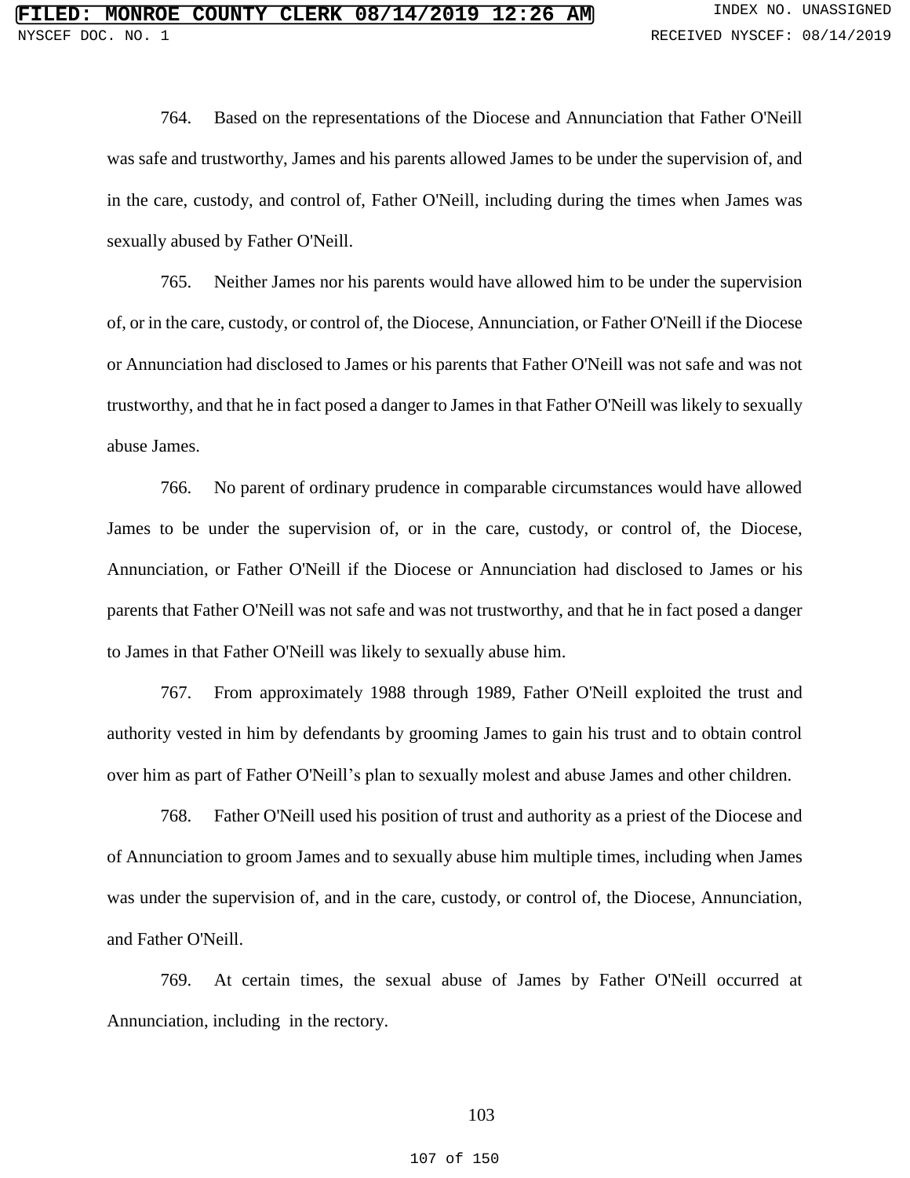764. Based on the representations of the Diocese and Annunciation that Father O'Neill was safe and trustworthy, James and his parents allowed James to be under the supervision of, and in the care, custody, and control of, Father O'Neill, including during the times when James was sexually abused by Father O'Neill.

765. Neither James nor his parents would have allowed him to be under the supervision of, or in the care, custody, or control of, the Diocese, Annunciation, or Father O'Neill if the Diocese or Annunciation had disclosed to James or his parents that Father O'Neill was not safe and was not trustworthy, and that he in fact posed a danger to James in that Father O'Neill was likely to sexually abuse James.

766. No parent of ordinary prudence in comparable circumstances would have allowed James to be under the supervision of, or in the care, custody, or control of, the Diocese, Annunciation, or Father O'Neill if the Diocese or Annunciation had disclosed to James or his parents that Father O'Neill was not safe and was not trustworthy, and that he in fact posed a danger to James in that Father O'Neill was likely to sexually abuse him.

767. From approximately 1988 through 1989, Father O'Neill exploited the trust and authority vested in him by defendants by grooming James to gain his trust and to obtain control over him as part of Father O'Neill's plan to sexually molest and abuse James and other children.

768. Father O'Neill used his position of trust and authority as a priest of the Diocese and of Annunciation to groom James and to sexually abuse him multiple times, including when James was under the supervision of, and in the care, custody, or control of, the Diocese, Annunciation, and Father O'Neill.

769. At certain times, the sexual abuse of James by Father O'Neill occurred at Annunciation, including in the rectory.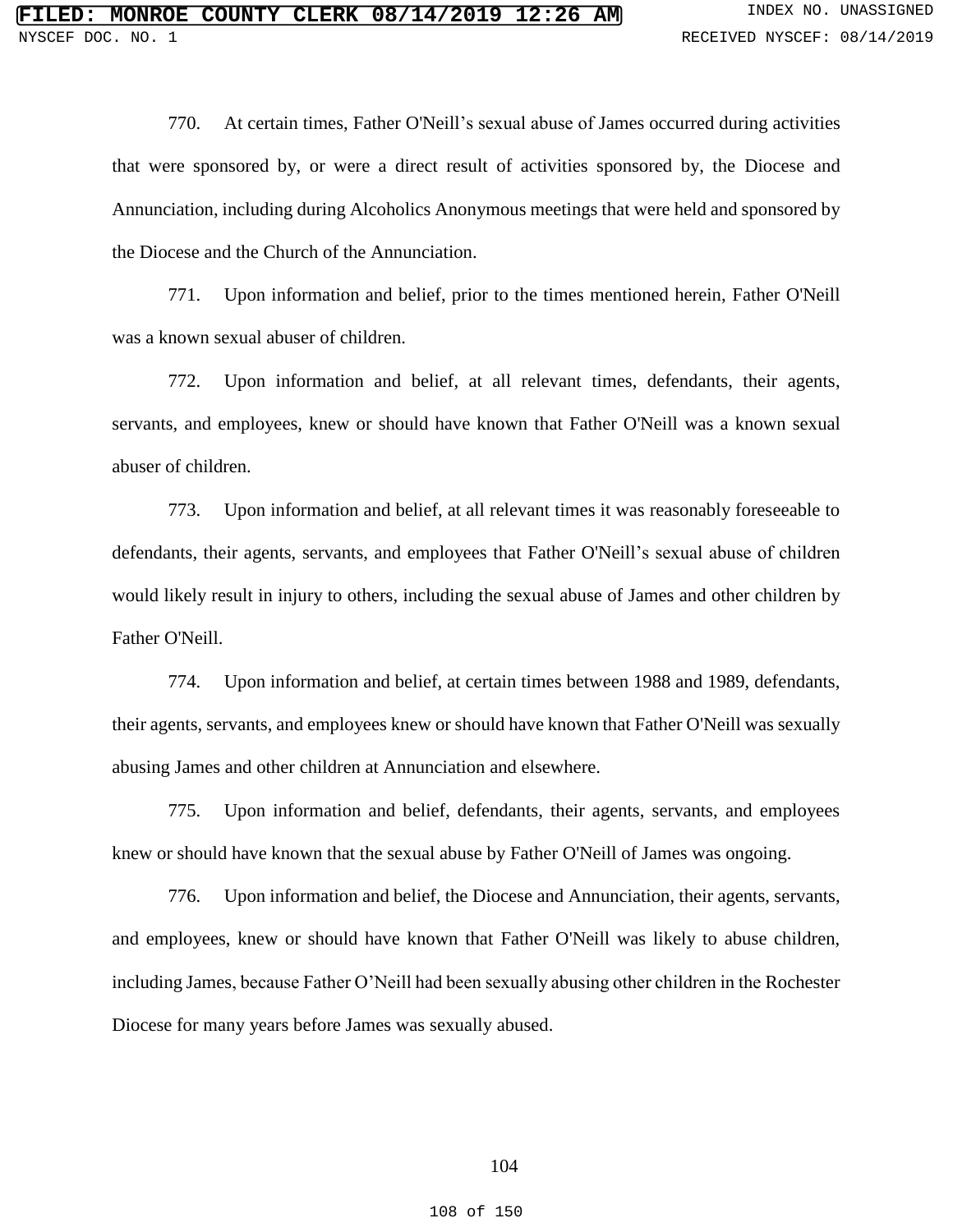770. At certain times, Father O'Neill's sexual abuse of James occurred during activities that were sponsored by, or were a direct result of activities sponsored by, the Diocese and Annunciation, including during Alcoholics Anonymous meetings that were held and sponsored by the Diocese and the Church of the Annunciation.

771. Upon information and belief, prior to the times mentioned herein, Father O'Neill was a known sexual abuser of children.

772. Upon information and belief, at all relevant times, defendants, their agents, servants, and employees, knew or should have known that Father O'Neill was a known sexual abuser of children.

773. Upon information and belief, at all relevant times it was reasonably foreseeable to defendants, their agents, servants, and employees that Father O'Neill's sexual abuse of children would likely result in injury to others, including the sexual abuse of James and other children by Father O'Neill.

774. Upon information and belief, at certain times between 1988 and 1989, defendants, their agents, servants, and employees knew or should have known that Father O'Neill was sexually abusing James and other children at Annunciation and elsewhere.

775. Upon information and belief, defendants, their agents, servants, and employees knew or should have known that the sexual abuse by Father O'Neill of James was ongoing.

776. Upon information and belief, the Diocese and Annunciation, their agents, servants, and employees, knew or should have known that Father O'Neill was likely to abuse children, including James, because Father O'Neill had been sexually abusing other children in the Rochester Diocese for many years before James was sexually abused.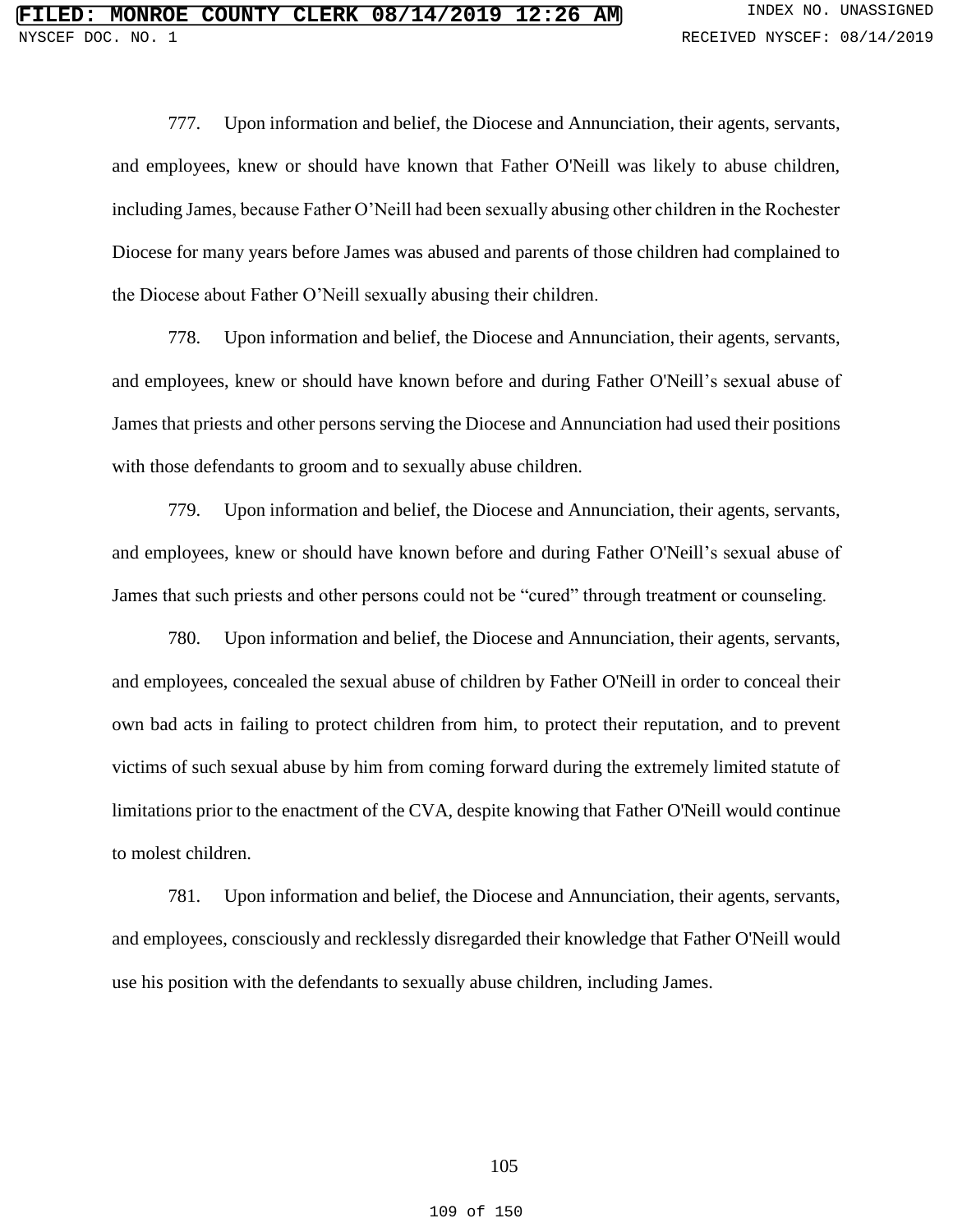777. Upon information and belief, the Diocese and Annunciation, their agents, servants, and employees, knew or should have known that Father O'Neill was likely to abuse children, including James, because Father O'Neill had been sexually abusing other children in the Rochester Diocese for many years before James was abused and parents of those children had complained to the Diocese about Father O'Neill sexually abusing their children.

778. Upon information and belief, the Diocese and Annunciation, their agents, servants, and employees, knew or should have known before and during Father O'Neill's sexual abuse of James that priests and other persons serving the Diocese and Annunciation had used their positions with those defendants to groom and to sexually abuse children.

779. Upon information and belief, the Diocese and Annunciation, their agents, servants, and employees, knew or should have known before and during Father O'Neill's sexual abuse of James that such priests and other persons could not be "cured" through treatment or counseling.

780. Upon information and belief, the Diocese and Annunciation, their agents, servants, and employees, concealed the sexual abuse of children by Father O'Neill in order to conceal their own bad acts in failing to protect children from him, to protect their reputation, and to prevent victims of such sexual abuse by him from coming forward during the extremely limited statute of limitations prior to the enactment of the CVA, despite knowing that Father O'Neill would continue to molest children.

781. Upon information and belief, the Diocese and Annunciation, their agents, servants, and employees, consciously and recklessly disregarded their knowledge that Father O'Neill would use his position with the defendants to sexually abuse children, including James.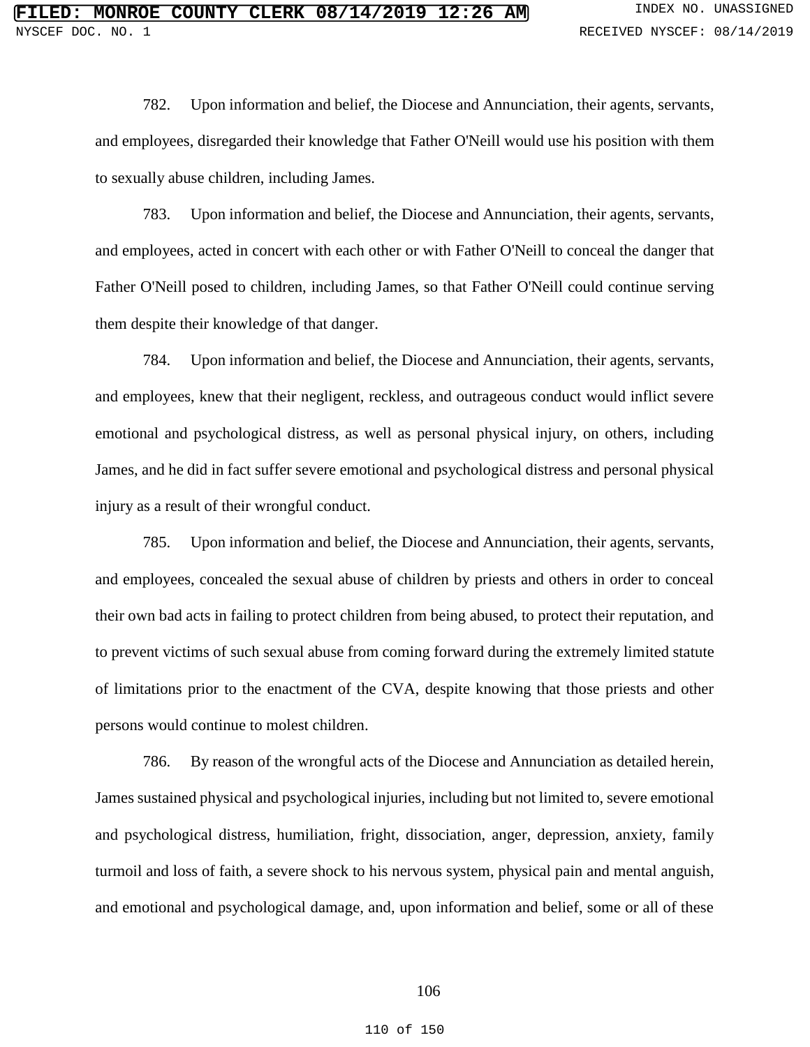782. Upon information and belief, the Diocese and Annunciation, their agents, servants, and employees, disregarded their knowledge that Father O'Neill would use his position with them to sexually abuse children, including James.

783. Upon information and belief, the Diocese and Annunciation, their agents, servants, and employees, acted in concert with each other or with Father O'Neill to conceal the danger that Father O'Neill posed to children, including James, so that Father O'Neill could continue serving them despite their knowledge of that danger.

784. Upon information and belief, the Diocese and Annunciation, their agents, servants, and employees, knew that their negligent, reckless, and outrageous conduct would inflict severe emotional and psychological distress, as well as personal physical injury, on others, including James, and he did in fact suffer severe emotional and psychological distress and personal physical injury as a result of their wrongful conduct.

785. Upon information and belief, the Diocese and Annunciation, their agents, servants, and employees, concealed the sexual abuse of children by priests and others in order to conceal their own bad acts in failing to protect children from being abused, to protect their reputation, and to prevent victims of such sexual abuse from coming forward during the extremely limited statute of limitations prior to the enactment of the CVA, despite knowing that those priests and other persons would continue to molest children.

786. By reason of the wrongful acts of the Diocese and Annunciation as detailed herein, James sustained physical and psychological injuries, including but not limited to, severe emotional and psychological distress, humiliation, fright, dissociation, anger, depression, anxiety, family turmoil and loss of faith, a severe shock to his nervous system, physical pain and mental anguish, and emotional and psychological damage, and, upon information and belief, some or all of these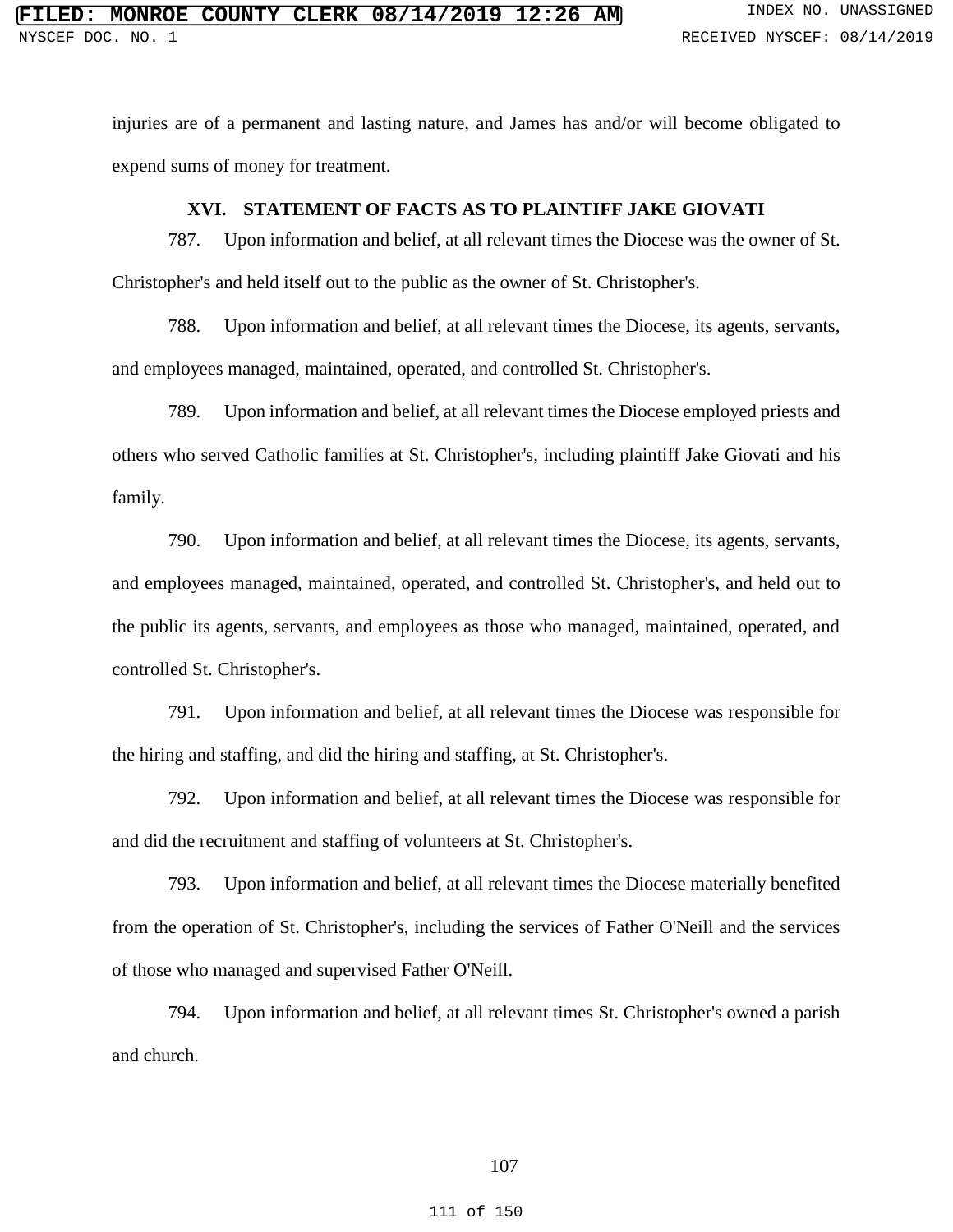injuries are of a permanent and lasting nature, and James has and/or will become obligated to expend sums of money for treatment.

## XVI. STATEMENT OF FACTS AS TO PLAINTIFF JAKE GIOVATI

787. Upon information and belief, at all relevant times the Diocese was the owner of St. Christopher's and held itself out to the public as the owner of St. Christopher's.

788. Upon information and belief, at all relevant times the Diocese, its agents, servants, and employees managed, maintained, operated, and controlled St. Christopher's.

789. Upon information and belief, at all relevant times the Diocese employed priests and others who served Catholic families at St. Christopher's, including plaintiff Jake Giovati and his family.

790. Upon information and belief, at all relevant times the Diocese, its agents, servants, and employees managed, maintained, operated, and controlled St. Christopher's, and held out to the public its agents, servants, and employees as those who managed, maintained, operated, and controlled St. Christopher's.

791. Upon information and belief, at all relevant times the Diocese was responsible for the hiring and staffing, and did the hiring and staffing, at St. Christopher's.

792. Upon information and belief, at all relevant times the Diocese was responsible for and did the recruitment and staffing of volunteers at St. Christopher's.

793. Upon information and belief, at all relevant times the Diocese materially benefited from the operation of St. Christopher's, including the services of Father O'Neill and the services of those who managed and supervised Father O'Neill.

794. Upon information and belief, at all relevant times St. Christopher's owned a parish and church.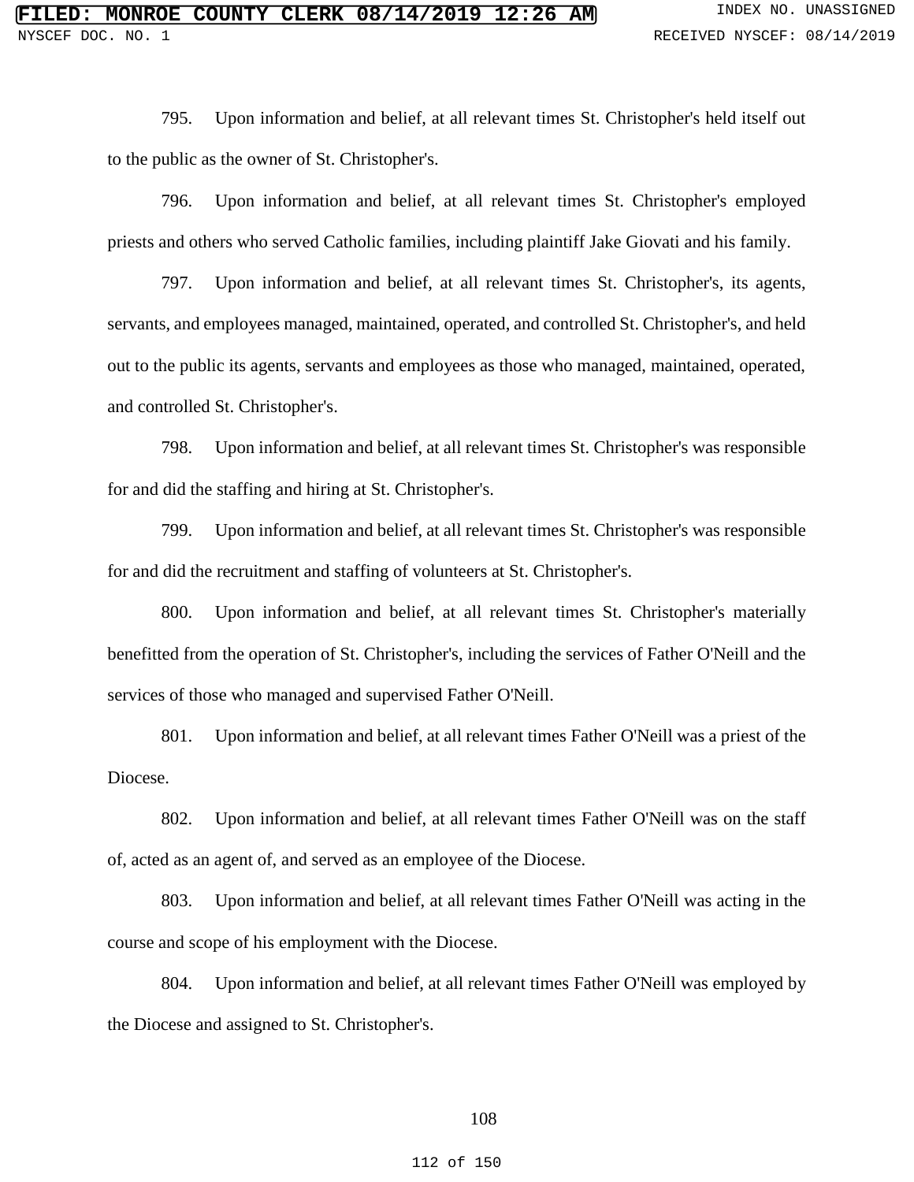795. Upon information and belief, at all relevant times St. Christopher's held itself out to the public as the owner of St. Christopher's.

796. Upon information and belief, at all relevant times St. Christopher's employed priests and others who served Catholic families, including plaintiff Jake Giovati and his family.

797. Upon information and belief, at all relevant times St. Christopher's, its agents, servants, and employees managed, maintained, operated, and controlled St. Christopher's, and held out to the public its agents, servants and employees as those who managed, maintained, operated, and controlled St. Christopher's.

798. Upon information and belief, at all relevant times St. Christopher's was responsible for and did the staffing and hiring at St. Christopher's.

799. Upon information and belief, at all relevant times St. Christopher's was responsible for and did the recruitment and staffing of volunteers at St. Christopher's.

800. Upon information and belief, at all relevant times St. Christopher's materially benefitted from the operation of St. Christopher's, including the services of Father O'Neill and the services of those who managed and supervised Father O'Neill.

801. Upon information and belief, at all relevant times Father O'Neill was a priest of the Diocese.

802. Upon information and belief, at all relevant times Father O'Neill was on the staff of, acted as an agent of, and served as an employee of the Diocese.

803. Upon information and belief, at all relevant times Father O'Neill was acting in the course and scope of his employment with the Diocese.

804. Upon information and belief, at all relevant times Father O'Neill was employed by the Diocese and assigned to St. Christopher's.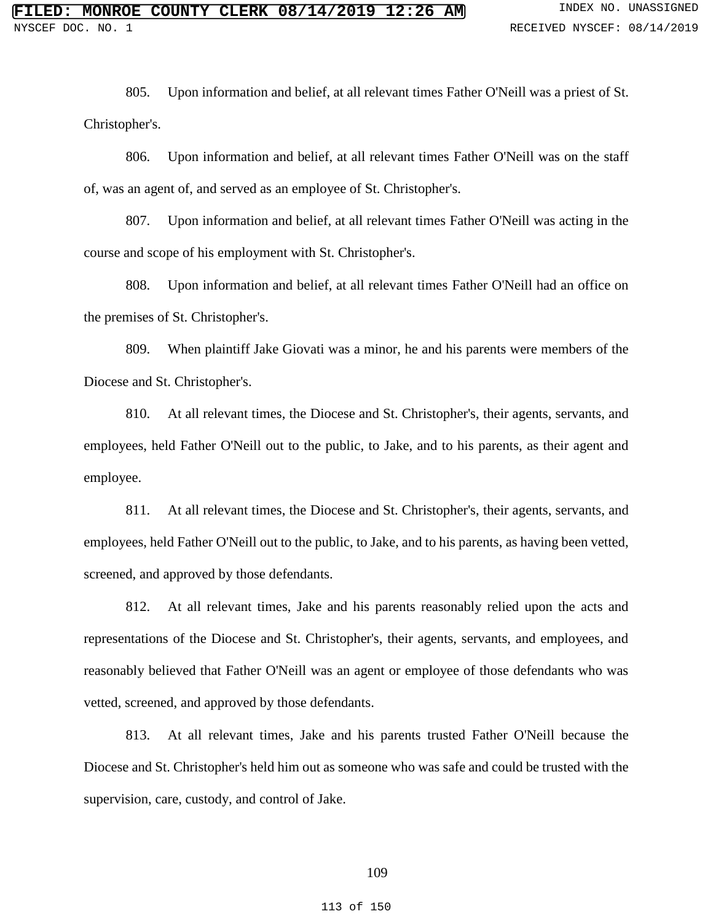805. Upon information and belief, at all relevant times Father O'Neill was a priest of St. Christopher's.

806. Upon information and belief, at all relevant times Father O'Neill was on the staff of, was an agent of, and served as an employee of St. Christopher's.

807. Upon information and belief, at all relevant times Father O'Neill was acting in the course and scope of his employment with St. Christopher's.

808. Upon information and belief, at all relevant times Father O'Neill had an office on the premises of St. Christopher's.

809. When plaintiff Jake Giovati was a minor, he and his parents were members of the Diocese and St. Christopher's.

810. At all relevant times, the Diocese and St. Christopher's, their agents, servants, and employees, held Father O'Neill out to the public, to Jake, and to his parents, as their agent and employee.

811. At all relevant times, the Diocese and St. Christopher's, their agents, servants, and employees, held Father O'Neill out to the public, to Jake, and to his parents, as having been vetted, screened, and approved by those defendants.

812. At all relevant times, Jake and his parents reasonably relied upon the acts and representations of the Diocese and St. Christopher's, their agents, servants, and employees, and reasonably believed that Father O'Neill was an agent or employee of those defendants who was vetted, screened, and approved by those defendants.

813. At all relevant times, Jake and his parents trusted Father O'Neill because the Diocese and St. Christopher's held him out as someone who was safe and could be trusted with the supervision, care, custody, and control of Jake.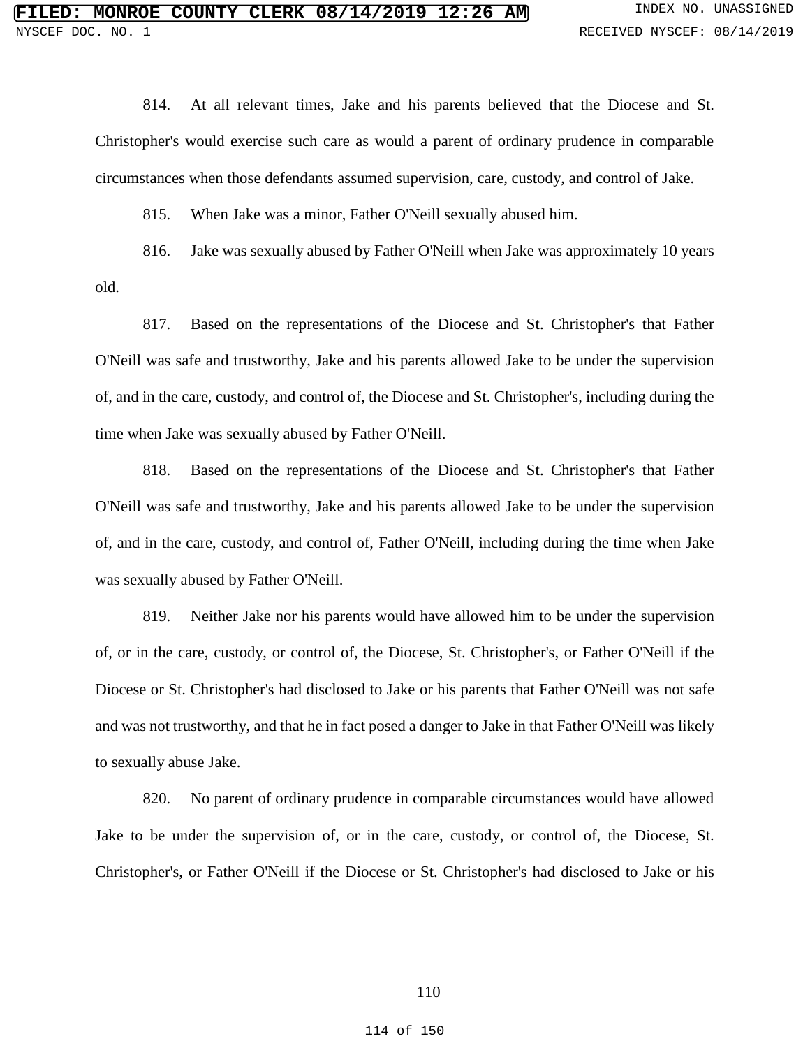814. At all relevant times, Jake and his parents believed that the Diocese and St. Christopher's would exercise such care as would a parent of ordinary prudence in comparable circumstances when those defendants assumed supervision, care, custody, and control of Jake.

815. When Jake was a minor, Father O'Neill sexually abused him.

816. Jake was sexually abused by Father O'Neill when Jake was approximately 10 years old.

817. Based on the representations of the Diocese and St. Christopher's that Father O'Neill was safe and trustworthy, Jake and his parents allowed Jake to be under the supervision of, and in the care, custody, and control of, the Diocese and St. Christopher's, including during the time when Jake was sexually abused by Father O'Neill.

818. Based on the representations of the Diocese and St. Christopher's that Father O'Neill was safe and trustworthy, Jake and his parents allowed Jake to be under the supervision of, and in the care, custody, and control of, Father O'Neill, including during the time when Jake was sexually abused by Father O'Neill.

819. Neither Jake nor his parents would have allowed him to be under the supervision of, or in the care, custody, or control of, the Diocese, St. Christopher's, or Father O'Neill if the Diocese or St. Christopher's had disclosed to Jake or his parents that Father O'Neill was not safe and was not trustworthy, and that he in fact posed a danger to Jake in that Father O'Neill was likely to sexually abuse Jake.

820. No parent of ordinary prudence in comparable circumstances would have allowed Jake to be under the supervision of, or in the care, custody, or control of, the Diocese, St. Christopher's, or Father O'Neill if the Diocese or St. Christopher's had disclosed to Jake or his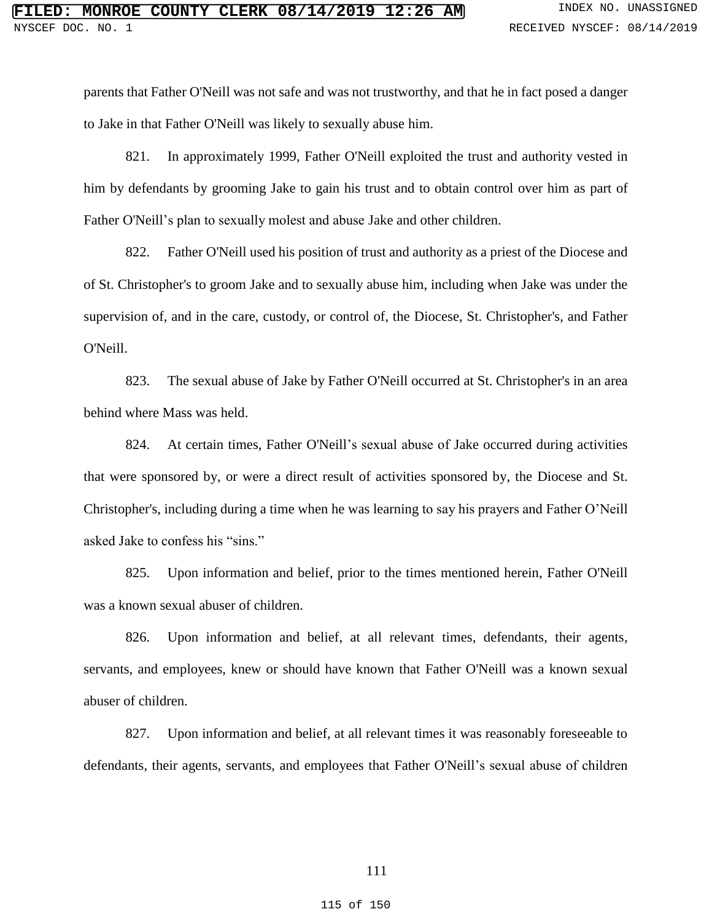parents that Father O'Neill was not safe and was not trustworthy, and that he in fact posed a danger to Jake in that Father O'Neill was likely to sexually abuse him.

821. In approximately 1999, Father O'Neill exploited the trust and authority vested in him by defendants by grooming Jake to gain his trust and to obtain control over him as part of Father O'Neill's plan to sexually molest and abuse Jake and other children.

822. Father O'Neill used his position of trust and authority as a priest of the Diocese and of St. Christopher's to groom Jake and to sexually abuse him, including when Jake was under the supervision of, and in the care, custody, or control of, the Diocese, St. Christopher's, and Father O'Neill.

823. The sexual abuse of Jake by Father O'Neill occurred at St. Christopher's in an area behind where Mass was held.

824. At certain times, Father O'Neill's sexual abuse of Jake occurred during activities that were sponsored by, or were a direct result of activities sponsored by, the Diocese and St. Christopher's, including during a time when he was learning to say his prayers and Father O'Neill asked Jake to confess his "sins."

825. Upon information and belief, prior to the times mentioned herein, Father O'Neill was a known sexual abuser of children.

826. Upon information and belief, at all relevant times, defendants, their agents, servants, and employees, knew or should have known that Father O'Neill was a known sexual abuser of children.

827. Upon information and belief, at all relevant times it was reasonably foreseeable to defendants, their agents, servants, and employees that Father O'Neill's sexual abuse of children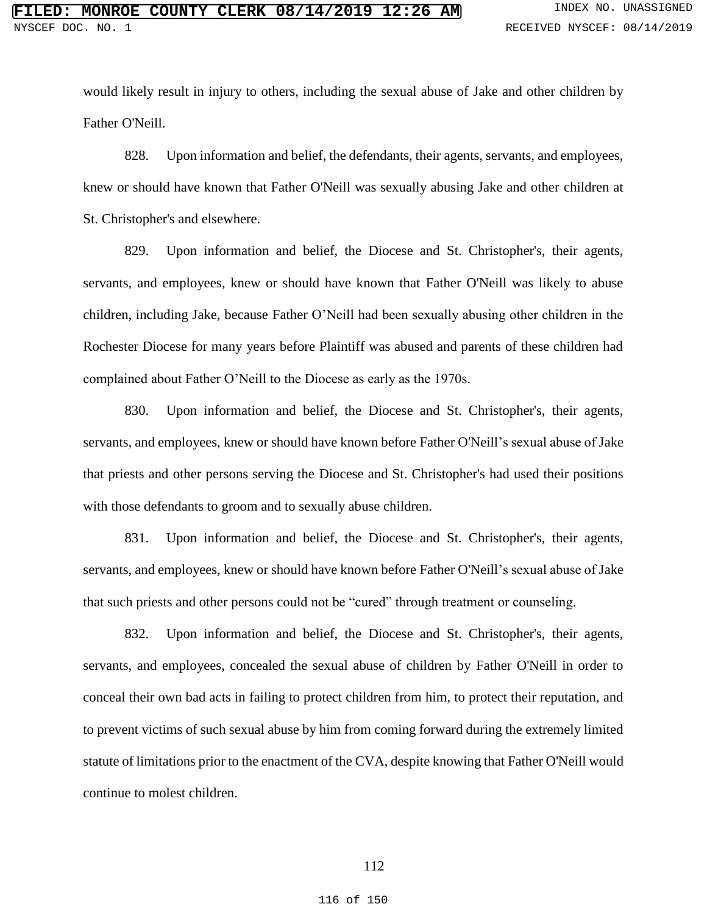would likely result in injury to others, including the sexual abuse of Jake and other children by Father O'Neill.

828. Upon information and belief, the defendants, their agents, servants, and employees, knew or should have known that Father O'Neill was sexually abusing Jake and other children at St. Christopher's and elsewhere.

829. Upon information and belief, the Diocese and St. Christopher's, their agents, servants, and employees, knew or should have known that Father O'Neill was likely to abuse children, including Jake, because Father O'Neill had been sexually abusing other children in the Rochester Diocese for many years before Plaintiff was abused and parents of these children had complained about Father O'Neill to the Diocese as early as the 1970s.

830. Upon information and belief, the Diocese and St. Christopher's, their agents, servants, and employees, knew or should have known before Father O'Neill's sexual abuse of Jake that priests and other persons serving the Diocese and St. Christopher's had used their positions with those defendants to groom and to sexually abuse children.

831. Upon information and belief, the Diocese and St. Christopher's, their agents, servants, and employees, knew or should have known before Father O'Neill's sexual abuse of Jake that such priests and other persons could not be "cured" through treatment or counseling.

832. Upon information and belief, the Diocese and St. Christopher's, their agents, servants, and employees, concealed the sexual abuse of children by Father O'Neill in order to conceal their own bad acts in failing to protect children from him, to protect their reputation, and to prevent victims of such sexual abuse by him from coming forward during the extremely limited statute of limitations prior to the enactment of the CVA, despite knowing that Father O'Neill would continue to molest children.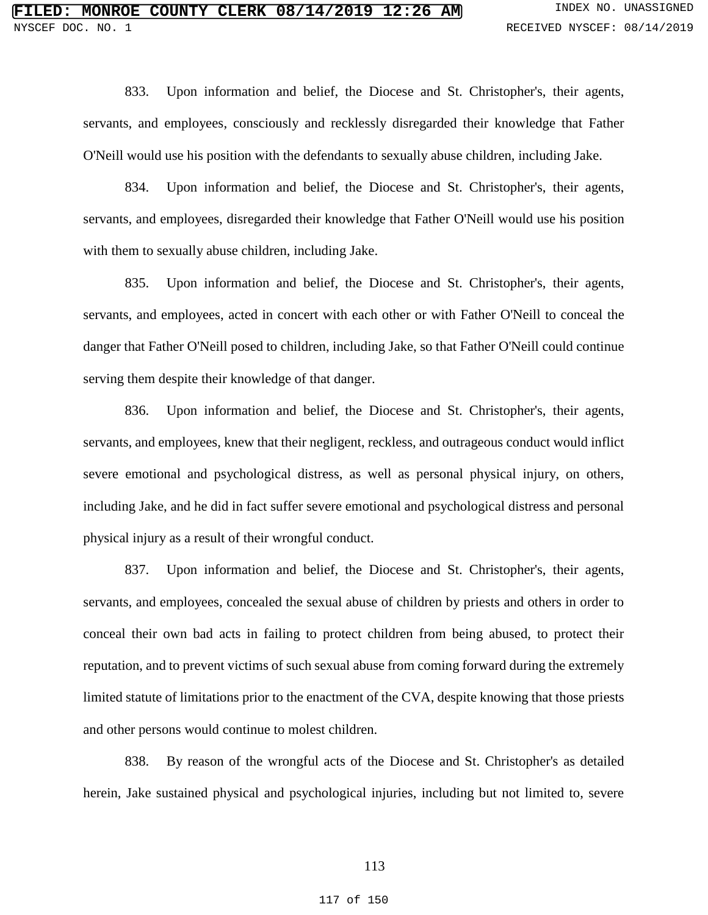833. Upon information and belief, the Diocese and St. Christopher's, their agents, servants, and employees, consciously and recklessly disregarded their knowledge that Father O'Neill would use his position with the defendants to sexually abuse children, including Jake.

834. Upon information and belief, the Diocese and St. Christopher's, their agents, servants, and employees, disregarded their knowledge that Father O'Neill would use his position with them to sexually abuse children, including Jake.

835. Upon information and belief, the Diocese and St. Christopher's, their agents, servants, and employees, acted in concert with each other or with Father O'Neill to conceal the danger that Father O'Neill posed to children, including Jake, so that Father O'Neill could continue serving them despite their knowledge of that danger.

836. Upon information and belief, the Diocese and St. Christopher's, their agents, servants, and employees, knew that their negligent, reckless, and outrageous conduct would inflict severe emotional and psychological distress, as well as personal physical injury, on others, including Jake, and he did in fact suffer severe emotional and psychological distress and personal physical injury as a result of their wrongful conduct.

837. Upon information and belief, the Diocese and St. Christopher's, their agents, servants, and employees, concealed the sexual abuse of children by priests and others in order to conceal their own bad acts in failing to protect children from being abused, to protect their reputation, and to prevent victims of such sexual abuse from coming forward during the extremely limited statute of limitations prior to the enactment of the CVA, despite knowing that those priests and other persons would continue to molest children.

838. By reason of the wrongful acts of the Diocese and St. Christopher's as detailed herein, Jake sustained physical and psychological injuries, including but not limited to, severe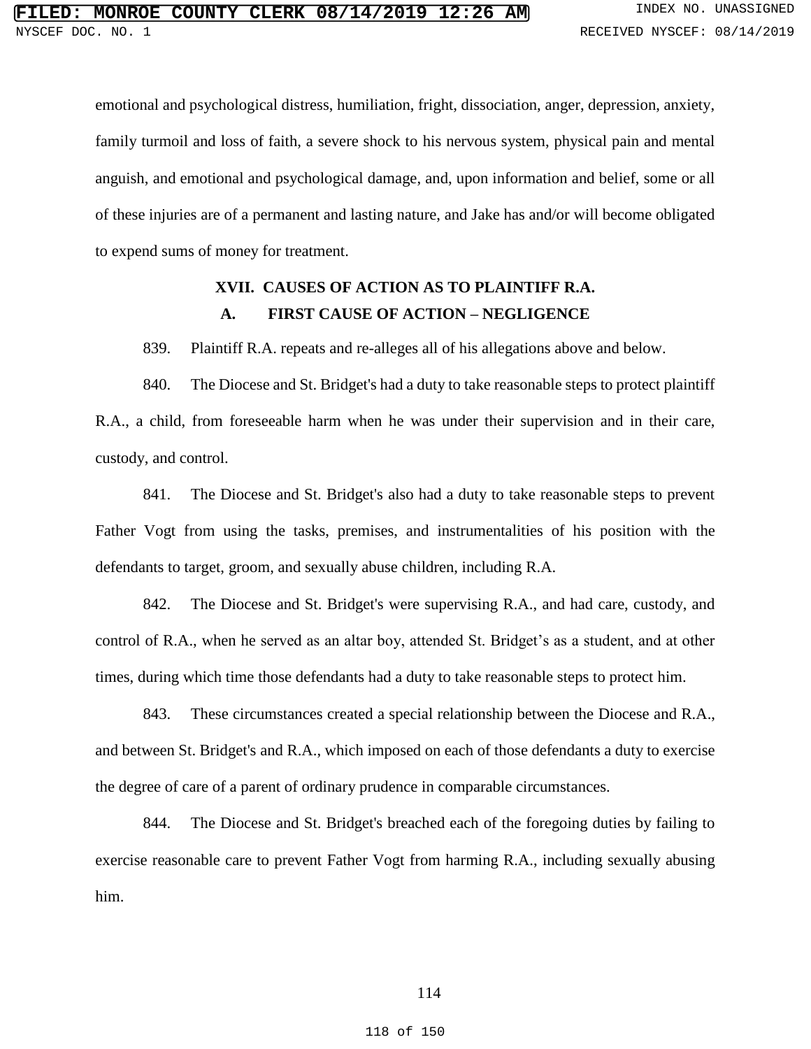emotional and psychological distress, humiliation, fright, dissociation, anger, depression, anxiety, family turmoil and loss of faith, a severe shock to his nervous system, physical pain and mental anguish, and emotional and psychological damage, and, upon information and belief, some or all of these injuries are of a permanent and lasting nature, and Jake has and/or will become obligated to expend sums of money for treatment.

## XVII. CAUSES OF ACTION AS TO PLAINTIFF R.A.

### A. FIRST CAUSE OF ACTION – NEGLIGENCE

839. Plaintiff R.A. repeats and re-alleges all of his allegations above and below.

840. The Diocese and St. Bridget's had a duty to take reasonable steps to protect plaintiff R.A., a child, from foreseeable harm when he was under their supervision and in their care, custody, and control.

841. The Diocese and St. Bridget's also had a duty to take reasonable steps to prevent Father Vogt from using the tasks, premises, and instrumentalities of his position with the defendants to target, groom, and sexually abuse children, including R.A.

842. The Diocese and St. Bridget's were supervising R.A., and had care, custody, and control of R.A., when he served as an altar boy, attended St. Bridget's as a student, and at other times, during which time those defendants had a duty to take reasonable steps to protect him.

843. These circumstances created a special relationship between the Diocese and R.A., and between St. Bridget's and R.A., which imposed on each of those defendants a duty to exercise the degree of care of a parent of ordinary prudence in comparable circumstances.

844. The Diocese and St. Bridget's breached each of the foregoing duties by failing to exercise reasonable care to prevent Father Vogt from harming R.A., including sexually abusing him.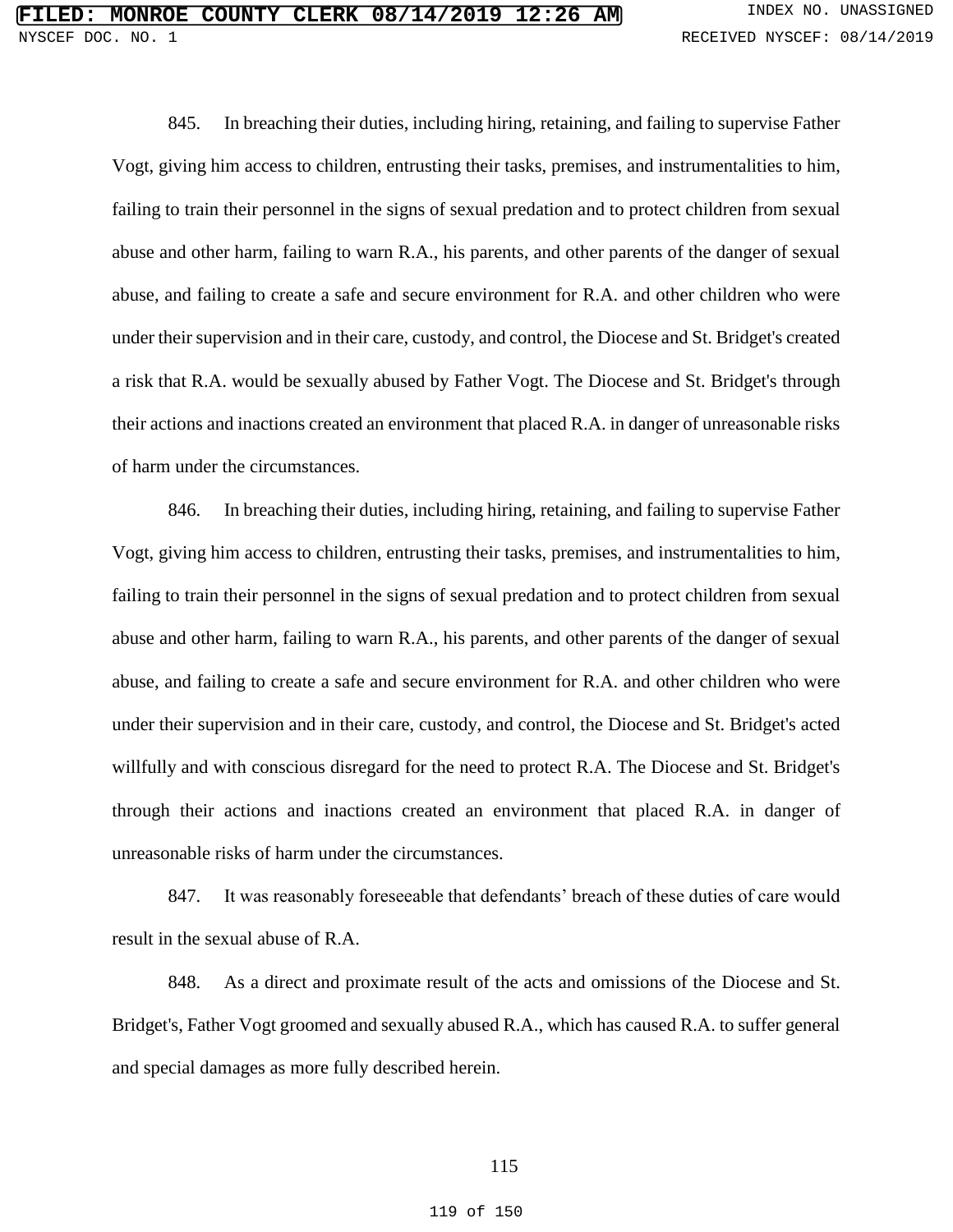845. In breaching their duties, including hiring, retaining, and failing to supervise Father Vogt, giving him access to children, entrusting their tasks, premises, and instrumentalities to him, failing to train their personnel in the signs of sexual predation and to protect children from sexual abuse and other harm, failing to warn R.A., his parents, and other parents of the danger of sexual abuse, and failing to create a safe and secure environment for R.A. and other children who were under their supervision and in their care, custody, and control, the Diocese and St. Bridget's created a risk that R.A. would be sexually abused by Father Vogt. The Diocese and St. Bridget's through their actions and inactions created an environment that placed R.A. in danger of unreasonable risks of harm under the circumstances.

846. In breaching their duties, including hiring, retaining, and failing to supervise Father Vogt, giving him access to children, entrusting their tasks, premises, and instrumentalities to him, failing to train their personnel in the signs of sexual predation and to protect children from sexual abuse and other harm, failing to warn R.A., his parents, and other parents of the danger of sexual abuse, and failing to create a safe and secure environment for R.A. and other children who were under their supervision and in their care, custody, and control, the Diocese and St. Bridget's acted willfully and with conscious disregard for the need to protect R.A. The Diocese and St. Bridget's through their actions and inactions created an environment that placed R.A. in danger of unreasonable risks of harm under the circumstances.

847. It was reasonably foreseeable that defendants' breach of these duties of care would result in the sexual abuse of R.A.

848. As a direct and proximate result of the acts and omissions of the Diocese and St. Bridget's, Father Vogt groomed and sexually abused R.A., which has caused R.A. to suffer general and special damages as more fully described herein.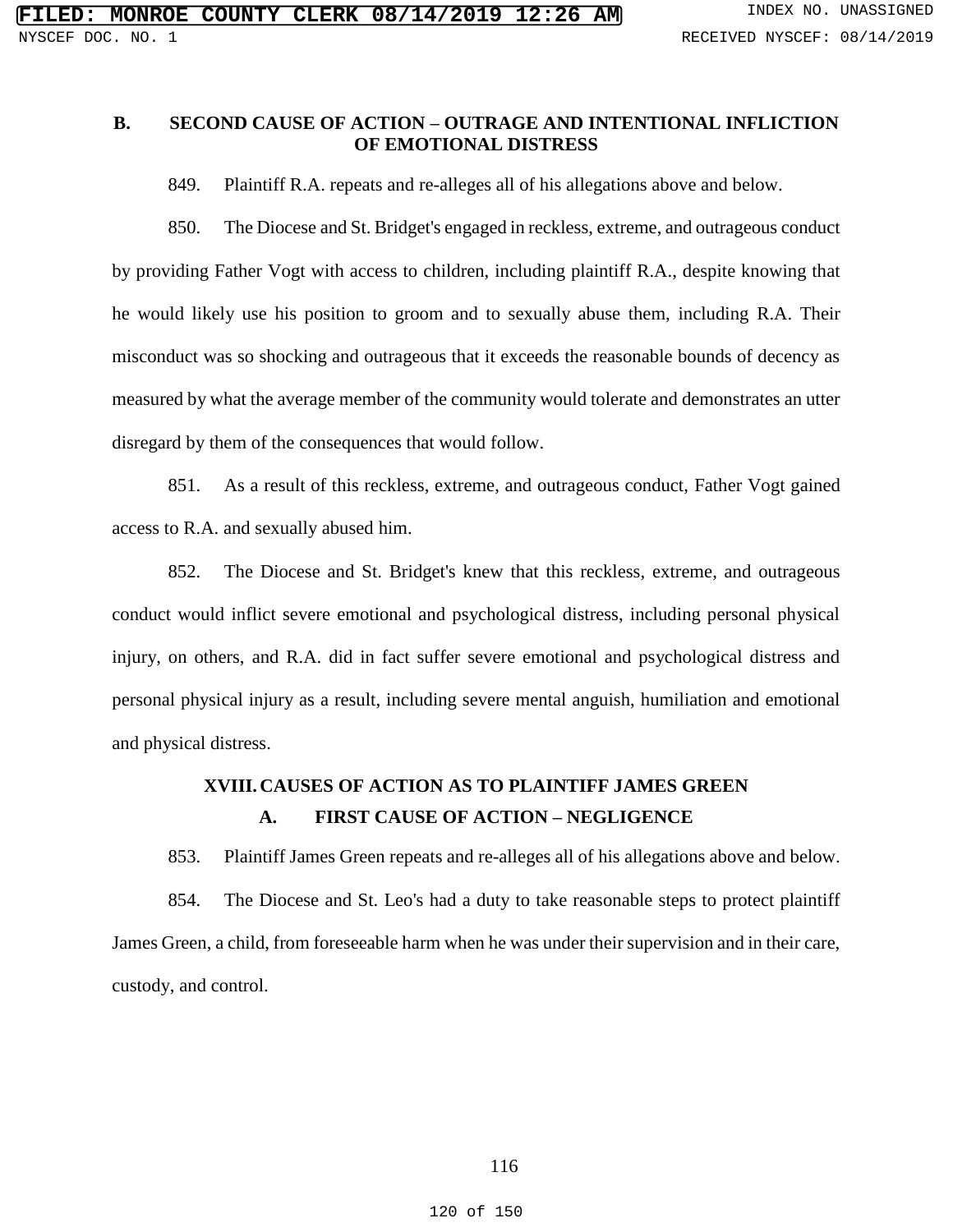### B. SECOND CAUSE OF ACTION – OUTRAGE AND INTENTIONAL INFLICTION OF EMOTIONAL DISTRESS

849. Plaintiff R.A. repeats and re-alleges all of his allegations above and below.

850. The Diocese and St. Bridget's engaged in reckless, extreme, and outrageous conduct by providing Father Vogt with access to children, including plaintiff R.A., despite knowing that he would likely use his position to groom and to sexually abuse them, including R.A. Their misconduct was so shocking and outrageous that it exceeds the reasonable bounds of decency as measured by what the average member of the community would tolerate and demonstrates an utter disregard by them of the consequences that would follow.

851. As a result of this reckless, extreme, and outrageous conduct, Father Vogt gained access to R.A. and sexually abused him.

852. The Diocese and St. Bridget's knew that this reckless, extreme, and outrageous conduct would inflict severe emotional and psychological distress, including personal physical injury, on others, and R.A. did in fact suffer severe emotional and psychological distress and personal physical injury as a result, including severe mental anguish, humiliation and emotional and physical distress.

## XVIII. CAUSES OF ACTION AS TO PLAINTIFF JAMES GREEN

### A. FIRST CAUSE OF ACTION – NEGLIGENCE

853. Plaintiff James Green repeats and re-alleges all of his allegations above and below.

854. The Diocese and St. Leo's had a duty to take reasonable steps to protect plaintiff James Green, a child, from foreseeable harm when he was under their supervision and in their care, custody, and control.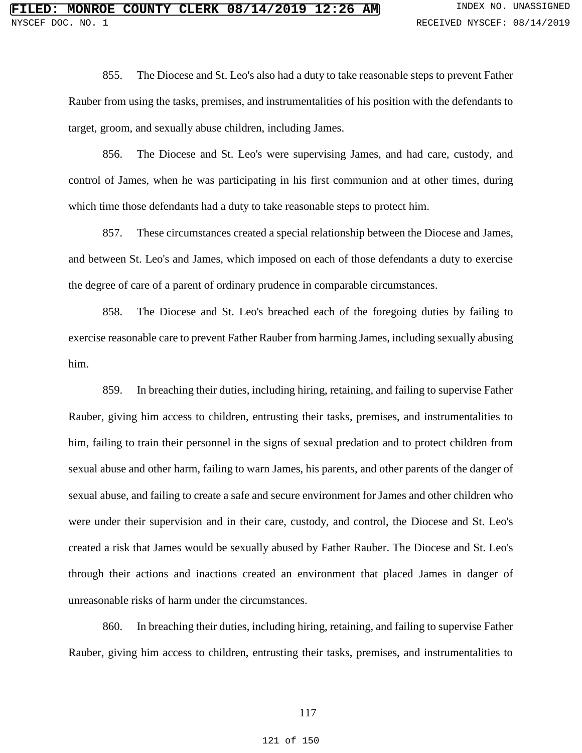855. The Diocese and St. Leo's also had a duty to take reasonable steps to prevent Father Rauber from using the tasks, premises, and instrumentalities of his position with the defendants to target, groom, and sexually abuse children, including James.

856. The Diocese and St. Leo's were supervising James, and had care, custody, and control of James, when he was participating in his first communion and at other times, during which time those defendants had a duty to take reasonable steps to protect him.

857. These circumstances created a special relationship between the Diocese and James, and between St. Leo's and James, which imposed on each of those defendants a duty to exercise the degree of care of a parent of ordinary prudence in comparable circumstances.

858. The Diocese and St. Leo's breached each of the foregoing duties by failing to exercise reasonable care to prevent Father Rauber from harming James, including sexually abusing him.

859. In breaching their duties, including hiring, retaining, and failing to supervise Father Rauber, giving him access to children, entrusting their tasks, premises, and instrumentalities to him, failing to train their personnel in the signs of sexual predation and to protect children from sexual abuse and other harm, failing to warn James, his parents, and other parents of the danger of sexual abuse, and failing to create a safe and secure environment for James and other children who were under their supervision and in their care, custody, and control, the Diocese and St. Leo's created a risk that James would be sexually abused by Father Rauber. The Diocese and St. Leo's through their actions and inactions created an environment that placed James in danger of unreasonable risks of harm under the circumstances.

860. In breaching their duties, including hiring, retaining, and failing to supervise Father Rauber, giving him access to children, entrusting their tasks, premises, and instrumentalities to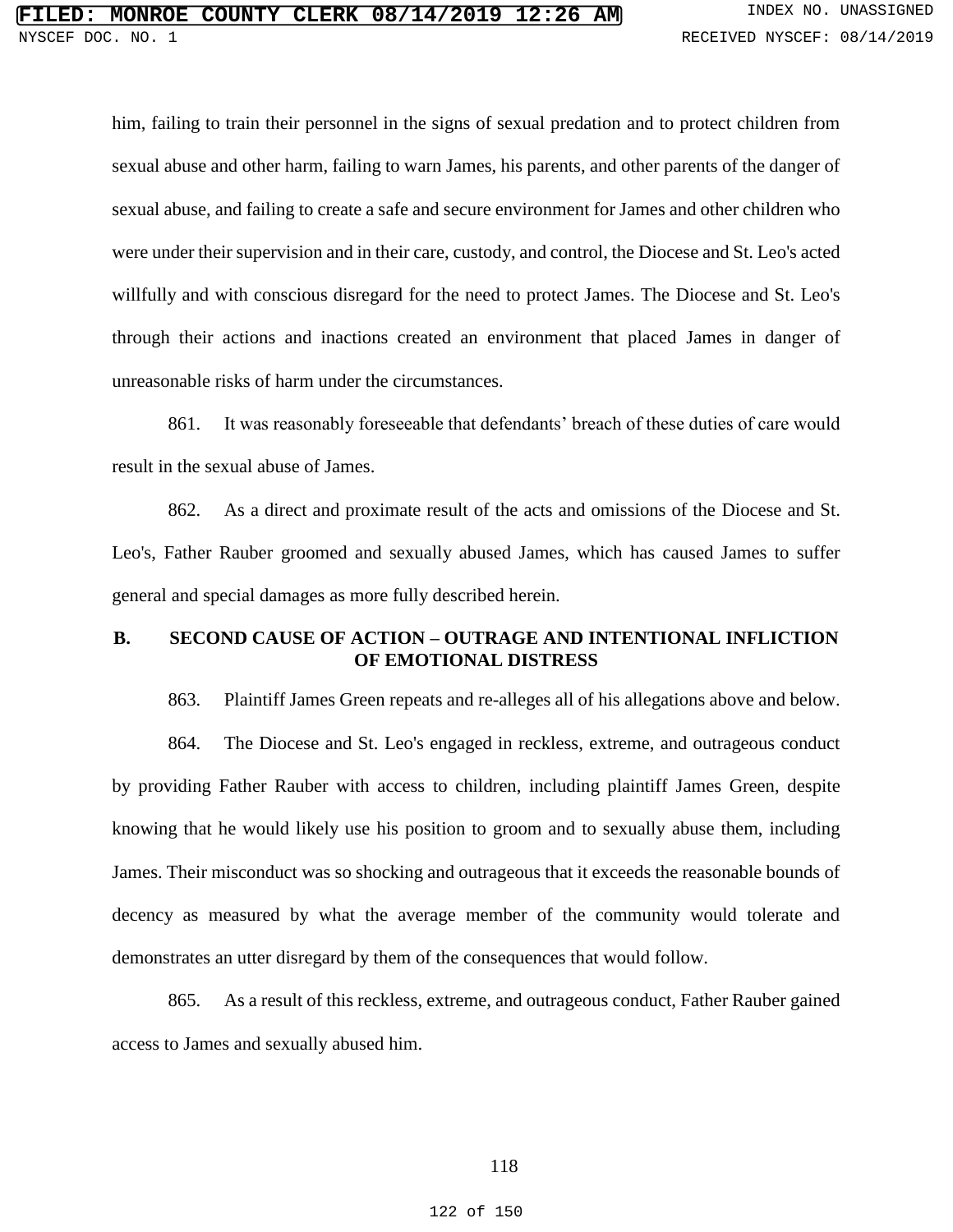him, failing to train their personnel in the signs of sexual predation and to protect children from sexual abuse and other harm, failing to warn James, his parents, and other parents of the danger of sexual abuse, and failing to create a safe and secure environment for James and other children who were under their supervision and in their care, custody, and control, the Diocese and St. Leo's acted willfully and with conscious disregard for the need to protect James. The Diocese and St. Leo's through their actions and inactions created an environment that placed James in danger of unreasonable risks of harm under the circumstances.

861. It was reasonably foreseeable that defendants' breach of these duties of care would result in the sexual abuse of James.

862. As a direct and proximate result of the acts and omissions of the Diocese and St. Leo's, Father Rauber groomed and sexually abused James, which has caused James to suffer general and special damages as more fully described herein.

### B. SECOND CAUSE OF ACTION – OUTRAGE AND INTENTIONAL INFLICTION OF EMOTIONAL DISTRESS

863. Plaintiff James Green repeats and re-alleges all of his allegations above and below.

864. The Diocese and St. Leo's engaged in reckless, extreme, and outrageous conduct by providing Father Rauber with access to children, including plaintiff James Green, despite knowing that he would likely use his position to groom and to sexually abuse them, including James. Their misconduct was so shocking and outrageous that it exceeds the reasonable bounds of decency as measured by what the average member of the community would tolerate and demonstrates an utter disregard by them of the consequences that would follow.

865. As a result of this reckless, extreme, and outrageous conduct, Father Rauber gained access to James and sexually abused him.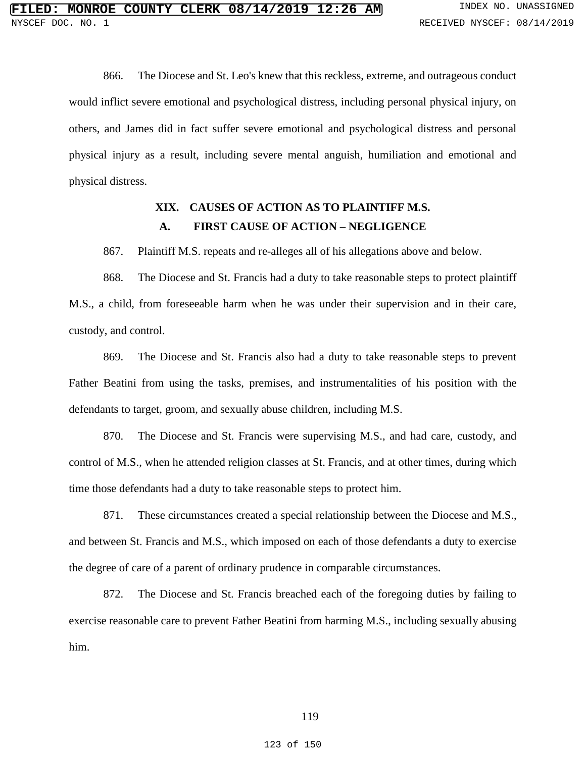866. The Diocese and St. Leo's knew that this reckless, extreme, and outrageous conduct would inflict severe emotional and psychological distress, including personal physical injury, on others, and James did in fact suffer severe emotional and psychological distress and personal physical injury as a result, including severe mental anguish, humiliation and emotional and physical distress.

## XIX. CAUSES OF ACTION AS TO PLAINTIFF M.S.

### A. FIRST CAUSE OF ACTION – NEGLIGENCE

867. Plaintiff M.S. repeats and re-alleges all of his allegations above and below.

868. The Diocese and St. Francis had a duty to take reasonable steps to protect plaintiff M.S., a child, from foreseeable harm when he was under their supervision and in their care, custody, and control.

869. The Diocese and St. Francis also had a duty to take reasonable steps to prevent Father Beatini from using the tasks, premises, and instrumentalities of his position with the defendants to target, groom, and sexually abuse children, including M.S.

870. The Diocese and St. Francis were supervising M.S., and had care, custody, and control of M.S., when he attended religion classes at St. Francis, and at other times, during which time those defendants had a duty to take reasonable steps to protect him.

871. These circumstances created a special relationship between the Diocese and M.S., and between St. Francis and M.S., which imposed on each of those defendants a duty to exercise the degree of care of a parent of ordinary prudence in comparable circumstances.

872. The Diocese and St. Francis breached each of the foregoing duties by failing to exercise reasonable care to prevent Father Beatini from harming M.S., including sexually abusing him.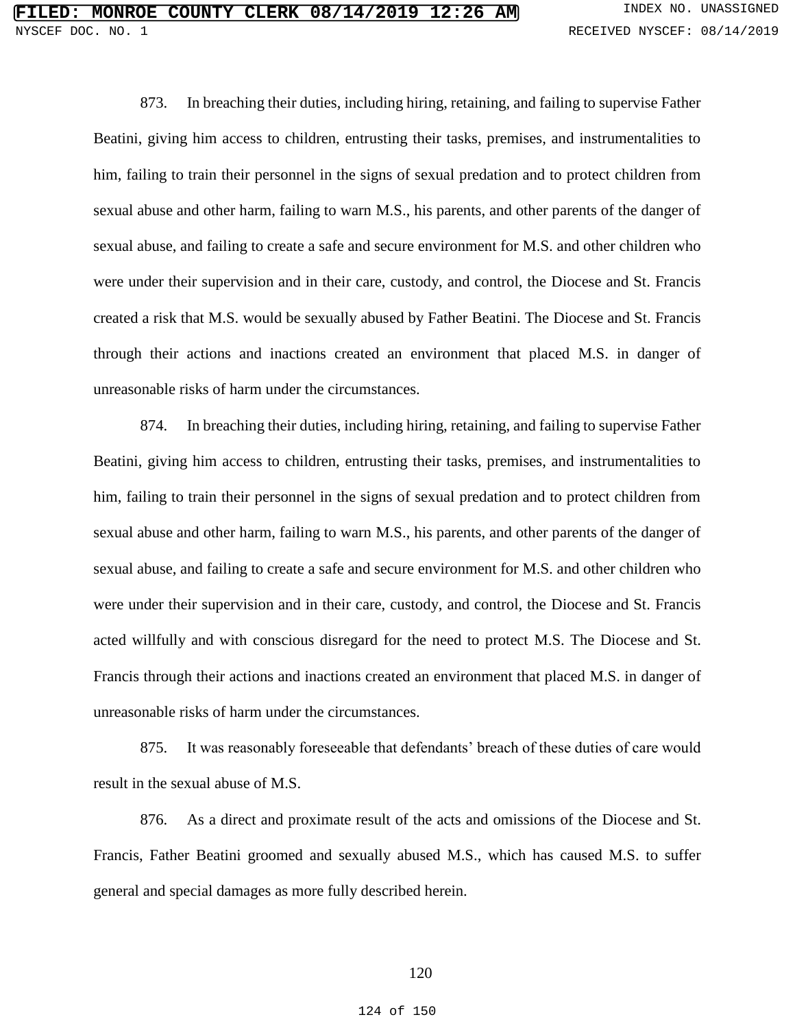873. In breaching their duties, including hiring, retaining, and failing to supervise Father Beatini, giving him access to children, entrusting their tasks, premises, and instrumentalities to him, failing to train their personnel in the signs of sexual predation and to protect children from sexual abuse and other harm, failing to warn M.S., his parents, and other parents of the danger of sexual abuse, and failing to create a safe and secure environment for M.S. and other children who were under their supervision and in their care, custody, and control, the Diocese and St. Francis created a risk that M.S. would be sexually abused by Father Beatini. The Diocese and St. Francis through their actions and inactions created an environment that placed M.S. in danger of unreasonable risks of harm under the circumstances.

874. In breaching their duties, including hiring, retaining, and failing to supervise Father Beatini, giving him access to children, entrusting their tasks, premises, and instrumentalities to him, failing to train their personnel in the signs of sexual predation and to protect children from sexual abuse and other harm, failing to warn M.S., his parents, and other parents of the danger of sexual abuse, and failing to create a safe and secure environment for M.S. and other children who were under their supervision and in their care, custody, and control, the Diocese and St. Francis acted willfully and with conscious disregard for the need to protect M.S. The Diocese and St. Francis through their actions and inactions created an environment that placed M.S. in danger of unreasonable risks of harm under the circumstances.

875. It was reasonably foreseeable that defendants' breach of these duties of care would result in the sexual abuse of M.S.

876. As a direct and proximate result of the acts and omissions of the Diocese and St. Francis, Father Beatini groomed and sexually abused M.S., which has caused M.S. to suffer general and special damages as more fully described herein.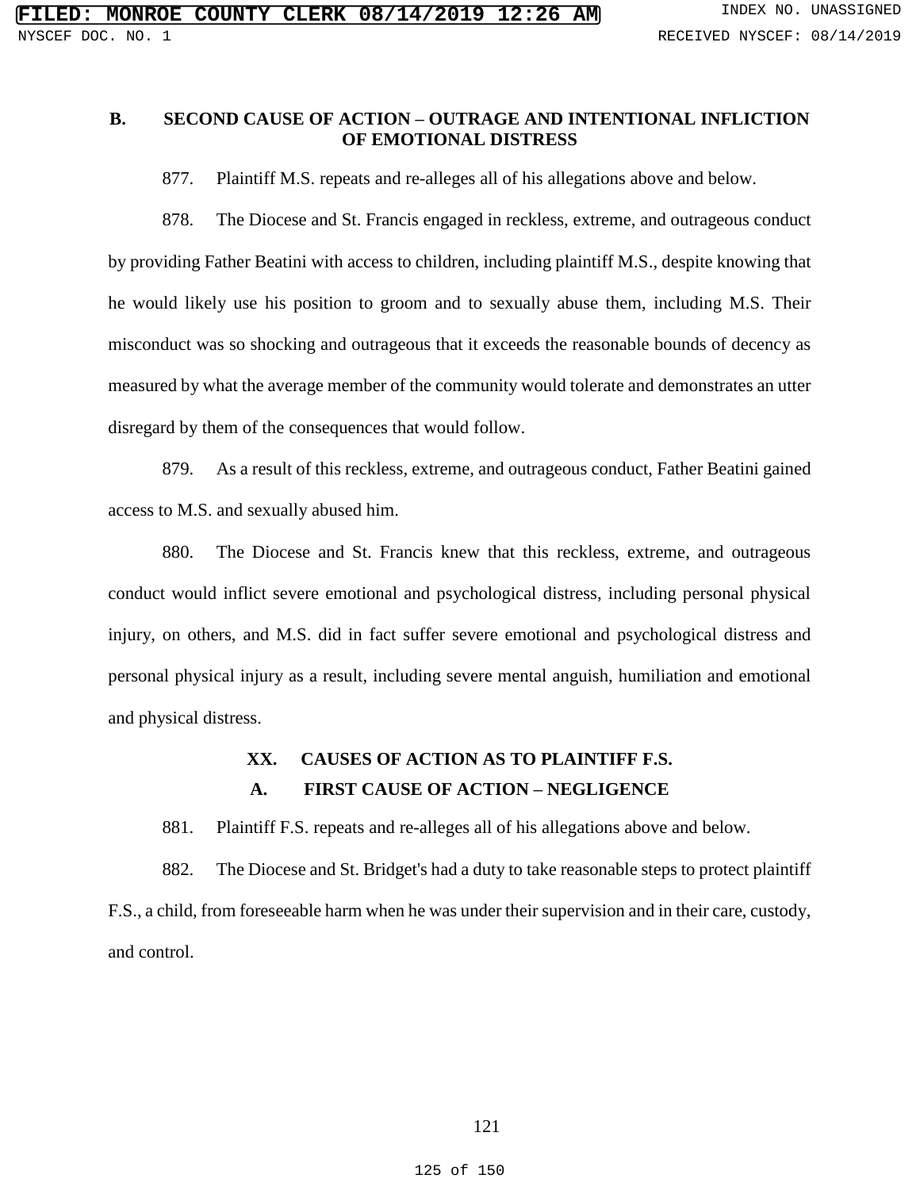### B. SECOND CAUSE OF ACTION – OUTRAGE AND INTENTIONAL INFLICTION OF EMOTIONAL DISTRESS

877. Plaintiff M.S. repeats and re-alleges all of his allegations above and below.

878. The Diocese and St. Francis engaged in reckless, extreme, and outrageous conduct by providing Father Beatini with access to children, including plaintiff M.S., despite knowing that he would likely use his position to groom and to sexually abuse them, including M.S. Their misconduct was so shocking and outrageous that it exceeds the reasonable bounds of decency as measured by what the average member of the community would tolerate and demonstrates an utter disregard by them of the consequences that would follow.

879. As a result of this reckless, extreme, and outrageous conduct, Father Beatini gained access to M.S. and sexually abused him.

880. The Diocese and St. Francis knew that this reckless, extreme, and outrageous conduct would inflict severe emotional and psychological distress, including personal physical injury, on others, and M.S. did in fact suffer severe emotional and psychological distress and personal physical injury as a result, including severe mental anguish, humiliation and emotional and physical distress.

## XX. CAUSES OF ACTION AS TO PLAINTIFF F.S.

### A. FIRST CAUSE OF ACTION – NEGLIGENCE

881. Plaintiff F.S. repeats and re-alleges all of his allegations above and below.

882. The Diocese and St. Bridget's had a duty to take reasonable steps to protect plaintiff F.S., a child, from foreseeable harm when he was under their supervision and in their care, custody, and control.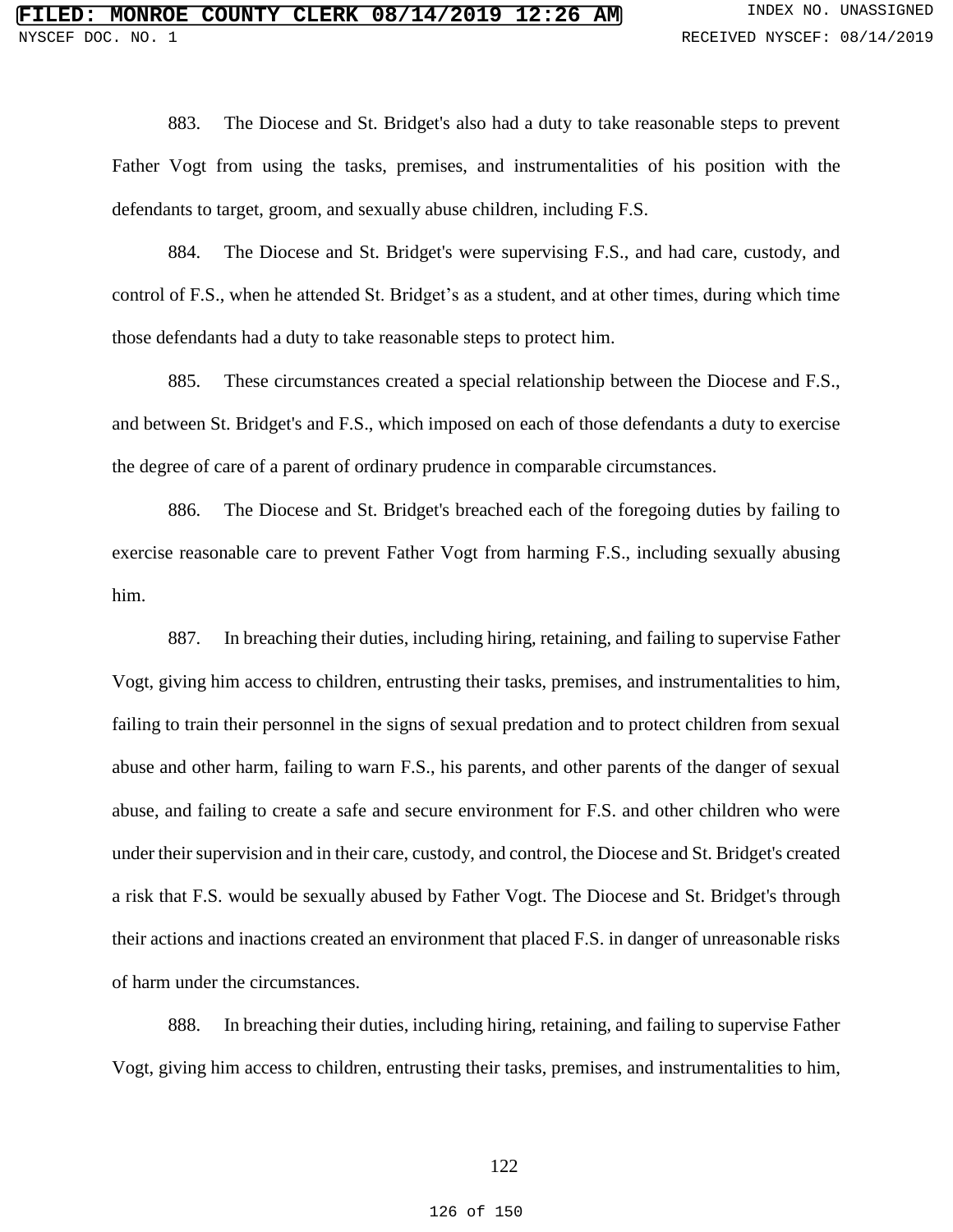883. The Diocese and St. Bridget's also had a duty to take reasonable steps to prevent Father Vogt from using the tasks, premises, and instrumentalities of his position with the defendants to target, groom, and sexually abuse children, including F.S.

884. The Diocese and St. Bridget's were supervising F.S., and had care, custody, and control of F.S., when he attended St. Bridget's as a student, and at other times, during which time those defendants had a duty to take reasonable steps to protect him.

885. These circumstances created a special relationship between the Diocese and F.S., and between St. Bridget's and F.S., which imposed on each of those defendants a duty to exercise the degree of care of a parent of ordinary prudence in comparable circumstances.

886. The Diocese and St. Bridget's breached each of the foregoing duties by failing to exercise reasonable care to prevent Father Vogt from harming F.S., including sexually abusing him.

887. In breaching their duties, including hiring, retaining, and failing to supervise Father Vogt, giving him access to children, entrusting their tasks, premises, and instrumentalities to him, failing to train their personnel in the signs of sexual predation and to protect children from sexual abuse and other harm, failing to warn F.S., his parents, and other parents of the danger of sexual abuse, and failing to create a safe and secure environment for F.S. and other children who were under their supervision and in their care, custody, and control, the Diocese and St. Bridget's created a risk that F.S. would be sexually abused by Father Vogt. The Diocese and St. Bridget's through their actions and inactions created an environment that placed F.S. in danger of unreasonable risks of harm under the circumstances.

888. In breaching their duties, including hiring, retaining, and failing to supervise Father Vogt, giving him access to children, entrusting their tasks, premises, and instrumentalities to him,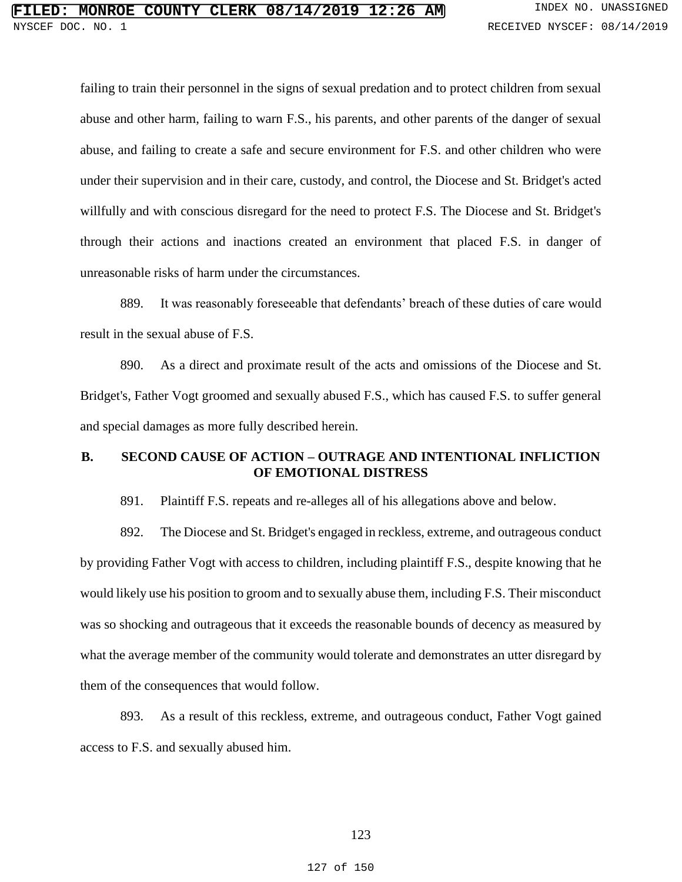failing to train their personnel in the signs of sexual predation and to protect children from sexual abuse and other harm, failing to warn F.S., his parents, and other parents of the danger of sexual abuse, and failing to create a safe and secure environment for F.S. and other children who were under their supervision and in their care, custody, and control, the Diocese and St. Bridget's acted willfully and with conscious disregard for the need to protect F.S. The Diocese and St. Bridget's through their actions and inactions created an environment that placed F.S. in danger of unreasonable risks of harm under the circumstances.

889. It was reasonably foreseeable that defendants' breach of these duties of care would result in the sexual abuse of F.S.

890. As a direct and proximate result of the acts and omissions of the Diocese and St. Bridget's, Father Vogt groomed and sexually abused F.S., which has caused F.S. to suffer general and special damages as more fully described herein.

### B. SECOND CAUSE OF ACTION – OUTRAGE AND INTENTIONAL INFLICTION OF EMOTIONAL DISTRESS

891. Plaintiff F.S. repeats and re-alleges all of his allegations above and below.

892. The Diocese and St. Bridget's engaged in reckless, extreme, and outrageous conduct by providing Father Vogt with access to children, including plaintiff F.S., despite knowing that he would likely use his position to groom and to sexually abuse them, including F.S. Their misconduct was so shocking and outrageous that it exceeds the reasonable bounds of decency as measured by what the average member of the community would tolerate and demonstrates an utter disregard by them of the consequences that would follow.

893. As a result of this reckless, extreme, and outrageous conduct, Father Vogt gained access to F.S. and sexually abused him.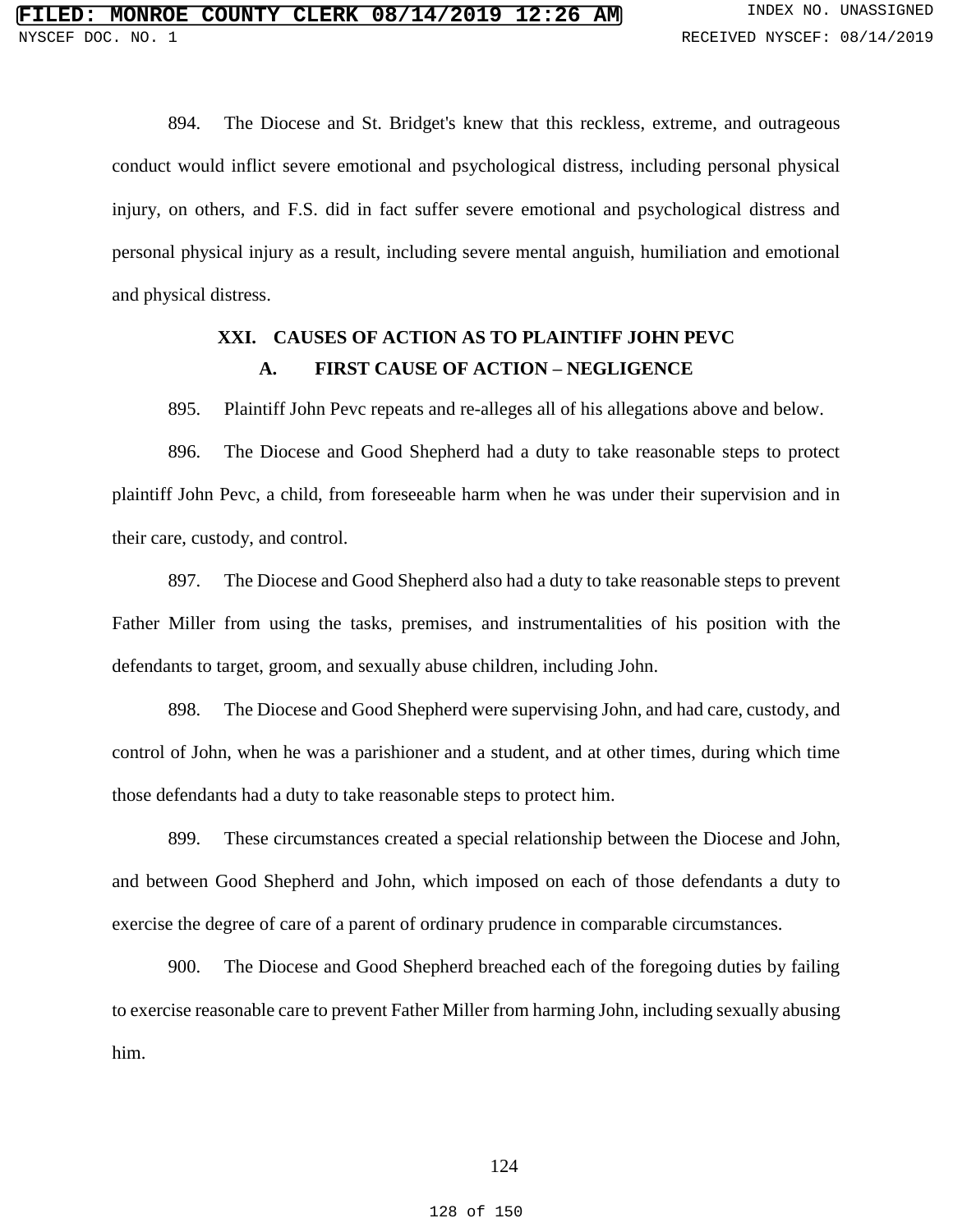894. The Diocese and St. Bridget's knew that this reckless, extreme, and outrageous conduct would inflict severe emotional and psychological distress, including personal physical injury, on others, and F.S. did in fact suffer severe emotional and psychological distress and personal physical injury as a result, including severe mental anguish, humiliation and emotional and physical distress.

## XXI. CAUSES OF ACTION AS TO PLAINTIFF JOHN PEVC

### A. FIRST CAUSE OF ACTION – NEGLIGENCE

895. Plaintiff John Pevc repeats and re-alleges all of his allegations above and below.

896. The Diocese and Good Shepherd had a duty to take reasonable steps to protect plaintiff John Pevc, a child, from foreseeable harm when he was under their supervision and in their care, custody, and control.

897. The Diocese and Good Shepherd also had a duty to take reasonable steps to prevent Father Miller from using the tasks, premises, and instrumentalities of his position with the defendants to target, groom, and sexually abuse children, including John.

898. The Diocese and Good Shepherd were supervising John, and had care, custody, and control of John, when he was a parishioner and a student, and at other times, during which time those defendants had a duty to take reasonable steps to protect him.

899. These circumstances created a special relationship between the Diocese and John, and between Good Shepherd and John, which imposed on each of those defendants a duty to exercise the degree of care of a parent of ordinary prudence in comparable circumstances.

900. The Diocese and Good Shepherd breached each of the foregoing duties by failing to exercise reasonable care to prevent Father Miller from harming John, including sexually abusing him.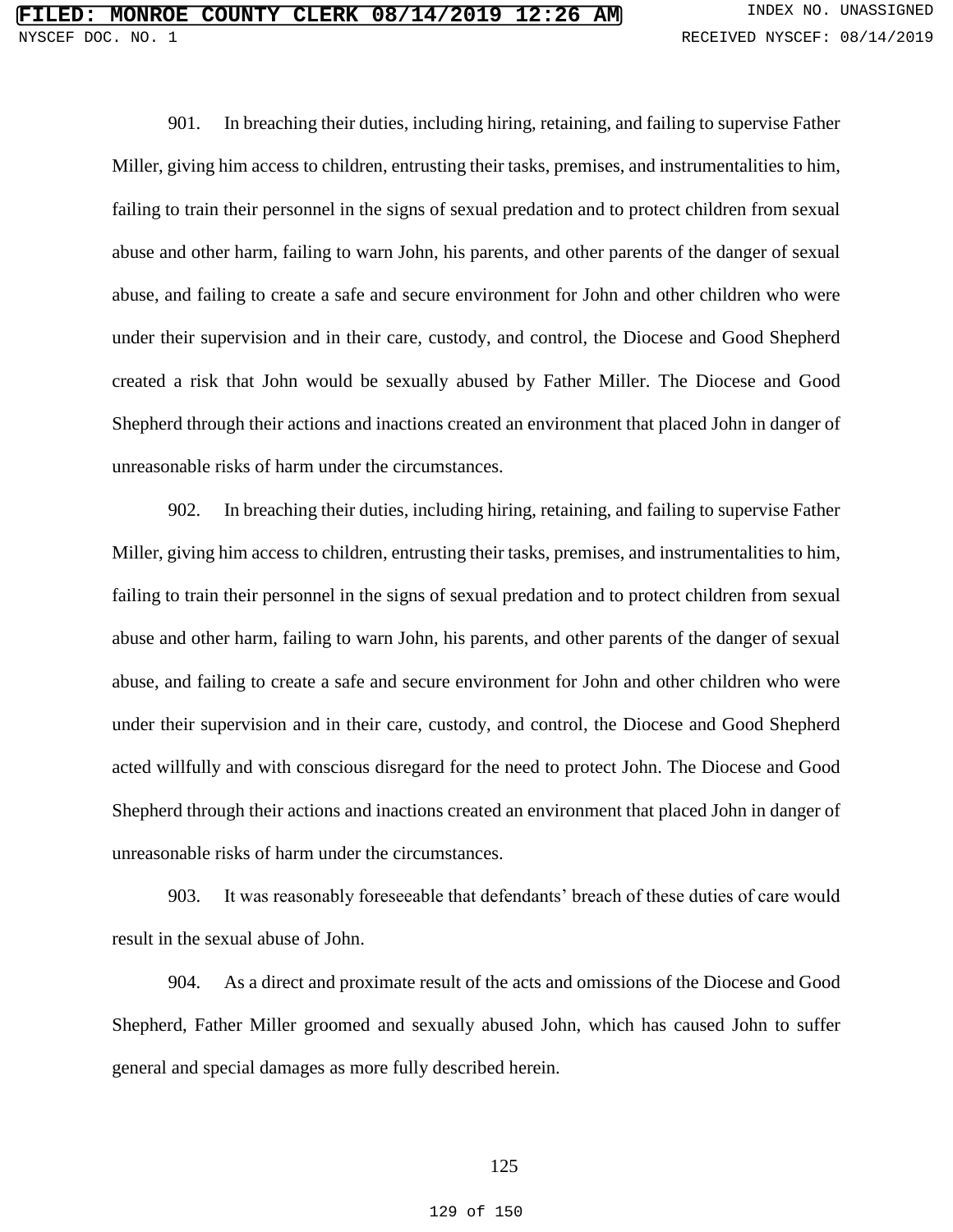901. In breaching their duties, including hiring, retaining, and failing to supervise Father Miller, giving him access to children, entrusting their tasks, premises, and instrumentalities to him, failing to train their personnel in the signs of sexual predation and to protect children from sexual abuse and other harm, failing to warn John, his parents, and other parents of the danger of sexual abuse, and failing to create a safe and secure environment for John and other children who were under their supervision and in their care, custody, and control, the Diocese and Good Shepherd created a risk that John would be sexually abused by Father Miller. The Diocese and Good Shepherd through their actions and inactions created an environment that placed John in danger of unreasonable risks of harm under the circumstances.

902. In breaching their duties, including hiring, retaining, and failing to supervise Father Miller, giving him access to children, entrusting their tasks, premises, and instrumentalities to him, failing to train their personnel in the signs of sexual predation and to protect children from sexual abuse and other harm, failing to warn John, his parents, and other parents of the danger of sexual abuse, and failing to create a safe and secure environment for John and other children who were under their supervision and in their care, custody, and control, the Diocese and Good Shepherd acted willfully and with conscious disregard for the need to protect John. The Diocese and Good Shepherd through their actions and inactions created an environment that placed John in danger of unreasonable risks of harm under the circumstances.

903. It was reasonably foreseeable that defendants' breach of these duties of care would result in the sexual abuse of John.

904. As a direct and proximate result of the acts and omissions of the Diocese and Good Shepherd, Father Miller groomed and sexually abused John, which has caused John to suffer general and special damages as more fully described herein.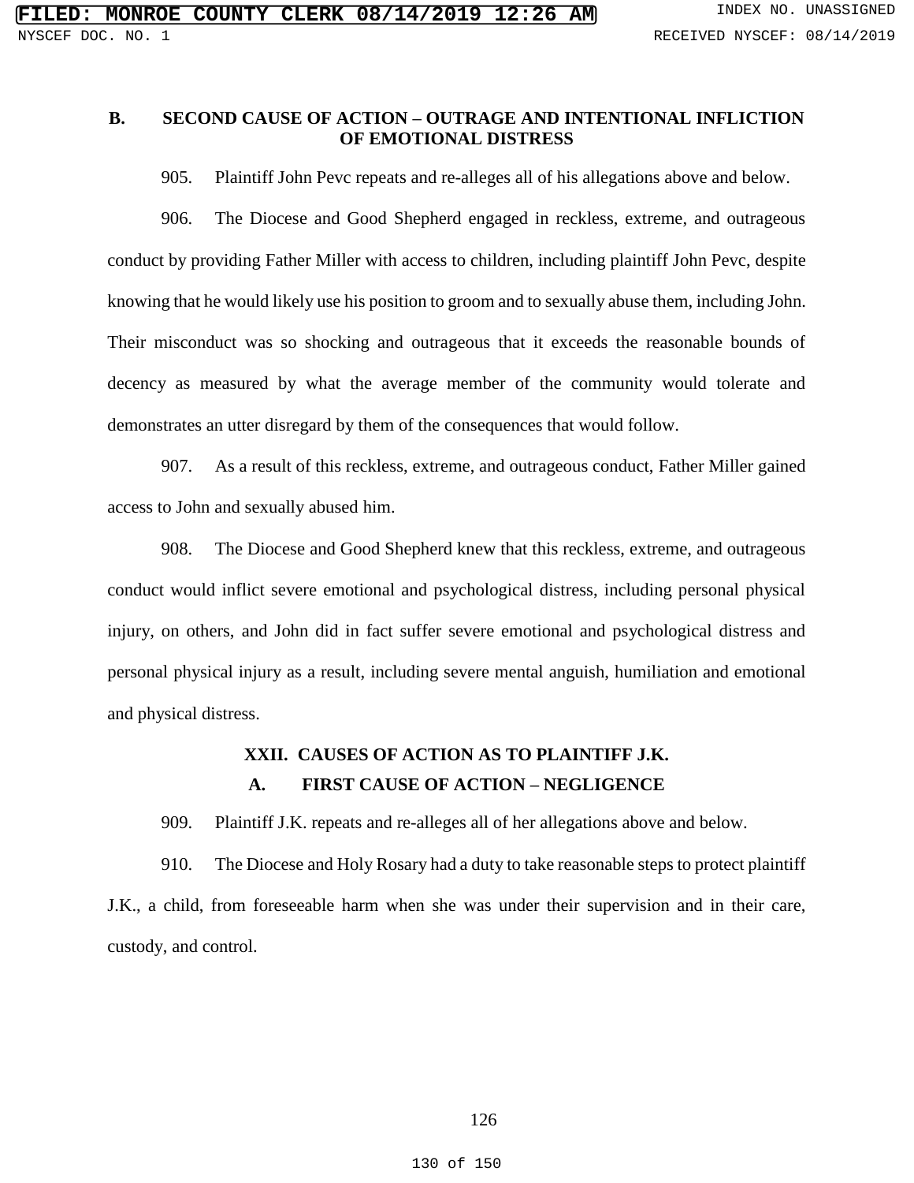### B. SECOND CAUSE OF ACTION – OUTRAGE AND INTENTIONAL INFLICTION OF EMOTIONAL DISTRESS

905. Plaintiff John Pevc repeats and re-alleges all of his allegations above and below.

906. The Diocese and Good Shepherd engaged in reckless, extreme, and outrageous conduct by providing Father Miller with access to children, including plaintiff John Pevc, despite knowing that he would likely use his position to groom and to sexually abuse them, including John. Their misconduct was so shocking and outrageous that it exceeds the reasonable bounds of decency as measured by what the average member of the community would tolerate and demonstrates an utter disregard by them of the consequences that would follow.

907. As a result of this reckless, extreme, and outrageous conduct, Father Miller gained access to John and sexually abused him.

908. The Diocese and Good Shepherd knew that this reckless, extreme, and outrageous conduct would inflict severe emotional and psychological distress, including personal physical injury, on others, and John did in fact suffer severe emotional and psychological distress and personal physical injury as a result, including severe mental anguish, humiliation and emotional and physical distress.

## XXII. CAUSES OF ACTION AS TO PLAINTIFF J.K.

### A. FIRST CAUSE OF ACTION – NEGLIGENCE

909. Plaintiff J.K. repeats and re-alleges all of her allegations above and below.

910. The Diocese and Holy Rosary had a duty to take reasonable steps to protect plaintiff J.K., a child, from foreseeable harm when she was under their supervision and in their care, custody, and control.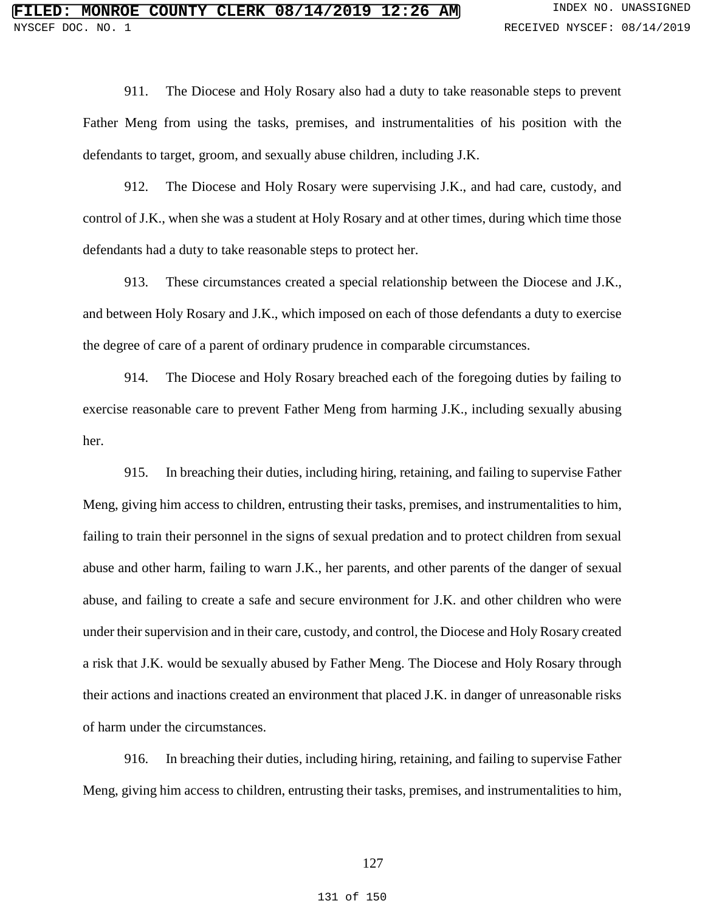911. The Diocese and Holy Rosary also had a duty to take reasonable steps to prevent Father Meng from using the tasks, premises, and instrumentalities of his position with the defendants to target, groom, and sexually abuse children, including J.K.

912. The Diocese and Holy Rosary were supervising J.K., and had care, custody, and control of J.K., when she was a student at Holy Rosary and at other times, during which time those defendants had a duty to take reasonable steps to protect her.

913. These circumstances created a special relationship between the Diocese and J.K., and between Holy Rosary and J.K., which imposed on each of those defendants a duty to exercise the degree of care of a parent of ordinary prudence in comparable circumstances.

914. The Diocese and Holy Rosary breached each of the foregoing duties by failing to exercise reasonable care to prevent Father Meng from harming J.K., including sexually abusing her.

915. In breaching their duties, including hiring, retaining, and failing to supervise Father Meng, giving him access to children, entrusting their tasks, premises, and instrumentalities to him, failing to train their personnel in the signs of sexual predation and to protect children from sexual abuse and other harm, failing to warn J.K., her parents, and other parents of the danger of sexual abuse, and failing to create a safe and secure environment for J.K. and other children who were under their supervision and in their care, custody, and control, the Diocese and Holy Rosary created a risk that J.K. would be sexually abused by Father Meng. The Diocese and Holy Rosary through their actions and inactions created an environment that placed J.K. in danger of unreasonable risks of harm under the circumstances.

916. In breaching their duties, including hiring, retaining, and failing to supervise Father Meng, giving him access to children, entrusting their tasks, premises, and instrumentalities to him,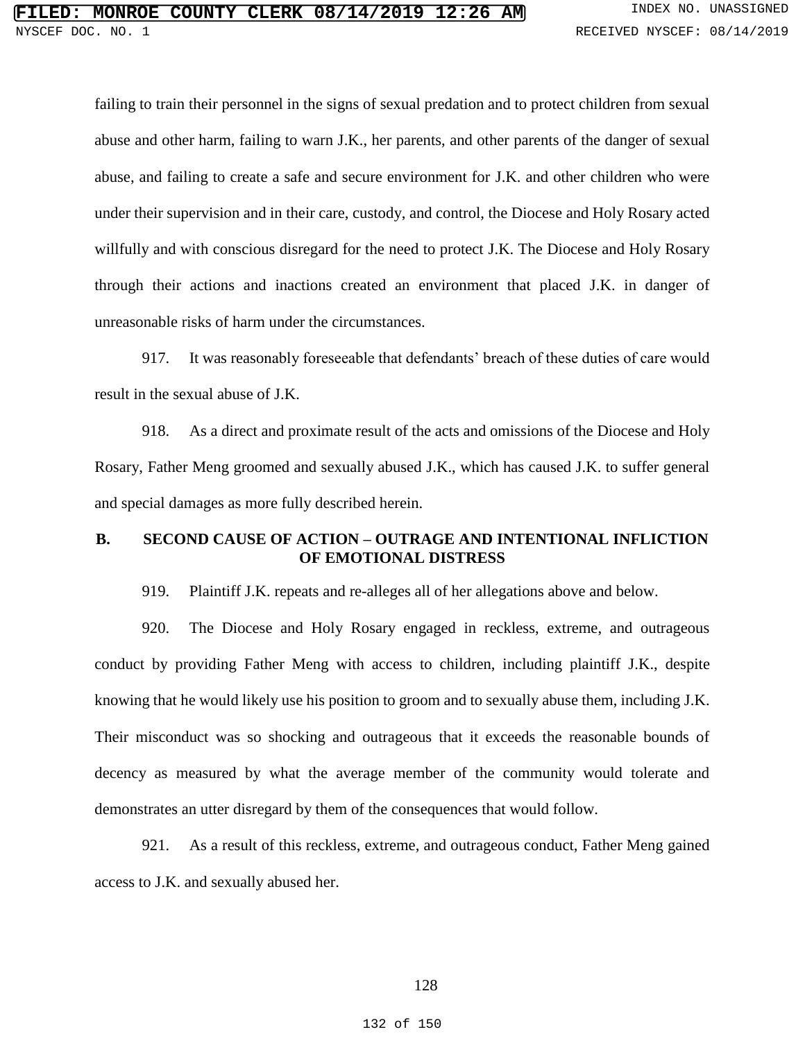failing to train their personnel in the signs of sexual predation and to protect children from sexual abuse and other harm, failing to warn J.K., her parents, and other parents of the danger of sexual abuse, and failing to create a safe and secure environment for J.K. and other children who were under their supervision and in their care, custody, and control, the Diocese and Holy Rosary acted willfully and with conscious disregard for the need to protect J.K. The Diocese and Holy Rosary through their actions and inactions created an environment that placed J.K. in danger of unreasonable risks of harm under the circumstances.

917. It was reasonably foreseeable that defendants' breach of these duties of care would result in the sexual abuse of J.K.

918. As a direct and proximate result of the acts and omissions of the Diocese and Holy Rosary, Father Meng groomed and sexually abused J.K., which has caused J.K. to suffer general and special damages as more fully described herein.

### B. SECOND CAUSE OF ACTION – OUTRAGE AND INTENTIONAL INFLICTION OF EMOTIONAL DISTRESS

919. Plaintiff J.K. repeats and re-alleges all of her allegations above and below.

920. The Diocese and Holy Rosary engaged in reckless, extreme, and outrageous conduct by providing Father Meng with access to children, including plaintiff J.K., despite knowing that he would likely use his position to groom and to sexually abuse them, including J.K. Their misconduct was so shocking and outrageous that it exceeds the reasonable bounds of decency as measured by what the average member of the community would tolerate and demonstrates an utter disregard by them of the consequences that would follow.

921. As a result of this reckless, extreme, and outrageous conduct, Father Meng gained access to J.K. and sexually abused her.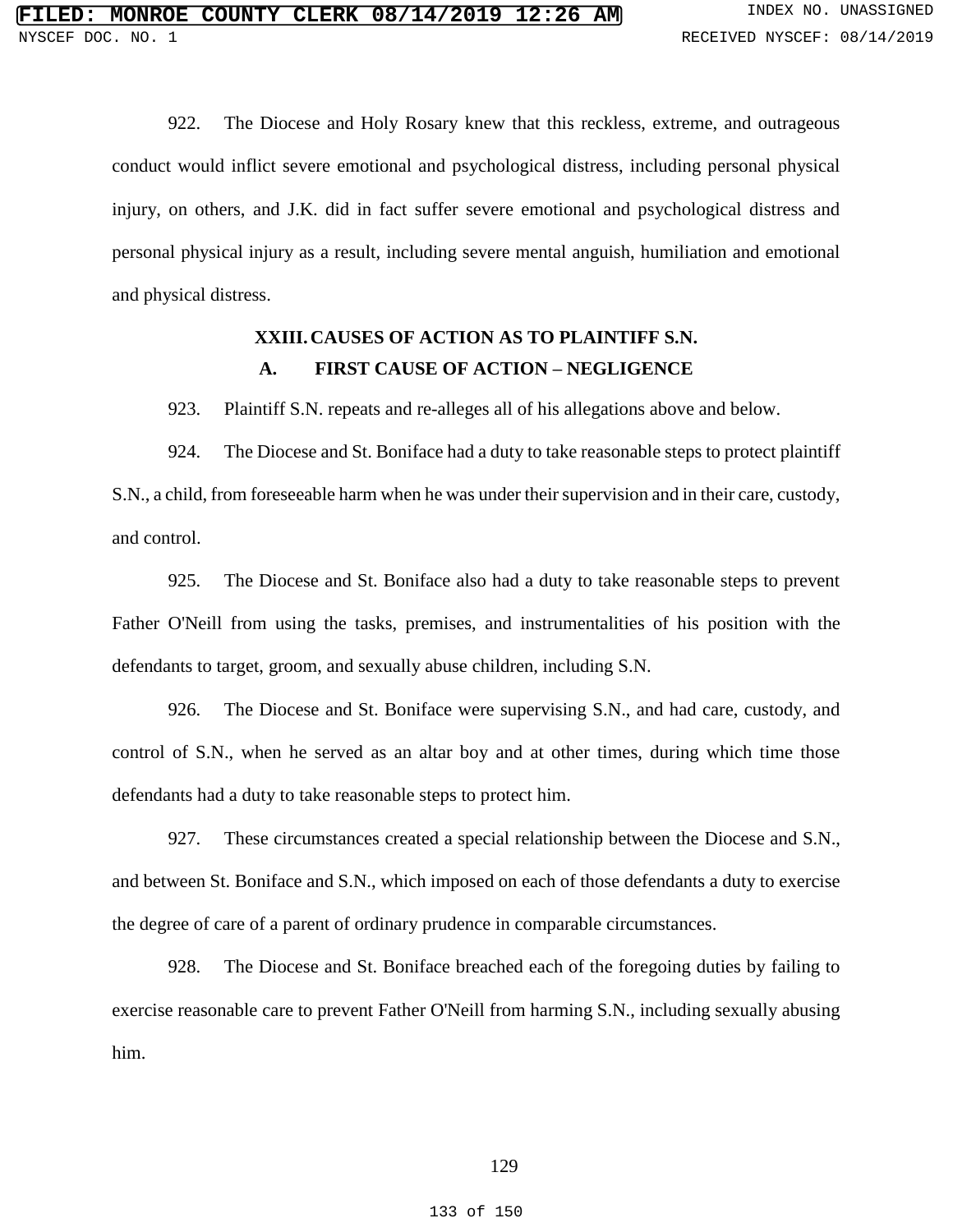922. The Diocese and Holy Rosary knew that this reckless, extreme, and outrageous conduct would inflict severe emotional and psychological distress, including personal physical injury, on others, and J.K. did in fact suffer severe emotional and psychological distress and personal physical injury as a result, including severe mental anguish, humiliation and emotional and physical distress.

## XXIII. CAUSES OF ACTION AS TO PLAINTIFF S.N.

### A. FIRST CAUSE OF ACTION – NEGLIGENCE

923. Plaintiff S.N. repeats and re-alleges all of his allegations above and below.

924. The Diocese and St. Boniface had a duty to take reasonable steps to protect plaintiff S.N., a child, from foreseeable harm when he was under their supervision and in their care, custody, and control.

925. The Diocese and St. Boniface also had a duty to take reasonable steps to prevent Father O'Neill from using the tasks, premises, and instrumentalities of his position with the defendants to target, groom, and sexually abuse children, including S.N.

926. The Diocese and St. Boniface were supervising S.N., and had care, custody, and control of S.N., when he served as an altar boy and at other times, during which time those defendants had a duty to take reasonable steps to protect him.

927. These circumstances created a special relationship between the Diocese and S.N., and between St. Boniface and S.N., which imposed on each of those defendants a duty to exercise the degree of care of a parent of ordinary prudence in comparable circumstances.

928. The Diocese and St. Boniface breached each of the foregoing duties by failing to exercise reasonable care to prevent Father O'Neill from harming S.N., including sexually abusing him.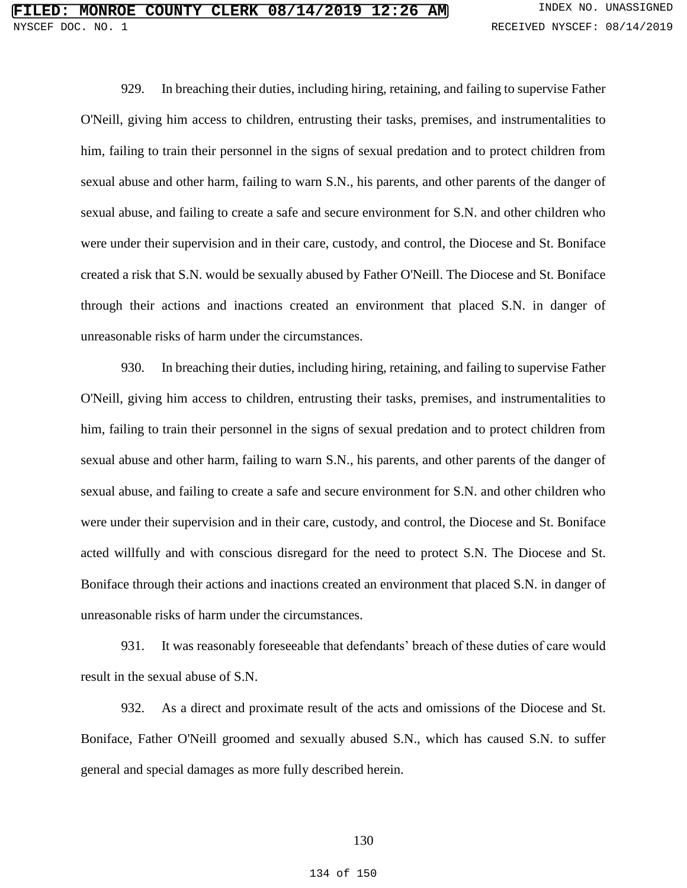929. In breaching their duties, including hiring, retaining, and failing to supervise Father O'Neill, giving him access to children, entrusting their tasks, premises, and instrumentalities to him, failing to train their personnel in the signs of sexual predation and to protect children from sexual abuse and other harm, failing to warn S.N., his parents, and other parents of the danger of sexual abuse, and failing to create a safe and secure environment for S.N. and other children who were under their supervision and in their care, custody, and control, the Diocese and St. Boniface created a risk that S.N. would be sexually abused by Father O'Neill. The Diocese and St. Boniface through their actions and inactions created an environment that placed S.N. in danger of unreasonable risks of harm under the circumstances.

930. In breaching their duties, including hiring, retaining, and failing to supervise Father O'Neill, giving him access to children, entrusting their tasks, premises, and instrumentalities to him, failing to train their personnel in the signs of sexual predation and to protect children from sexual abuse and other harm, failing to warn S.N., his parents, and other parents of the danger of sexual abuse, and failing to create a safe and secure environment for S.N. and other children who were under their supervision and in their care, custody, and control, the Diocese and St. Boniface acted willfully and with conscious disregard for the need to protect S.N. The Diocese and St. Boniface through their actions and inactions created an environment that placed S.N. in danger of unreasonable risks of harm under the circumstances.

931. It was reasonably foreseeable that defendants' breach of these duties of care would result in the sexual abuse of S.N.

932. As a direct and proximate result of the acts and omissions of the Diocese and St. Boniface, Father O'Neill groomed and sexually abused S.N., which has caused S.N. to suffer general and special damages as more fully described herein.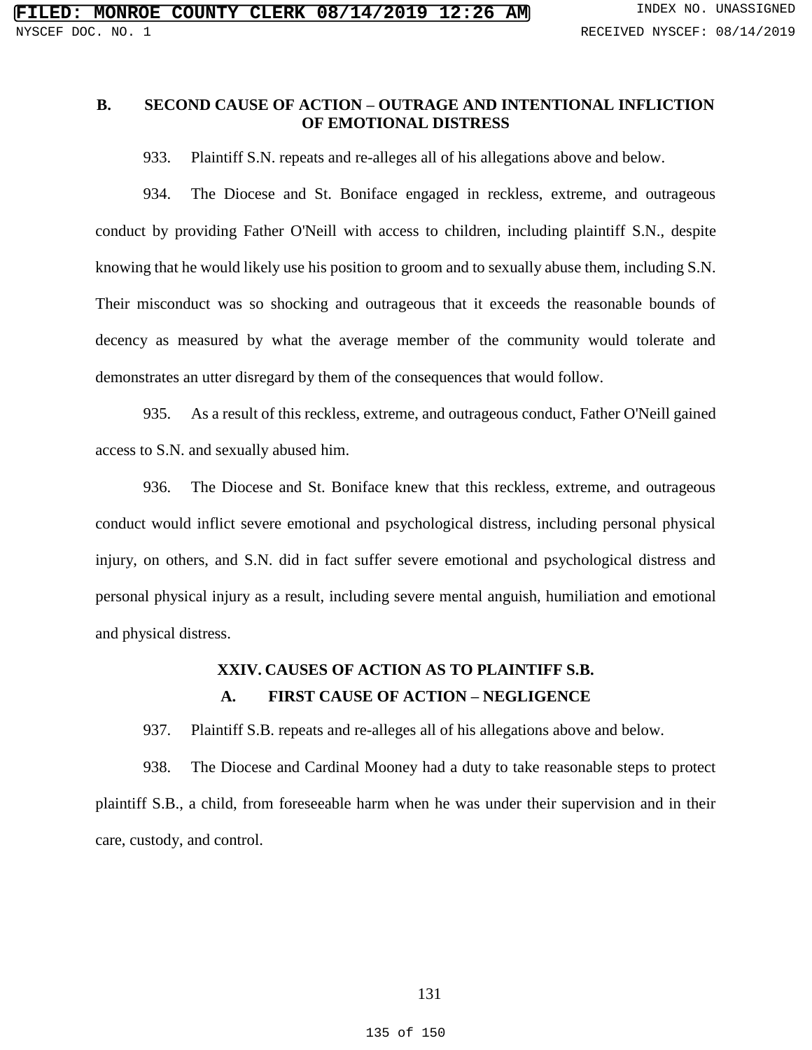### B. SECOND CAUSE OF ACTION – OUTRAGE AND INTENTIONAL INFLICTION OF EMOTIONAL DISTRESS

933. Plaintiff S.N. repeats and re-alleges all of his allegations above and below.

934. The Diocese and St. Boniface engaged in reckless, extreme, and outrageous conduct by providing Father O'Neill with access to children, including plaintiff S.N., despite knowing that he would likely use his position to groom and to sexually abuse them, including S.N. Their misconduct was so shocking and outrageous that it exceeds the reasonable bounds of decency as measured by what the average member of the community would tolerate and demonstrates an utter disregard by them of the consequences that would follow.

935. As a result of this reckless, extreme, and outrageous conduct, Father O'Neill gained access to S.N. and sexually abused him.

936. The Diocese and St. Boniface knew that this reckless, extreme, and outrageous conduct would inflict severe emotional and psychological distress, including personal physical injury, on others, and S.N. did in fact suffer severe emotional and psychological distress and personal physical injury as a result, including severe mental anguish, humiliation and emotional and physical distress.

## XXIV. CAUSES OF ACTION AS TO PLAINTIFF S.B.

### A. FIRST CAUSE OF ACTION – NEGLIGENCE

937. Plaintiff S.B. repeats and re-alleges all of his allegations above and below.

938. The Diocese and Cardinal Mooney had a duty to take reasonable steps to protect plaintiff S.B., a child, from foreseeable harm when he was under their supervision and in their care, custody, and control.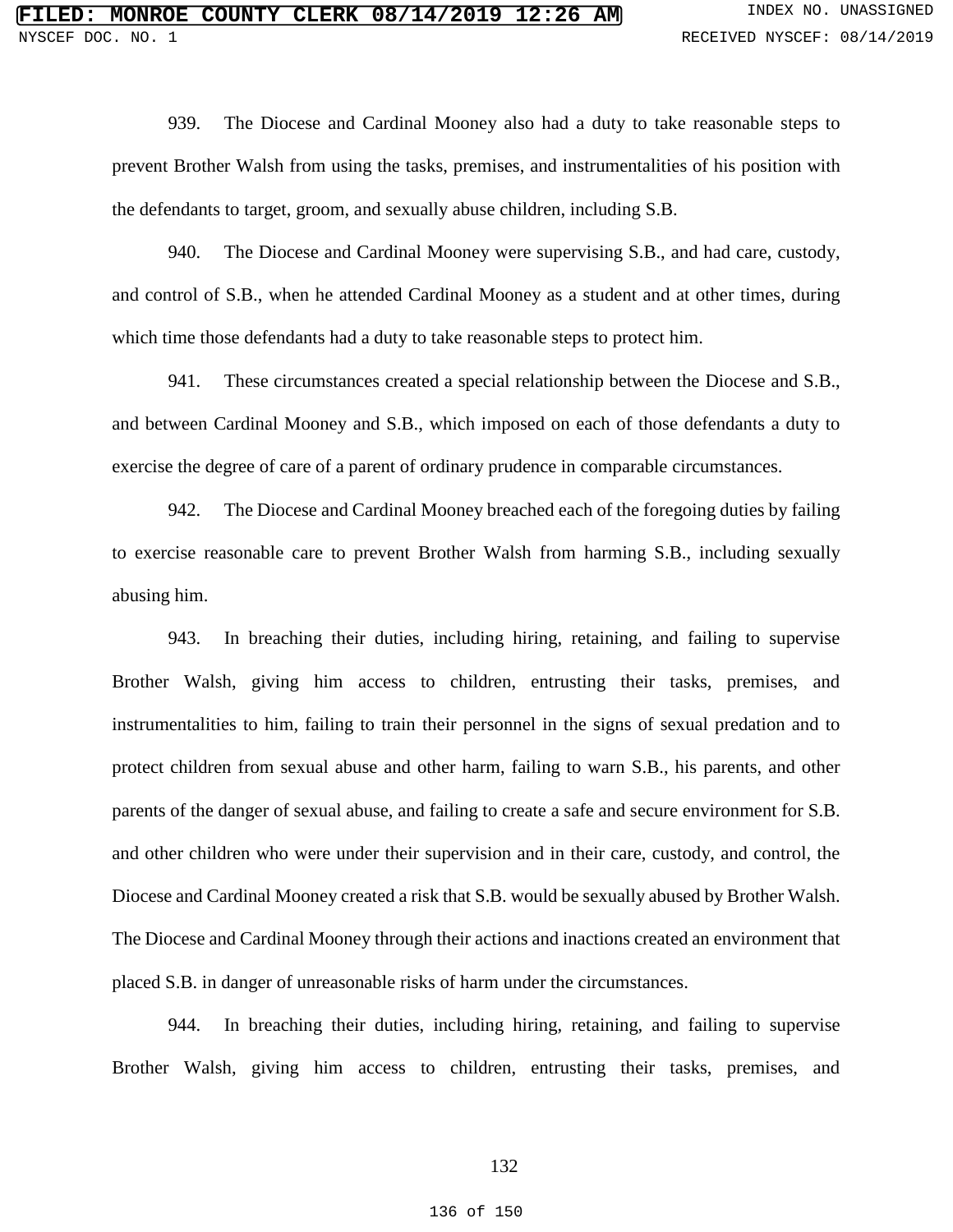939. The Diocese and Cardinal Mooney also had a duty to take reasonable steps to prevent Brother Walsh from using the tasks, premises, and instrumentalities of his position with the defendants to target, groom, and sexually abuse children, including S.B.

940. The Diocese and Cardinal Mooney were supervising S.B., and had care, custody, and control of S.B., when he attended Cardinal Mooney as a student and at other times, during which time those defendants had a duty to take reasonable steps to protect him.

941. These circumstances created a special relationship between the Diocese and S.B., and between Cardinal Mooney and S.B., which imposed on each of those defendants a duty to exercise the degree of care of a parent of ordinary prudence in comparable circumstances.

942. The Diocese and Cardinal Mooney breached each of the foregoing duties by failing to exercise reasonable care to prevent Brother Walsh from harming S.B., including sexually abusing him.

943. In breaching their duties, including hiring, retaining, and failing to supervise Brother Walsh, giving him access to children, entrusting their tasks, premises, and instrumentalities to him, failing to train their personnel in the signs of sexual predation and to protect children from sexual abuse and other harm, failing to warn S.B., his parents, and other parents of the danger of sexual abuse, and failing to create a safe and secure environment for S.B. and other children who were under their supervision and in their care, custody, and control, the Diocese and Cardinal Mooney created a risk that S.B. would be sexually abused by Brother Walsh. The Diocese and Cardinal Mooney through their actions and inactions created an environment that placed S.B. in danger of unreasonable risks of harm under the circumstances.

944. In breaching their duties, including hiring, retaining, and failing to supervise Brother Walsh, giving him access to children, entrusting their tasks, premises, and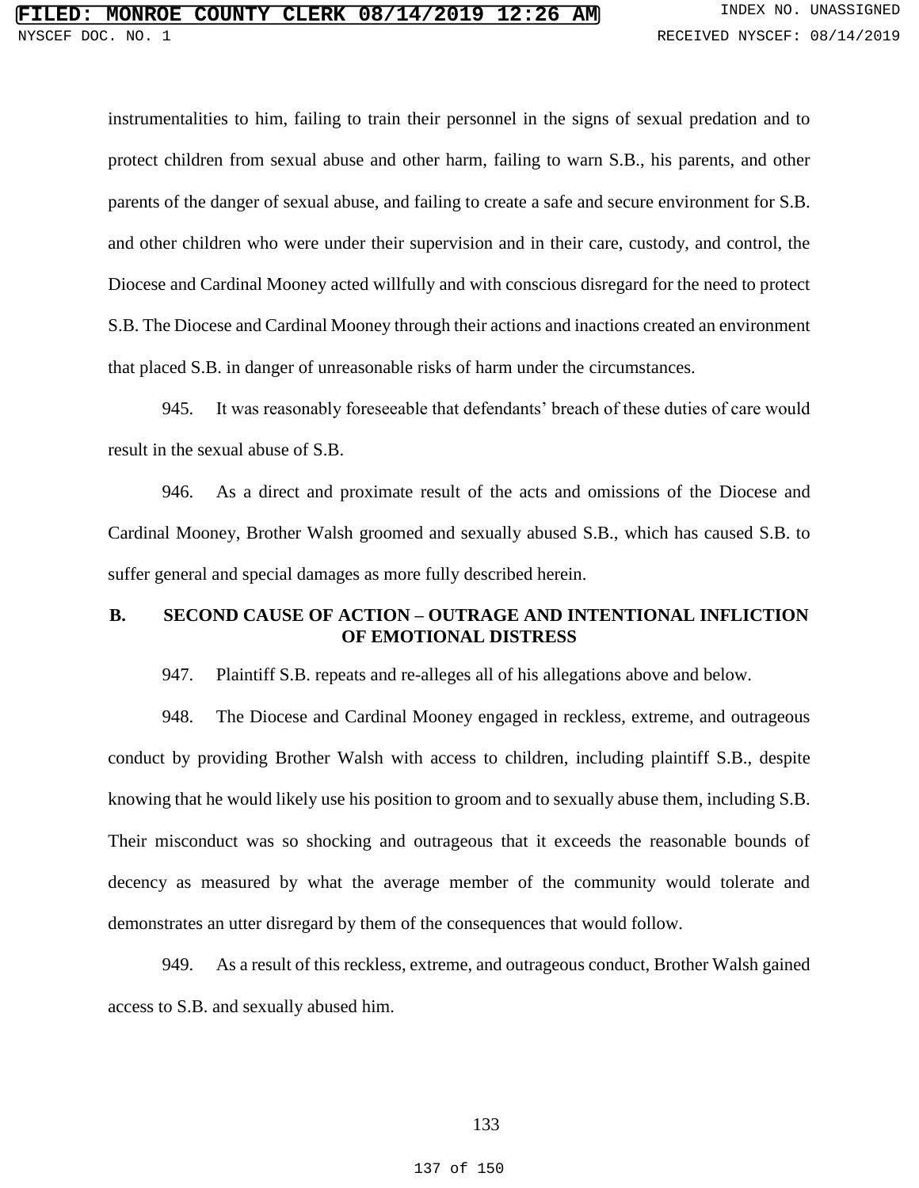instrumentalities to him, failing to train their personnel in the signs of sexual predation and to protect children from sexual abuse and other harm, failing to warn S.B., his parents, and other parents of the danger of sexual abuse, and failing to create a safe and secure environment for S.B. and other children who were under their supervision and in their care, custody, and control, the Diocese and Cardinal Mooney acted willfully and with conscious disregard for the need to protect S.B. The Diocese and Cardinal Mooney through their actions and inactions created an environment that placed S.B. in danger of unreasonable risks of harm under the circumstances.

945. It was reasonably foreseeable that defendants' breach of these duties of care would result in the sexual abuse of S.B.

946. As a direct and proximate result of the acts and omissions of the Diocese and Cardinal Mooney, Brother Walsh groomed and sexually abused S.B., which has caused S.B. to suffer general and special damages as more fully described herein.

### B. SECOND CAUSE OF ACTION – OUTRAGE AND INTENTIONAL INFLICTION OF EMOTIONAL DISTRESS

947. Plaintiff S.B. repeats and re-alleges all of his allegations above and below.

948. The Diocese and Cardinal Mooney engaged in reckless, extreme, and outrageous conduct by providing Brother Walsh with access to children, including plaintiff S.B., despite knowing that he would likely use his position to groom and to sexually abuse them, including S.B. Their misconduct was so shocking and outrageous that it exceeds the reasonable bounds of decency as measured by what the average member of the community would tolerate and demonstrates an utter disregard by them of the consequences that would follow.

949. As a result of this reckless, extreme, and outrageous conduct, Brother Walsh gained access to S.B. and sexually abused him.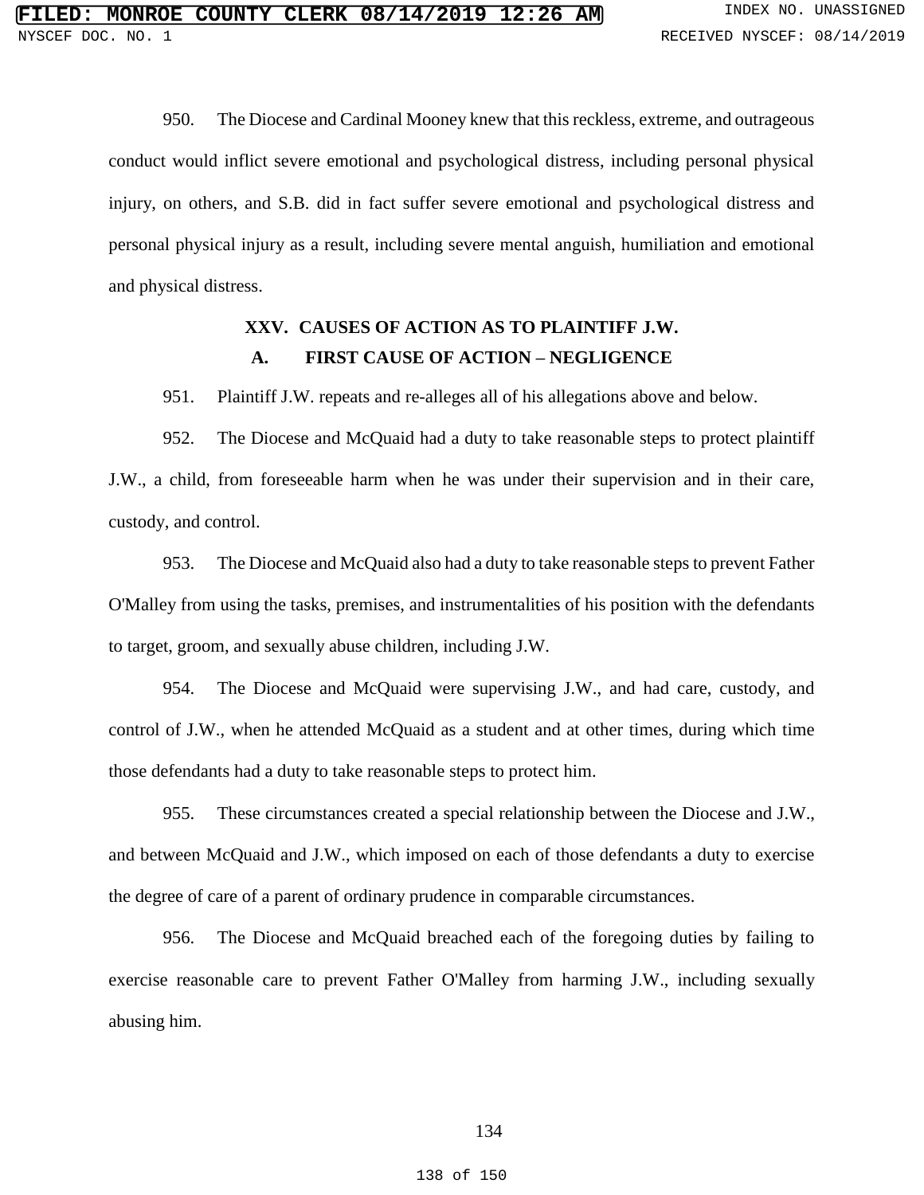950. The Diocese and Cardinal Mooney knew that this reckless, extreme, and outrageous conduct would inflict severe emotional and psychological distress, including personal physical injury, on others, and S.B. did in fact suffer severe emotional and psychological distress and personal physical injury as a result, including severe mental anguish, humiliation and emotional and physical distress.

## XXV. CAUSES OF ACTION AS TO PLAINTIFF J.W.

### A. FIRST CAUSE OF ACTION – NEGLIGENCE

951. Plaintiff J.W. repeats and re-alleges all of his allegations above and below.

952. The Diocese and McQuaid had a duty to take reasonable steps to protect plaintiff J.W., a child, from foreseeable harm when he was under their supervision and in their care, custody, and control.

953. The Diocese and McQuaid also had a duty to take reasonable steps to prevent Father O'Malley from using the tasks, premises, and instrumentalities of his position with the defendants to target, groom, and sexually abuse children, including J.W.

954. The Diocese and McQuaid were supervising J.W., and had care, custody, and control of J.W., when he attended McQuaid as a student and at other times, during which time those defendants had a duty to take reasonable steps to protect him.

955. These circumstances created a special relationship between the Diocese and J.W., and between McQuaid and J.W., which imposed on each of those defendants a duty to exercise the degree of care of a parent of ordinary prudence in comparable circumstances.

956. The Diocese and McQuaid breached each of the foregoing duties by failing to exercise reasonable care to prevent Father O'Malley from harming J.W., including sexually abusing him.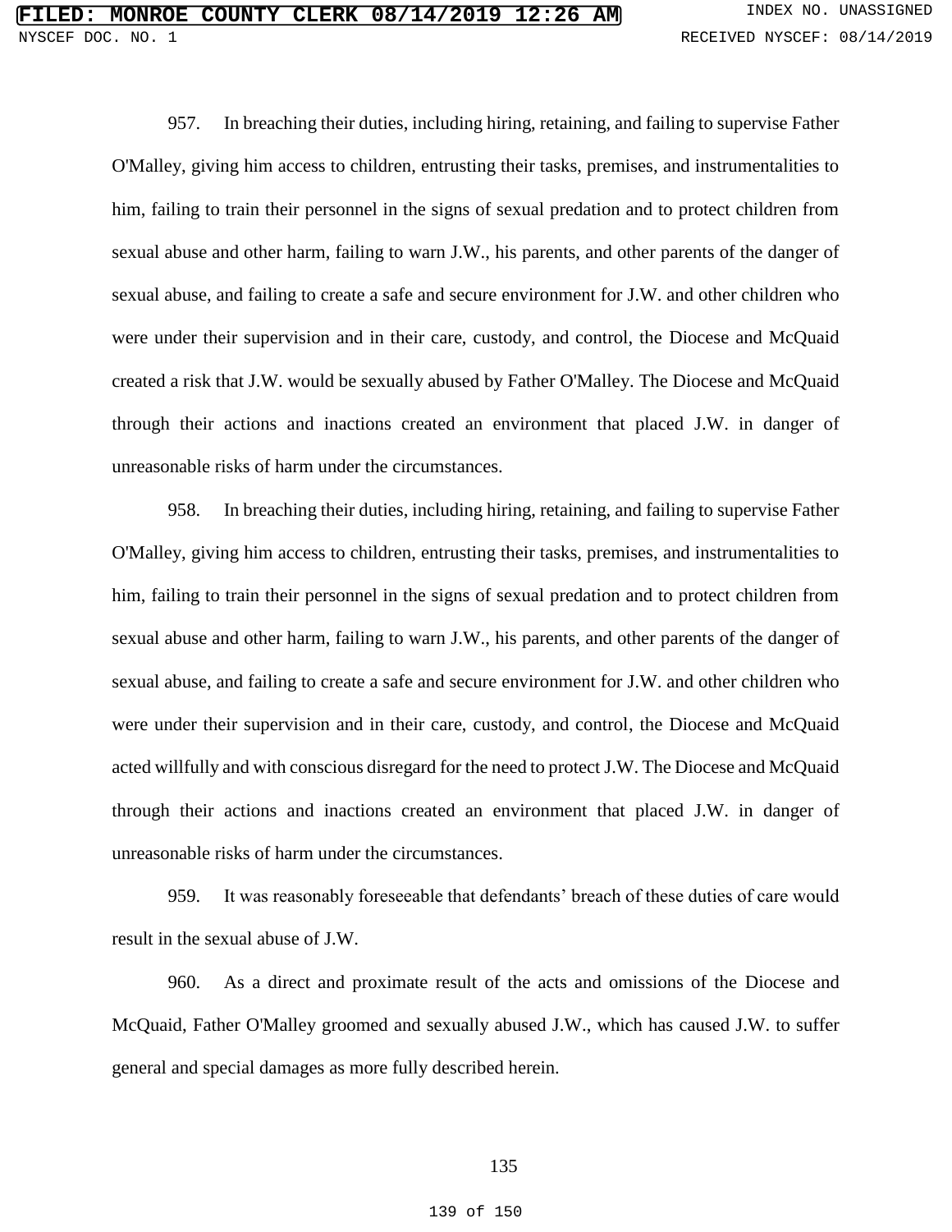957. In breaching their duties, including hiring, retaining, and failing to supervise Father O'Malley, giving him access to children, entrusting their tasks, premises, and instrumentalities to him, failing to train their personnel in the signs of sexual predation and to protect children from sexual abuse and other harm, failing to warn J.W., his parents, and other parents of the danger of sexual abuse, and failing to create a safe and secure environment for J.W. and other children who were under their supervision and in their care, custody, and control, the Diocese and McQuaid created a risk that J.W. would be sexually abused by Father O'Malley. The Diocese and McQuaid through their actions and inactions created an environment that placed J.W. in danger of unreasonable risks of harm under the circumstances.

958. In breaching their duties, including hiring, retaining, and failing to supervise Father O'Malley, giving him access to children, entrusting their tasks, premises, and instrumentalities to him, failing to train their personnel in the signs of sexual predation and to protect children from sexual abuse and other harm, failing to warn J.W., his parents, and other parents of the danger of sexual abuse, and failing to create a safe and secure environment for J.W. and other children who were under their supervision and in their care, custody, and control, the Diocese and McQuaid acted willfully and with conscious disregard for the need to protect J.W. The Diocese and McQuaid through their actions and inactions created an environment that placed J.W. in danger of unreasonable risks of harm under the circumstances.

959. It was reasonably foreseeable that defendants' breach of these duties of care would result in the sexual abuse of J.W.

960. As a direct and proximate result of the acts and omissions of the Diocese and McQuaid, Father O'Malley groomed and sexually abused J.W., which has caused J.W. to suffer general and special damages as more fully described herein.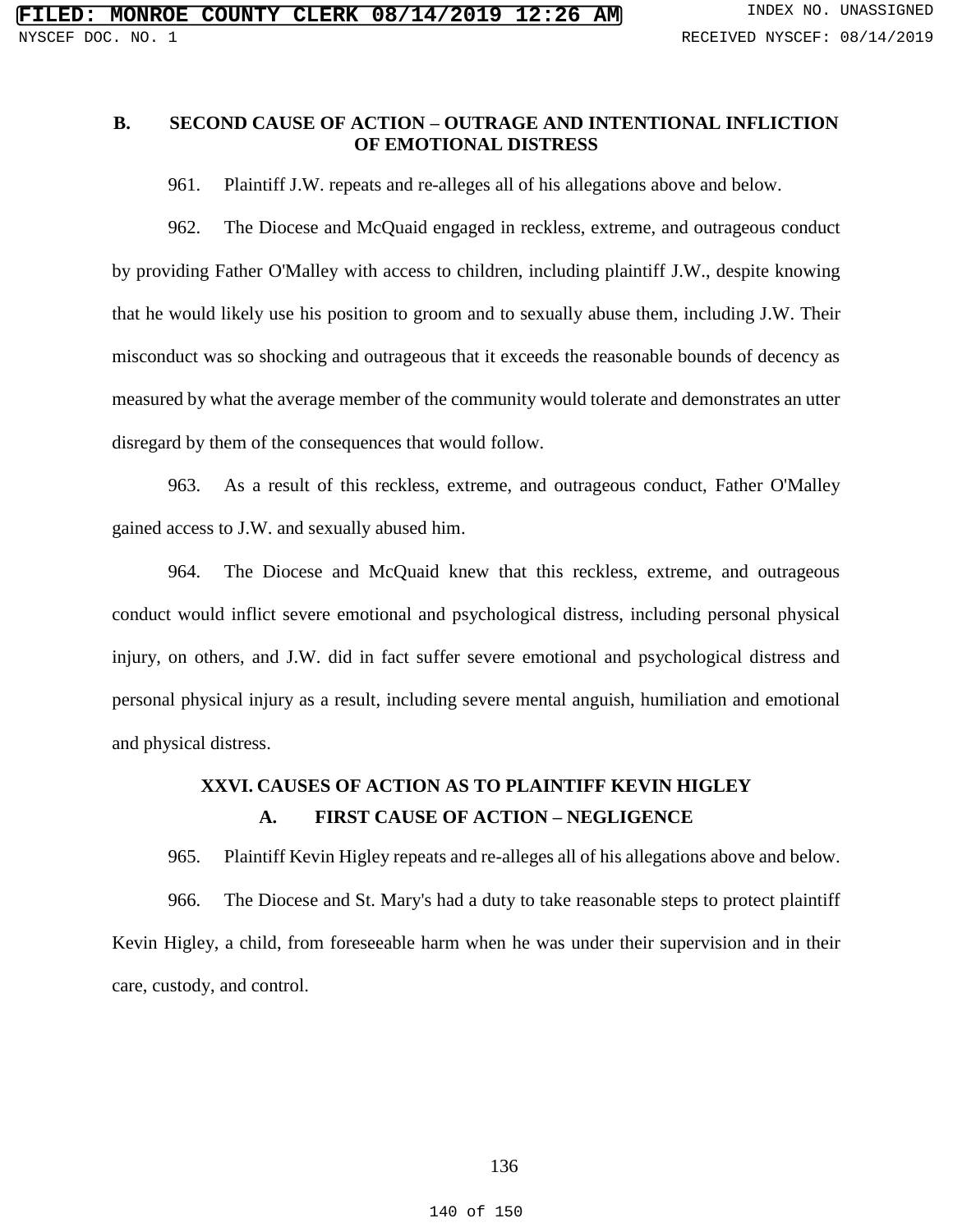### B. SECOND CAUSE OF ACTION – OUTRAGE AND INTENTIONAL INFLICTION OF EMOTIONAL DISTRESS

961. Plaintiff J.W. repeats and re-alleges all of his allegations above and below.

962. The Diocese and McQuaid engaged in reckless, extreme, and outrageous conduct by providing Father O'Malley with access to children, including plaintiff J.W., despite knowing that he would likely use his position to groom and to sexually abuse them, including J.W. Their misconduct was so shocking and outrageous that it exceeds the reasonable bounds of decency as measured by what the average member of the community would tolerate and demonstrates an utter disregard by them of the consequences that would follow.

963. As a result of this reckless, extreme, and outrageous conduct, Father O'Malley gained access to J.W. and sexually abused him.

964. The Diocese and McQuaid knew that this reckless, extreme, and outrageous conduct would inflict severe emotional and psychological distress, including personal physical injury, on others, and J.W. did in fact suffer severe emotional and psychological distress and personal physical injury as a result, including severe mental anguish, humiliation and emotional and physical distress.

## XXVI. CAUSES OF ACTION AS TO PLAINTIFF KEVIN HIGLEY

### A. FIRST CAUSE OF ACTION – NEGLIGENCE

965. Plaintiff Kevin Higley repeats and re-alleges all of his allegations above and below.

966. The Diocese and St. Mary's had a duty to take reasonable steps to protect plaintiff Kevin Higley, a child, from foreseeable harm when he was under their supervision and in their care, custody, and control.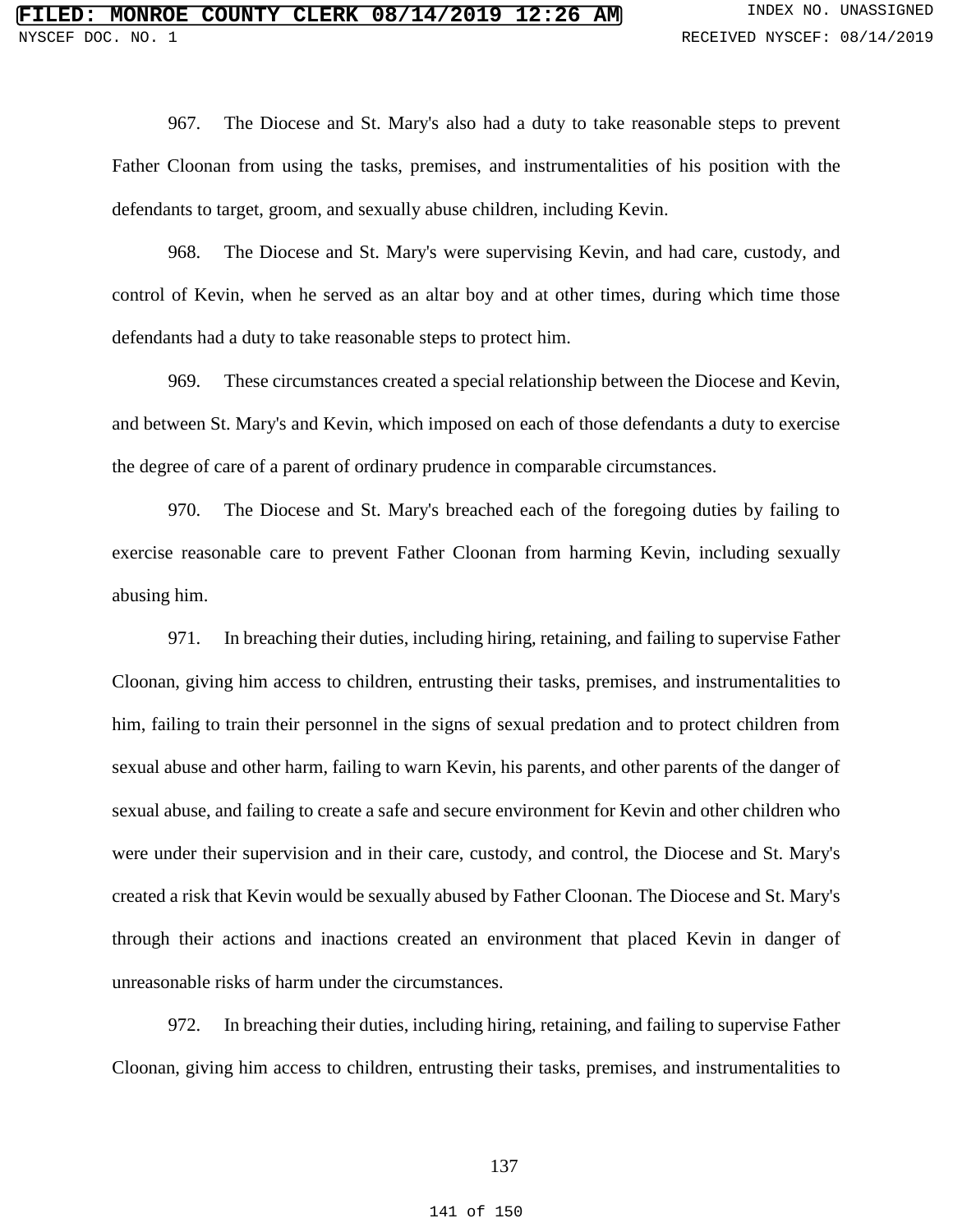967. The Diocese and St. Mary's also had a duty to take reasonable steps to prevent Father Cloonan from using the tasks, premises, and instrumentalities of his position with the defendants to target, groom, and sexually abuse children, including Kevin.

968. The Diocese and St. Mary's were supervising Kevin, and had care, custody, and control of Kevin, when he served as an altar boy and at other times, during which time those defendants had a duty to take reasonable steps to protect him.

969. These circumstances created a special relationship between the Diocese and Kevin, and between St. Mary's and Kevin, which imposed on each of those defendants a duty to exercise the degree of care of a parent of ordinary prudence in comparable circumstances.

970. The Diocese and St. Mary's breached each of the foregoing duties by failing to exercise reasonable care to prevent Father Cloonan from harming Kevin, including sexually abusing him.

971. In breaching their duties, including hiring, retaining, and failing to supervise Father Cloonan, giving him access to children, entrusting their tasks, premises, and instrumentalities to him, failing to train their personnel in the signs of sexual predation and to protect children from sexual abuse and other harm, failing to warn Kevin, his parents, and other parents of the danger of sexual abuse, and failing to create a safe and secure environment for Kevin and other children who were under their supervision and in their care, custody, and control, the Diocese and St. Mary's created a risk that Kevin would be sexually abused by Father Cloonan. The Diocese and St. Mary's through their actions and inactions created an environment that placed Kevin in danger of unreasonable risks of harm under the circumstances.

972. In breaching their duties, including hiring, retaining, and failing to supervise Father Cloonan, giving him access to children, entrusting their tasks, premises, and instrumentalities to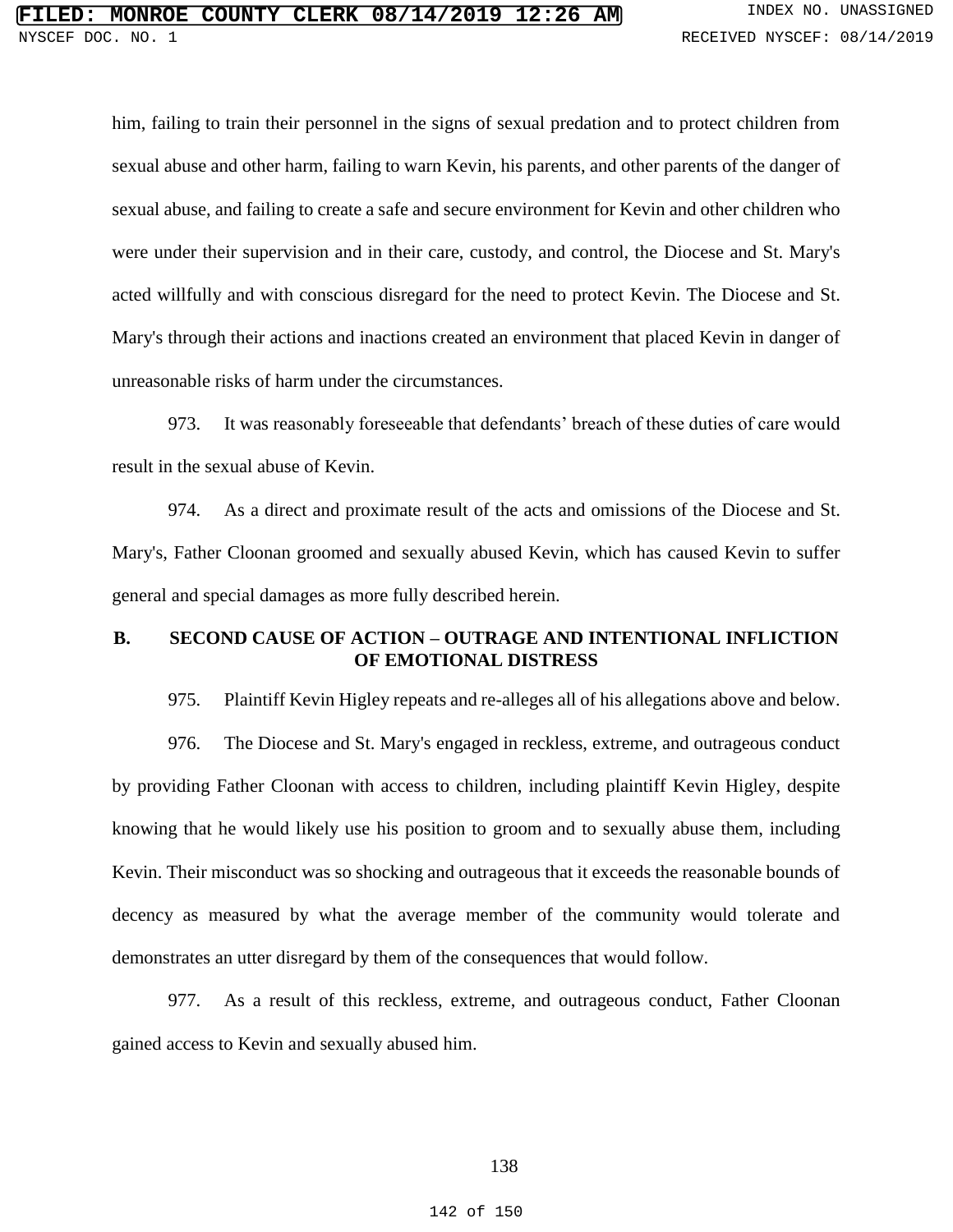him, failing to train their personnel in the signs of sexual predation and to protect children from sexual abuse and other harm, failing to warn Kevin, his parents, and other parents of the danger of sexual abuse, and failing to create a safe and secure environment for Kevin and other children who were under their supervision and in their care, custody, and control, the Diocese and St. Mary's acted willfully and with conscious disregard for the need to protect Kevin. The Diocese and St. Mary's through their actions and inactions created an environment that placed Kevin in danger of unreasonable risks of harm under the circumstances.

973. It was reasonably foreseeable that defendants' breach of these duties of care would result in the sexual abuse of Kevin.

974. As a direct and proximate result of the acts and omissions of the Diocese and St. Mary's, Father Cloonan groomed and sexually abused Kevin, which has caused Kevin to suffer general and special damages as more fully described herein.

### B. SECOND CAUSE OF ACTION – OUTRAGE AND INTENTIONAL INFLICTION OF EMOTIONAL DISTRESS

975. Plaintiff Kevin Higley repeats and re-alleges all of his allegations above and below.

976. The Diocese and St. Mary's engaged in reckless, extreme, and outrageous conduct by providing Father Cloonan with access to children, including plaintiff Kevin Higley, despite knowing that he would likely use his position to groom and to sexually abuse them, including Kevin. Their misconduct was so shocking and outrageous that it exceeds the reasonable bounds of decency as measured by what the average member of the community would tolerate and demonstrates an utter disregard by them of the consequences that would follow.

977. As a result of this reckless, extreme, and outrageous conduct, Father Cloonan gained access to Kevin and sexually abused him.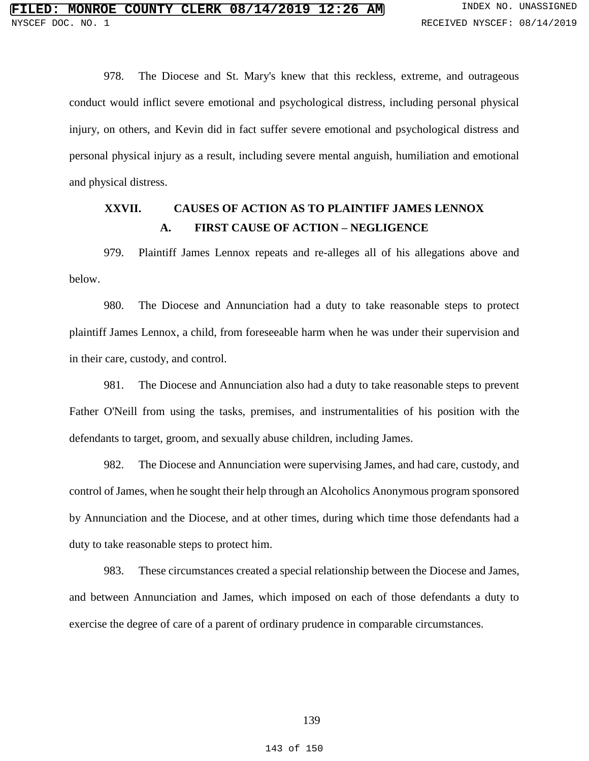978. The Diocese and St. Mary's knew that this reckless, extreme, and outrageous conduct would inflict severe emotional and psychological distress, including personal physical injury, on others, and Kevin did in fact suffer severe emotional and psychological distress and personal physical injury as a result, including severe mental anguish, humiliation and emotional and physical distress.

## XXVII. CAUSES OF ACTION AS TO PLAINTIFF JAMES LENNOX

### A. FIRST CAUSE OF ACTION – NEGLIGENCE

979. Plaintiff James Lennox repeats and re-alleges all of his allegations above and below.

980. The Diocese and Annunciation had a duty to take reasonable steps to protect plaintiff James Lennox, a child, from foreseeable harm when he was under their supervision and in their care, custody, and control.

981. The Diocese and Annunciation also had a duty to take reasonable steps to prevent Father O'Neill from using the tasks, premises, and instrumentalities of his position with the defendants to target, groom, and sexually abuse children, including James.

982. The Diocese and Annunciation were supervising James, and had care, custody, and control of James, when he sought their help through an Alcoholics Anonymous program sponsored by Annunciation and the Diocese, and at other times, during which time those defendants had a duty to take reasonable steps to protect him.

983. These circumstances created a special relationship between the Diocese and James, and between Annunciation and James, which imposed on each of those defendants a duty to exercise the degree of care of a parent of ordinary prudence in comparable circumstances.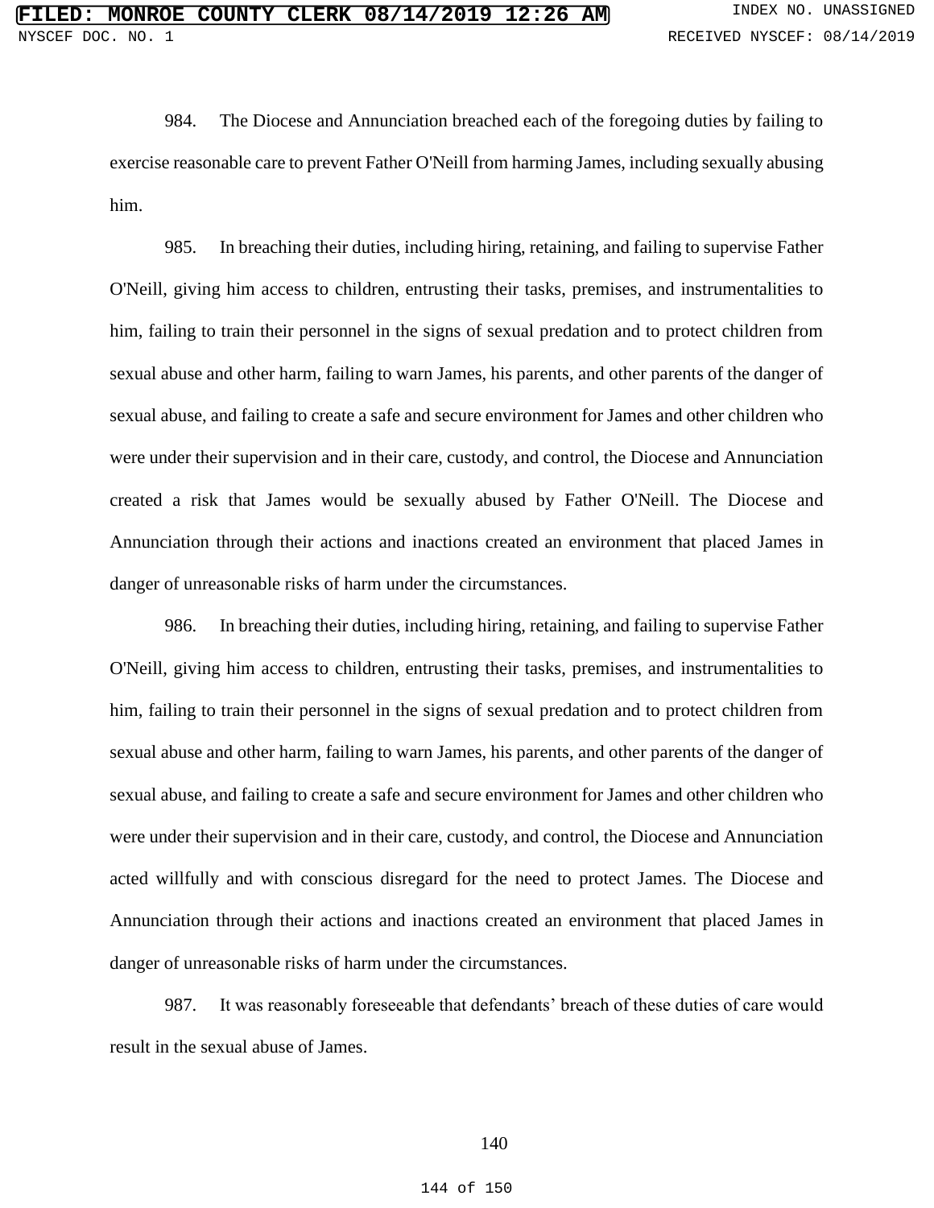984. The Diocese and Annunciation breached each of the foregoing duties by failing to exercise reasonable care to prevent Father O'Neill from harming James, including sexually abusing him.

985. In breaching their duties, including hiring, retaining, and failing to supervise Father O'Neill, giving him access to children, entrusting their tasks, premises, and instrumentalities to him, failing to train their personnel in the signs of sexual predation and to protect children from sexual abuse and other harm, failing to warn James, his parents, and other parents of the danger of sexual abuse, and failing to create a safe and secure environment for James and other children who were under their supervision and in their care, custody, and control, the Diocese and Annunciation created a risk that James would be sexually abused by Father O'Neill. The Diocese and Annunciation through their actions and inactions created an environment that placed James in danger of unreasonable risks of harm under the circumstances.

986. In breaching their duties, including hiring, retaining, and failing to supervise Father O'Neill, giving him access to children, entrusting their tasks, premises, and instrumentalities to him, failing to train their personnel in the signs of sexual predation and to protect children from sexual abuse and other harm, failing to warn James, his parents, and other parents of the danger of sexual abuse, and failing to create a safe and secure environment for James and other children who were under their supervision and in their care, custody, and control, the Diocese and Annunciation acted willfully and with conscious disregard for the need to protect James. The Diocese and Annunciation through their actions and inactions created an environment that placed James in danger of unreasonable risks of harm under the circumstances.

987. It was reasonably foreseeable that defendants' breach of these duties of care would result in the sexual abuse of James.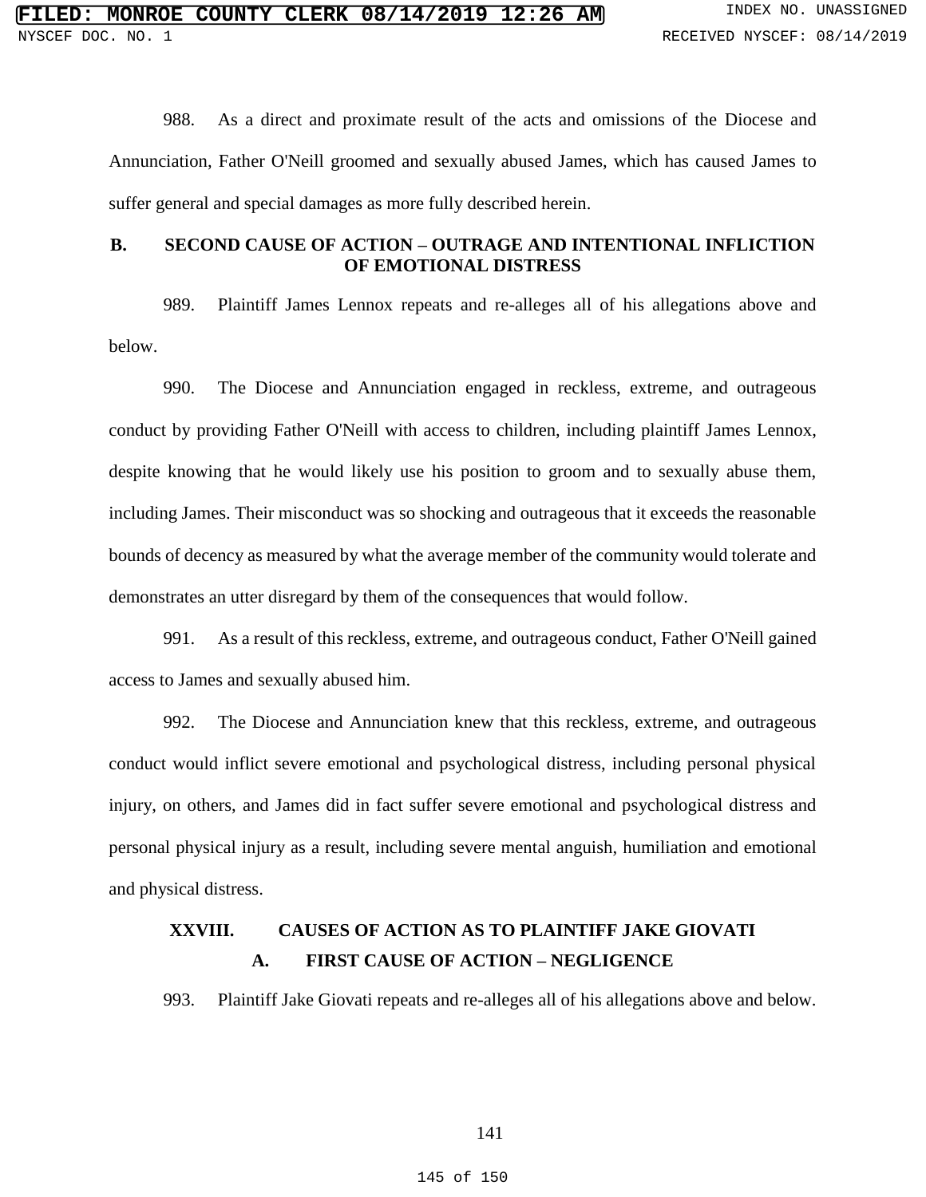988. As a direct and proximate result of the acts and omissions of the Diocese and Annunciation, Father O'Neill groomed and sexually abused James, which has caused James to suffer general and special damages as more fully described herein.

### B. SECOND CAUSE OF ACTION – OUTRAGE AND INTENTIONAL INFLICTION OF EMOTIONAL DISTRESS

989. Plaintiff James Lennox repeats and re-alleges all of his allegations above and below.

990. The Diocese and Annunciation engaged in reckless, extreme, and outrageous conduct by providing Father O'Neill with access to children, including plaintiff James Lennox, despite knowing that he would likely use his position to groom and to sexually abuse them, including James. Their misconduct was so shocking and outrageous that it exceeds the reasonable bounds of decency as measured by what the average member of the community would tolerate and demonstrates an utter disregard by them of the consequences that would follow.

991. As a result of this reckless, extreme, and outrageous conduct, Father O'Neill gained access to James and sexually abused him.

992. The Diocese and Annunciation knew that this reckless, extreme, and outrageous conduct would inflict severe emotional and psychological distress, including personal physical injury, on others, and James did in fact suffer severe emotional and psychological distress and personal physical injury as a result, including severe mental anguish, humiliation and emotional and physical distress.

## XXVIII. CAUSES OF ACTION AS TO PLAINTIFF JAKE GIOVATI

### A. FIRST CAUSE OF ACTION – NEGLIGENCE

993. Plaintiff Jake Giovati repeats and re-alleges all of his allegations above and below.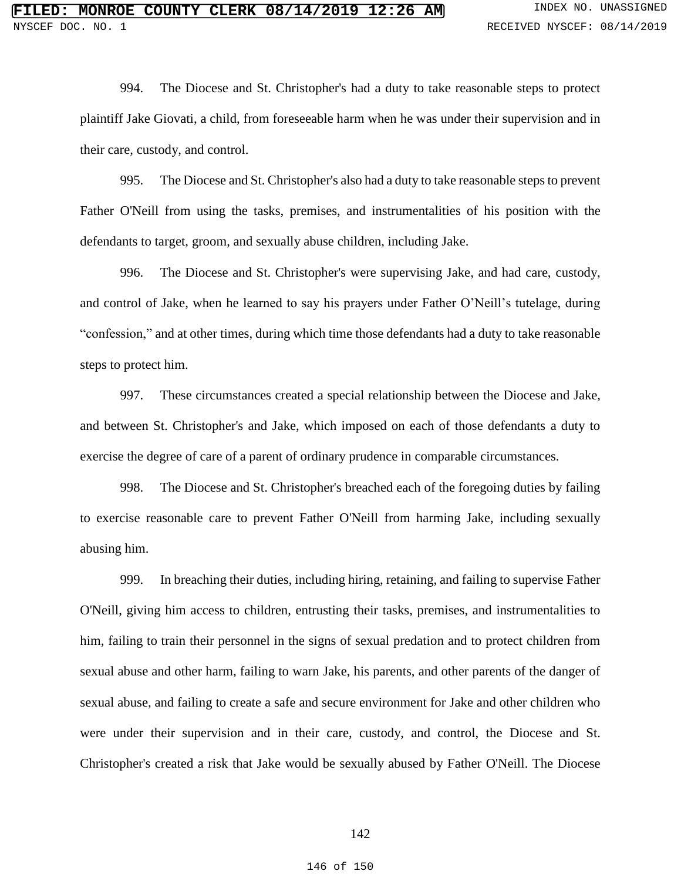994. The Diocese and St. Christopher's had a duty to take reasonable steps to protect plaintiff Jake Giovati, a child, from foreseeable harm when he was under their supervision and in their care, custody, and control.

995. The Diocese and St. Christopher's also had a duty to take reasonable steps to prevent Father O'Neill from using the tasks, premises, and instrumentalities of his position with the defendants to target, groom, and sexually abuse children, including Jake.

996. The Diocese and St. Christopher's were supervising Jake, and had care, custody, and control of Jake, when he learned to say his prayers under Father O'Neill's tutelage, during "confession," and at other times, during which time those defendants had a duty to take reasonable steps to protect him.

997. These circumstances created a special relationship between the Diocese and Jake, and between St. Christopher's and Jake, which imposed on each of those defendants a duty to exercise the degree of care of a parent of ordinary prudence in comparable circumstances.

998. The Diocese and St. Christopher's breached each of the foregoing duties by failing to exercise reasonable care to prevent Father O'Neill from harming Jake, including sexually abusing him.

999. In breaching their duties, including hiring, retaining, and failing to supervise Father O'Neill, giving him access to children, entrusting their tasks, premises, and instrumentalities to him, failing to train their personnel in the signs of sexual predation and to protect children from sexual abuse and other harm, failing to warn Jake, his parents, and other parents of the danger of sexual abuse, and failing to create a safe and secure environment for Jake and other children who were under their supervision and in their care, custody, and control, the Diocese and St. Christopher's created a risk that Jake would be sexually abused by Father O'Neill. The Diocese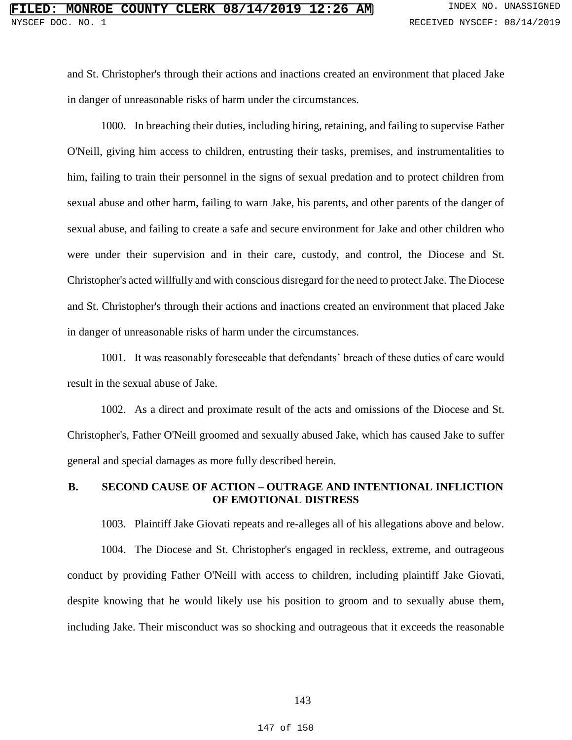and St. Christopher's through their actions and inactions created an environment that placed Jake in danger of unreasonable risks of harm under the circumstances.

1000. In breaching their duties, including hiring, retaining, and failing to supervise Father O'Neill, giving him access to children, entrusting their tasks, premises, and instrumentalities to him, failing to train their personnel in the signs of sexual predation and to protect children from sexual abuse and other harm, failing to warn Jake, his parents, and other parents of the danger of sexual abuse, and failing to create a safe and secure environment for Jake and other children who were under their supervision and in their care, custody, and control, the Diocese and St. Christopher's acted willfully and with conscious disregard for the need to protect Jake. The Diocese and St. Christopher's through their actions and inactions created an environment that placed Jake in danger of unreasonable risks of harm under the circumstances.

1001. It was reasonably foreseeable that defendants' breach of these duties of care would result in the sexual abuse of Jake.

1002. As a direct and proximate result of the acts and omissions of the Diocese and St. Christopher's, Father O'Neill groomed and sexually abused Jake, which has caused Jake to suffer general and special damages as more fully described herein.

## B. SECOND CAUSE OF ACTION – OUTRAGE AND INTENTIONAL INFLICTION OF EMOTIONAL DISTRESS

1003. Plaintiff Jake Giovati repeats and re-alleges all of his allegations above and below.

1004. The Diocese and St. Christopher's engaged in reckless, extreme, and outrageous conduct by providing Father O'Neill with access to children, including plaintiff Jake Giovati, despite knowing that he would likely use his position to groom and to sexually abuse them, including Jake. Their misconduct was so shocking and outrageous that it exceeds the reasonable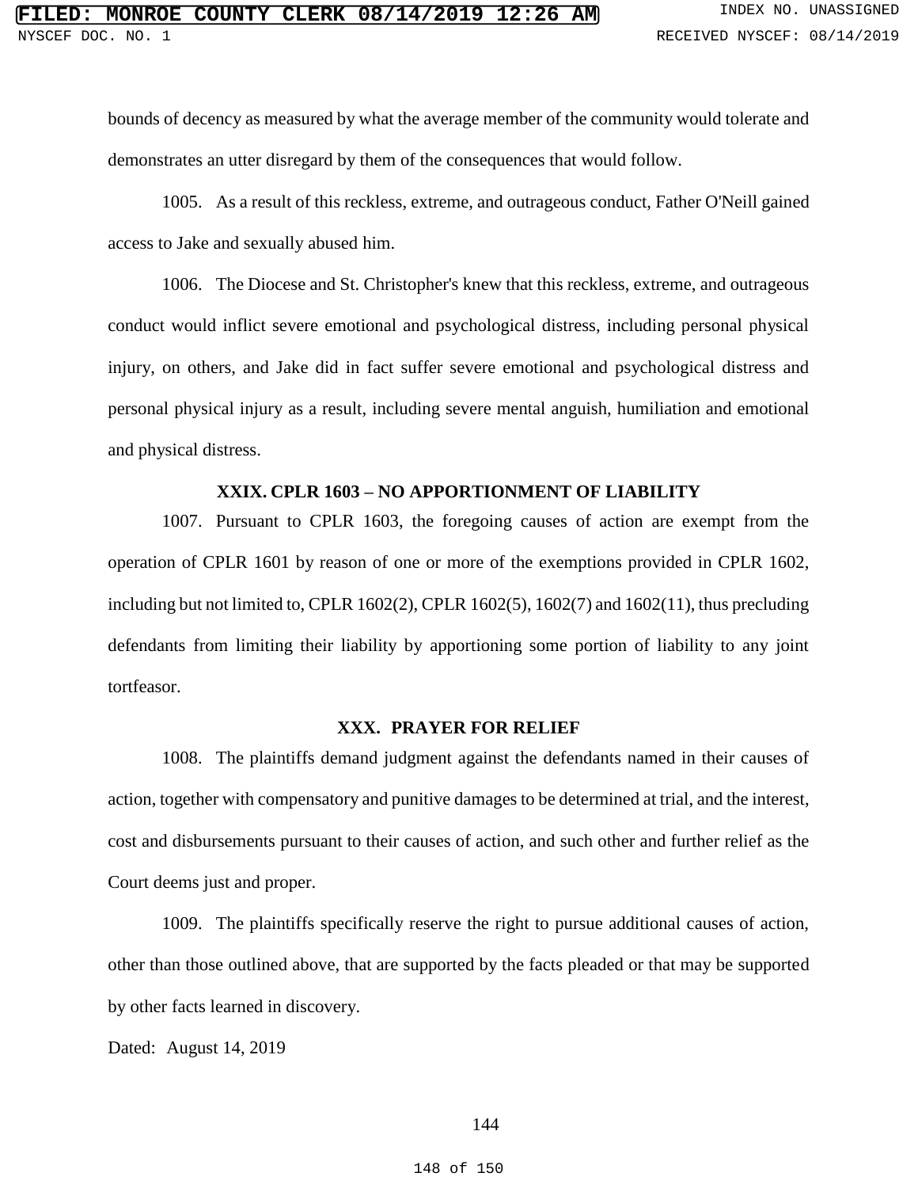bounds of decency as measured by what the average member of the community would tolerate and demonstrates an utter disregard by them of the consequences that would follow.

1005. As a result of this reckless, extreme, and outrageous conduct, Father O'Neill gained access to Jake and sexually abused him.

1006. The Diocese and St. Christopher's knew that this reckless, extreme, and outrageous conduct would inflict severe emotional and psychological distress, including personal physical injury, on others, and Jake did in fact suffer severe emotional and psychological distress and personal physical injury as a result, including severe mental anguish, humiliation and emotional and physical distress.

## XXIX. CPLR 1603 – NO APPORTIONMENT OF LIABILITY

1007. Pursuant to CPLR 1603, the foregoing causes of action are exempt from the operation of CPLR 1601 by reason of one or more of the exemptions provided in CPLR 1602, including but not limited to, CPLR 1602(2), CPLR 1602(5), 1602(7) and 1602(11), thus precluding defendants from limiting their liability by apportioning some portion of liability to any joint tortfeasor.

## XXX. PRAYER FOR RELIEF

1008. The plaintiffs demand judgment against the defendants named in their causes of action, together with compensatory and punitive damages to be determined at trial, and the interest, cost and disbursements pursuant to their causes of action, and such other and further relief as the Court deems just and proper.

1009. The plaintiffs specifically reserve the right to pursue additional causes of action, other than those outlined above, that are supported by the facts pleaded or that may be supported by other facts learned in discovery.

Dated: August 14, 2019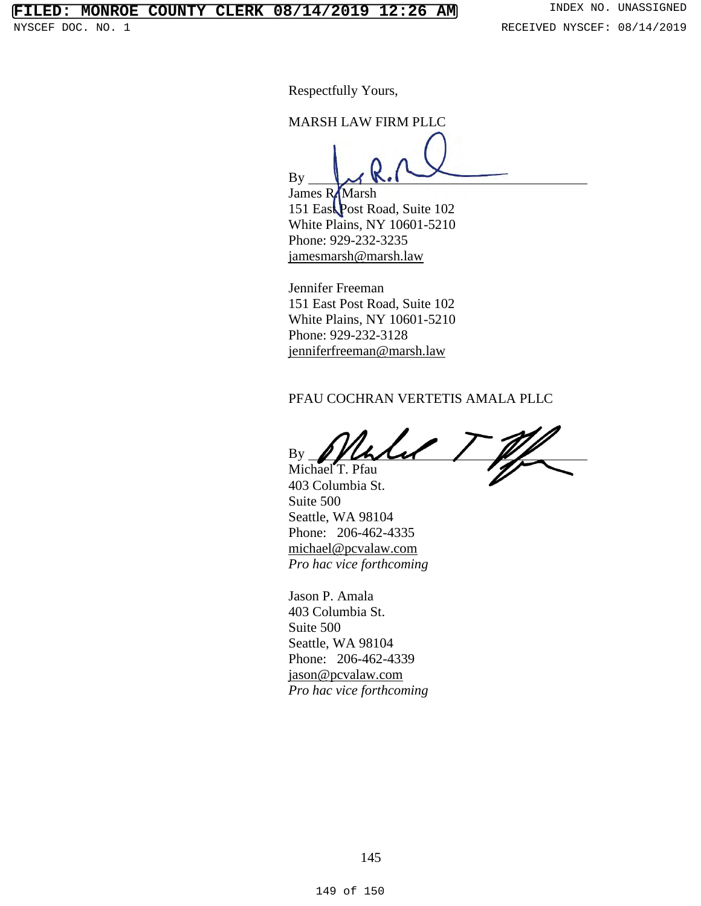Respectfully Yours,

MARSH LAW FIRM PLLC

By ______________________________
James R. Marsh
151 East Post Road, Suite 102
White Plains, NY 10601-5210
Phone: 929-232-3235
jamesmarsh@marsh.law

Jennifer Freeman
151 East Post Road, Suite 102
White Plains, NY 10601-5210
Phone: 929-232-3128
jenniferfreeman@marsh.law

PFAU COCHRAN VERTETIS AMALA PLLC

By ______________________________
Michael T. Pfau
403 Columbia St.
Suite 500
Seattle, WA 98104
Phone: 206-462-4335
michael@pcvalaw.com
*Pro hac vice forthcoming*

Jason P. Amala
403 Columbia St.
Suite 500
Seattle, WA 98104
Phone: 206-462-4339
jason@pcvalaw.com
*Pro hac vice forthcoming*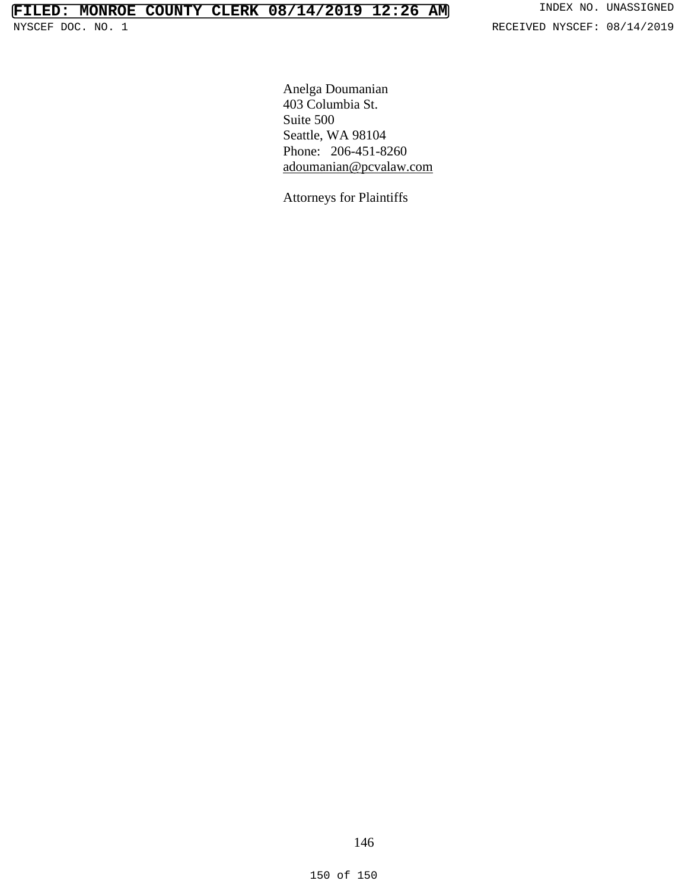Anelga Doumanian
403 Columbia St.
Suite 500
Seattle, WA 98104
Phone: 206-451-8260
adoumanian@pcvalaw.com

Attorneys for Plaintiffs